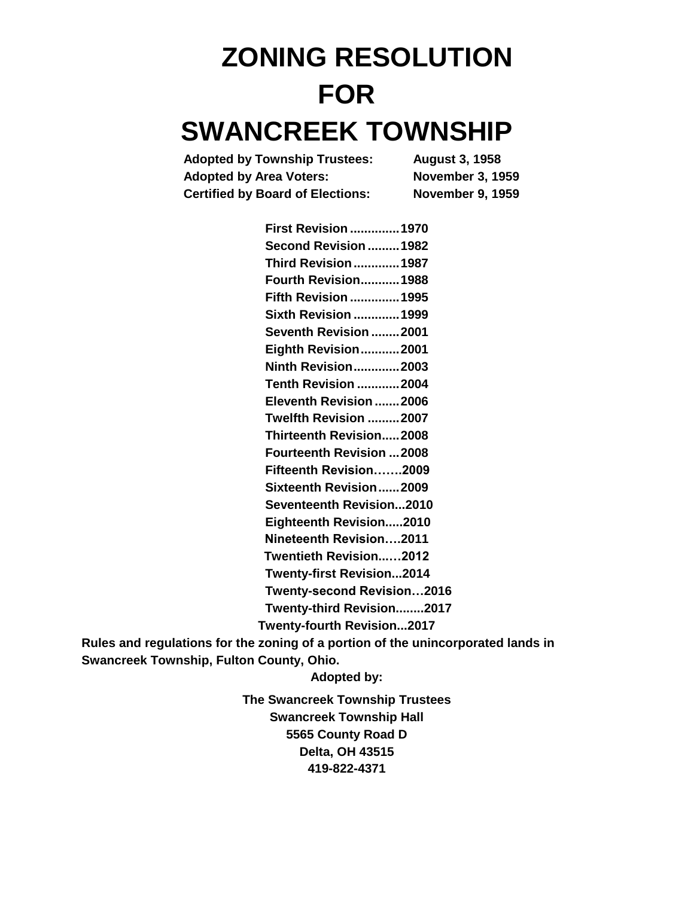# ZONING RESOLUTION
# FOR
# SWANCREEK TOWNSHIP

**Adopted by Township Trustees:** **August 3, 1958**
**Adopted by Area Voters:** **November 3, 1959**
**Certified by Board of Elections:** **November 9, 1959**

**First Revision ..............1970**
**Second Revision .........1982**
**Third Revision .............1987**
**Fourth Revision...........1988**
**Fifth Revision ..............1995**
**Sixth Revision .............1999**
**Seventh Revision ........2001**
**Eighth Revision...........2001**
**Ninth Revision.............2003**
**Tenth Revision ............2004**
**Eleventh Revision .......2006**
**Twelfth Revision .........2007**
**Thirteenth Revision.....2008**
**Fourteenth Revision ...2008**
**Fifteenth Revision…….2009**
**Sixteenth Revision......2009**
**Seventeenth Revision...2010**
**Eighteenth Revision.....2010**
**Nineteenth Revision….2011**
**Twentieth Revision..…2012**
**Twenty-first Revision...2014**
**Twenty-second Revision…2016**
**Twenty-third Revision........2017**
**Twenty-fourth Revision...2017**

**Rules and regulations for the zoning of a portion of the unincorporated lands in Swancreek Township, Fulton County, Ohio.**

**Adopted by:**

**The Swancreek Township Trustees**
**Swancreek Township Hall**
**5565 County Road D**
**Delta, OH 43515**
**419-822-4371**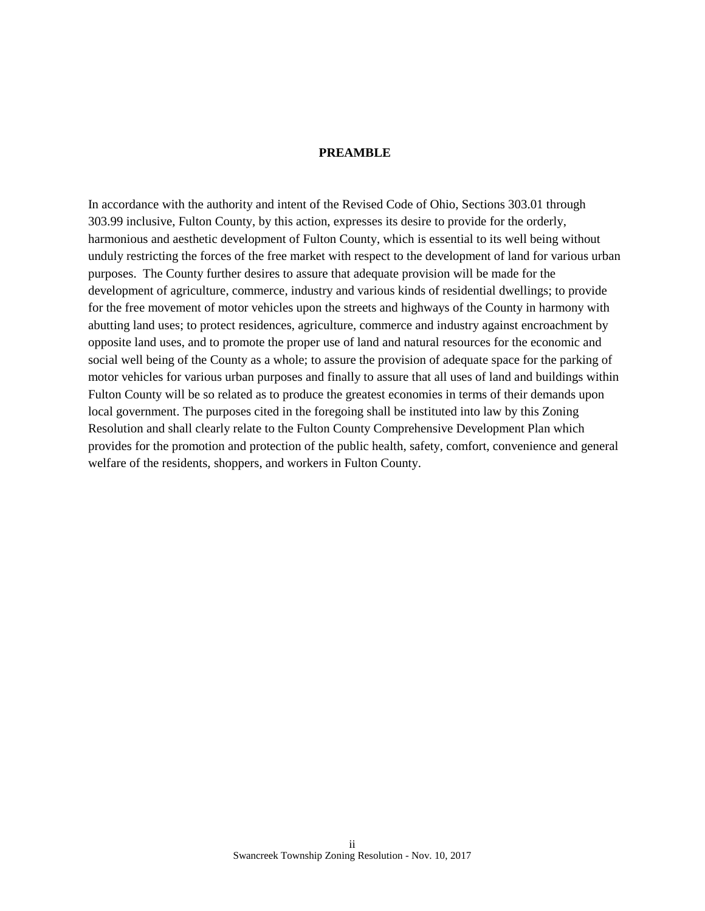## PREAMBLE

In accordance with the authority and intent of the Revised Code of Ohio, Sections 303.01 through 303.99 inclusive, Fulton County, by this action, expresses its desire to provide for the orderly, harmonious and aesthetic development of Fulton County, which is essential to its well being without unduly restricting the forces of the free market with respect to the development of land for various urban purposes. The County further desires to assure that adequate provision will be made for the development of agriculture, commerce, industry and various kinds of residential dwellings; to provide for the free movement of motor vehicles upon the streets and highways of the County in harmony with abutting land uses; to protect residences, agriculture, commerce and industry against encroachment by opposite land uses, and to promote the proper use of land and natural resources for the economic and social well being of the County as a whole; to assure the provision of adequate space for the parking of motor vehicles for various urban purposes and finally to assure that all uses of land and buildings within Fulton County will be so related as to produce the greatest economies in terms of their demands upon local government. The purposes cited in the foregoing shall be instituted into law by this Zoning Resolution and shall clearly relate to the Fulton County Comprehensive Development Plan which provides for the promotion and protection of the public health, safety, comfort, convenience and general welfare of the residents, shoppers, and workers in Fulton County.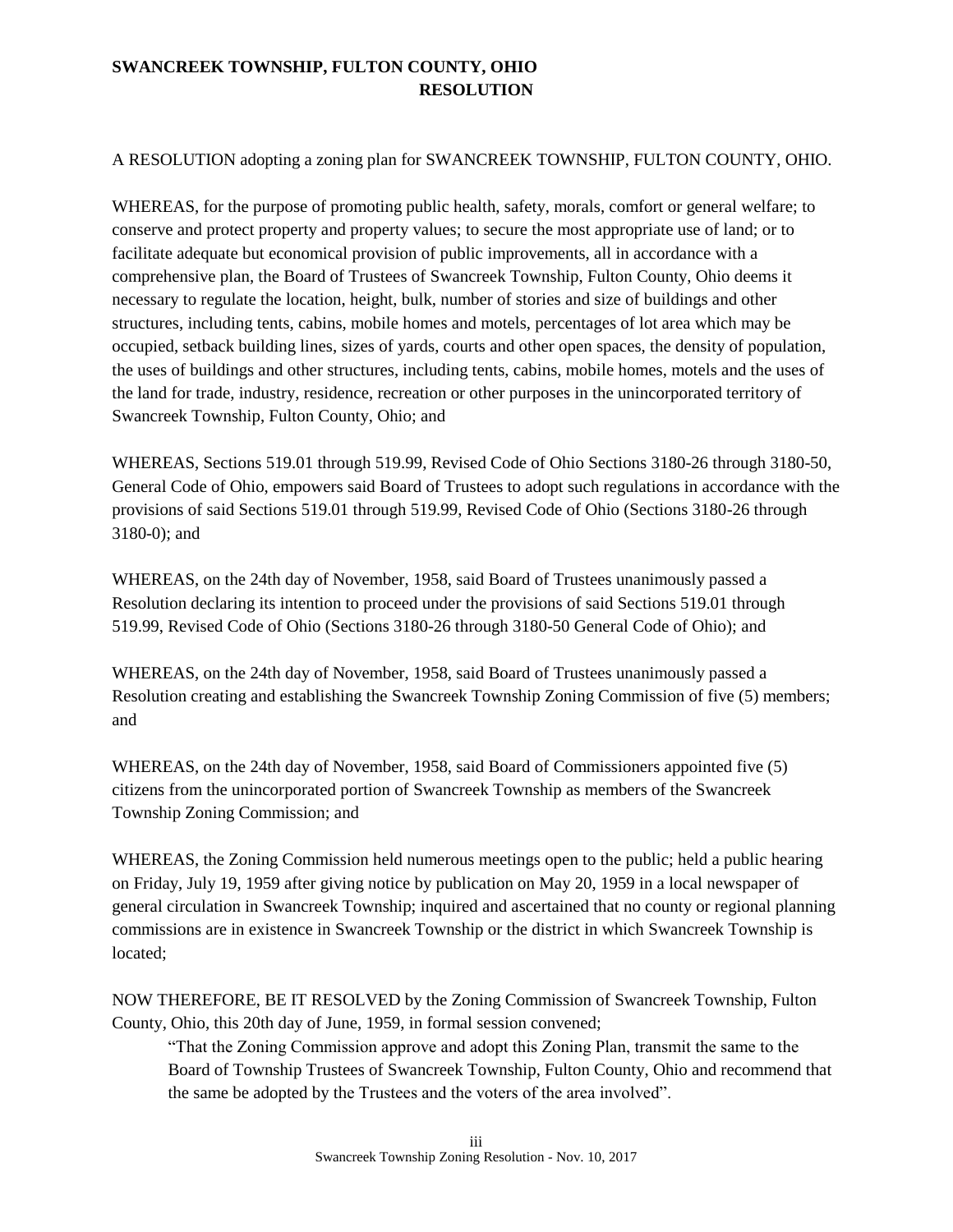**SWANCREEK TOWNSHIP, FULTON COUNTY, OHIO**
**RESOLUTION**

A RESOLUTION adopting a zoning plan for SWANCREEK TOWNSHIP, FULTON COUNTY, OHIO.

WHEREAS, for the purpose of promoting public health, safety, morals, comfort or general welfare; to conserve and protect property and property values; to secure the most appropriate use of land; or to facilitate adequate but economical provision of public improvements, all in accordance with a comprehensive plan, the Board of Trustees of Swancreek Township, Fulton County, Ohio deems it necessary to regulate the location, height, bulk, number of stories and size of buildings and other structures, including tents, cabins, mobile homes and motels, percentages of lot area which may be occupied, setback building lines, sizes of yards, courts and other open spaces, the density of population, the uses of buildings and other structures, including tents, cabins, mobile homes, motels and the uses of the land for trade, industry, residence, recreation or other purposes in the unincorporated territory of Swancreek Township, Fulton County, Ohio; and

WHEREAS, Sections 519.01 through 519.99, Revised Code of Ohio Sections 3180-26 through 3180-50, General Code of Ohio, empowers said Board of Trustees to adopt such regulations in accordance with the provisions of said Sections 519.01 through 519.99, Revised Code of Ohio (Sections 3180-26 through 3180-0); and

WHEREAS, on the 24th day of November, 1958, said Board of Trustees unanimously passed a Resolution declaring its intention to proceed under the provisions of said Sections 519.01 through 519.99, Revised Code of Ohio (Sections 3180-26 through 3180-50 General Code of Ohio); and

WHEREAS, on the 24th day of November, 1958, said Board of Trustees unanimously passed a Resolution creating and establishing the Swancreek Township Zoning Commission of five (5) members; and

WHEREAS, on the 24th day of November, 1958, said Board of Commissioners appointed five (5) citizens from the unincorporated portion of Swancreek Township as members of the Swancreek Township Zoning Commission; and

WHEREAS, the Zoning Commission held numerous meetings open to the public; held a public hearing on Friday, July 19, 1959 after giving notice by publication on May 20, 1959 in a local newspaper of general circulation in Swancreek Township; inquired and ascertained that no county or regional planning commissions are in existence in Swancreek Township or the district in which Swancreek Township is located;

NOW THEREFORE, BE IT RESOLVED by the Zoning Commission of Swancreek Township, Fulton County, Ohio, this 20th day of June, 1959, in formal session convened;

> "That the Zoning Commission approve and adopt this Zoning Plan, transmit the same to the Board of Township Trustees of Swancreek Township, Fulton County, Ohio and recommend that the same be adopted by the Trustees and the voters of the area involved".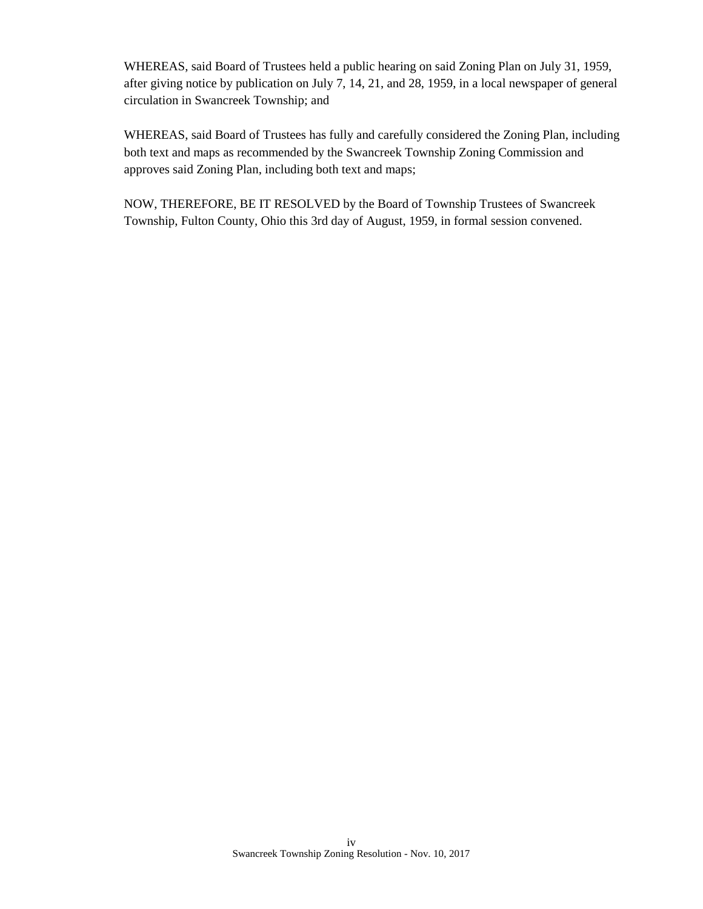WHEREAS, said Board of Trustees held a public hearing on said Zoning Plan on July 31, 1959, after giving notice by publication on July 7, 14, 21, and 28, 1959, in a local newspaper of general circulation in Swancreek Township; and

WHEREAS, said Board of Trustees has fully and carefully considered the Zoning Plan, including both text and maps as recommended by the Swancreek Township Zoning Commission and approves said Zoning Plan, including both text and maps;

NOW, THEREFORE, BE IT RESOLVED by the Board of Township Trustees of Swancreek Township, Fulton County, Ohio this 3rd day of August, 1959, in formal session convened.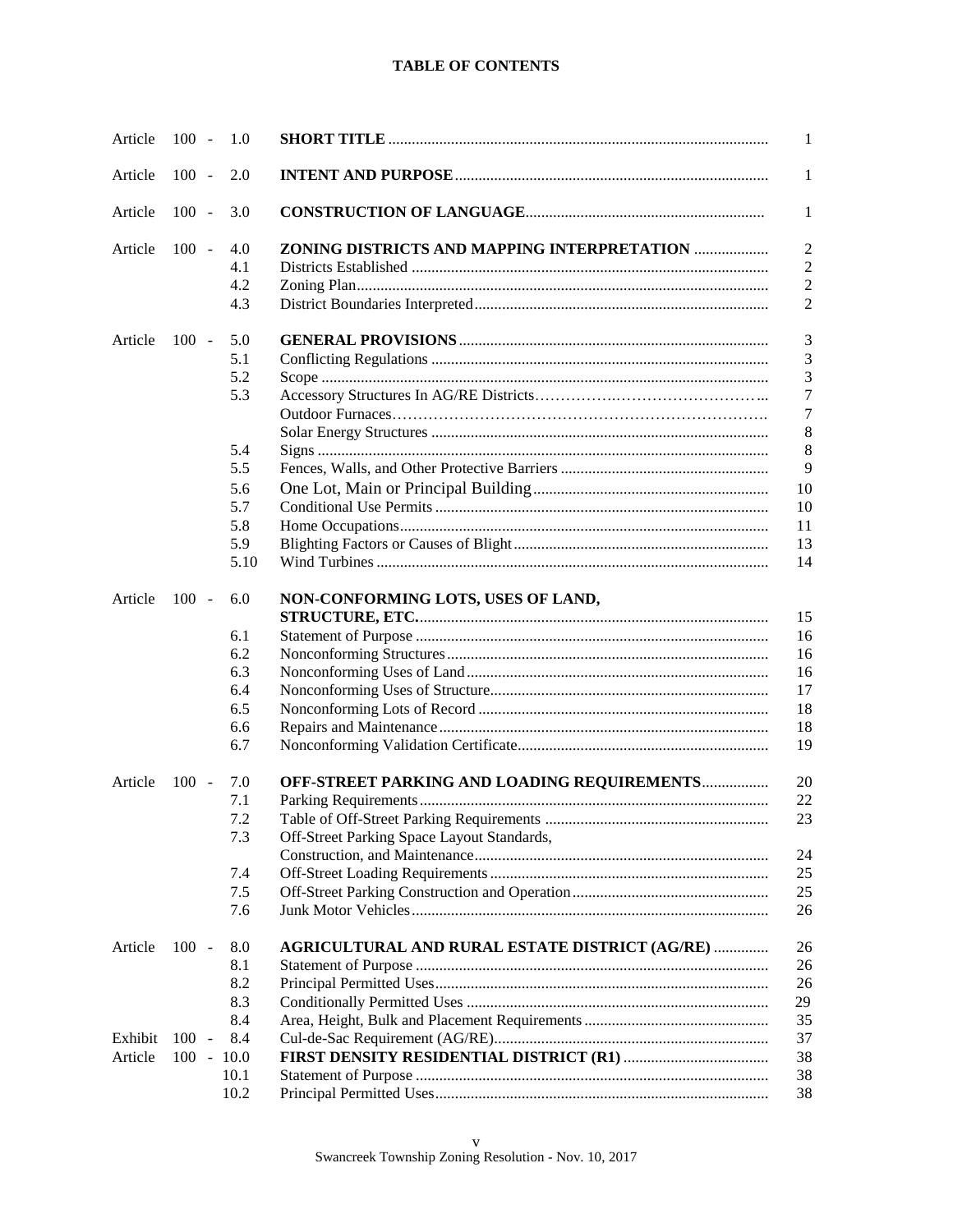# TABLE OF CONTENTS

| | | | |
|---|---|---|---|
| Article | 100 - 1.0 | **SHORT TITLE** | 1 |
| Article | 100 - 2.0 | **INTENT AND PURPOSE** | 1 |
| Article | 100 - 3.0 | **CONSTRUCTION OF LANGUAGE** | 1 |
| Article | 100 - 4.0 | **ZONING DISTRICTS AND MAPPING INTERPRETATION** | 2 |
| | 4.1 | Districts Established | 2 |
| | 4.2 | Zoning Plan | 2 |
| | 4.3 | District Boundaries Interpreted | 2 |
| Article | 100 - 5.0 | **GENERAL PROVISIONS** | 3 |
| | 5.1 | Conflicting Regulations | 3 |
| | 5.2 | Scope | 3 |
| | 5.3 | Accessory Structures In AG/RE Districts | 7 |
| | | Outdoor Furnaces | 7 |
| | | Solar Energy Structures | 8 |
| | 5.4 | Signs | 8 |
| | 5.5 | Fences, Walls, and Other Protective Barriers | 9 |
| | 5.6 | One Lot, Main or Principal Building | 10 |
| | 5.7 | Conditional Use Permits | 10 |
| | 5.8 | Home Occupations | 11 |
| | 5.9 | Blighting Factors or Causes of Blight | 13 |
| | 5.10 | Wind Turbines | 14 |
| Article | 100 - 6.0 | **NON-CONFORMING LOTS, USES OF LAND, STRUCTURE, ETC.** | 15 |
| | 6.1 | Statement of Purpose | 16 |
| | 6.2 | Nonconforming Structures | 16 |
| | 6.3 | Nonconforming Uses of Land | 16 |
| | 6.4 | Nonconforming Uses of Structure | 17 |
| | 6.5 | Nonconforming Lots of Record | 18 |
| | 6.6 | Repairs and Maintenance | 18 |
| | 6.7 | Nonconforming Validation Certificate | 19 |
| Article | 100 - 7.0 | **OFF-STREET PARKING AND LOADING REQUIREMENTS** | 20 |
| | 7.1 | Parking Requirements | 22 |
| | 7.2 | Table of Off-Street Parking Requirements | 23 |
| | 7.3 | Off-Street Parking Space Layout Standards, Construction, and Maintenance | 24 |
| | 7.4 | Off-Street Loading Requirements | 25 |
| | 7.5 | Off-Street Parking Construction and Operation | 25 |
| | 7.6 | Junk Motor Vehicles | 26 |
| Article | 100 - 8.0 | **AGRICULTURAL AND RURAL ESTATE DISTRICT (AG/RE)** | 26 |
| | 8.1 | Statement of Purpose | 26 |
| | 8.2 | Principal Permitted Uses | 26 |
| | 8.3 | Conditionally Permitted Uses | 29 |
| | 8.4 | Area, Height, Bulk and Placement Requirements | 35 |
| Exhibit | 100 - 8.4 | Cul-de-Sac Requirement (AG/RE) | 37 |
| Article | 100 - 10.0 | **FIRST DENSITY RESIDENTIAL DISTRICT (R1)** | 38 |
| | 10.1 | Statement of Purpose | 38 |
| | 10.2 | Principal Permitted Uses | 38 |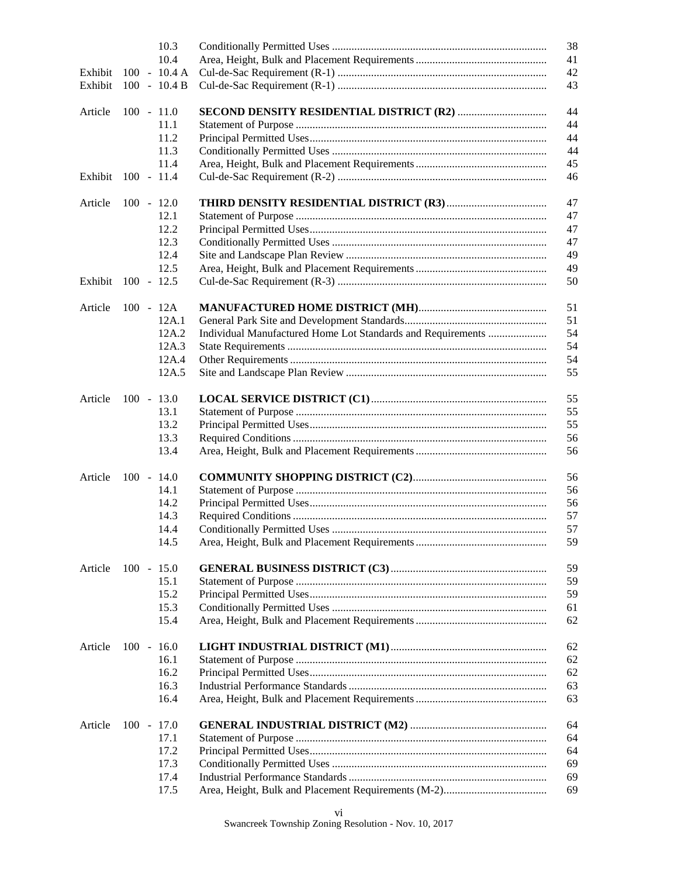| | | | |
|---|---|---|---|
| | 10.3 | Conditionally Permitted Uses | 38 |
| | 10.4 | Area, Height, Bulk and Placement Requirements | 41 |
| Exhibit | 100 - 10.4 A | Cul-de-Sac Requirement (R-1) | 42 |
| Exhibit | 100 - 10.4 B | Cul-de-Sac Requirement (R-1) | 43 |
| | | | |
| Article | 100 - 11.0 | **SECOND DENSITY RESIDENTIAL DISTRICT (R2)** | 44 |
| | 11.1 | Statement of Purpose | 44 |
| | 11.2 | Principal Permitted Uses | 44 |
| | 11.3 | Conditionally Permitted Uses | 44 |
| | 11.4 | Area, Height, Bulk and Placement Requirements | 45 |
| Exhibit | 100 - 11.4 | Cul-de-Sac Requirement (R-2) | 46 |
| | | | |
| Article | 100 - 12.0 | **THIRD DENSITY RESIDENTIAL DISTRICT (R3)** | 47 |
| | 12.1 | Statement of Purpose | 47 |
| | 12.2 | Principal Permitted Uses | 47 |
| | 12.3 | Conditionally Permitted Uses | 47 |
| | 12.4 | Site and Landscape Plan Review | 49 |
| | 12.5 | Area, Height, Bulk and Placement Requirements | 49 |
| Exhibit | 100 - 12.5 | Cul-de-Sac Requirement (R-3) | 50 |
| | | | |
| Article | 100 - 12A | **MANUFACTURED HOME DISTRICT (MH)** | 51 |
| | 12A.1 | General Park Site and Development Standards | 51 |
| | 12A.2 | Individual Manufactured Home Lot Standards and Requirements | 54 |
| | 12A.3 | State Requirements | 54 |
| | 12A.4 | Other Requirements | 54 |
| | 12A.5 | Site and Landscape Plan Review | 55 |
| | | | |
| Article | 100 - 13.0 | **LOCAL SERVICE DISTRICT (C1)** | 55 |
| | 13.1 | Statement of Purpose | 55 |
| | 13.2 | Principal Permitted Uses | 55 |
| | 13.3 | Required Conditions | 56 |
| | 13.4 | Area, Height, Bulk and Placement Requirements | 56 |
| | | | |
| Article | 100 - 14.0 | **COMMUNITY SHOPPING DISTRICT (C2)** | 56 |
| | 14.1 | Statement of Purpose | 56 |
| | 14.2 | Principal Permitted Uses | 56 |
| | 14.3 | Required Conditions | 57 |
| | 14.4 | Conditionally Permitted Uses | 57 |
| | 14.5 | Area, Height, Bulk and Placement Requirements | 59 |
| | | | |
| Article | 100 - 15.0 | **GENERAL BUSINESS DISTRICT (C3)** | 59 |
| | 15.1 | Statement of Purpose | 59 |
| | 15.2 | Principal Permitted Uses | 59 |
| | 15.3 | Conditionally Permitted Uses | 61 |
| | 15.4 | Area, Height, Bulk and Placement Requirements | 62 |
| | | | |
| Article | 100 - 16.0 | **LIGHT INDUSTRIAL DISTRICT (M1)** | 62 |
| | 16.1 | Statement of Purpose | 62 |
| | 16.2 | Principal Permitted Uses | 62 |
| | 16.3 | Industrial Performance Standards | 63 |
| | 16.4 | Area, Height, Bulk and Placement Requirements | 63 |
| | | | |
| Article | 100 - 17.0 | **GENERAL INDUSTRIAL DISTRICT (M2)** | 64 |
| | 17.1 | Statement of Purpose | 64 |
| | 17.2 | Principal Permitted Uses | 64 |
| | 17.3 | Conditionally Permitted Uses | 69 |
| | 17.4 | Industrial Performance Standards | 69 |
| | 17.5 | Area, Height, Bulk and Placement Requirements (M-2) | 69 |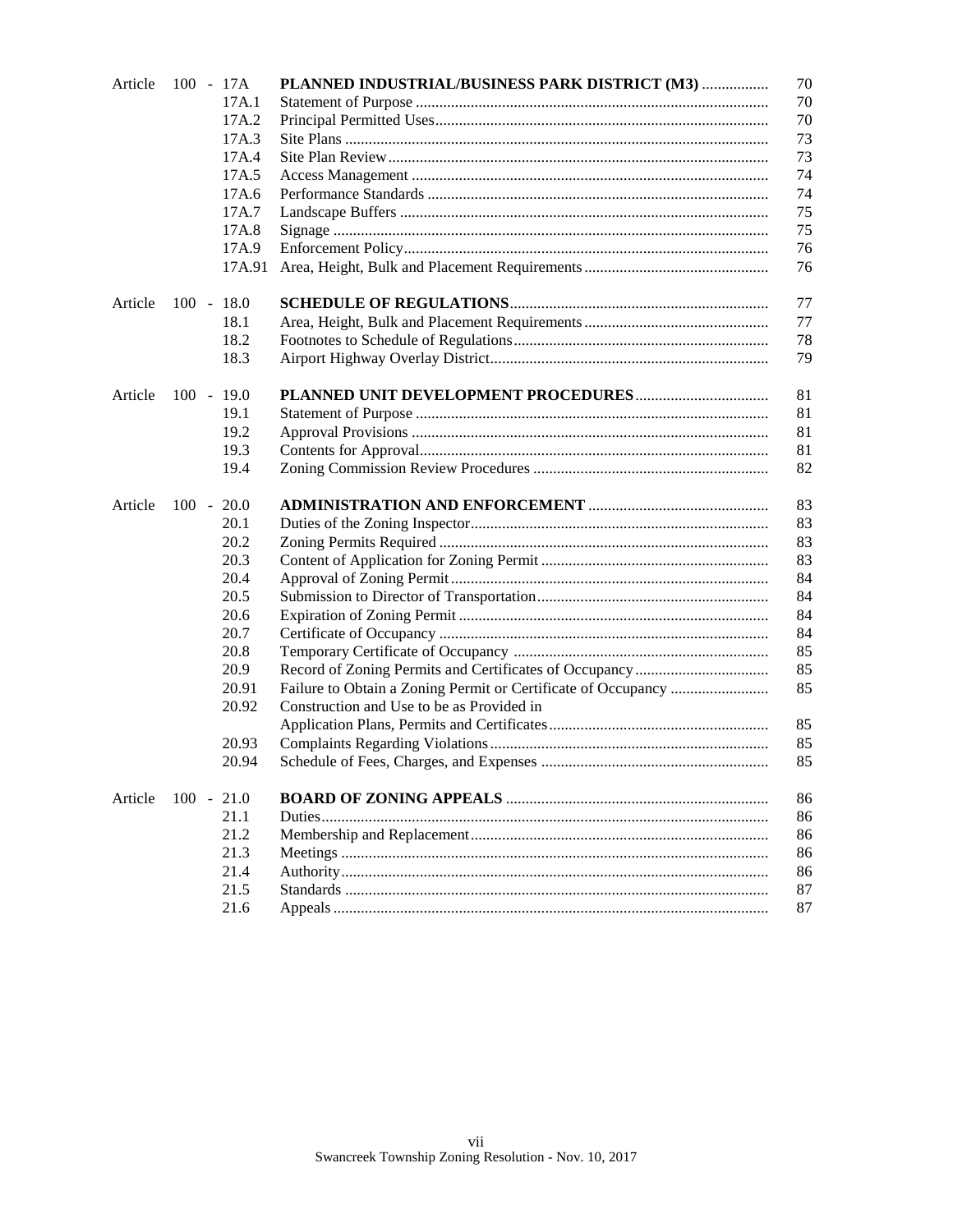| Article | Section | Title | Page |
|---|---|---|---|
| Article | 100 - 17A | **PLANNED INDUSTRIAL/BUSINESS PARK DISTRICT (M3)** | 70 |
| | 17A.1 | Statement of Purpose | 70 |
| | 17A.2 | Principal Permitted Uses | 70 |
| | 17A.3 | Site Plans | 73 |
| | 17A.4 | Site Plan Review | 73 |
| | 17A.5 | Access Management | 74 |
| | 17A.6 | Performance Standards | 74 |
| | 17A.7 | Landscape Buffers | 75 |
| | 17A.8 | Signage | 75 |
| | 17A.9 | Enforcement Policy | 76 |
| | 17A.91 | Area, Height, Bulk and Placement Requirements | 76 |
| Article | 100 - 18.0 | **SCHEDULE OF REGULATIONS** | 77 |
| | 18.1 | Area, Height, Bulk and Placement Requirements | 77 |
| | 18.2 | Footnotes to Schedule of Regulations | 78 |
| | 18.3 | Airport Highway Overlay District | 79 |
| Article | 100 - 19.0 | **PLANNED UNIT DEVELOPMENT PROCEDURES** | 81 |
| | 19.1 | Statement of Purpose | 81 |
| | 19.2 | Approval Provisions | 81 |
| | 19.3 | Contents for Approval | 81 |
| | 19.4 | Zoning Commission Review Procedures | 82 |
| Article | 100 - 20.0 | **ADMINISTRATION AND ENFORCEMENT** | 83 |
| | 20.1 | Duties of the Zoning Inspector | 83 |
| | 20.2 | Zoning Permits Required | 83 |
| | 20.3 | Content of Application for Zoning Permit | 83 |
| | 20.4 | Approval of Zoning Permit | 84 |
| | 20.5 | Submission to Director of Transportation | 84 |
| | 20.6 | Expiration of Zoning Permit | 84 |
| | 20.7 | Certificate of Occupancy | 84 |
| | 20.8 | Temporary Certificate of Occupancy | 85 |
| | 20.9 | Record of Zoning Permits and Certificates of Occupancy | 85 |
| | 20.91 | Failure to Obtain a Zoning Permit or Certificate of Occupancy | 85 |
| | 20.92 | Construction and Use to be as Provided in Application Plans, Permits and Certificates | 85 |
| | 20.93 | Complaints Regarding Violations | 85 |
| | 20.94 | Schedule of Fees, Charges, and Expenses | 85 |
| Article | 100 - 21.0 | **BOARD OF ZONING APPEALS** | 86 |
| | 21.1 | Duties | 86 |
| | 21.2 | Membership and Replacement | 86 |
| | 21.3 | Meetings | 86 |
| | 21.4 | Authority | 86 |
| | 21.5 | Standards | 87 |
| | 21.6 | Appeals | 87 |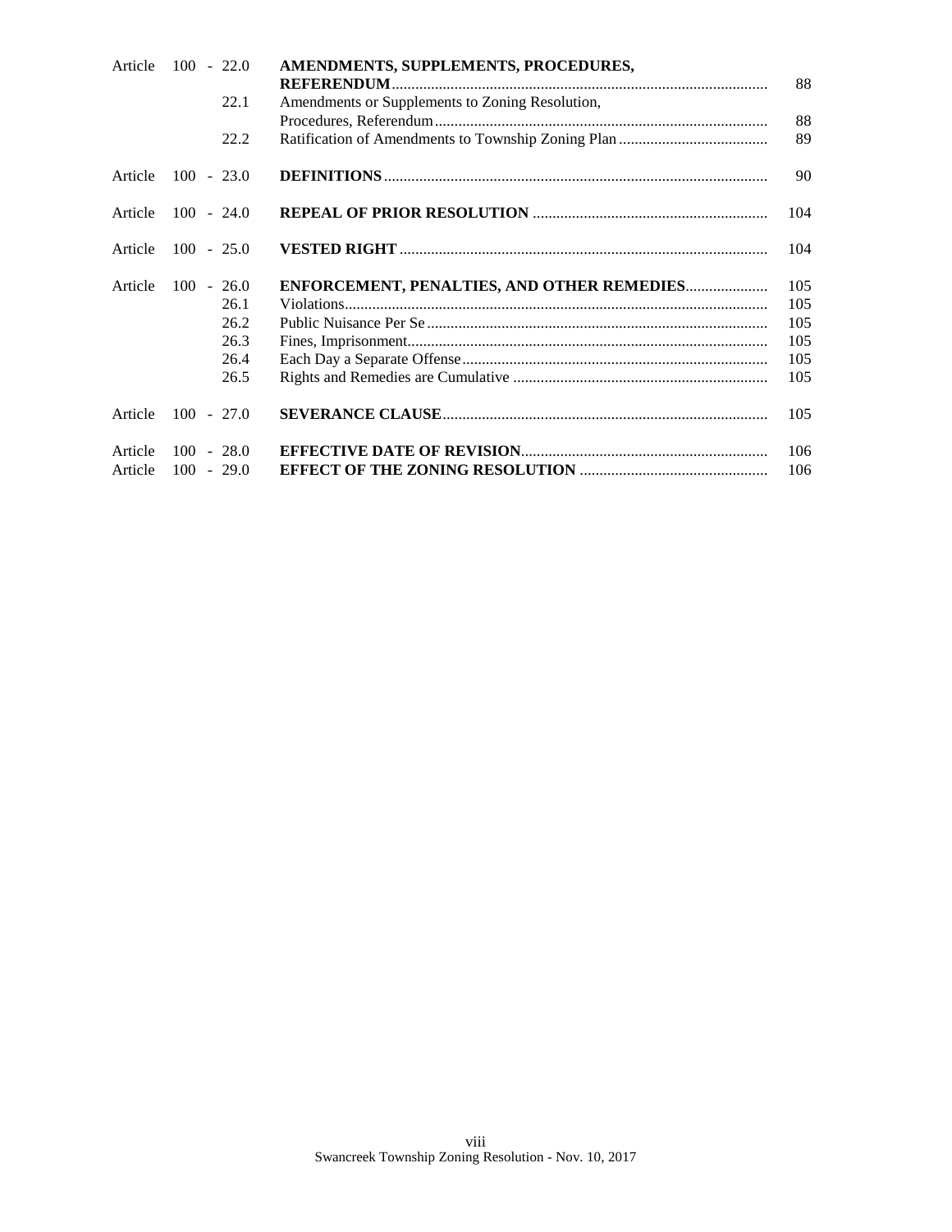| | | | |
|---|---|---|---|
| Article | 100 - 22.0 | **AMENDMENTS, SUPPLEMENTS, PROCEDURES, REFERENDUM** | 88 |
| | 22.1 | Amendments or Supplements to Zoning Resolution, Procedures, Referendum | 88 |
| | 22.2 | Ratification of Amendments to Township Zoning Plan | 89 |
| Article | 100 - 23.0 | **DEFINITIONS** | 90 |
| Article | 100 - 24.0 | **REPEAL OF PRIOR RESOLUTION** | 104 |
| Article | 100 - 25.0 | **VESTED RIGHT** | 104 |
| Article | 100 - 26.0 | **ENFORCEMENT, PENALTIES, AND OTHER REMEDIES** | 105 |
| | 26.1 | Violations | 105 |
| | 26.2 | Public Nuisance Per Se | 105 |
| | 26.3 | Fines, Imprisonment | 105 |
| | 26.4 | Each Day a Separate Offense | 105 |
| | 26.5 | Rights and Remedies are Cumulative | 105 |
| Article | 100 - 27.0 | **SEVERANCE CLAUSE** | 105 |
| Article | 100 - 28.0 | **EFFECTIVE DATE OF REVISION** | 106 |
| Article | 100 - 29.0 | **EFFECT OF THE ZONING RESOLUTION** | 106 |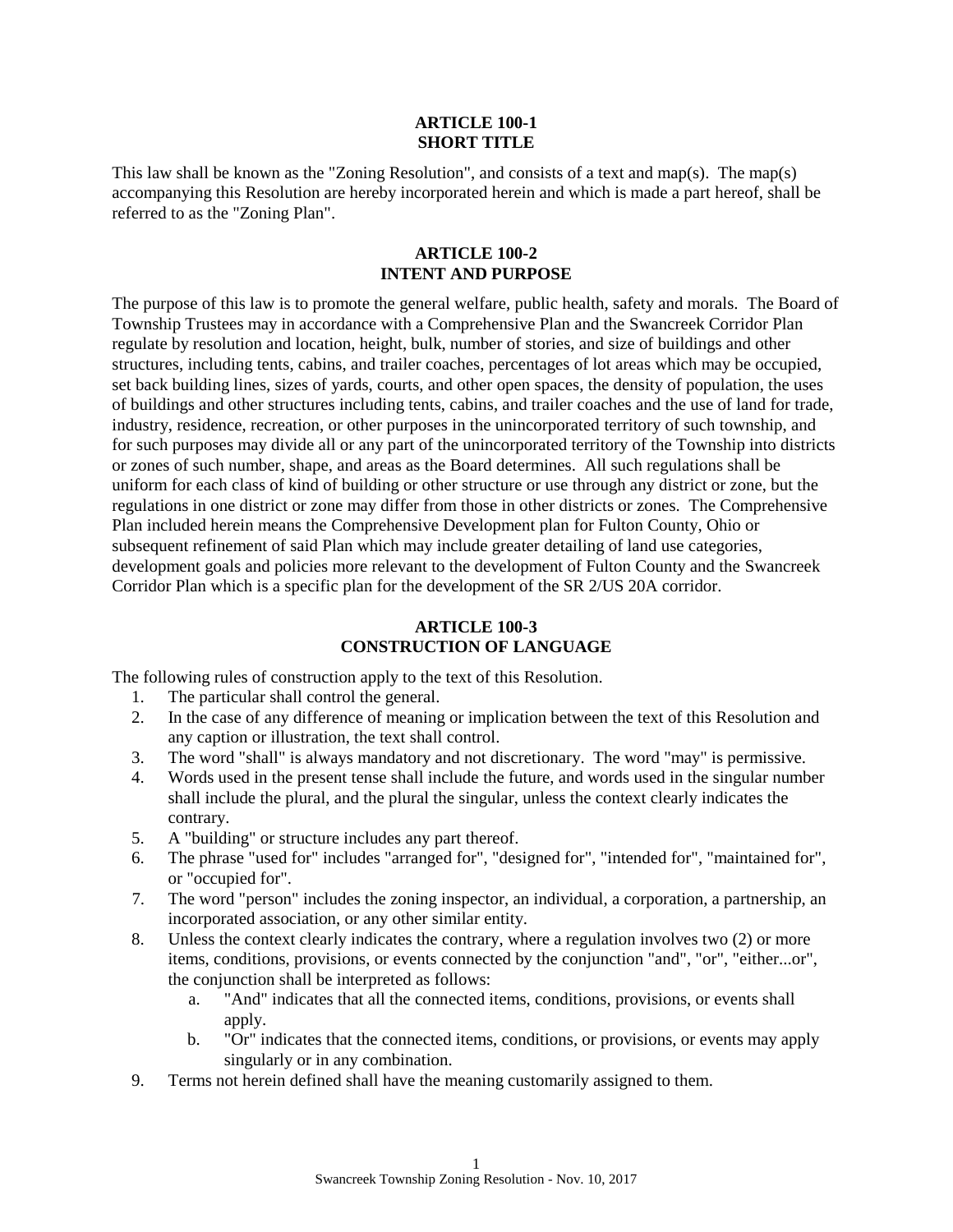## ARTICLE 100-1
## SHORT TITLE

This law shall be known as the "Zoning Resolution", and consists of a text and map(s). The map(s) accompanying this Resolution are hereby incorporated herein and which is made a part hereof, shall be referred to as the "Zoning Plan".

## ARTICLE 100-2
## INTENT AND PURPOSE

The purpose of this law is to promote the general welfare, public health, safety and morals. The Board of Township Trustees may in accordance with a Comprehensive Plan and the Swancreek Corridor Plan regulate by resolution and location, height, bulk, number of stories, and size of buildings and other structures, including tents, cabins, and trailer coaches, percentages of lot areas which may be occupied, set back building lines, sizes of yards, courts, and other open spaces, the density of population, the uses of buildings and other structures including tents, cabins, and trailer coaches and the use of land for trade, industry, residence, recreation, or other purposes in the unincorporated territory of such township, and for such purposes may divide all or any part of the unincorporated territory of the Township into districts or zones of such number, shape, and areas as the Board determines. All such regulations shall be uniform for each class of kind of building or other structure or use through any district or zone, but the regulations in one district or zone may differ from those in other districts or zones. The Comprehensive Plan included herein means the Comprehensive Development plan for Fulton County, Ohio or subsequent refinement of said Plan which may include greater detailing of land use categories, development goals and policies more relevant to the development of Fulton County and the Swancreek Corridor Plan which is a specific plan for the development of the SR 2/US 20A corridor.

## ARTICLE 100-3
## CONSTRUCTION OF LANGUAGE

The following rules of construction apply to the text of this Resolution.

1. The particular shall control the general.
2. In the case of any difference of meaning or implication between the text of this Resolution and any caption or illustration, the text shall control.
3. The word "shall" is always mandatory and not discretionary. The word "may" is permissive.
4. Words used in the present tense shall include the future, and words used in the singular number shall include the plural, and the plural the singular, unless the context clearly indicates the contrary.
5. A "building" or structure includes any part thereof.
6. The phrase "used for" includes "arranged for", "designed for", "intended for", "maintained for", or "occupied for".
7. The word "person" includes the zoning inspector, an individual, a corporation, a partnership, an incorporated association, or any other similar entity.
8. Unless the context clearly indicates the contrary, where a regulation involves two (2) or more items, conditions, provisions, or events connected by the conjunction "and", "or", "either...or", the conjunction shall be interpreted as follows:
    a. "And" indicates that all the connected items, conditions, provisions, or events shall apply.
    b. "Or" indicates that the connected items, conditions, or provisions, or events may apply singularly or in any combination.
9. Terms not herein defined shall have the meaning customarily assigned to them.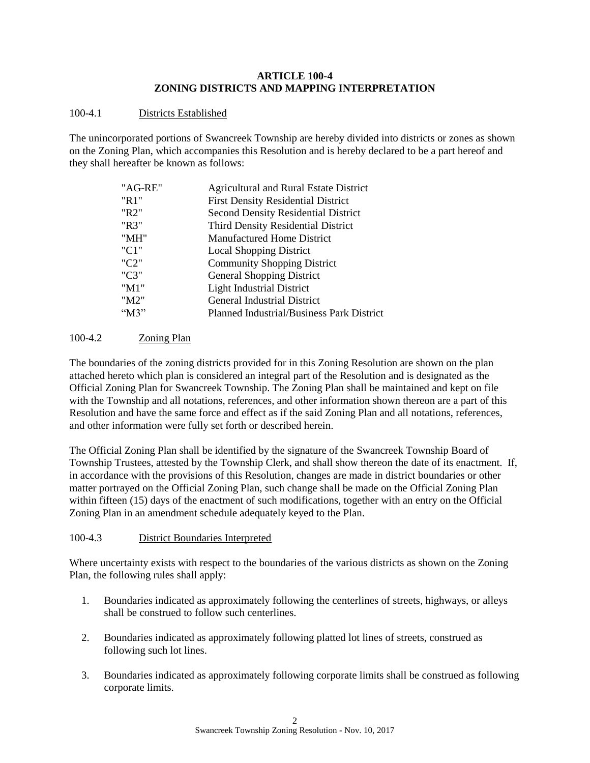## ARTICLE 100-4
## ZONING DISTRICTS AND MAPPING INTERPRETATION

100-4.1 <u>Districts Established</u>

The unincorporated portions of Swancreek Township are hereby divided into districts or zones as shown on the Zoning Plan, which accompanies this Resolution and is hereby declared to be a part hereof and they shall hereafter be known as follows:

| | |
|---|---|
| "AG-RE" | Agricultural and Rural Estate District |
| "R1" | First Density Residential District |
| "R2" | Second Density Residential District |
| "R3" | Third Density Residential District |
| "MH" | Manufactured Home District |
| "C1" | Local Shopping District |
| "C2" | Community Shopping District |
| "C3" | General Shopping District |
| "M1" | Light Industrial District |
| "M2" | General Industrial District |
| "M3" | Planned Industrial/Business Park District |

100-4.2 <u>Zoning Plan</u>

The boundaries of the zoning districts provided for in this Zoning Resolution are shown on the plan attached hereto which plan is considered an integral part of the Resolution and is designated as the Official Zoning Plan for Swancreek Township. The Zoning Plan shall be maintained and kept on file with the Township and all notations, references, and other information shown thereon are a part of this Resolution and have the same force and effect as if the said Zoning Plan and all notations, references, and other information were fully set forth or described herein.

The Official Zoning Plan shall be identified by the signature of the Swancreek Township Board of Township Trustees, attested by the Township Clerk, and shall show thereon the date of its enactment. If, in accordance with the provisions of this Resolution, changes are made in district boundaries or other matter portrayed on the Official Zoning Plan, such change shall be made on the Official Zoning Plan within fifteen (15) days of the enactment of such modifications, together with an entry on the Official Zoning Plan in an amendment schedule adequately keyed to the Plan.

100-4.3 <u>District Boundaries Interpreted</u>

Where uncertainty exists with respect to the boundaries of the various districts as shown on the Zoning Plan, the following rules shall apply:

1. Boundaries indicated as approximately following the centerlines of streets, highways, or alleys shall be construed to follow such centerlines.

2. Boundaries indicated as approximately following platted lot lines of streets, construed as following such lot lines.

3. Boundaries indicated as approximately following corporate limits shall be construed as following corporate limits.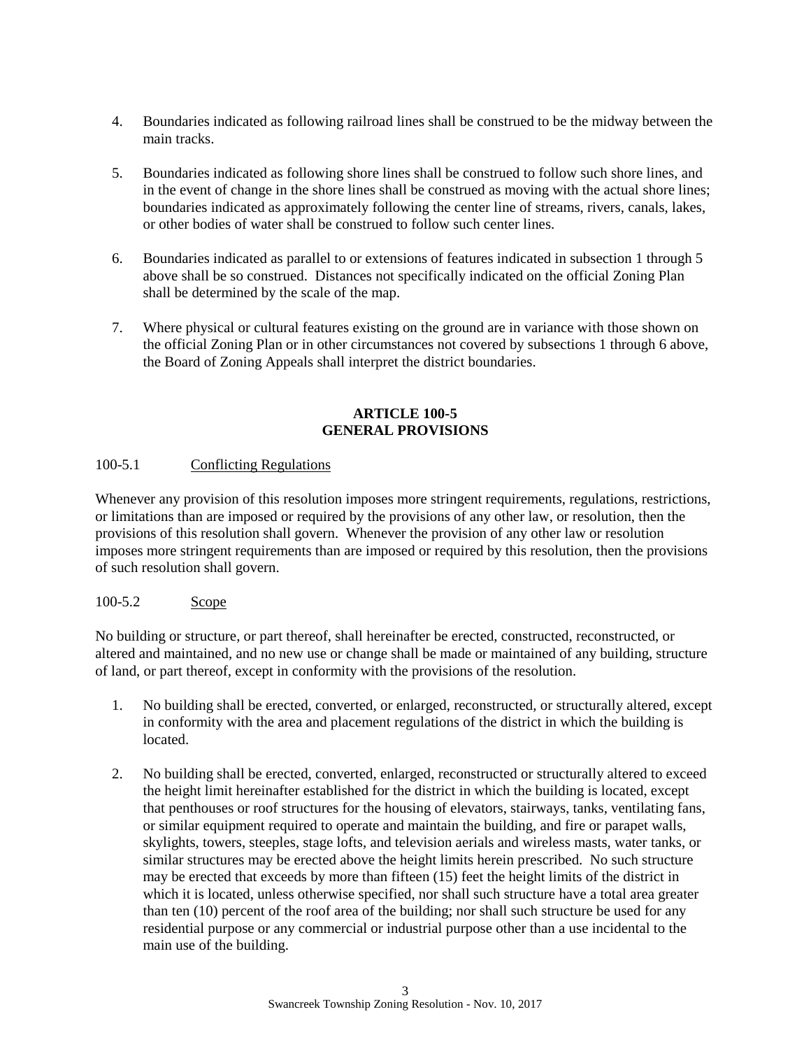4. Boundaries indicated as following railroad lines shall be construed to be the midway between the main tracks.

5. Boundaries indicated as following shore lines shall be construed to follow such shore lines, and in the event of change in the shore lines shall be construed as moving with the actual shore lines; boundaries indicated as approximately following the center line of streams, rivers, canals, lakes, or other bodies of water shall be construed to follow such center lines.

6. Boundaries indicated as parallel to or extensions of features indicated in subsection 1 through 5 above shall be so construed. Distances not specifically indicated on the official Zoning Plan shall be determined by the scale of the map.

7. Where physical or cultural features existing on the ground are in variance with those shown on the official Zoning Plan or in other circumstances not covered by subsections 1 through 6 above, the Board of Zoning Appeals shall interpret the district boundaries.

## ARTICLE 100-5
## GENERAL PROVISIONS

### 100-5.1 Conflicting Regulations

Whenever any provision of this resolution imposes more stringent requirements, regulations, restrictions, or limitations than are imposed or required by the provisions of any other law, or resolution, then the provisions of this resolution shall govern. Whenever the provision of any other law or resolution imposes more stringent requirements than are imposed or required by this resolution, then the provisions of such resolution shall govern.

### 100-5.2 Scope

No building or structure, or part thereof, shall hereinafter be erected, constructed, reconstructed, or altered and maintained, and no new use or change shall be made or maintained of any building, structure of land, or part thereof, except in conformity with the provisions of the resolution.

1. No building shall be erected, converted, or enlarged, reconstructed, or structurally altered, except in conformity with the area and placement regulations of the district in which the building is located.

2. No building shall be erected, converted, enlarged, reconstructed or structurally altered to exceed the height limit hereinafter established for the district in which the building is located, except that penthouses or roof structures for the housing of elevators, stairways, tanks, ventilating fans, or similar equipment required to operate and maintain the building, and fire or parapet walls, skylights, towers, steeples, stage lofts, and television aerials and wireless masts, water tanks, or similar structures may be erected above the height limits herein prescribed. No such structure may be erected that exceeds by more than fifteen (15) feet the height limits of the district in which it is located, unless otherwise specified, nor shall such structure have a total area greater than ten (10) percent of the roof area of the building; nor shall such structure be used for any residential purpose or any commercial or industrial purpose other than a use incidental to the main use of the building.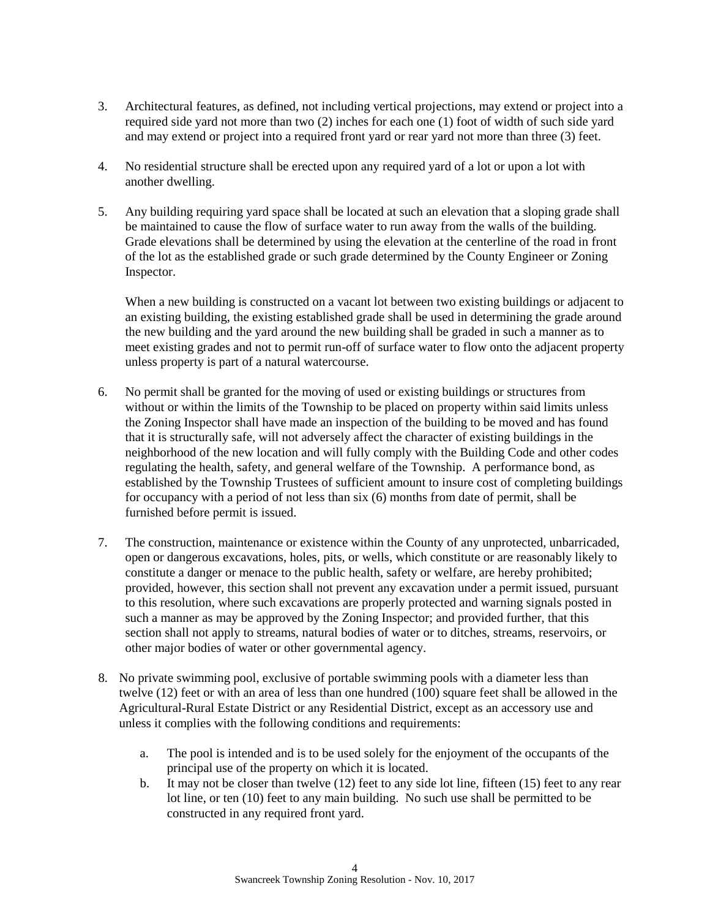3. Architectural features, as defined, not including vertical projections, may extend or project into a required side yard not more than two (2) inches for each one (1) foot of width of such side yard and may extend or project into a required front yard or rear yard not more than three (3) feet.

4. No residential structure shall be erected upon any required yard of a lot or upon a lot with another dwelling.

5. Any building requiring yard space shall be located at such an elevation that a sloping grade shall be maintained to cause the flow of surface water to run away from the walls of the building. Grade elevations shall be determined by using the elevation at the centerline of the road in front of the lot as the established grade or such grade determined by the County Engineer or Zoning Inspector.

   When a new building is constructed on a vacant lot between two existing buildings or adjacent to an existing building, the existing established grade shall be used in determining the grade around the new building and the yard around the new building shall be graded in such a manner as to meet existing grades and not to permit run-off of surface water to flow onto the adjacent property unless property is part of a natural watercourse.

6. No permit shall be granted for the moving of used or existing buildings or structures from without or within the limits of the Township to be placed on property within said limits unless the Zoning Inspector shall have made an inspection of the building to be moved and has found that it is structurally safe, will not adversely affect the character of existing buildings in the neighborhood of the new location and will fully comply with the Building Code and other codes regulating the health, safety, and general welfare of the Township. A performance bond, as established by the Township Trustees of sufficient amount to insure cost of completing buildings for occupancy with a period of not less than six (6) months from date of permit, shall be furnished before permit is issued.

7. The construction, maintenance or existence within the County of any unprotected, unbarricaded, open or dangerous excavations, holes, pits, or wells, which constitute or are reasonably likely to constitute a danger or menace to the public health, safety or welfare, are hereby prohibited; provided, however, this section shall not prevent any excavation under a permit issued, pursuant to this resolution, where such excavations are properly protected and warning signals posted in such a manner as may be approved by the Zoning Inspector; and provided further, that this section shall not apply to streams, natural bodies of water or to ditches, streams, reservoirs, or other major bodies of water or other governmental agency.

8. No private swimming pool, exclusive of portable swimming pools with a diameter less than twelve (12) feet or with an area of less than one hundred (100) square feet shall be allowed in the Agricultural-Rural Estate District or any Residential District, except as an accessory use and unless it complies with the following conditions and requirements:

   a. The pool is intended and is to be used solely for the enjoyment of the occupants of the principal use of the property on which it is located.
   b. It may not be closer than twelve (12) feet to any side lot line, fifteen (15) feet to any rear lot line, or ten (10) feet to any main building. No such use shall be permitted to be constructed in any required front yard.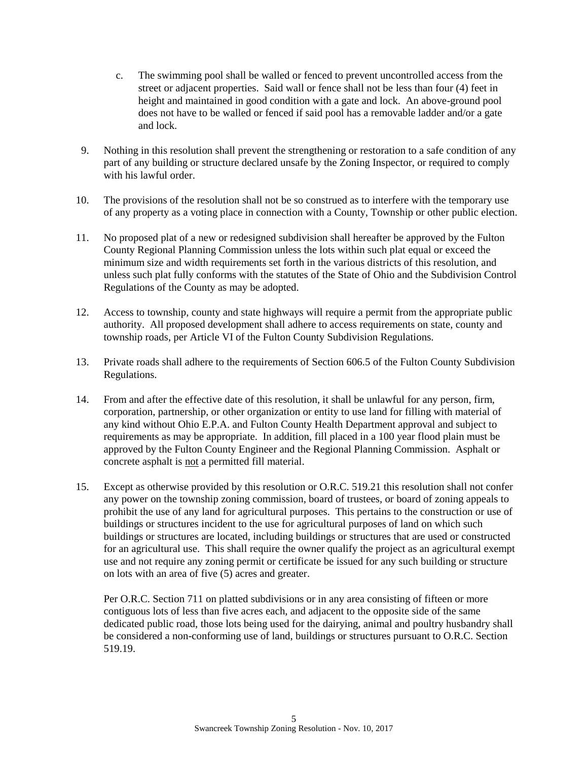c. The swimming pool shall be walled or fenced to prevent uncontrolled access from the street or adjacent properties. Said wall or fence shall not be less than four (4) feet in height and maintained in good condition with a gate and lock. An above-ground pool does not have to be walled or fenced if said pool has a removable ladder and/or a gate and lock.

9. Nothing in this resolution shall prevent the strengthening or restoration to a safe condition of any part of any building or structure declared unsafe by the Zoning Inspector, or required to comply with his lawful order.

10. The provisions of the resolution shall not be so construed as to interfere with the temporary use of any property as a voting place in connection with a County, Township or other public election.

11. No proposed plat of a new or redesigned subdivision shall hereafter be approved by the Fulton County Regional Planning Commission unless the lots within such plat equal or exceed the minimum size and width requirements set forth in the various districts of this resolution, and unless such plat fully conforms with the statutes of the State of Ohio and the Subdivision Control Regulations of the County as may be adopted.

12. Access to township, county and state highways will require a permit from the appropriate public authority. All proposed development shall adhere to access requirements on state, county and township roads, per Article VI of the Fulton County Subdivision Regulations.

13. Private roads shall adhere to the requirements of Section 606.5 of the Fulton County Subdivision Regulations.

14. From and after the effective date of this resolution, it shall be unlawful for any person, firm, corporation, partnership, or other organization or entity to use land for filling with material of any kind without Ohio E.P.A. and Fulton County Health Department approval and subject to requirements as may be appropriate. In addition, fill placed in a 100 year flood plain must be approved by the Fulton County Engineer and the Regional Planning Commission. Asphalt or concrete asphalt is <u>not</u> a permitted fill material.

15. Except as otherwise provided by this resolution or O.R.C. 519.21 this resolution shall not confer any power on the township zoning commission, board of trustees, or board of zoning appeals to prohibit the use of any land for agricultural purposes. This pertains to the construction or use of buildings or structures incident to the use for agricultural purposes of land on which such buildings or structures are located, including buildings or structures that are used or constructed for an agricultural use. This shall require the owner qualify the project as an agricultural exempt use and not require any zoning permit or certificate be issued for any such building or structure on lots with an area of five (5) acres and greater.

    Per O.R.C. Section 711 on platted subdivisions or in any area consisting of fifteen or more contiguous lots of less than five acres each, and adjacent to the opposite side of the same dedicated public road, those lots being used for the dairying, animal and poultry husbandry shall be considered a non-conforming use of land, buildings or structures pursuant to O.R.C. Section 519.19.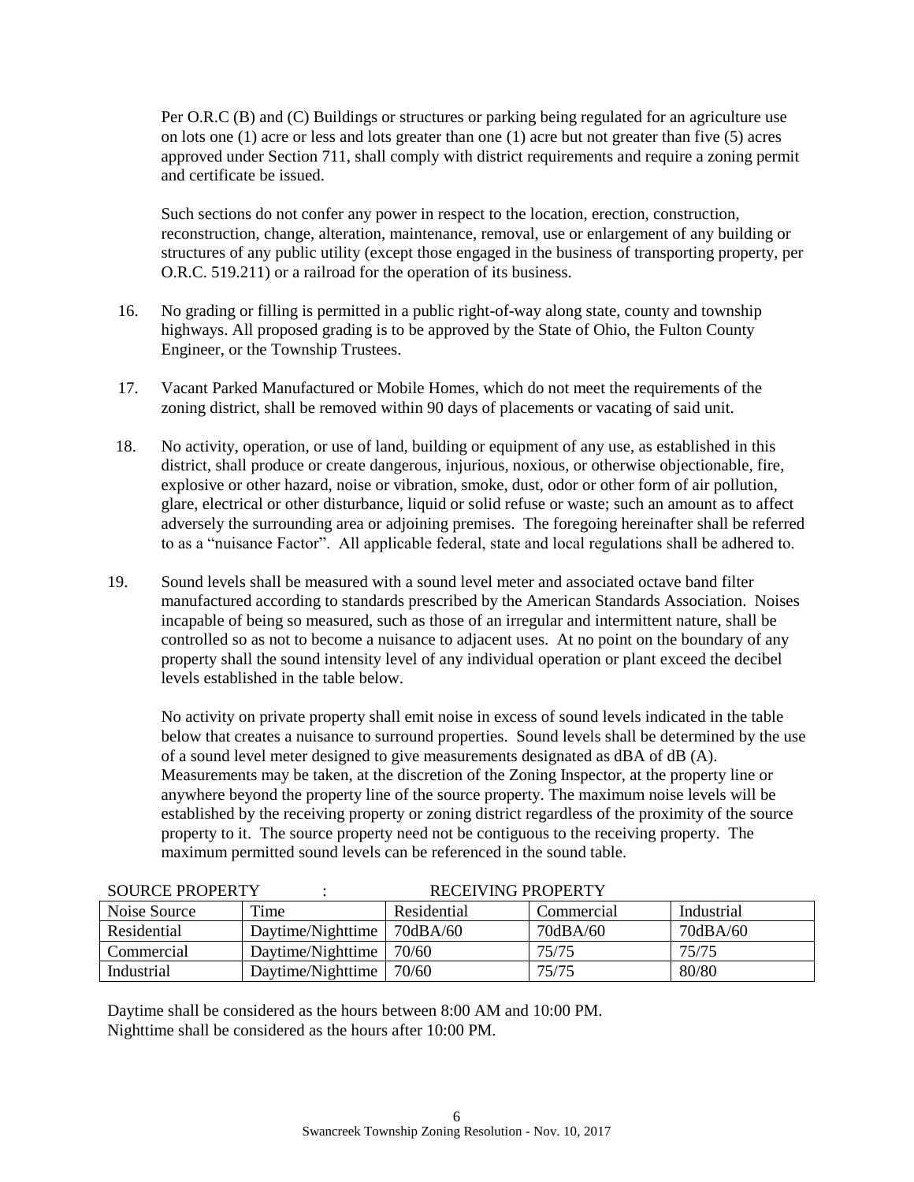Per O.R.C (B) and (C) Buildings or structures or parking being regulated for an agriculture use on lots one (1) acre or less and lots greater than one (1) acre but not greater than five (5) acres approved under Section 711, shall comply with district requirements and require a zoning permit and certificate be issued.

Such sections do not confer any power in respect to the location, erection, construction, reconstruction, change, alteration, maintenance, removal, use or enlargement of any building or structures of any public utility (except those engaged in the business of transporting property, per O.R.C. 519.211) or a railroad for the operation of its business.

16. No grading or filling is permitted in a public right-of-way along state, county and township highways. All proposed grading is to be approved by the State of Ohio, the Fulton County Engineer, or the Township Trustees.

17. Vacant Parked Manufactured or Mobile Homes, which do not meet the requirements of the zoning district, shall be removed within 90 days of placements or vacating of said unit.

18. No activity, operation, or use of land, building or equipment of any use, as established in this district, shall produce or create dangerous, injurious, noxious, or otherwise objectionable, fire, explosive or other hazard, noise or vibration, smoke, dust, odor or other form of air pollution, glare, electrical or other disturbance, liquid or solid refuse or waste; such an amount as to affect adversely the surrounding area or adjoining premises. The foregoing hereinafter shall be referred to as a "nuisance Factor". All applicable federal, state and local regulations shall be adhered to.

19. Sound levels shall be measured with a sound level meter and associated octave band filter manufactured according to standards prescribed by the American Standards Association. Noises incapable of being so measured, such as those of an irregular and intermittent nature, shall be controlled so as not to become a nuisance to adjacent uses. At no point on the boundary of any property shall the sound intensity level of any individual operation or plant exceed the decibel levels established in the table below.

    No activity on private property shall emit noise in excess of sound levels indicated in the table below that creates a nuisance to surround properties. Sound levels shall be determined by the use of a sound level meter designed to give measurements designated as dBA of dB (A). Measurements may be taken, at the discretion of the Zoning Inspector, at the property line or anywhere beyond the property line of the source property. The maximum noise levels will be established by the receiving property or zoning district regardless of the proximity of the source property to it. The source property need not be contiguous to the receiving property. The maximum permitted sound levels can be referenced in the sound table.

SOURCE PROPERTY : RECEIVING PROPERTY

| Noise Source | Time | Residential | Commercial | Industrial |
|---|---|---|---|---|
| Residential | Daytime/Nighttime | 70dBA/60 | 70dBA/60 | 70dBA/60 |
| Commercial | Daytime/Nighttime | 70/60 | 75/75 | 75/75 |
| Industrial | Daytime/Nighttime | 70/60 | 75/75 | 80/80 |

Daytime shall be considered as the hours between 8:00 AM and 10:00 PM.
Nighttime shall be considered as the hours after 10:00 PM.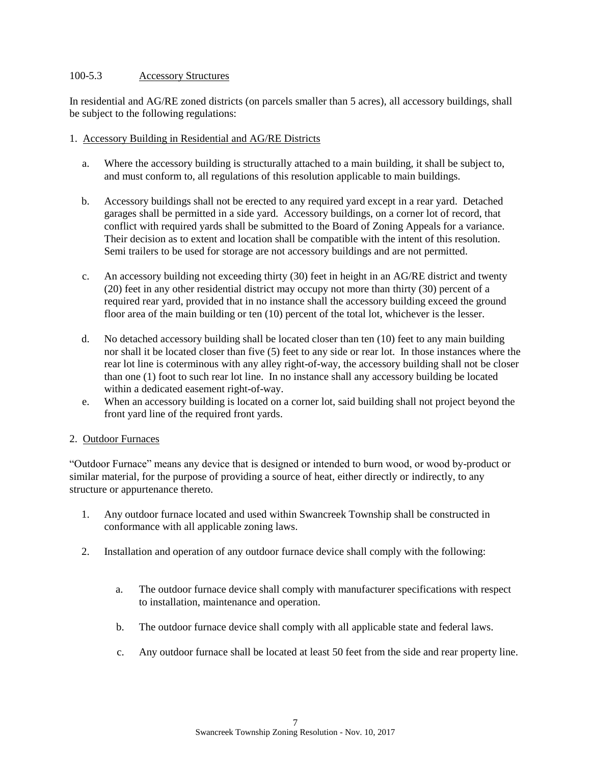100-5.3 Accessory Structures

In residential and AG/RE zoned districts (on parcels smaller than 5 acres), all accessory buildings, shall be subject to the following regulations:

1. Accessory Building in Residential and AG/RE Districts

   a. Where the accessory building is structurally attached to a main building, it shall be subject to, and must conform to, all regulations of this resolution applicable to main buildings.

   b. Accessory buildings shall not be erected to any required yard except in a rear yard. Detached garages shall be permitted in a side yard. Accessory buildings, on a corner lot of record, that conflict with required yards shall be submitted to the Board of Zoning Appeals for a variance. Their decision as to extent and location shall be compatible with the intent of this resolution. Semi trailers to be used for storage are not accessory buildings and are not permitted.

   c. An accessory building not exceeding thirty (30) feet in height in an AG/RE district and twenty (20) feet in any other residential district may occupy not more than thirty (30) percent of a required rear yard, provided that in no instance shall the accessory building exceed the ground floor area of the main building or ten (10) percent of the total lot, whichever is the lesser.

   d. No detached accessory building shall be located closer than ten (10) feet to any main building nor shall it be located closer than five (5) feet to any side or rear lot. In those instances where the rear lot line is coterminous with any alley right-of-way, the accessory building shall not be closer than one (1) foot to such rear lot line. In no instance shall any accessory building be located within a dedicated easement right-of-way.

   e. When an accessory building is located on a corner lot, said building shall not project beyond the front yard line of the required front yards.

2. Outdoor Furnaces

"Outdoor Furnace" means any device that is designed or intended to burn wood, or wood by-product or similar material, for the purpose of providing a source of heat, either directly or indirectly, to any structure or appurtenance thereto.

1. Any outdoor furnace located and used within Swancreek Township shall be constructed in conformance with all applicable zoning laws.

2. Installation and operation of any outdoor furnace device shall comply with the following:

   a. The outdoor furnace device shall comply with manufacturer specifications with respect to installation, maintenance and operation.

   b. The outdoor furnace device shall comply with all applicable state and federal laws.

   c. Any outdoor furnace shall be located at least 50 feet from the side and rear property line.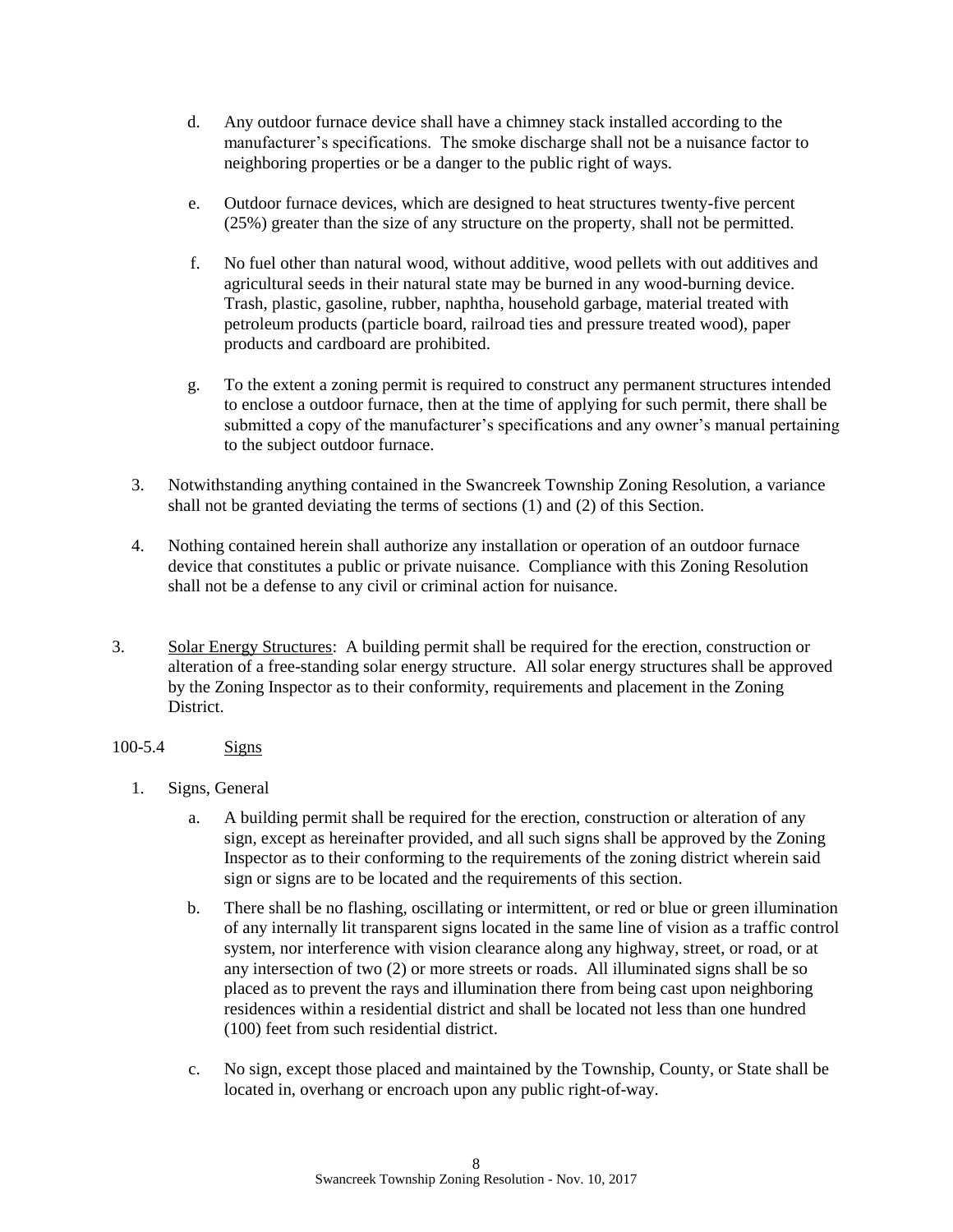d. Any outdoor furnace device shall have a chimney stack installed according to the manufacturer's specifications. The smoke discharge shall not be a nuisance factor to neighboring properties or be a danger to the public right of ways.

e. Outdoor furnace devices, which are designed to heat structures twenty-five percent (25%) greater than the size of any structure on the property, shall not be permitted.

f. No fuel other than natural wood, without additive, wood pellets with out additives and agricultural seeds in their natural state may be burned in any wood-burning device. Trash, plastic, gasoline, rubber, naphtha, household garbage, material treated with petroleum products (particle board, railroad ties and pressure treated wood), paper products and cardboard are prohibited.

g. To the extent a zoning permit is required to construct any permanent structures intended to enclose a outdoor furnace, then at the time of applying for such permit, there shall be submitted a copy of the manufacturer's specifications and any owner's manual pertaining to the subject outdoor furnace.

3. Notwithstanding anything contained in the Swancreek Township Zoning Resolution, a variance shall not be granted deviating the terms of sections (1) and (2) of this Section.

4. Nothing contained herein shall authorize any installation or operation of an outdoor furnace device that constitutes a public or private nuisance. Compliance with this Zoning Resolution shall not be a defense to any civil or criminal action for nuisance.

3. Solar Energy Structures: A building permit shall be required for the erection, construction or alteration of a free-standing solar energy structure. All solar energy structures shall be approved by the Zoning Inspector as to their conformity, requirements and placement in the Zoning District.

100-5.4 Signs

1. Signs, General

   a. A building permit shall be required for the erection, construction or alteration of any sign, except as hereinafter provided, and all such signs shall be approved by the Zoning Inspector as to their conforming to the requirements of the zoning district wherein said sign or signs are to be located and the requirements of this section.

   b. There shall be no flashing, oscillating or intermittent, or red or blue or green illumination of any internally lit transparent signs located in the same line of vision as a traffic control system, nor interference with vision clearance along any highway, street, or road, or at any intersection of two (2) or more streets or roads. All illuminated signs shall be so placed as to prevent the rays and illumination there from being cast upon neighboring residences within a residential district and shall be located not less than one hundred (100) feet from such residential district.

   c. No sign, except those placed and maintained by the Township, County, or State shall be located in, overhang or encroach upon any public right-of-way.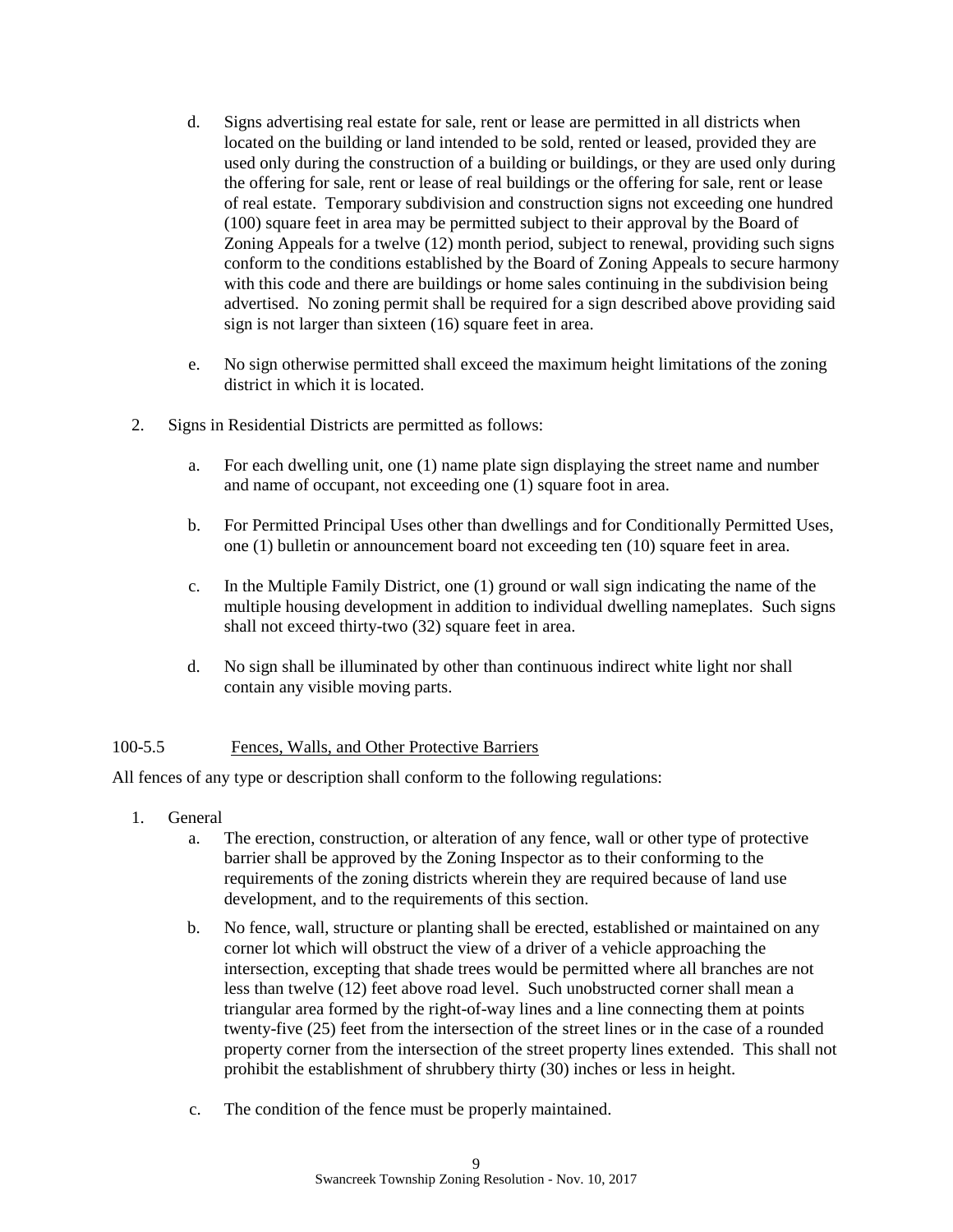d. Signs advertising real estate for sale, rent or lease are permitted in all districts when located on the building or land intended to be sold, rented or leased, provided they are used only during the construction of a building or buildings, or they are used only during the offering for sale, rent or lease of real buildings or the offering for sale, rent or lease of real estate. Temporary subdivision and construction signs not exceeding one hundred (100) square feet in area may be permitted subject to their approval by the Board of Zoning Appeals for a twelve (12) month period, subject to renewal, providing such signs conform to the conditions established by the Board of Zoning Appeals to secure harmony with this code and there are buildings or home sales continuing in the subdivision being advertised. No zoning permit shall be required for a sign described above providing said sign is not larger than sixteen (16) square feet in area.

e. No sign otherwise permitted shall exceed the maximum height limitations of the zoning district in which it is located.

2. Signs in Residential Districts are permitted as follows:

   a. For each dwelling unit, one (1) name plate sign displaying the street name and number and name of occupant, not exceeding one (1) square foot in area.

   b. For Permitted Principal Uses other than dwellings and for Conditionally Permitted Uses, one (1) bulletin or announcement board not exceeding ten (10) square feet in area.

   c. In the Multiple Family District, one (1) ground or wall sign indicating the name of the multiple housing development in addition to individual dwelling nameplates. Such signs shall not exceed thirty-two (32) square feet in area.

   d. No sign shall be illuminated by other than continuous indirect white light nor shall contain any visible moving parts.

## 100-5.5 Fences, Walls, and Other Protective Barriers

All fences of any type or description shall conform to the following regulations:

1. General

   a. The erection, construction, or alteration of any fence, wall or other type of protective barrier shall be approved by the Zoning Inspector as to their conforming to the requirements of the zoning districts wherein they are required because of land use development, and to the requirements of this section.

   b. No fence, wall, structure or planting shall be erected, established or maintained on any corner lot which will obstruct the view of a driver of a vehicle approaching the intersection, excepting that shade trees would be permitted where all branches are not less than twelve (12) feet above road level. Such unobstructed corner shall mean a triangular area formed by the right-of-way lines and a line connecting them at points twenty-five (25) feet from the intersection of the street lines or in the case of a rounded property corner from the intersection of the street property lines extended. This shall not prohibit the establishment of shrubbery thirty (30) inches or less in height.

   c. The condition of the fence must be properly maintained.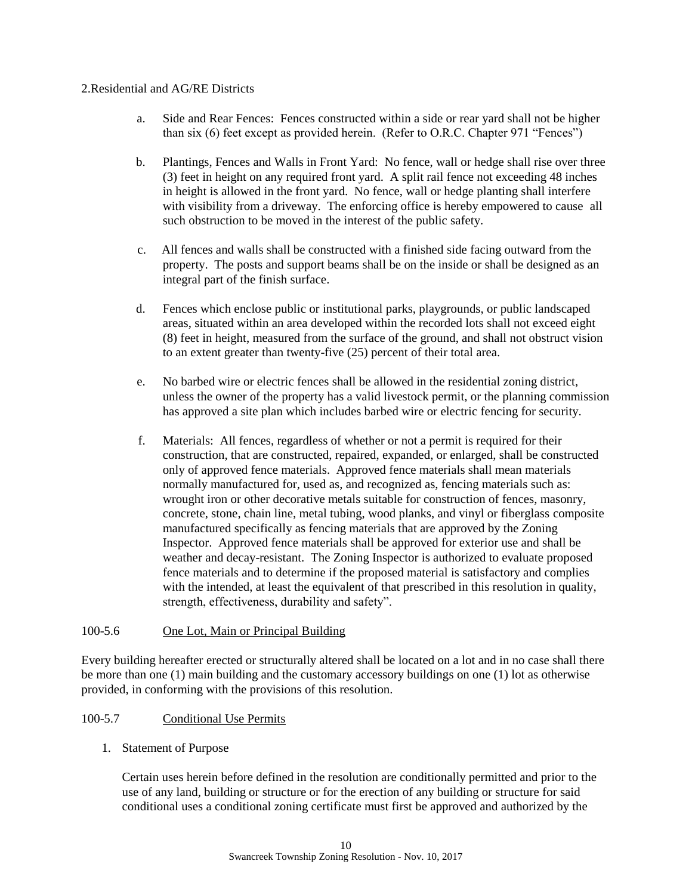2.Residential and AG/RE Districts

a. Side and Rear Fences: Fences constructed within a side or rear yard shall not be higher than six (6) feet except as provided herein. (Refer to O.R.C. Chapter 971 "Fences")

b. Plantings, Fences and Walls in Front Yard: No fence, wall or hedge shall rise over three (3) feet in height on any required front yard. A split rail fence not exceeding 48 inches in height is allowed in the front yard. No fence, wall or hedge planting shall interfere with visibility from a driveway. The enforcing office is hereby empowered to cause all such obstruction to be moved in the interest of the public safety.

c. All fences and walls shall be constructed with a finished side facing outward from the property. The posts and support beams shall be on the inside or shall be designed as an integral part of the finish surface.

d. Fences which enclose public or institutional parks, playgrounds, or public landscaped areas, situated within an area developed within the recorded lots shall not exceed eight (8) feet in height, measured from the surface of the ground, and shall not obstruct vision to an extent greater than twenty-five (25) percent of their total area.

e. No barbed wire or electric fences shall be allowed in the residential zoning district, unless the owner of the property has a valid livestock permit, or the planning commission has approved a site plan which includes barbed wire or electric fencing for security.

f. Materials: All fences, regardless of whether or not a permit is required for their construction, that are constructed, repaired, expanded, or enlarged, shall be constructed only of approved fence materials. Approved fence materials shall mean materials normally manufactured for, used as, and recognized as, fencing materials such as: wrought iron or other decorative metals suitable for construction of fences, masonry, concrete, stone, chain line, metal tubing, wood planks, and vinyl or fiberglass composite manufactured specifically as fencing materials that are approved by the Zoning Inspector. Approved fence materials shall be approved for exterior use and shall be weather and decay-resistant. The Zoning Inspector is authorized to evaluate proposed fence materials and to determine if the proposed material is satisfactory and complies with the intended, at least the equivalent of that prescribed in this resolution in quality, strength, effectiveness, durability and safety".

100-5.6 One Lot, Main or Principal Building

Every building hereafter erected or structurally altered shall be located on a lot and in no case shall there be more than one (1) main building and the customary accessory buildings on one (1) lot as otherwise provided, in conforming with the provisions of this resolution.

100-5.7 Conditional Use Permits

1. Statement of Purpose

   Certain uses herein before defined in the resolution are conditionally permitted and prior to the use of any land, building or structure or for the erection of any building or structure for said conditional uses a conditional zoning certificate must first be approved and authorized by the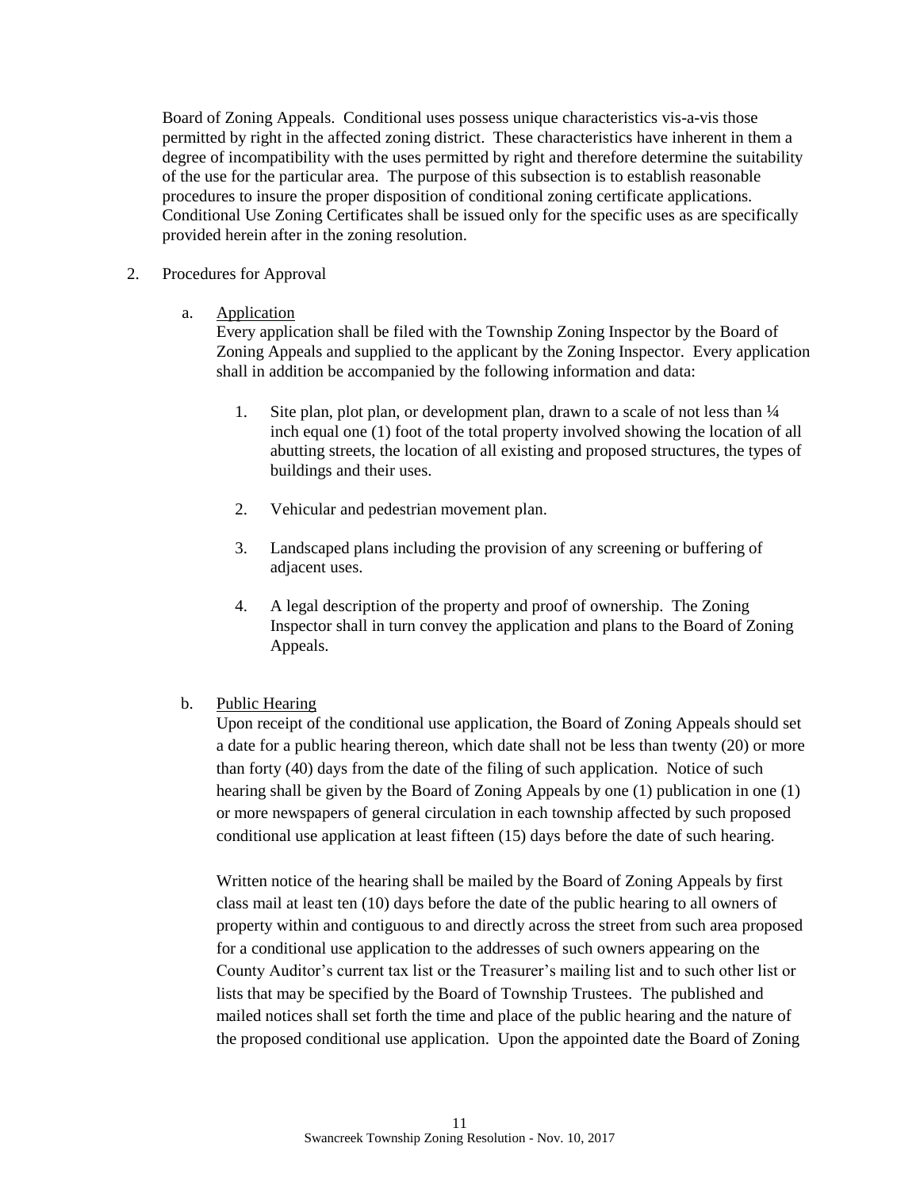Board of Zoning Appeals. Conditional uses possess unique characteristics vis-a-vis those permitted by right in the affected zoning district. These characteristics have inherent in them a degree of incompatibility with the uses permitted by right and therefore determine the suitability of the use for the particular area. The purpose of this subsection is to establish reasonable procedures to insure the proper disposition of conditional zoning certificate applications. Conditional Use Zoning Certificates shall be issued only for the specific uses as are specifically provided herein after in the zoning resolution.

2. Procedures for Approval

   a. Application

      Every application shall be filed with the Township Zoning Inspector by the Board of Zoning Appeals and supplied to the applicant by the Zoning Inspector. Every application shall in addition be accompanied by the following information and data:

      1. Site plan, plot plan, or development plan, drawn to a scale of not less than ¼ inch equal one (1) foot of the total property involved showing the location of all abutting streets, the location of all existing and proposed structures, the types of buildings and their uses.

      2. Vehicular and pedestrian movement plan.

      3. Landscaped plans including the provision of any screening or buffering of adjacent uses.

      4. A legal description of the property and proof of ownership. The Zoning Inspector shall in turn convey the application and plans to the Board of Zoning Appeals.

   b. Public Hearing

      Upon receipt of the conditional use application, the Board of Zoning Appeals should set a date for a public hearing thereon, which date shall not be less than twenty (20) or more than forty (40) days from the date of the filing of such application. Notice of such hearing shall be given by the Board of Zoning Appeals by one (1) publication in one (1) or more newspapers of general circulation in each township affected by such proposed conditional use application at least fifteen (15) days before the date of such hearing.

      Written notice of the hearing shall be mailed by the Board of Zoning Appeals by first class mail at least ten (10) days before the date of the public hearing to all owners of property within and contiguous to and directly across the street from such area proposed for a conditional use application to the addresses of such owners appearing on the County Auditor's current tax list or the Treasurer's mailing list and to such other list or lists that may be specified by the Board of Township Trustees. The published and mailed notices shall set forth the time and place of the public hearing and the nature of the proposed conditional use application. Upon the appointed date the Board of Zoning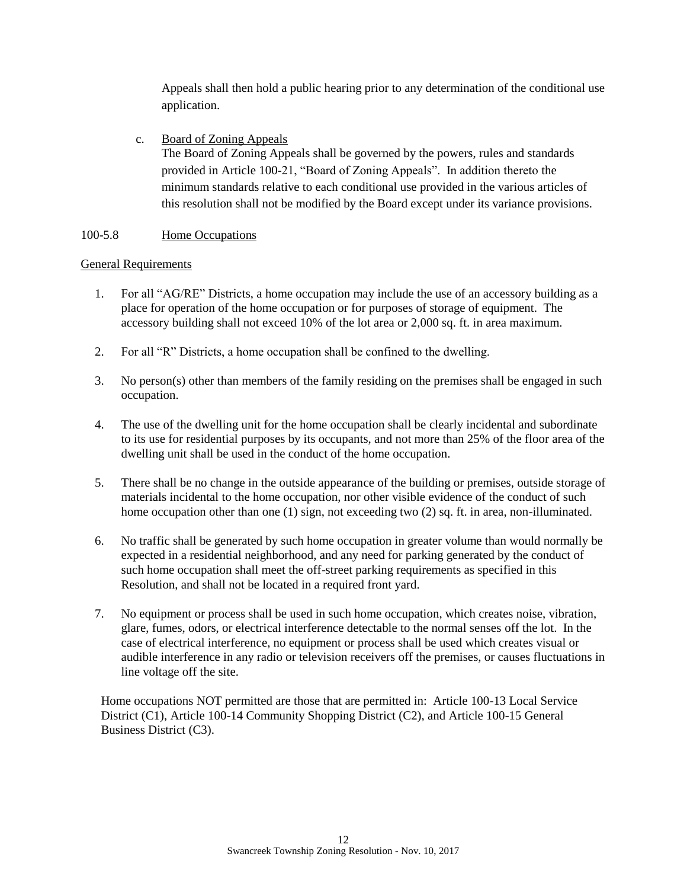Appeals shall then hold a public hearing prior to any determination of the conditional use application.

c. Board of Zoning Appeals
The Board of Zoning Appeals shall be governed by the powers, rules and standards provided in Article 100-21, "Board of Zoning Appeals". In addition thereto the minimum standards relative to each conditional use provided in the various articles of this resolution shall not be modified by the Board except under its variance provisions.

## 100-5.8 Home Occupations

### General Requirements

1. For all "AG/RE" Districts, a home occupation may include the use of an accessory building as a place for operation of the home occupation or for purposes of storage of equipment. The accessory building shall not exceed 10% of the lot area or 2,000 sq. ft. in area maximum.

2. For all "R" Districts, a home occupation shall be confined to the dwelling.

3. No person(s) other than members of the family residing on the premises shall be engaged in such occupation.

4. The use of the dwelling unit for the home occupation shall be clearly incidental and subordinate to its use for residential purposes by its occupants, and not more than 25% of the floor area of the dwelling unit shall be used in the conduct of the home occupation.

5. There shall be no change in the outside appearance of the building or premises, outside storage of materials incidental to the home occupation, nor other visible evidence of the conduct of such home occupation other than one (1) sign, not exceeding two (2) sq. ft. in area, non-illuminated.

6. No traffic shall be generated by such home occupation in greater volume than would normally be expected in a residential neighborhood, and any need for parking generated by the conduct of such home occupation shall meet the off-street parking requirements as specified in this Resolution, and shall not be located in a required front yard.

7. No equipment or process shall be used in such home occupation, which creates noise, vibration, glare, fumes, odors, or electrical interference detectable to the normal senses off the lot. In the case of electrical interference, no equipment or process shall be used which creates visual or audible interference in any radio or television receivers off the premises, or causes fluctuations in line voltage off the site.

Home occupations NOT permitted are those that are permitted in: Article 100-13 Local Service District (C1), Article 100-14 Community Shopping District (C2), and Article 100-15 General Business District (C3).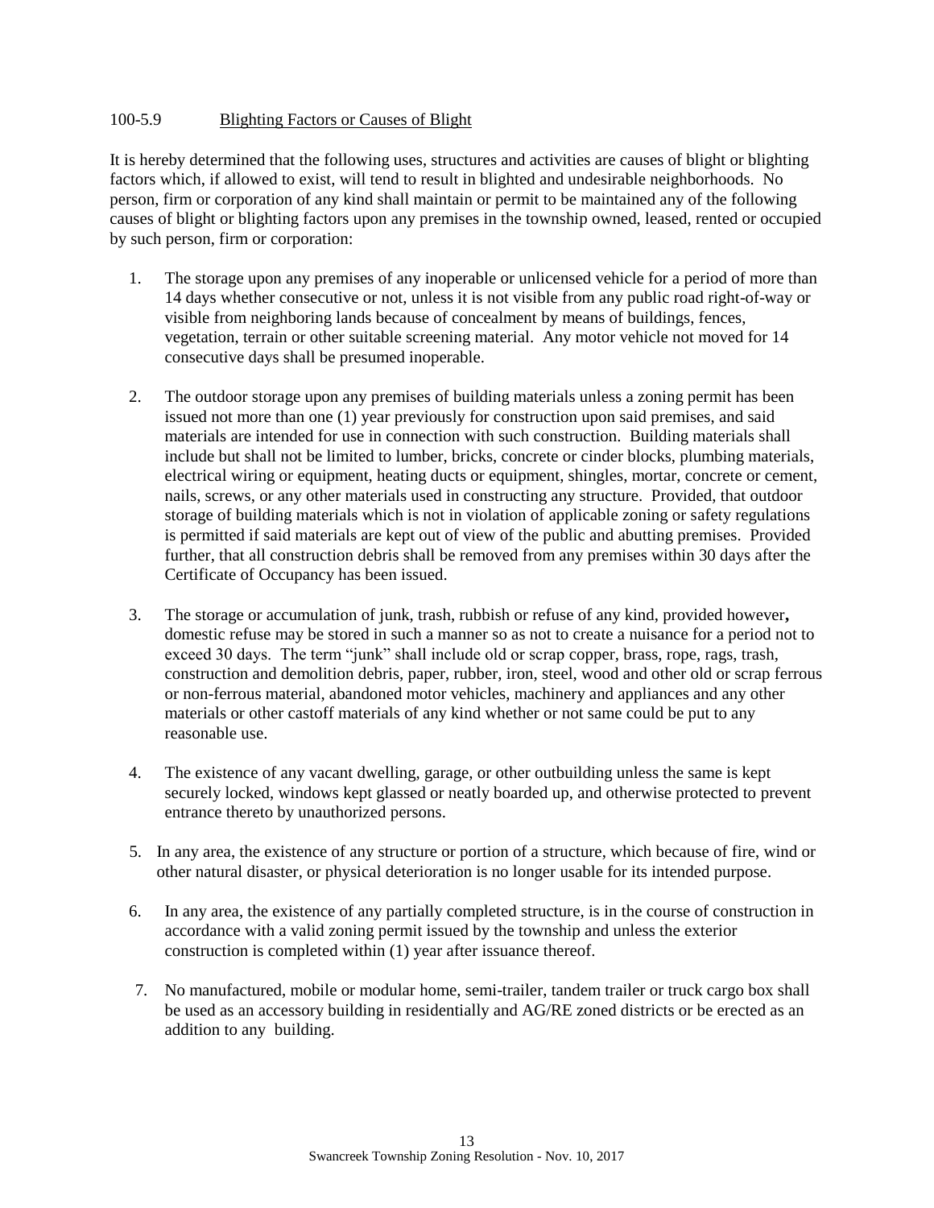## 100-5.9 Blighting Factors or Causes of Blight

It is hereby determined that the following uses, structures and activities are causes of blight or blighting factors which, if allowed to exist, will tend to result in blighted and undesirable neighborhoods. No person, firm or corporation of any kind shall maintain or permit to be maintained any of the following causes of blight or blighting factors upon any premises in the township owned, leased, rented or occupied by such person, firm or corporation:

1. The storage upon any premises of any inoperable or unlicensed vehicle for a period of more than 14 days whether consecutive or not, unless it is not visible from any public road right-of-way or visible from neighboring lands because of concealment by means of buildings, fences, vegetation, terrain or other suitable screening material. Any motor vehicle not moved for 14 consecutive days shall be presumed inoperable.

2. The outdoor storage upon any premises of building materials unless a zoning permit has been issued not more than one (1) year previously for construction upon said premises, and said materials are intended for use in connection with such construction. Building materials shall include but shall not be limited to lumber, bricks, concrete or cinder blocks, plumbing materials, electrical wiring or equipment, heating ducts or equipment, shingles, mortar, concrete or cement, nails, screws, or any other materials used in constructing any structure. Provided, that outdoor storage of building materials which is not in violation of applicable zoning or safety regulations is permitted if said materials are kept out of view of the public and abutting premises. Provided further, that all construction debris shall be removed from any premises within 30 days after the Certificate of Occupancy has been issued.

3. The storage or accumulation of junk, trash, rubbish or refuse of any kind, provided however**,** domestic refuse may be stored in such a manner so as not to create a nuisance for a period not to exceed 30 days. The term "junk" shall include old or scrap copper, brass, rope, rags, trash, construction and demolition debris, paper, rubber, iron, steel, wood and other old or scrap ferrous or non-ferrous material, abandoned motor vehicles, machinery and appliances and any other materials or other castoff materials of any kind whether or not same could be put to any reasonable use.

4. The existence of any vacant dwelling, garage, or other outbuilding unless the same is kept securely locked, windows kept glassed or neatly boarded up, and otherwise protected to prevent entrance thereto by unauthorized persons.

5. In any area, the existence of any structure or portion of a structure, which because of fire, wind or other natural disaster, or physical deterioration is no longer usable for its intended purpose.

6. In any area, the existence of any partially completed structure, is in the course of construction in accordance with a valid zoning permit issued by the township and unless the exterior construction is completed within (1) year after issuance thereof.

7. No manufactured, mobile or modular home, semi-trailer, tandem trailer or truck cargo box shall be used as an accessory building in residentially and AG/RE zoned districts or be erected as an addition to any building.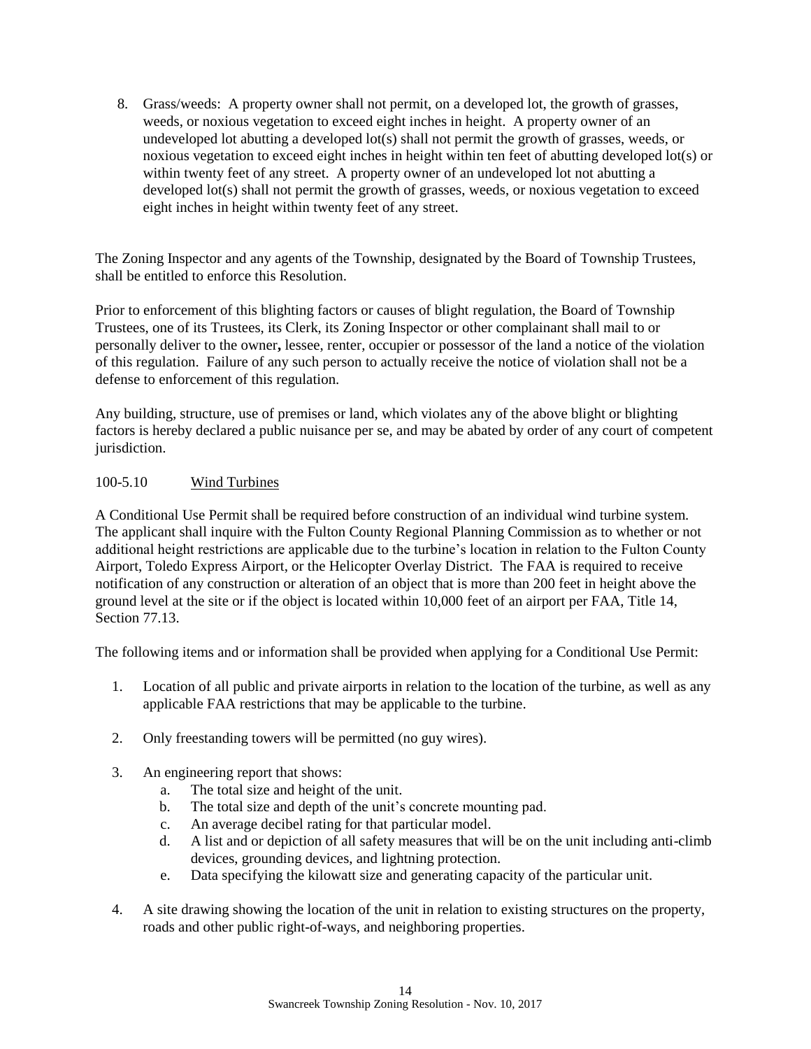8. Grass/weeds: A property owner shall not permit, on a developed lot, the growth of grasses, weeds, or noxious vegetation to exceed eight inches in height. A property owner of an undeveloped lot abutting a developed lot(s) shall not permit the growth of grasses, weeds, or noxious vegetation to exceed eight inches in height within ten feet of abutting developed lot(s) or within twenty feet of any street. A property owner of an undeveloped lot not abutting a developed lot(s) shall not permit the growth of grasses, weeds, or noxious vegetation to exceed eight inches in height within twenty feet of any street.

The Zoning Inspector and any agents of the Township, designated by the Board of Township Trustees, shall be entitled to enforce this Resolution.

Prior to enforcement of this blighting factors or causes of blight regulation, the Board of Township Trustees, one of its Trustees, its Clerk, its Zoning Inspector or other complainant shall mail to or personally deliver to the owner**,** lessee, renter, occupier or possessor of the land a notice of the violation of this regulation. Failure of any such person to actually receive the notice of violation shall not be a defense to enforcement of this regulation.

Any building, structure, use of premises or land, which violates any of the above blight or blighting factors is hereby declared a public nuisance per se, and may be abated by order of any court of competent jurisdiction.

100-5.10 Wind Turbines

A Conditional Use Permit shall be required before construction of an individual wind turbine system. The applicant shall inquire with the Fulton County Regional Planning Commission as to whether or not additional height restrictions are applicable due to the turbine's location in relation to the Fulton County Airport, Toledo Express Airport, or the Helicopter Overlay District. The FAA is required to receive notification of any construction or alteration of an object that is more than 200 feet in height above the ground level at the site or if the object is located within 10,000 feet of an airport per FAA, Title 14, Section 77.13.

The following items and or information shall be provided when applying for a Conditional Use Permit:

1. Location of all public and private airports in relation to the location of the turbine, as well as any applicable FAA restrictions that may be applicable to the turbine.

2. Only freestanding towers will be permitted (no guy wires).

3. An engineering report that shows:
   a. The total size and height of the unit.
   b. The total size and depth of the unit's concrete mounting pad.
   c. An average decibel rating for that particular model.
   d. A list and or depiction of all safety measures that will be on the unit including anti-climb devices, grounding devices, and lightning protection.
   e. Data specifying the kilowatt size and generating capacity of the particular unit.

4. A site drawing showing the location of the unit in relation to existing structures on the property, roads and other public right-of-ways, and neighboring properties.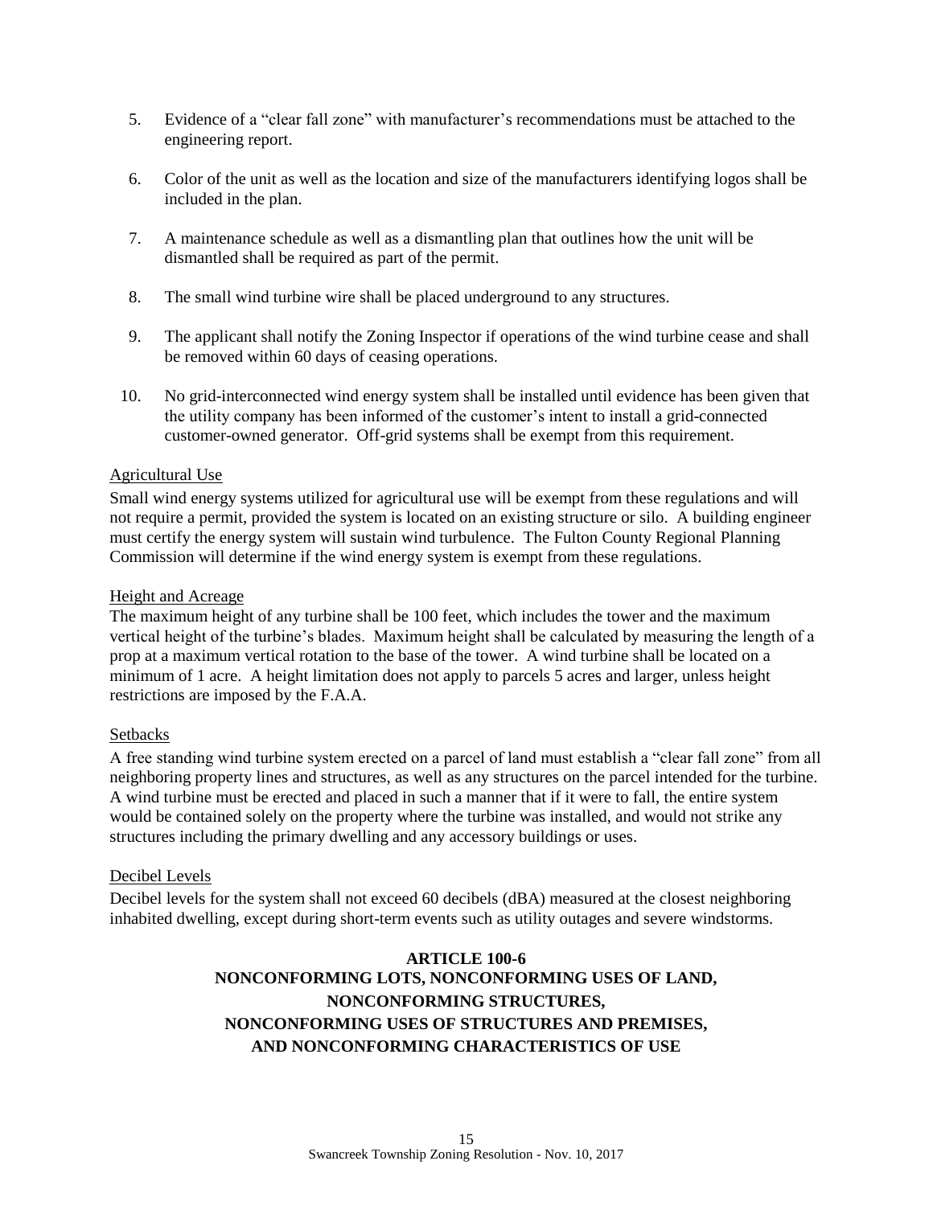5. Evidence of a "clear fall zone" with manufacturer's recommendations must be attached to the engineering report.

6. Color of the unit as well as the location and size of the manufacturers identifying logos shall be included in the plan.

7. A maintenance schedule as well as a dismantling plan that outlines how the unit will be dismantled shall be required as part of the permit.

8. The small wind turbine wire shall be placed underground to any structures.

9. The applicant shall notify the Zoning Inspector if operations of the wind turbine cease and shall be removed within 60 days of ceasing operations.

10. No grid-interconnected wind energy system shall be installed until evidence has been given that the utility company has been informed of the customer's intent to install a grid-connected customer-owned generator. Off-grid systems shall be exempt from this requirement.

Agricultural Use

Small wind energy systems utilized for agricultural use will be exempt from these regulations and will not require a permit, provided the system is located on an existing structure or silo. A building engineer must certify the energy system will sustain wind turbulence. The Fulton County Regional Planning Commission will determine if the wind energy system is exempt from these regulations.

Height and Acreage

The maximum height of any turbine shall be 100 feet, which includes the tower and the maximum vertical height of the turbine's blades. Maximum height shall be calculated by measuring the length of a prop at a maximum vertical rotation to the base of the tower. A wind turbine shall be located on a minimum of 1 acre. A height limitation does not apply to parcels 5 acres and larger, unless height restrictions are imposed by the F.A.A.

Setbacks

A free standing wind turbine system erected on a parcel of land must establish a "clear fall zone" from all neighboring property lines and structures, as well as any structures on the parcel intended for the turbine. A wind turbine must be erected and placed in such a manner that if it were to fall, the entire system would be contained solely on the property where the turbine was installed, and would not strike any structures including the primary dwelling and any accessory buildings or uses.

Decibel Levels

Decibel levels for the system shall not exceed 60 decibels (dBA) measured at the closest neighboring inhabited dwelling, except during short-term events such as utility outages and severe windstorms.

## ARTICLE 100-6
## NONCONFORMING LOTS, NONCONFORMING USES OF LAND, NONCONFORMING STRUCTURES, NONCONFORMING USES OF STRUCTURES AND PREMISES, AND NONCONFORMING CHARACTERISTICS OF USE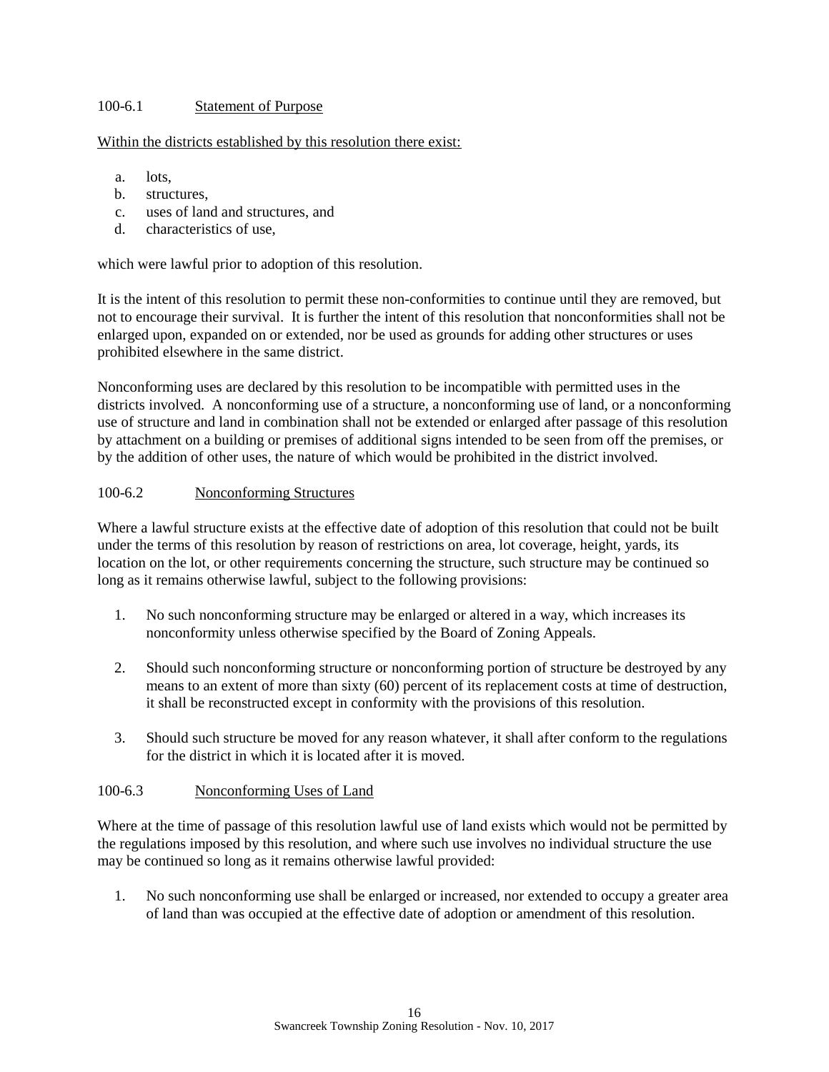### 100-6.1 Statement of Purpose

Within the districts established by this resolution there exist:

a. lots,
b. structures,
c. uses of land and structures, and
d. characteristics of use,

which were lawful prior to adoption of this resolution.

It is the intent of this resolution to permit these non-conformities to continue until they are removed, but not to encourage their survival. It is further the intent of this resolution that nonconformities shall not be enlarged upon, expanded on or extended, nor be used as grounds for adding other structures or uses prohibited elsewhere in the same district.

Nonconforming uses are declared by this resolution to be incompatible with permitted uses in the districts involved. A nonconforming use of a structure, a nonconforming use of land, or a nonconforming use of structure and land in combination shall not be extended or enlarged after passage of this resolution by attachment on a building or premises of additional signs intended to be seen from off the premises, or by the addition of other uses, the nature of which would be prohibited in the district involved.

### 100-6.2 Nonconforming Structures

Where a lawful structure exists at the effective date of adoption of this resolution that could not be built under the terms of this resolution by reason of restrictions on area, lot coverage, height, yards, its location on the lot, or other requirements concerning the structure, such structure may be continued so long as it remains otherwise lawful, subject to the following provisions:

1. No such nonconforming structure may be enlarged or altered in a way, which increases its nonconformity unless otherwise specified by the Board of Zoning Appeals.

2. Should such nonconforming structure or nonconforming portion of structure be destroyed by any means to an extent of more than sixty (60) percent of its replacement costs at time of destruction, it shall be reconstructed except in conformity with the provisions of this resolution.

3. Should such structure be moved for any reason whatever, it shall after conform to the regulations for the district in which it is located after it is moved.

### 100-6.3 Nonconforming Uses of Land

Where at the time of passage of this resolution lawful use of land exists which would not be permitted by the regulations imposed by this resolution, and where such use involves no individual structure the use may be continued so long as it remains otherwise lawful provided:

1. No such nonconforming use shall be enlarged or increased, nor extended to occupy a greater area of land than was occupied at the effective date of adoption or amendment of this resolution.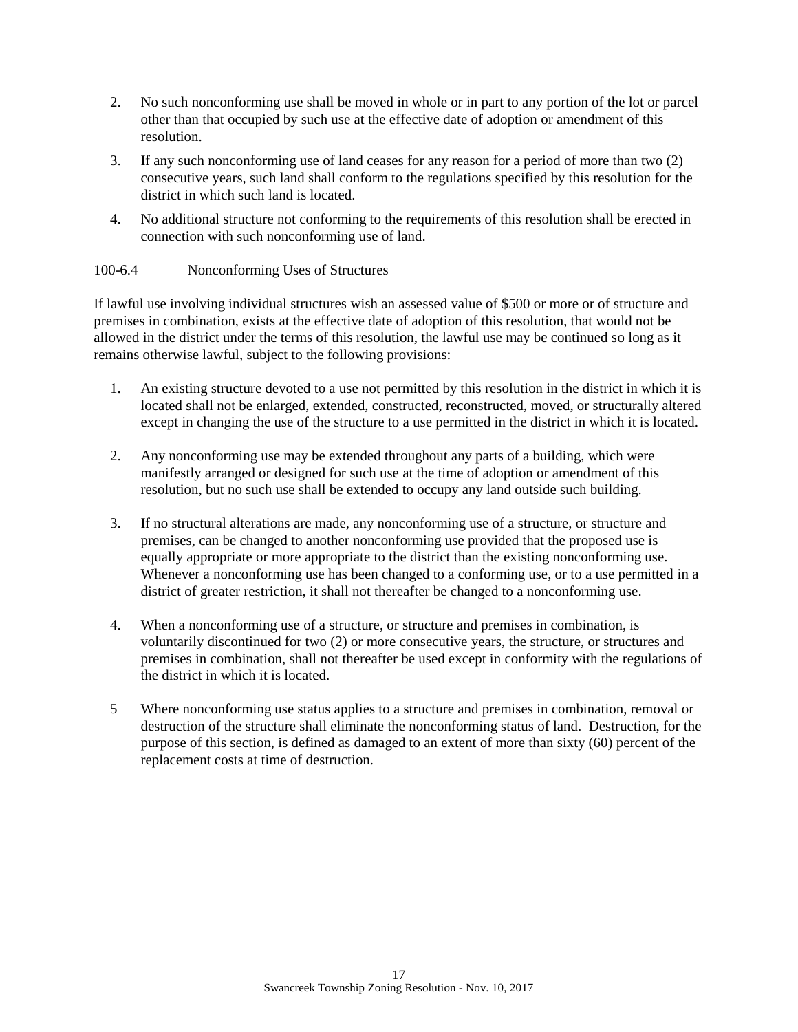2. No such nonconforming use shall be moved in whole or in part to any portion of the lot or parcel other than that occupied by such use at the effective date of adoption or amendment of this resolution.

3. If any such nonconforming use of land ceases for any reason for a period of more than two (2) consecutive years, such land shall conform to the regulations specified by this resolution for the district in which such land is located.

4. No additional structure not conforming to the requirements of this resolution shall be erected in connection with such nonconforming use of land.

100-6.4 Nonconforming Uses of Structures

If lawful use involving individual structures wish an assessed value of $500 or more or of structure and premises in combination, exists at the effective date of adoption of this resolution, that would not be allowed in the district under the terms of this resolution, the lawful use may be continued so long as it remains otherwise lawful, subject to the following provisions:

1. An existing structure devoted to a use not permitted by this resolution in the district in which it is located shall not be enlarged, extended, constructed, reconstructed, moved, or structurally altered except in changing the use of the structure to a use permitted in the district in which it is located.

2. Any nonconforming use may be extended throughout any parts of a building, which were manifestly arranged or designed for such use at the time of adoption or amendment of this resolution, but no such use shall be extended to occupy any land outside such building.

3. If no structural alterations are made, any nonconforming use of a structure, or structure and premises, can be changed to another nonconforming use provided that the proposed use is equally appropriate or more appropriate to the district than the existing nonconforming use. Whenever a nonconforming use has been changed to a conforming use, or to a use permitted in a district of greater restriction, it shall not thereafter be changed to a nonconforming use.

4. When a nonconforming use of a structure, or structure and premises in combination, is voluntarily discontinued for two (2) or more consecutive years, the structure, or structures and premises in combination, shall not thereafter be used except in conformity with the regulations of the district in which it is located.

5 Where nonconforming use status applies to a structure and premises in combination, removal or destruction of the structure shall eliminate the nonconforming status of land. Destruction, for the purpose of this section, is defined as damaged to an extent of more than sixty (60) percent of the replacement costs at time of destruction.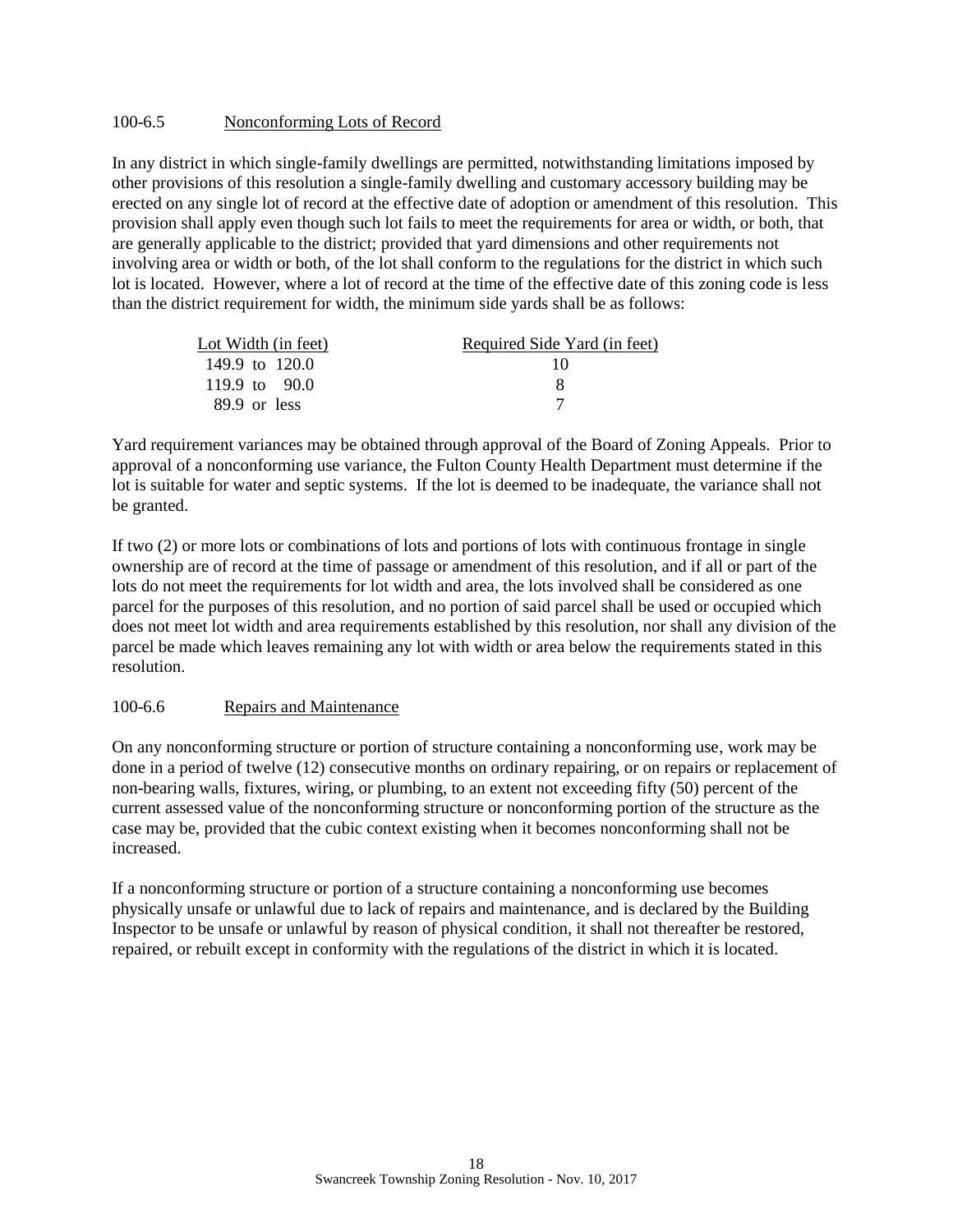### 100-6.5 Nonconforming Lots of Record

In any district in which single-family dwellings are permitted, notwithstanding limitations imposed by other provisions of this resolution a single-family dwelling and customary accessory building may be erected on any single lot of record at the effective date of adoption or amendment of this resolution. This provision shall apply even though such lot fails to meet the requirements for area or width, or both, that are generally applicable to the district; provided that yard dimensions and other requirements not involving area or width or both, of the lot shall conform to the regulations for the district in which such lot is located. However, where a lot of record at the time of the effective date of this zoning code is less than the district requirement for width, the minimum side yards shall be as follows:

| Lot Width (in feet) | Required Side Yard (in feet) |
|---|---|
| 149.9 to 120.0 | 10 |
| 119.9 to 90.0 | 8 |
| 89.9 or less | 7 |

Yard requirement variances may be obtained through approval of the Board of Zoning Appeals. Prior to approval of a nonconforming use variance, the Fulton County Health Department must determine if the lot is suitable for water and septic systems. If the lot is deemed to be inadequate, the variance shall not be granted.

If two (2) or more lots or combinations of lots and portions of lots with continuous frontage in single ownership are of record at the time of passage or amendment of this resolution, and if all or part of the lots do not meet the requirements for lot width and area, the lots involved shall be considered as one parcel for the purposes of this resolution, and no portion of said parcel shall be used or occupied which does not meet lot width and area requirements established by this resolution, nor shall any division of the parcel be made which leaves remaining any lot with width or area below the requirements stated in this resolution.

### 100-6.6 Repairs and Maintenance

On any nonconforming structure or portion of structure containing a nonconforming use, work may be done in a period of twelve (12) consecutive months on ordinary repairing, or on repairs or replacement of non-bearing walls, fixtures, wiring, or plumbing, to an extent not exceeding fifty (50) percent of the current assessed value of the nonconforming structure or nonconforming portion of the structure as the case may be, provided that the cubic context existing when it becomes nonconforming shall not be increased.

If a nonconforming structure or portion of a structure containing a nonconforming use becomes physically unsafe or unlawful due to lack of repairs and maintenance, and is declared by the Building Inspector to be unsafe or unlawful by reason of physical condition, it shall not thereafter be restored, repaired, or rebuilt except in conformity with the regulations of the district in which it is located.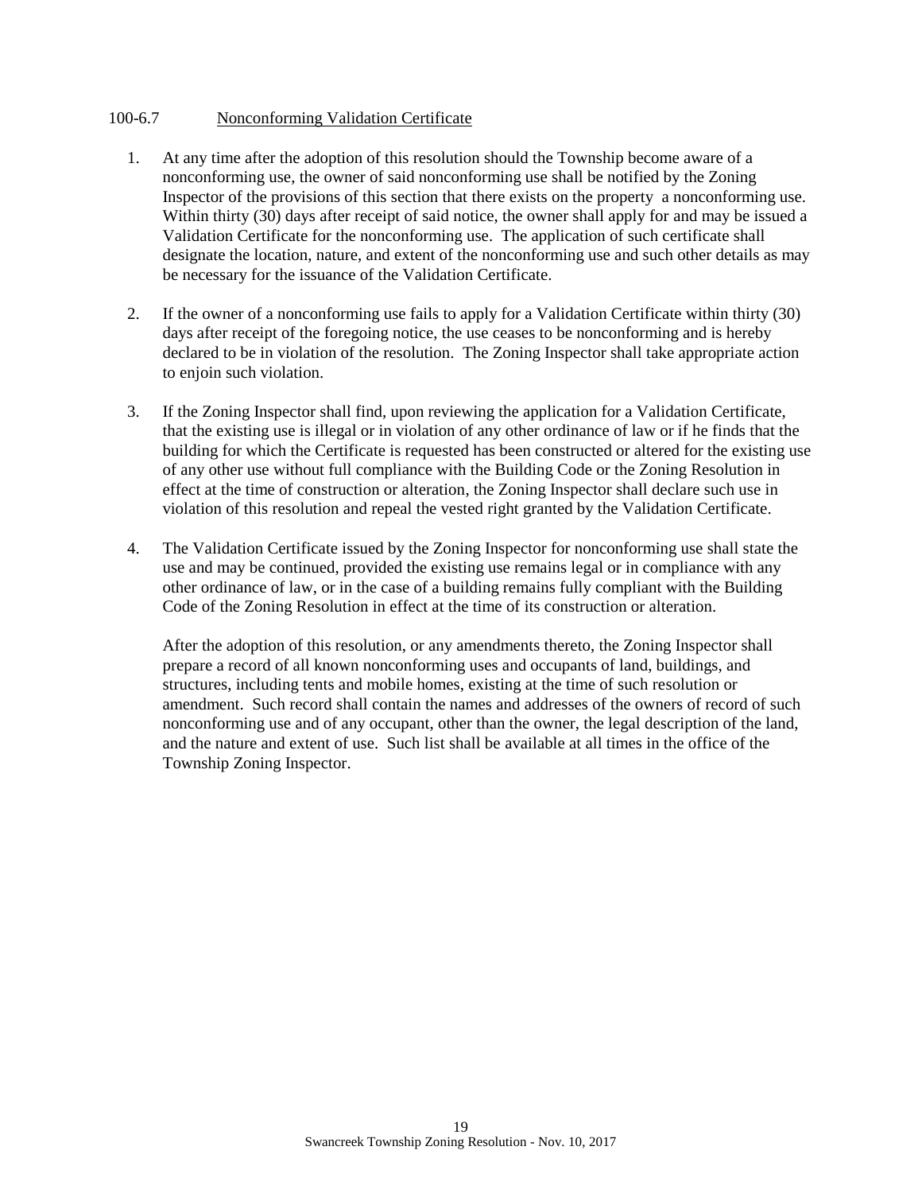100-6.7 <u>Nonconforming Validation Certificate</u>

1. At any time after the adoption of this resolution should the Township become aware of a nonconforming use, the owner of said nonconforming use shall be notified by the Zoning Inspector of the provisions of this section that there exists on the property a nonconforming use. Within thirty (30) days after receipt of said notice, the owner shall apply for and may be issued a Validation Certificate for the nonconforming use. The application of such certificate shall designate the location, nature, and extent of the nonconforming use and such other details as may be necessary for the issuance of the Validation Certificate.

2. If the owner of a nonconforming use fails to apply for a Validation Certificate within thirty (30) days after receipt of the foregoing notice, the use ceases to be nonconforming and is hereby declared to be in violation of the resolution. The Zoning Inspector shall take appropriate action to enjoin such violation.

3. If the Zoning Inspector shall find, upon reviewing the application for a Validation Certificate, that the existing use is illegal or in violation of any other ordinance of law or if he finds that the building for which the Certificate is requested has been constructed or altered for the existing use of any other use without full compliance with the Building Code or the Zoning Resolution in effect at the time of construction or alteration, the Zoning Inspector shall declare such use in violation of this resolution and repeal the vested right granted by the Validation Certificate.

4. The Validation Certificate issued by the Zoning Inspector for nonconforming use shall state the use and may be continued, provided the existing use remains legal or in compliance with any other ordinance of law, or in the case of a building remains fully compliant with the Building Code of the Zoning Resolution in effect at the time of its construction or alteration.

   After the adoption of this resolution, or any amendments thereto, the Zoning Inspector shall prepare a record of all known nonconforming uses and occupants of land, buildings, and structures, including tents and mobile homes, existing at the time of such resolution or amendment. Such record shall contain the names and addresses of the owners of record of such nonconforming use and of any occupant, other than the owner, the legal description of the land, and the nature and extent of use. Such list shall be available at all times in the office of the Township Zoning Inspector.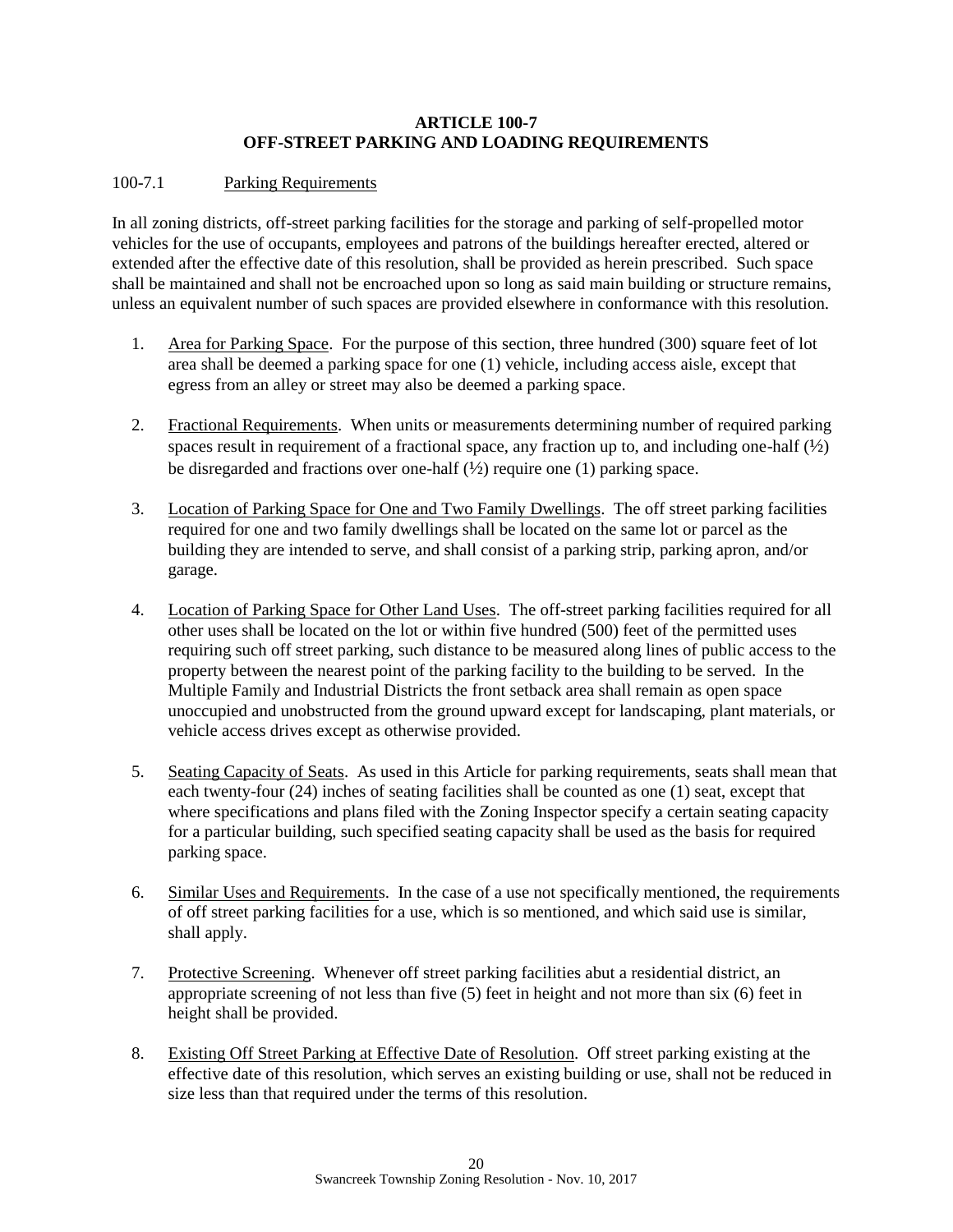# ARTICLE 100-7
# OFF-STREET PARKING AND LOADING REQUIREMENTS

## 100-7.1 Parking Requirements

In all zoning districts, off-street parking facilities for the storage and parking of self-propelled motor vehicles for the use of occupants, employees and patrons of the buildings hereafter erected, altered or extended after the effective date of this resolution, shall be provided as herein prescribed. Such space shall be maintained and shall not be encroached upon so long as said main building or structure remains, unless an equivalent number of such spaces are provided elsewhere in conformance with this resolution.

1. Area for Parking Space. For the purpose of this section, three hundred (300) square feet of lot area shall be deemed a parking space for one (1) vehicle, including access aisle, except that egress from an alley or street may also be deemed a parking space.

2. Fractional Requirements. When units or measurements determining number of required parking spaces result in requirement of a fractional space, any fraction up to, and including one-half (½) be disregarded and fractions over one-half (½) require one (1) parking space.

3. Location of Parking Space for One and Two Family Dwellings. The off street parking facilities required for one and two family dwellings shall be located on the same lot or parcel as the building they are intended to serve, and shall consist of a parking strip, parking apron, and/or garage.

4. Location of Parking Space for Other Land Uses. The off-street parking facilities required for all other uses shall be located on the lot or within five hundred (500) feet of the permitted uses requiring such off street parking, such distance to be measured along lines of public access to the property between the nearest point of the parking facility to the building to be served. In the Multiple Family and Industrial Districts the front setback area shall remain as open space unoccupied and unobstructed from the ground upward except for landscaping, plant materials, or vehicle access drives except as otherwise provided.

5. Seating Capacity of Seats. As used in this Article for parking requirements, seats shall mean that each twenty-four (24) inches of seating facilities shall be counted as one (1) seat, except that where specifications and plans filed with the Zoning Inspector specify a certain seating capacity for a particular building, such specified seating capacity shall be used as the basis for required parking space.

6. Similar Uses and Requirements. In the case of a use not specifically mentioned, the requirements of off street parking facilities for a use, which is so mentioned, and which said use is similar, shall apply.

7. Protective Screening. Whenever off street parking facilities abut a residential district, an appropriate screening of not less than five (5) feet in height and not more than six (6) feet in height shall be provided.

8. Existing Off Street Parking at Effective Date of Resolution. Off street parking existing at the effective date of this resolution, which serves an existing building or use, shall not be reduced in size less than that required under the terms of this resolution.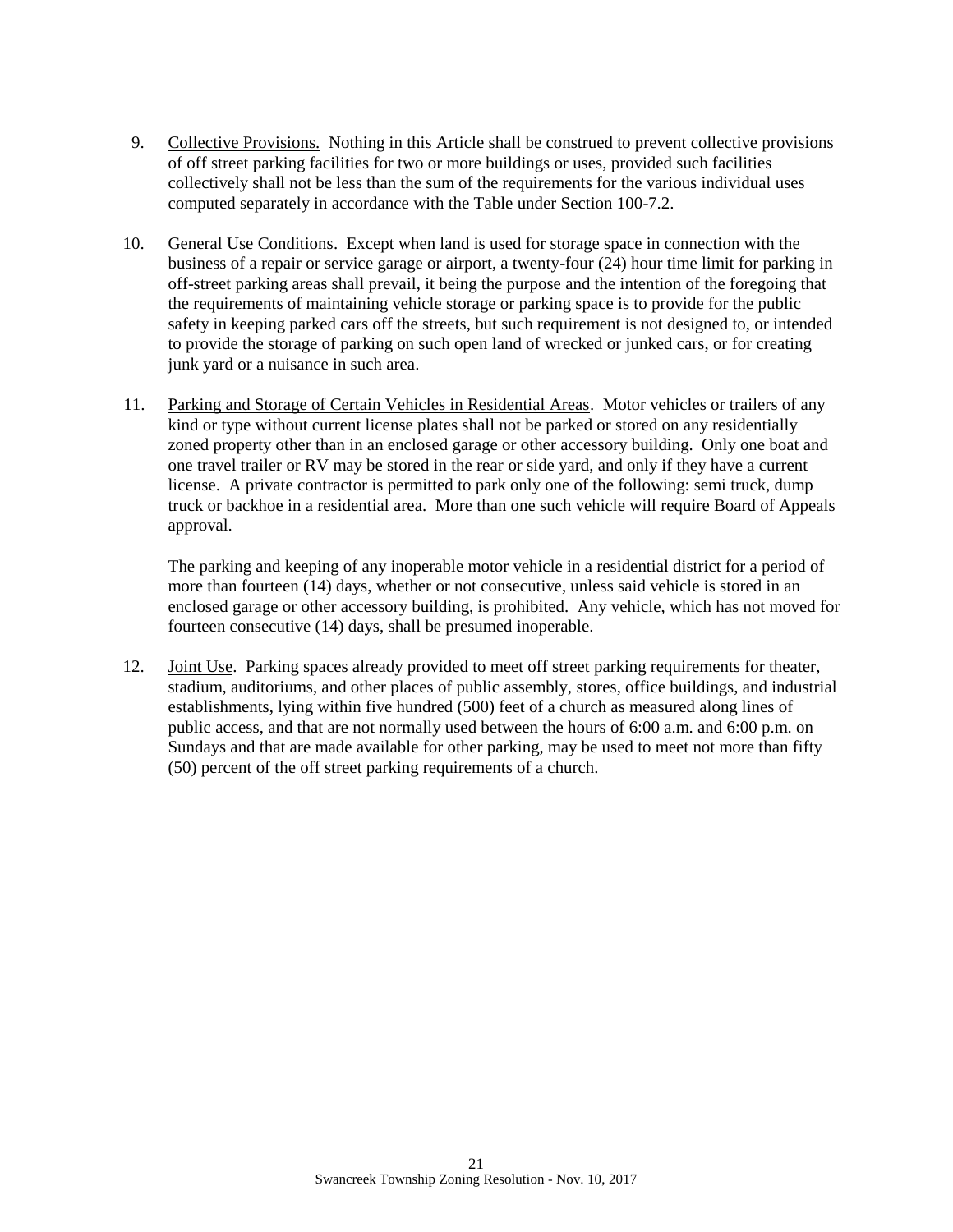9. Collective Provisions. Nothing in this Article shall be construed to prevent collective provisions of off street parking facilities for two or more buildings or uses, provided such facilities collectively shall not be less than the sum of the requirements for the various individual uses computed separately in accordance with the Table under Section 100-7.2.

10. General Use Conditions. Except when land is used for storage space in connection with the business of a repair or service garage or airport, a twenty-four (24) hour time limit for parking in off-street parking areas shall prevail, it being the purpose and the intention of the foregoing that the requirements of maintaining vehicle storage or parking space is to provide for the public safety in keeping parked cars off the streets, but such requirement is not designed to, or intended to provide the storage of parking on such open land of wrecked or junked cars, or for creating junk yard or a nuisance in such area.

11. Parking and Storage of Certain Vehicles in Residential Areas. Motor vehicles or trailers of any kind or type without current license plates shall not be parked or stored on any residentially zoned property other than in an enclosed garage or other accessory building. Only one boat and one travel trailer or RV may be stored in the rear or side yard, and only if they have a current license. A private contractor is permitted to park only one of the following: semi truck, dump truck or backhoe in a residential area. More than one such vehicle will require Board of Appeals approval.

    The parking and keeping of any inoperable motor vehicle in a residential district for a period of more than fourteen (14) days, whether or not consecutive, unless said vehicle is stored in an enclosed garage or other accessory building, is prohibited. Any vehicle, which has not moved for fourteen consecutive (14) days, shall be presumed inoperable.

12. Joint Use. Parking spaces already provided to meet off street parking requirements for theater, stadium, auditoriums, and other places of public assembly, stores, office buildings, and industrial establishments, lying within five hundred (500) feet of a church as measured along lines of public access, and that are not normally used between the hours of 6:00 a.m. and 6:00 p.m. on Sundays and that are made available for other parking, may be used to meet not more than fifty (50) percent of the off street parking requirements of a church.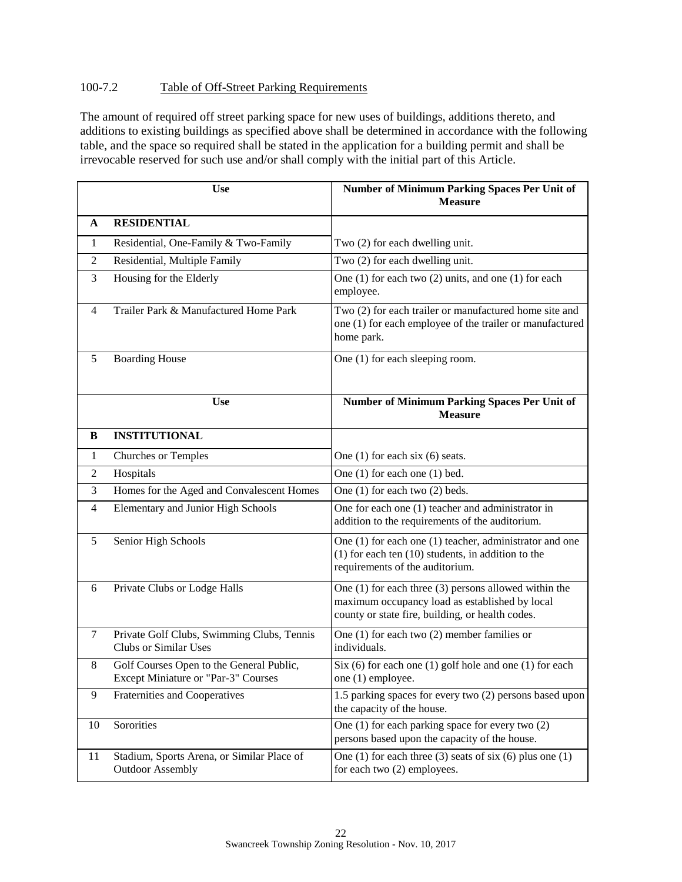100-7.2 Table of Off-Street Parking Requirements

The amount of required off street parking space for new uses of buildings, additions thereto, and additions to existing buildings as specified above shall be determined in accordance with the following table, and the space so required shall be stated in the application for a building permit and shall be irrevocable reserved for such use and/or shall comply with the initial part of this Article.

| | Use | Number of Minimum Parking Spaces Per Unit of Measure |
|---|---|---|
| **A** | **RESIDENTIAL** | |
| 1 | Residential, One-Family & Two-Family | Two (2) for each dwelling unit. |
| 2 | Residential, Multiple Family | Two (2) for each dwelling unit. |
| 3 | Housing for the Elderly | One (1) for each two (2) units, and one (1) for each employee. |
| 4 | Trailer Park & Manufactured Home Park | Two (2) for each trailer or manufactured home site and one (1) for each employee of the trailer or manufactured home park. |
| 5 | Boarding House | One (1) for each sleeping room. |

| | Use | Number of Minimum Parking Spaces Per Unit of Measure |
|---|---|---|
| **B** | **INSTITUTIONAL** | |
| 1 | Churches or Temples | One (1) for each six (6) seats. |
| 2 | Hospitals | One (1) for each one (1) bed. |
| 3 | Homes for the Aged and Convalescent Homes | One (1) for each two (2) beds. |
| 4 | Elementary and Junior High Schools | One for each one (1) teacher and administrator in addition to the requirements of the auditorium. |
| 5 | Senior High Schools | One (1) for each one (1) teacher, administrator and one (1) for each ten (10) students, in addition to the requirements of the auditorium. |
| 6 | Private Clubs or Lodge Halls | One (1) for each three (3) persons allowed within the maximum occupancy load as established by local county or state fire, building, or health codes. |
| 7 | Private Golf Clubs, Swimming Clubs, Tennis Clubs or Similar Uses | One (1) for each two (2) member families or individuals. |
| 8 | Golf Courses Open to the General Public, Except Miniature or "Par-3" Courses | Six (6) for each one (1) golf hole and one (1) for each one (1) employee. |
| 9 | Fraternities and Cooperatives | 1.5 parking spaces for every two (2) persons based upon the capacity of the house. |
| 10 | Sororities | One (1) for each parking space for every two (2) persons based upon the capacity of the house. |
| 11 | Stadium, Sports Arena, or Similar Place of Outdoor Assembly | One (1) for each three (3) seats of six (6) plus one (1) for each two (2) employees. |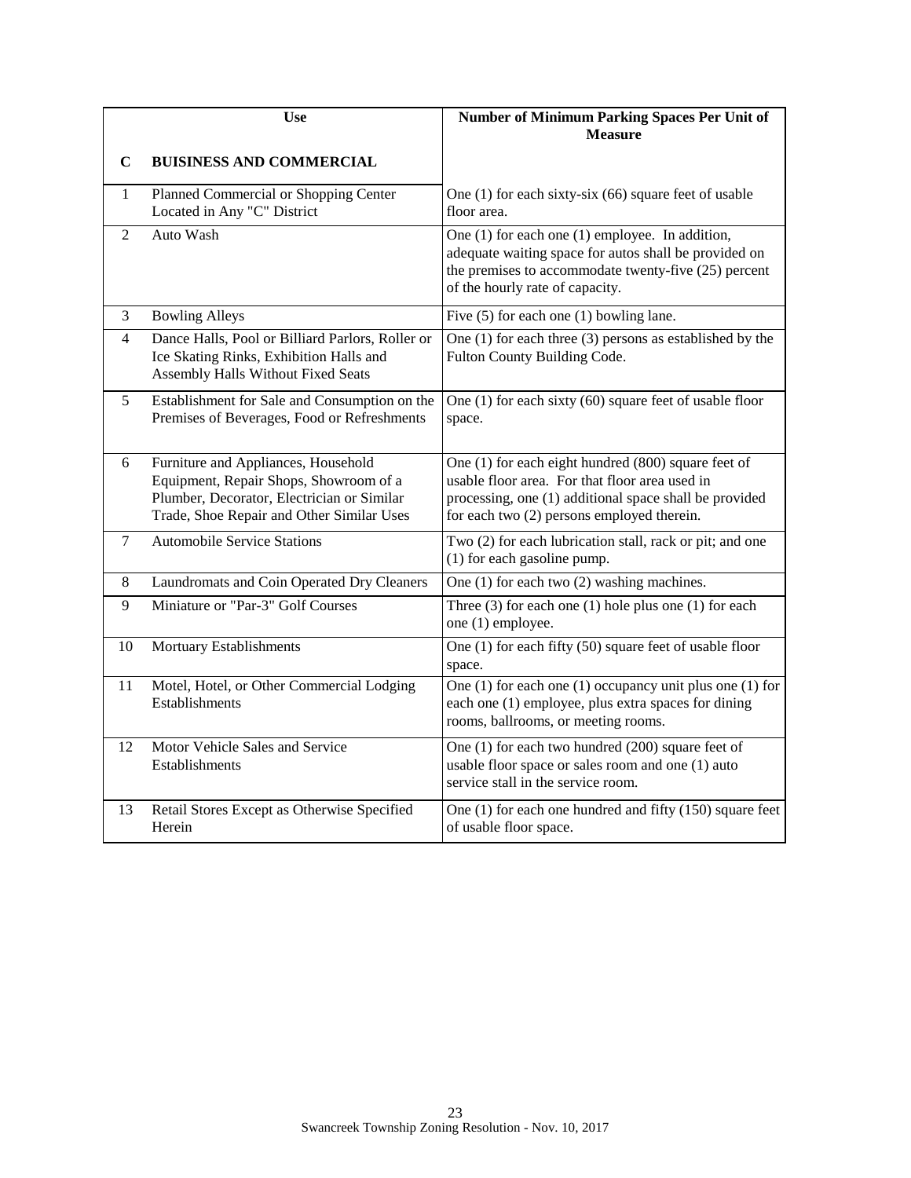| | Use | Number of Minimum Parking Spaces Per Unit of Measure |
|---|---|---|
| **C** | **BUISINESS AND COMMERCIAL** | |
| 1 | Planned Commercial or Shopping Center Located in Any "C" District | One (1) for each sixty-six (66) square feet of usable floor area. |
| 2 | Auto Wash | One (1) for each one (1) employee. In addition, adequate waiting space for autos shall be provided on the premises to accommodate twenty-five (25) percent of the hourly rate of capacity. |
| 3 | Bowling Alleys | Five (5) for each one (1) bowling lane. |
| 4 | Dance Halls, Pool or Billiard Parlors, Roller or Ice Skating Rinks, Exhibition Halls and Assembly Halls Without Fixed Seats | One (1) for each three (3) persons as established by the Fulton County Building Code. |
| 5 | Establishment for Sale and Consumption on the Premises of Beverages, Food or Refreshments | One (1) for each sixty (60) square feet of usable floor space. |
| 6 | Furniture and Appliances, Household Equipment, Repair Shops, Showroom of a Plumber, Decorator, Electrician or Similar Trade, Shoe Repair and Other Similar Uses | One (1) for each eight hundred (800) square feet of usable floor area. For that floor area used in processing, one (1) additional space shall be provided for each two (2) persons employed therein. |
| 7 | Automobile Service Stations | Two (2) for each lubrication stall, rack or pit; and one (1) for each gasoline pump. |
| 8 | Laundromats and Coin Operated Dry Cleaners | One (1) for each two (2) washing machines. |
| 9 | Miniature or "Par-3" Golf Courses | Three (3) for each one (1) hole plus one (1) for each one (1) employee. |
| 10 | Mortuary Establishments | One (1) for each fifty (50) square feet of usable floor space. |
| 11 | Motel, Hotel, or Other Commercial Lodging Establishments | One (1) for each one (1) occupancy unit plus one (1) for each one (1) employee, plus extra spaces for dining rooms, ballrooms, or meeting rooms. |
| 12 | Motor Vehicle Sales and Service Establishments | One (1) for each two hundred (200) square feet of usable floor space or sales room and one (1) auto service stall in the service room. |
| 13 | Retail Stores Except as Otherwise Specified Herein | One (1) for each one hundred and fifty (150) square feet of usable floor space. |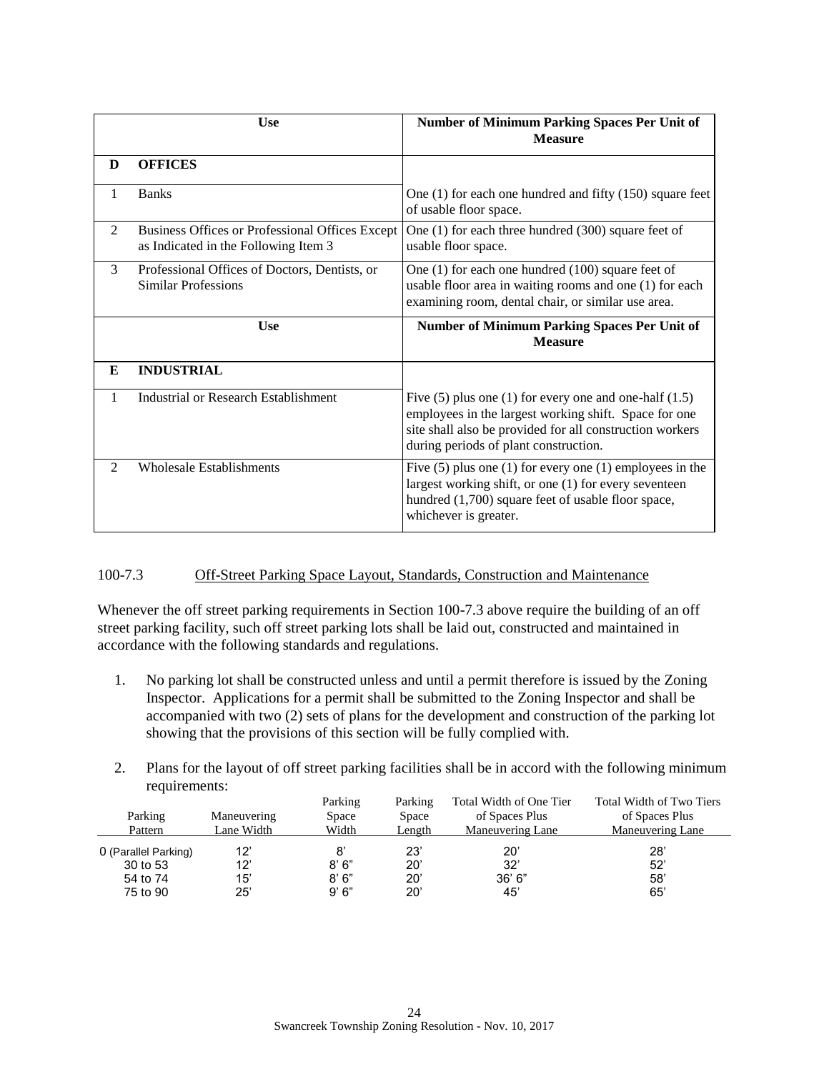| | Use | Number of Minimum Parking Spaces Per Unit of Measure |
|---|---|---|
| **D** | **OFFICES** | |
| 1 | Banks | One (1) for each one hundred and fifty (150) square feet of usable floor space. |
| 2 | Business Offices or Professional Offices Except as Indicated in the Following Item 3 | One (1) for each three hundred (300) square feet of usable floor space. |
| 3 | Professional Offices of Doctors, Dentists, or Similar Professions | One (1) for each one hundred (100) square feet of usable floor area in waiting rooms and one (1) for each examining room, dental chair, or similar use area. |

| | Use | Number of Minimum Parking Spaces Per Unit of Measure |
|---|---|---|
| **E** | **INDUSTRIAL** | |
| 1 | Industrial or Research Establishment | Five (5) plus one (1) for every one and one-half (1.5) employees in the largest working shift. Space for one site shall also be provided for all construction workers during periods of plant construction. |
| 2 | Wholesale Establishments | Five (5) plus one (1) for every one (1) employees in the largest working shift, or one (1) for every seventeen hundred (1,700) square feet of usable floor space, whichever is greater. |

100-7.3 Off-Street Parking Space Layout, Standards, Construction and Maintenance

Whenever the off street parking requirements in Section 100-7.3 above require the building of an off street parking facility, such off street parking lots shall be laid out, constructed and maintained in accordance with the following standards and regulations.

1. No parking lot shall be constructed unless and until a permit therefore is issued by the Zoning Inspector. Applications for a permit shall be submitted to the Zoning Inspector and shall be accompanied with two (2) sets of plans for the development and construction of the parking lot showing that the provisions of this section will be fully complied with.

2. Plans for the layout of off street parking facilities shall be in accord with the following minimum requirements:

| Parking Pattern | Maneuvering Lane Width | Parking Space Width | Parking Space Length | Total Width of One Tier of Spaces Plus Maneuvering Lane | Total Width of Two Tiers of Spaces Plus Maneuvering Lane |
|---|---|---|---|---|---|
| 0 (Parallel Parking) | 12' | 8' | 23' | 20' | 28' |
| 30 to 53 | 12' | 8' 6" | 20' | 32' | 52' |
| 54 to 74 | 15' | 8' 6" | 20' | 36' 6" | 58' |
| 75 to 90 | 25' | 9' 6" | 20' | 45' | 65' |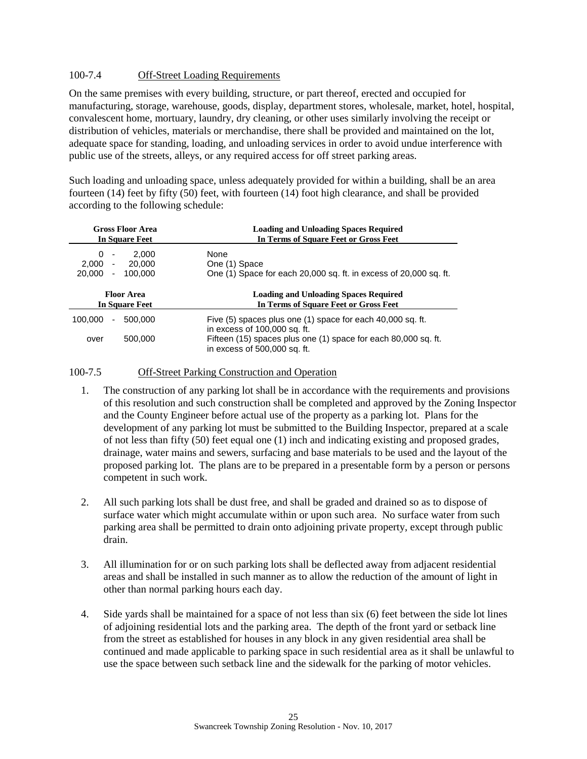### 100-7.4 Off-Street Loading Requirements

On the same premises with every building, structure, or part thereof, erected and occupied for manufacturing, storage, warehouse, goods, display, department stores, wholesale, market, hotel, hospital, convalescent home, mortuary, laundry, dry cleaning, or other uses similarly involving the receipt or distribution of vehicles, materials or merchandise, there shall be provided and maintained on the lot, adequate space for standing, loading, and unloading services in order to avoid undue interference with public use of the streets, alleys, or any required access for off street parking areas.

Such loading and unloading space, unless adequately provided for within a building, shall be an area fourteen (14) feet by fifty (50) feet, with fourteen (14) foot high clearance, and shall be provided according to the following schedule:

| Gross Floor Area In Square Feet | Loading and Unloading Spaces Required In Terms of Square Feet or Gross Feet |
|---|---|
| 0 - 2,000 | None |
| 2,000 - 20,000 | One (1) Space |
| 20,000 - 100,000 | One (1) Space for each 20,000 sq. ft. in excess of 20,000 sq. ft. |
| **Floor Area In Square Feet** | **Loading and Unloading Spaces Required In Terms of Square Feet or Gross Feet** |
| 100,000 - 500,000 | Five (5) spaces plus one (1) space for each 40,000 sq. ft. in excess of 100,000 sq. ft. |
| over 500,000 | Fifteen (15) spaces plus one (1) space for each 80,000 sq. ft. in excess of 500,000 sq. ft. |

### 100-7.5 Off-Street Parking Construction and Operation

1. The construction of any parking lot shall be in accordance with the requirements and provisions of this resolution and such construction shall be completed and approved by the Zoning Inspector and the County Engineer before actual use of the property as a parking lot. Plans for the development of any parking lot must be submitted to the Building Inspector, prepared at a scale of not less than fifty (50) feet equal one (1) inch and indicating existing and proposed grades, drainage, water mains and sewers, surfacing and base materials to be used and the layout of the proposed parking lot. The plans are to be prepared in a presentable form by a person or persons competent in such work.

2. All such parking lots shall be dust free, and shall be graded and drained so as to dispose of surface water which might accumulate within or upon such area. No surface water from such parking area shall be permitted to drain onto adjoining private property, except through public drain.

3. All illumination for or on such parking lots shall be deflected away from adjacent residential areas and shall be installed in such manner as to allow the reduction of the amount of light in other than normal parking hours each day.

4. Side yards shall be maintained for a space of not less than six (6) feet between the side lot lines of adjoining residential lots and the parking area. The depth of the front yard or setback line from the street as established for houses in any block in any given residential area shall be continued and made applicable to parking space in such residential area as it shall be unlawful to use the space between such setback line and the sidewalk for the parking of motor vehicles.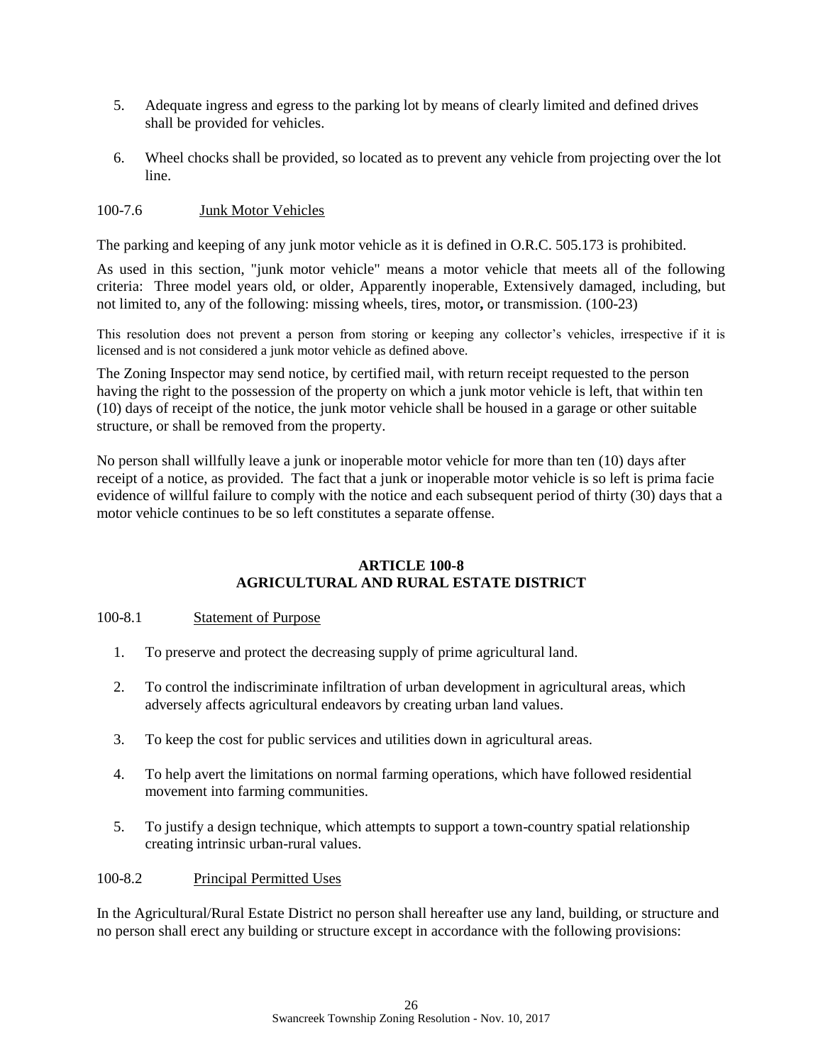5. Adequate ingress and egress to the parking lot by means of clearly limited and defined drives shall be provided for vehicles.

6. Wheel chocks shall be provided, so located as to prevent any vehicle from projecting over the lot line.

100-7.6 Junk Motor Vehicles

The parking and keeping of any junk motor vehicle as it is defined in O.R.C. 505.173 is prohibited.

As used in this section, "junk motor vehicle" means a motor vehicle that meets all of the following criteria: Three model years old, or older, Apparently inoperable, Extensively damaged, including, but not limited to, any of the following: missing wheels, tires, motor**,** or transmission. (100-23)

This resolution does not prevent a person from storing or keeping any collector's vehicles, irrespective if it is licensed and is not considered a junk motor vehicle as defined above.

The Zoning Inspector may send notice, by certified mail, with return receipt requested to the person having the right to the possession of the property on which a junk motor vehicle is left, that within ten (10) days of receipt of the notice, the junk motor vehicle shall be housed in a garage or other suitable structure, or shall be removed from the property.

No person shall willfully leave a junk or inoperable motor vehicle for more than ten (10) days after receipt of a notice, as provided. The fact that a junk or inoperable motor vehicle is so left is prima facie evidence of willful failure to comply with the notice and each subsequent period of thirty (30) days that a motor vehicle continues to be so left constitutes a separate offense.

## ARTICLE 100-8
## AGRICULTURAL AND RURAL ESTATE DISTRICT

100-8.1 Statement of Purpose

1. To preserve and protect the decreasing supply of prime agricultural land.

2. To control the indiscriminate infiltration of urban development in agricultural areas, which adversely affects agricultural endeavors by creating urban land values.

3. To keep the cost for public services and utilities down in agricultural areas.

4. To help avert the limitations on normal farming operations, which have followed residential movement into farming communities.

5. To justify a design technique, which attempts to support a town-country spatial relationship creating intrinsic urban-rural values.

100-8.2 Principal Permitted Uses

In the Agricultural/Rural Estate District no person shall hereafter use any land, building, or structure and no person shall erect any building or structure except in accordance with the following provisions: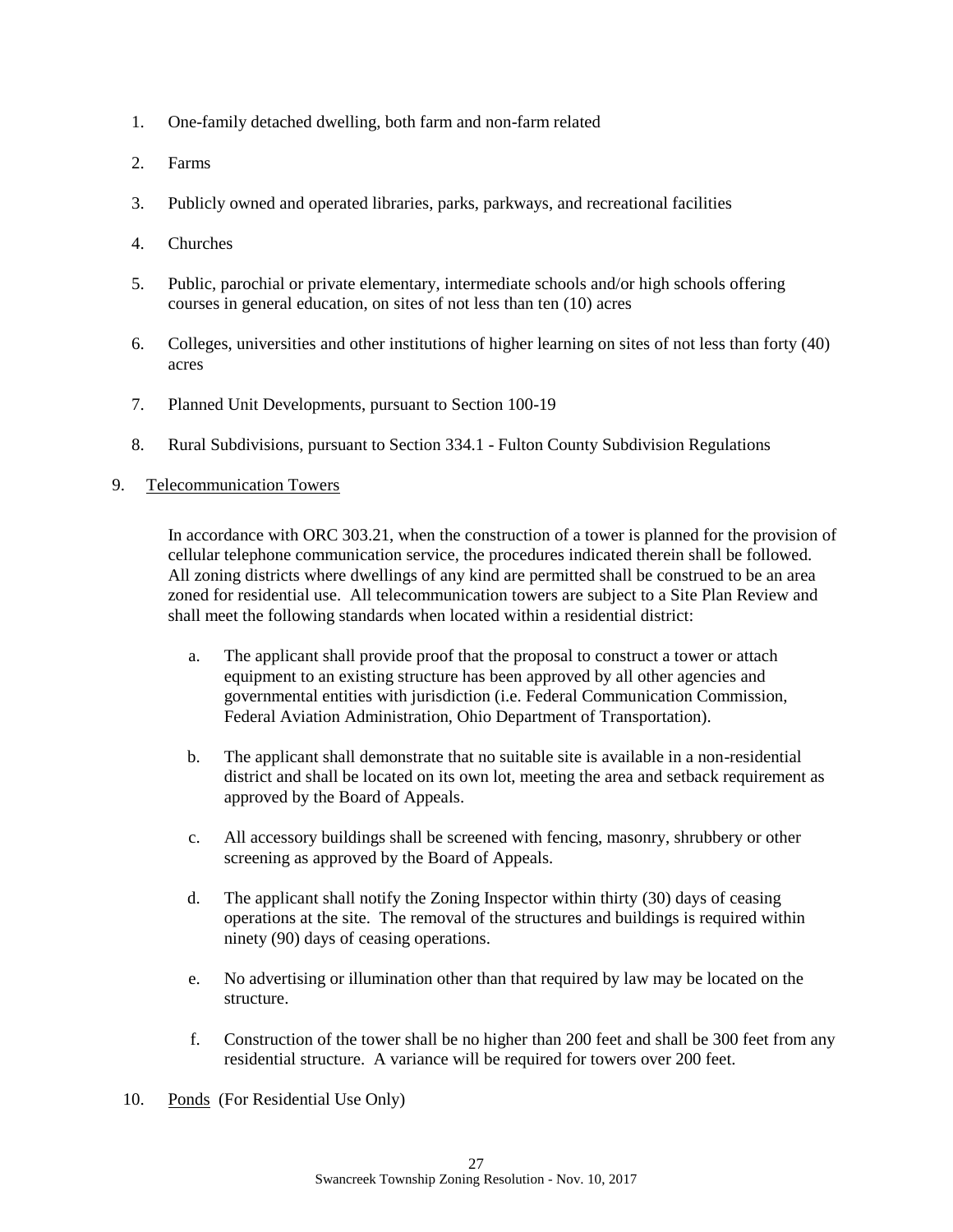1. One-family detached dwelling, both farm and non-farm related
2. Farms
3. Publicly owned and operated libraries, parks, parkways, and recreational facilities
4. Churches
5. Public, parochial or private elementary, intermediate schools and/or high schools offering courses in general education, on sites of not less than ten (10) acres
6. Colleges, universities and other institutions of higher learning on sites of not less than forty (40) acres
7. Planned Unit Developments, pursuant to Section 100-19
8. Rural Subdivisions, pursuant to Section 334.1 - Fulton County Subdivision Regulations
9. Telecommunication Towers

   In accordance with ORC 303.21, when the construction of a tower is planned for the provision of cellular telephone communication service, the procedures indicated therein shall be followed. All zoning districts where dwellings of any kind are permitted shall be construed to be an area zoned for residential use. All telecommunication towers are subject to a Site Plan Review and shall meet the following standards when located within a residential district:

   a. The applicant shall provide proof that the proposal to construct a tower or attach equipment to an existing structure has been approved by all other agencies and governmental entities with jurisdiction (i.e. Federal Communication Commission, Federal Aviation Administration, Ohio Department of Transportation).

   b. The applicant shall demonstrate that no suitable site is available in a non-residential district and shall be located on its own lot, meeting the area and setback requirement as approved by the Board of Appeals.

   c. All accessory buildings shall be screened with fencing, masonry, shrubbery or other screening as approved by the Board of Appeals.

   d. The applicant shall notify the Zoning Inspector within thirty (30) days of ceasing operations at the site. The removal of the structures and buildings is required within ninety (90) days of ceasing operations.

   e. No advertising or illumination other than that required by law may be located on the structure.

   f. Construction of the tower shall be no higher than 200 feet and shall be 300 feet from any residential structure. A variance will be required for towers over 200 feet.

10. Ponds (For Residential Use Only)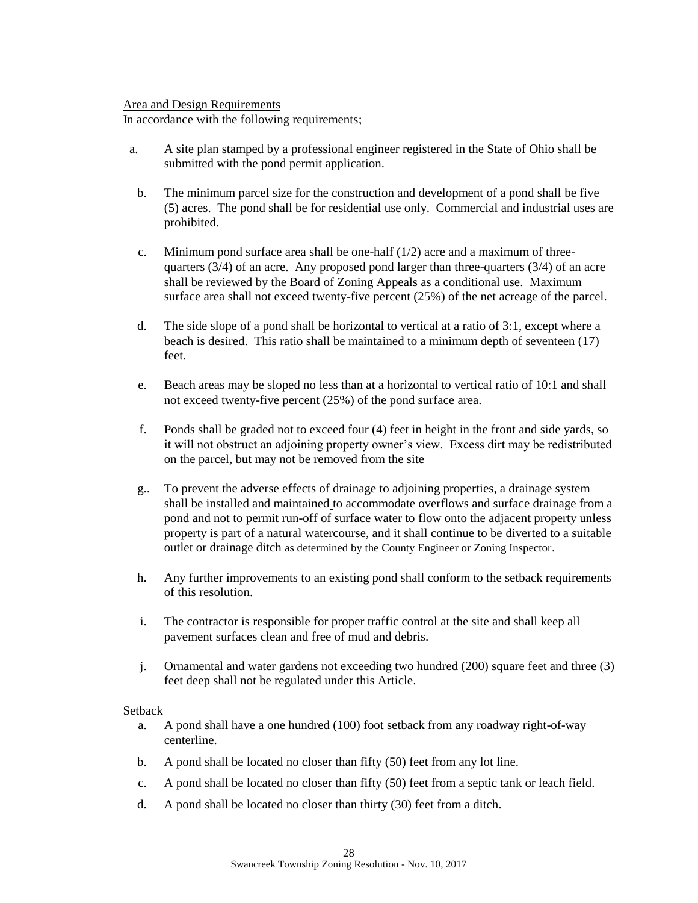Area and Design Requirements

In accordance with the following requirements;

a. A site plan stamped by a professional engineer registered in the State of Ohio shall be submitted with the pond permit application.

b. The minimum parcel size for the construction and development of a pond shall be five (5) acres. The pond shall be for residential use only. Commercial and industrial uses are prohibited.

c. Minimum pond surface area shall be one-half (1/2) acre and a maximum of three-quarters (3/4) of an acre. Any proposed pond larger than three-quarters (3/4) of an acre shall be reviewed by the Board of Zoning Appeals as a conditional use. Maximum surface area shall not exceed twenty-five percent (25%) of the net acreage of the parcel.

d. The side slope of a pond shall be horizontal to vertical at a ratio of 3:1, except where a beach is desired. This ratio shall be maintained to a minimum depth of seventeen (17) feet.

e. Beach areas may be sloped no less than at a horizontal to vertical ratio of 10:1 and shall not exceed twenty-five percent (25%) of the pond surface area.

f. Ponds shall be graded not to exceed four (4) feet in height in the front and side yards, so it will not obstruct an adjoining property owner's view. Excess dirt may be redistributed on the parcel, but may not be removed from the site

g.. To prevent the adverse effects of drainage to adjoining properties, a drainage system shall be installed and maintained to accommodate overflows and surface drainage from a pond and not to permit run-off of surface water to flow onto the adjacent property unless property is part of a natural watercourse, and it shall continue to be diverted to a suitable outlet or drainage ditch as determined by the County Engineer or Zoning Inspector.

h. Any further improvements to an existing pond shall conform to the setback requirements of this resolution.

i. The contractor is responsible for proper traffic control at the site and shall keep all pavement surfaces clean and free of mud and debris.

j. Ornamental and water gardens not exceeding two hundred (200) square feet and three (3) feet deep shall not be regulated under this Article.

Setback

a. A pond shall have a one hundred (100) foot setback from any roadway right-of-way centerline.

b. A pond shall be located no closer than fifty (50) feet from any lot line.

c. A pond shall be located no closer than fifty (50) feet from a septic tank or leach field.

d. A pond shall be located no closer than thirty (30) feet from a ditch.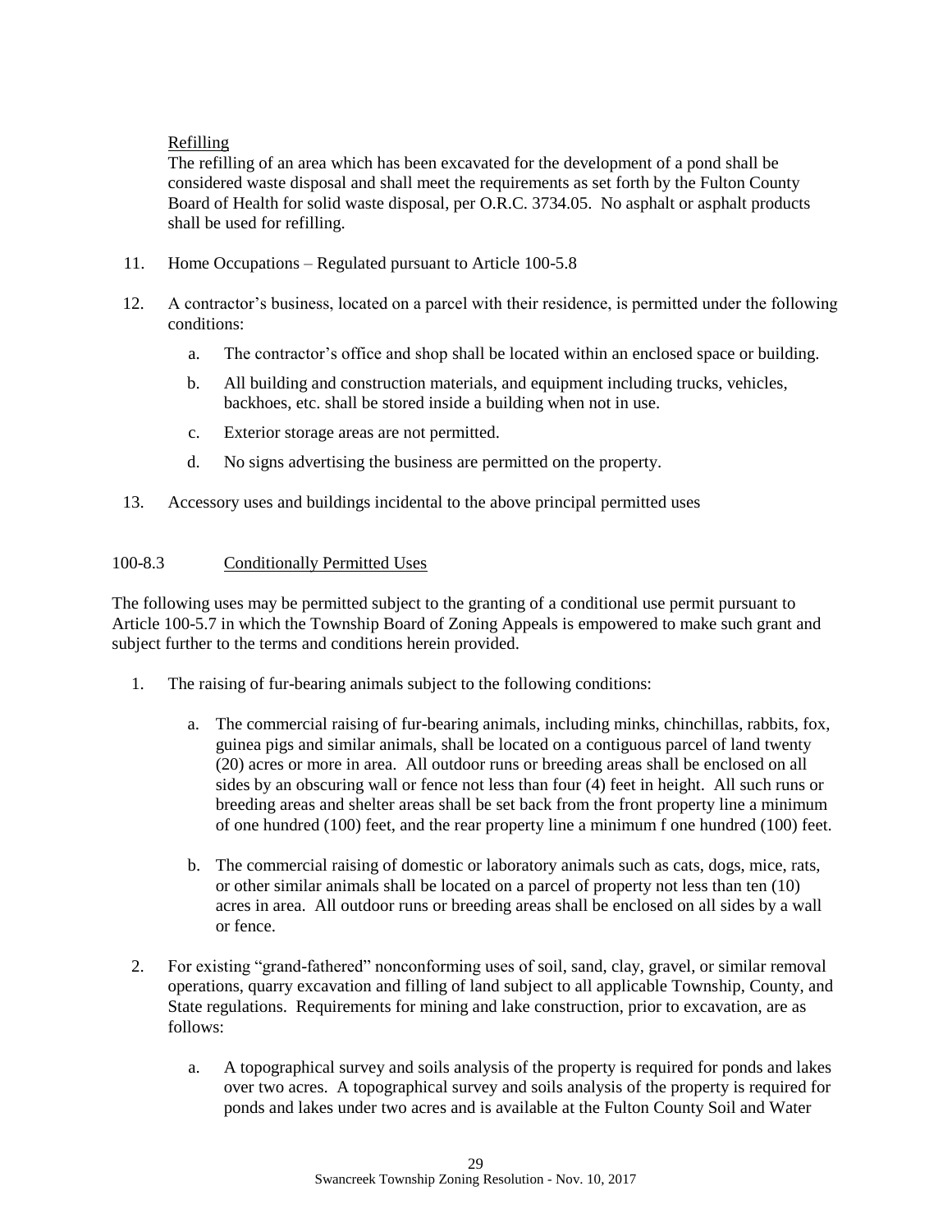Refilling

The refilling of an area which has been excavated for the development of a pond shall be considered waste disposal and shall meet the requirements as set forth by the Fulton County Board of Health for solid waste disposal, per O.R.C. 3734.05. No asphalt or asphalt products shall be used for refilling.

11. Home Occupations – Regulated pursuant to Article 100-5.8

12. A contractor's business, located on a parcel with their residence, is permitted under the following conditions:

    a. The contractor's office and shop shall be located within an enclosed space or building.

    b. All building and construction materials, and equipment including trucks, vehicles, backhoes, etc. shall be stored inside a building when not in use.

    c. Exterior storage areas are not permitted.

    d. No signs advertising the business are permitted on the property.

13. Accessory uses and buildings incidental to the above principal permitted uses

100-8.3 Conditionally Permitted Uses

The following uses may be permitted subject to the granting of a conditional use permit pursuant to Article 100-5.7 in which the Township Board of Zoning Appeals is empowered to make such grant and subject further to the terms and conditions herein provided.

1. The raising of fur-bearing animals subject to the following conditions:

    a. The commercial raising of fur-bearing animals, including minks, chinchillas, rabbits, fox, guinea pigs and similar animals, shall be located on a contiguous parcel of land twenty (20) acres or more in area. All outdoor runs or breeding areas shall be enclosed on all sides by an obscuring wall or fence not less than four (4) feet in height. All such runs or breeding areas and shelter areas shall be set back from the front property line a minimum of one hundred (100) feet, and the rear property line a minimum f one hundred (100) feet.

    b. The commercial raising of domestic or laboratory animals such as cats, dogs, mice, rats, or other similar animals shall be located on a parcel of property not less than ten (10) acres in area. All outdoor runs or breeding areas shall be enclosed on all sides by a wall or fence.

2. For existing "grand-fathered" nonconforming uses of soil, sand, clay, gravel, or similar removal operations, quarry excavation and filling of land subject to all applicable Township, County, and State regulations. Requirements for mining and lake construction, prior to excavation, are as follows:

    a. A topographical survey and soils analysis of the property is required for ponds and lakes over two acres. A topographical survey and soils analysis of the property is required for ponds and lakes under two acres and is available at the Fulton County Soil and Water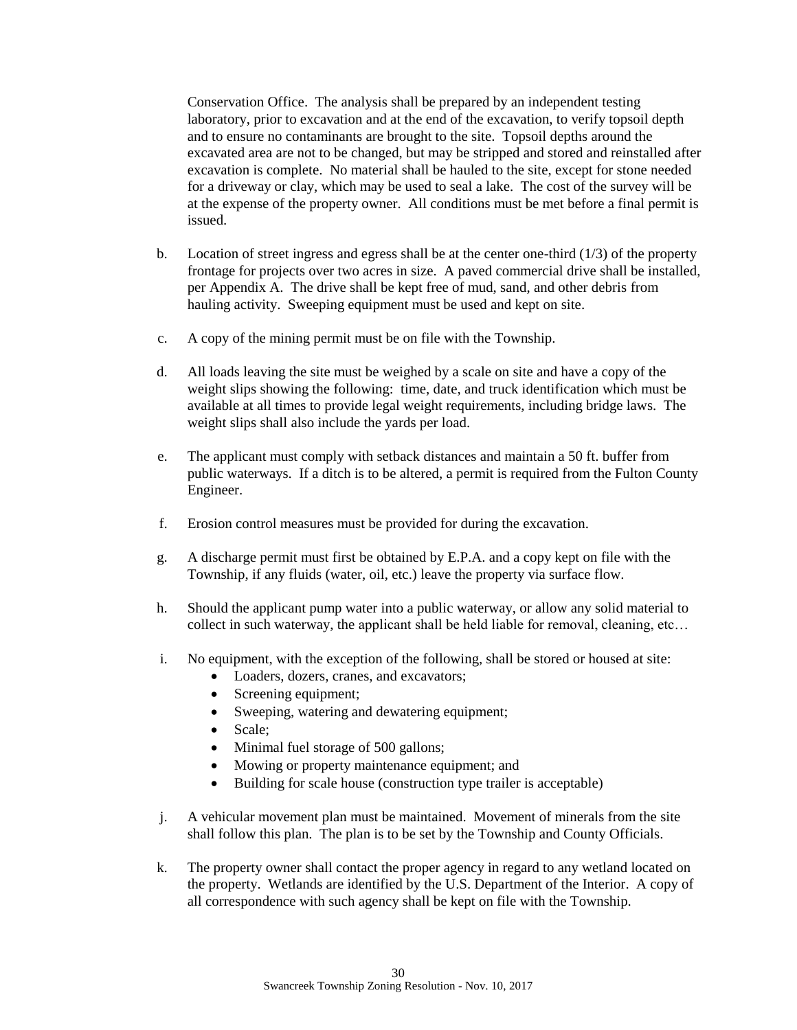Conservation Office. The analysis shall be prepared by an independent testing laboratory, prior to excavation and at the end of the excavation, to verify topsoil depth and to ensure no contaminants are brought to the site. Topsoil depths around the excavated area are not to be changed, but may be stripped and stored and reinstalled after excavation is complete. No material shall be hauled to the site, except for stone needed for a driveway or clay, which may be used to seal a lake. The cost of the survey will be at the expense of the property owner. All conditions must be met before a final permit is issued.

b. Location of street ingress and egress shall be at the center one-third (1/3) of the property frontage for projects over two acres in size. A paved commercial drive shall be installed, per Appendix A. The drive shall be kept free of mud, sand, and other debris from hauling activity. Sweeping equipment must be used and kept on site.

c. A copy of the mining permit must be on file with the Township.

d. All loads leaving the site must be weighed by a scale on site and have a copy of the weight slips showing the following: time, date, and truck identification which must be available at all times to provide legal weight requirements, including bridge laws. The weight slips shall also include the yards per load.

e. The applicant must comply with setback distances and maintain a 50 ft. buffer from public waterways. If a ditch is to be altered, a permit is required from the Fulton County Engineer.

f. Erosion control measures must be provided for during the excavation.

g. A discharge permit must first be obtained by E.P.A. and a copy kept on file with the Township, if any fluids (water, oil, etc.) leave the property via surface flow.

h. Should the applicant pump water into a public waterway, or allow any solid material to collect in such waterway, the applicant shall be held liable for removal, cleaning, etc…

i. No equipment, with the exception of the following, shall be stored or housed at site:
   - Loaders, dozers, cranes, and excavators;
   - Screening equipment;
   - Sweeping, watering and dewatering equipment;
   - Scale;
   - Minimal fuel storage of 500 gallons;
   - Mowing or property maintenance equipment; and
   - Building for scale house (construction type trailer is acceptable)

j. A vehicular movement plan must be maintained. Movement of minerals from the site shall follow this plan. The plan is to be set by the Township and County Officials.

k. The property owner shall contact the proper agency in regard to any wetland located on the property. Wetlands are identified by the U.S. Department of the Interior. A copy of all correspondence with such agency shall be kept on file with the Township.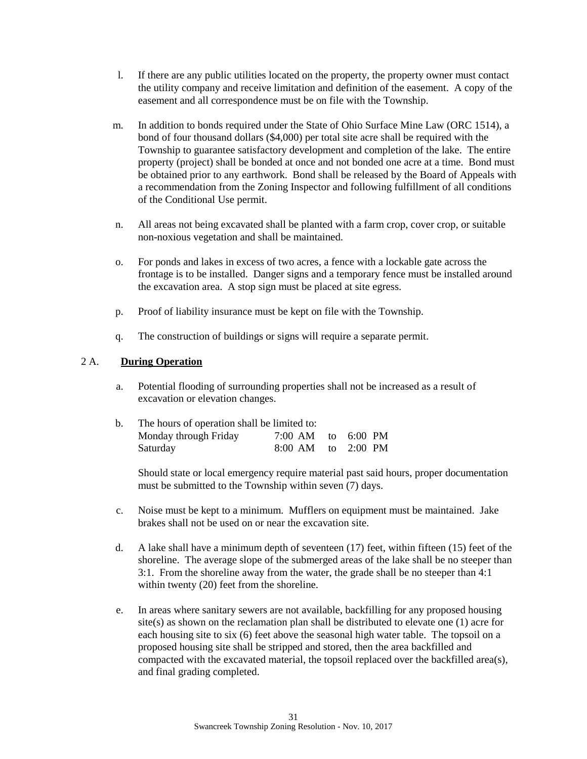l. If there are any public utilities located on the property, the property owner must contact the utility company and receive limitation and definition of the easement. A copy of the easement and all correspondence must be on file with the Township.

m. In addition to bonds required under the State of Ohio Surface Mine Law (ORC 1514), a bond of four thousand dollars ($4,000) per total site acre shall be required with the Township to guarantee satisfactory development and completion of the lake. The entire property (project) shall be bonded at once and not bonded one acre at a time. Bond must be obtained prior to any earthwork. Bond shall be released by the Board of Appeals with a recommendation from the Zoning Inspector and following fulfillment of all conditions of the Conditional Use permit.

n. All areas not being excavated shall be planted with a farm crop, cover crop, or suitable non-noxious vegetation and shall be maintained.

o. For ponds and lakes in excess of two acres, a fence with a lockable gate across the frontage is to be installed. Danger signs and a temporary fence must be installed around the excavation area. A stop sign must be placed at site egress.

p. Proof of liability insurance must be kept on file with the Township.

q. The construction of buildings or signs will require a separate permit.

## 2 A. **During Operation**

a. Potential flooding of surrounding properties shall not be increased as a result of excavation or elevation changes.

b. The hours of operation shall be limited to:

| | | | |
|---|---|---|---|
| Monday through Friday | 7:00 AM | to | 6:00 PM |
| Saturday | 8:00 AM | to | 2:00 PM |

Should state or local emergency require material past said hours, proper documentation must be submitted to the Township within seven (7) days.

c. Noise must be kept to a minimum. Mufflers on equipment must be maintained. Jake brakes shall not be used on or near the excavation site.

d. A lake shall have a minimum depth of seventeen (17) feet, within fifteen (15) feet of the shoreline. The average slope of the submerged areas of the lake shall be no steeper than 3:1. From the shoreline away from the water, the grade shall be no steeper than 4:1 within twenty (20) feet from the shoreline.

e. In areas where sanitary sewers are not available, backfilling for any proposed housing site(s) as shown on the reclamation plan shall be distributed to elevate one (1) acre for each housing site to six (6) feet above the seasonal high water table. The topsoil on a proposed housing site shall be stripped and stored, then the area backfilled and compacted with the excavated material, the topsoil replaced over the backfilled area(s), and final grading completed.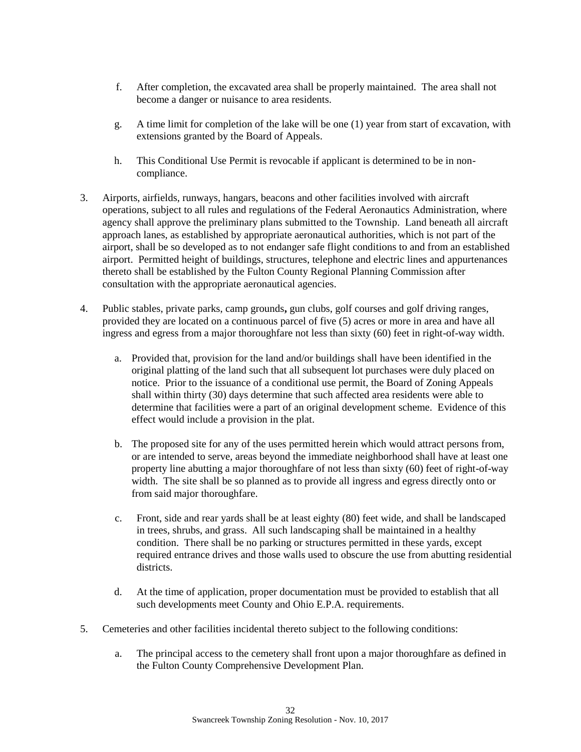f. After completion, the excavated area shall be properly maintained. The area shall not become a danger or nuisance to area residents.

g. A time limit for completion of the lake will be one (1) year from start of excavation, with extensions granted by the Board of Appeals.

h. This Conditional Use Permit is revocable if applicant is determined to be in non-compliance.

3. Airports, airfields, runways, hangars, beacons and other facilities involved with aircraft operations, subject to all rules and regulations of the Federal Aeronautics Administration, where agency shall approve the preliminary plans submitted to the Township. Land beneath all aircraft approach lanes, as established by appropriate aeronautical authorities, which is not part of the airport, shall be so developed as to not endanger safe flight conditions to and from an established airport. Permitted height of buildings, structures, telephone and electric lines and appurtenances thereto shall be established by the Fulton County Regional Planning Commission after consultation with the appropriate aeronautical agencies.

4. Public stables, private parks, camp grounds**,** gun clubs, golf courses and golf driving ranges, provided they are located on a continuous parcel of five (5) acres or more in area and have all ingress and egress from a major thoroughfare not less than sixty (60) feet in right-of-way width.

   a. Provided that, provision for the land and/or buildings shall have been identified in the original platting of the land such that all subsequent lot purchases were duly placed on notice. Prior to the issuance of a conditional use permit, the Board of Zoning Appeals shall within thirty (30) days determine that such affected area residents were able to determine that facilities were a part of an original development scheme. Evidence of this effect would include a provision in the plat.

   b. The proposed site for any of the uses permitted herein which would attract persons from, or are intended to serve, areas beyond the immediate neighborhood shall have at least one property line abutting a major thoroughfare of not less than sixty (60) feet of right-of-way width. The site shall be so planned as to provide all ingress and egress directly onto or from said major thoroughfare.

   c. Front, side and rear yards shall be at least eighty (80) feet wide, and shall be landscaped in trees, shrubs, and grass. All such landscaping shall be maintained in a healthy condition. There shall be no parking or structures permitted in these yards, except required entrance drives and those walls used to obscure the use from abutting residential districts.

   d. At the time of application, proper documentation must be provided to establish that all such developments meet County and Ohio E.P.A. requirements.

5. Cemeteries and other facilities incidental thereto subject to the following conditions:

   a. The principal access to the cemetery shall front upon a major thoroughfare as defined in the Fulton County Comprehensive Development Plan.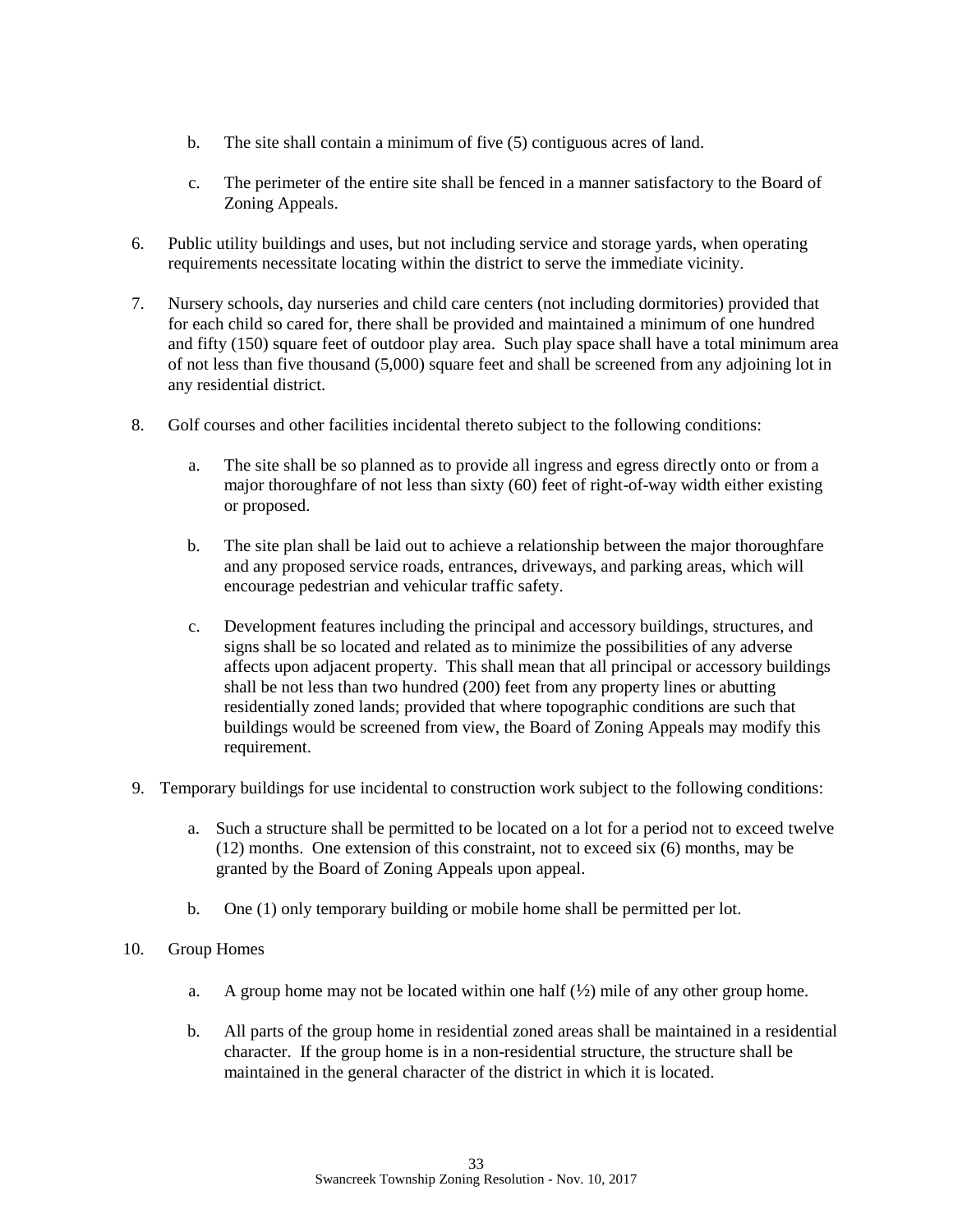b. The site shall contain a minimum of five (5) contiguous acres of land.

c. The perimeter of the entire site shall be fenced in a manner satisfactory to the Board of Zoning Appeals.

6. Public utility buildings and uses, but not including service and storage yards, when operating requirements necessitate locating within the district to serve the immediate vicinity.

7. Nursery schools, day nurseries and child care centers (not including dormitories) provided that for each child so cared for, there shall be provided and maintained a minimum of one hundred and fifty (150) square feet of outdoor play area. Such play space shall have a total minimum area of not less than five thousand (5,000) square feet and shall be screened from any adjoining lot in any residential district.

8. Golf courses and other facilities incidental thereto subject to the following conditions:

   a. The site shall be so planned as to provide all ingress and egress directly onto or from a major thoroughfare of not less than sixty (60) feet of right-of-way width either existing or proposed.

   b. The site plan shall be laid out to achieve a relationship between the major thoroughfare and any proposed service roads, entrances, driveways, and parking areas, which will encourage pedestrian and vehicular traffic safety.

   c. Development features including the principal and accessory buildings, structures, and signs shall be so located and related as to minimize the possibilities of any adverse affects upon adjacent property. This shall mean that all principal or accessory buildings shall be not less than two hundred (200) feet from any property lines or abutting residentially zoned lands; provided that where topographic conditions are such that buildings would be screened from view, the Board of Zoning Appeals may modify this requirement.

9. Temporary buildings for use incidental to construction work subject to the following conditions:

   a. Such a structure shall be permitted to be located on a lot for a period not to exceed twelve (12) months. One extension of this constraint, not to exceed six (6) months, may be granted by the Board of Zoning Appeals upon appeal.

   b. One (1) only temporary building or mobile home shall be permitted per lot.

10. Group Homes

   a. A group home may not be located within one half (½) mile of any other group home.

   b. All parts of the group home in residential zoned areas shall be maintained in a residential character. If the group home is in a non-residential structure, the structure shall be maintained in the general character of the district in which it is located.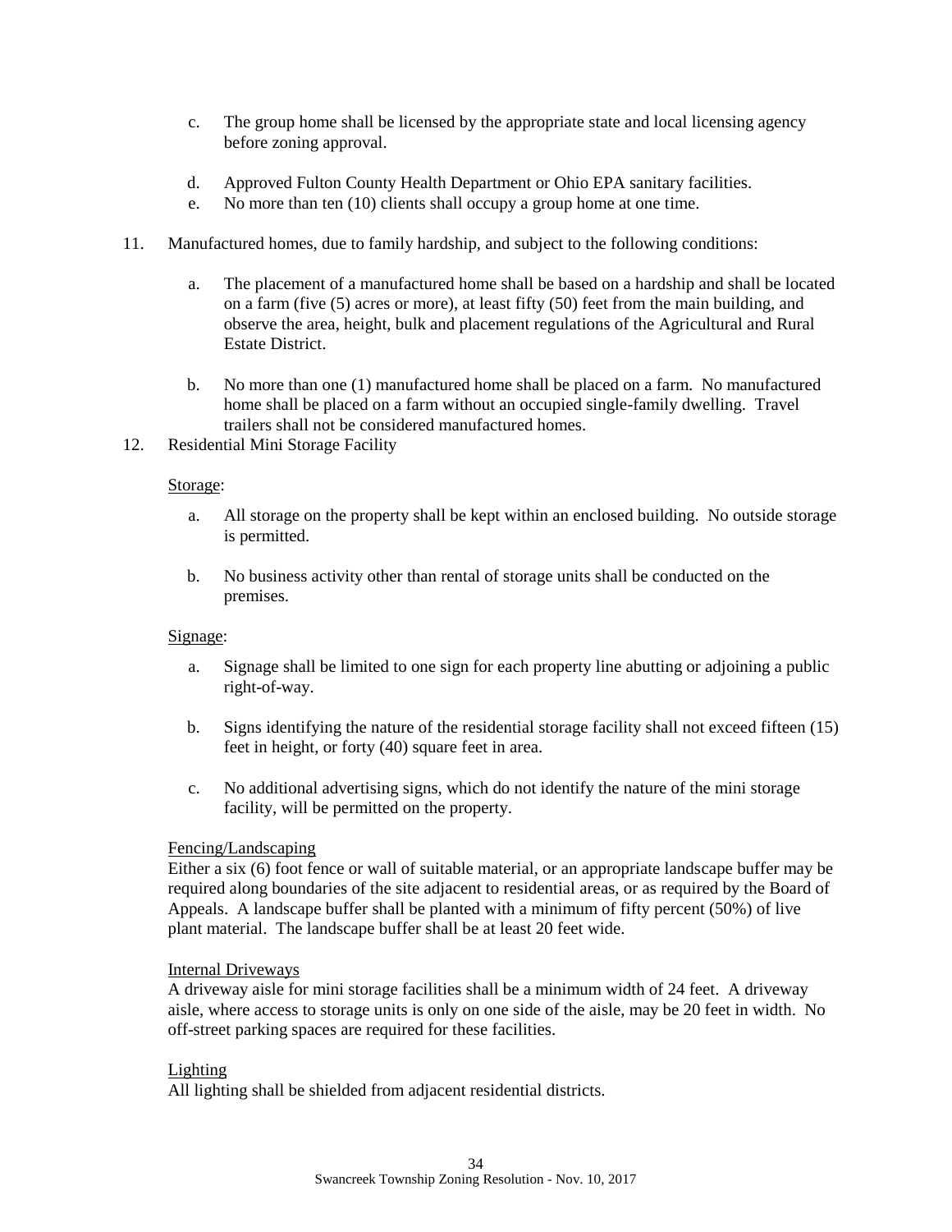c. The group home shall be licensed by the appropriate state and local licensing agency before zoning approval.

d. Approved Fulton County Health Department or Ohio EPA sanitary facilities.

e. No more than ten (10) clients shall occupy a group home at one time.

11. Manufactured homes, due to family hardship, and subject to the following conditions:

    a. The placement of a manufactured home shall be based on a hardship and shall be located on a farm (five (5) acres or more), at least fifty (50) feet from the main building, and observe the area, height, bulk and placement regulations of the Agricultural and Rural Estate District.

    b. No more than one (1) manufactured home shall be placed on a farm. No manufactured home shall be placed on a farm without an occupied single-family dwelling. Travel trailers shall not be considered manufactured homes.

12. Residential Mini Storage Facility

    <u>Storage</u>:

    a. All storage on the property shall be kept within an enclosed building. No outside storage is permitted.

    b. No business activity other than rental of storage units shall be conducted on the premises.

    <u>Signage</u>:

    a. Signage shall be limited to one sign for each property line abutting or adjoining a public right-of-way.

    b. Signs identifying the nature of the residential storage facility shall not exceed fifteen (15) feet in height, or forty (40) square feet in area.

    c. No additional advertising signs, which do not identify the nature of the mini storage facility, will be permitted on the property.

    <u>Fencing/Landscaping</u>

    Either a six (6) foot fence or wall of suitable material, or an appropriate landscape buffer may be required along boundaries of the site adjacent to residential areas, or as required by the Board of Appeals. A landscape buffer shall be planted with a minimum of fifty percent (50%) of live plant material. The landscape buffer shall be at least 20 feet wide.

    <u>Internal Driveways</u>

    A driveway aisle for mini storage facilities shall be a minimum width of 24 feet. A driveway aisle, where access to storage units is only on one side of the aisle, may be 20 feet in width. No off-street parking spaces are required for these facilities.

    <u>Lighting</u>

    All lighting shall be shielded from adjacent residential districts.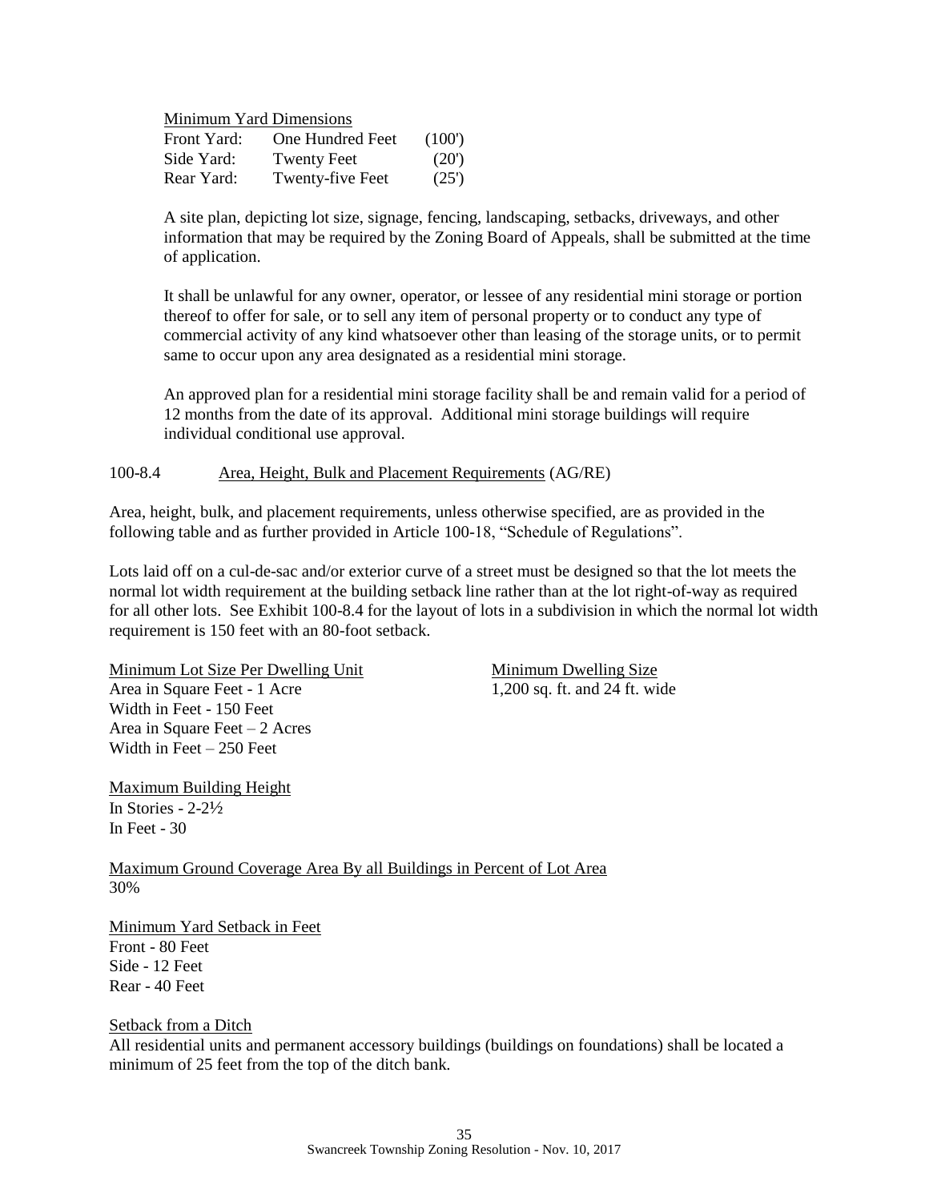Minimum Yard Dimensions

| | | |
|---|---|---|
| Front Yard: | One Hundred Feet | (100') |
| Side Yard: | Twenty Feet | (20') |
| Rear Yard: | Twenty-five Feet | (25') |

A site plan, depicting lot size, signage, fencing, landscaping, setbacks, driveways, and other information that may be required by the Zoning Board of Appeals, shall be submitted at the time of application.

It shall be unlawful for any owner, operator, or lessee of any residential mini storage or portion thereof to offer for sale, or to sell any item of personal property or to conduct any type of commercial activity of any kind whatsoever other than leasing of the storage units, or to permit same to occur upon any area designated as a residential mini storage.

An approved plan for a residential mini storage facility shall be and remain valid for a period of 12 months from the date of its approval. Additional mini storage buildings will require individual conditional use approval.

100-8.4 Area, Height, Bulk and Placement Requirements (AG/RE)

Area, height, bulk, and placement requirements, unless otherwise specified, are as provided in the following table and as further provided in Article 100-18, "Schedule of Regulations".

Lots laid off on a cul-de-sac and/or exterior curve of a street must be designed so that the lot meets the normal lot width requirement at the building setback line rather than at the lot right-of-way as required for all other lots. See Exhibit 100-8.4 for the layout of lots in a subdivision in which the normal lot width requirement is 150 feet with an 80-foot setback.

Minimum Lot Size Per Dwelling Unit
Area in Square Feet - 1 Acre
Width in Feet - 150 Feet
Area in Square Feet – 2 Acres
Width in Feet – 250 Feet

Minimum Dwelling Size
1,200 sq. ft. and 24 ft. wide

Maximum Building Height
In Stories - 2-2½
In Feet - 30

Maximum Ground Coverage Area By all Buildings in Percent of Lot Area
30%

Minimum Yard Setback in Feet
Front - 80 Feet
Side - 12 Feet
Rear - 40 Feet

Setback from a Ditch
All residential units and permanent accessory buildings (buildings on foundations) shall be located a minimum of 25 feet from the top of the ditch bank.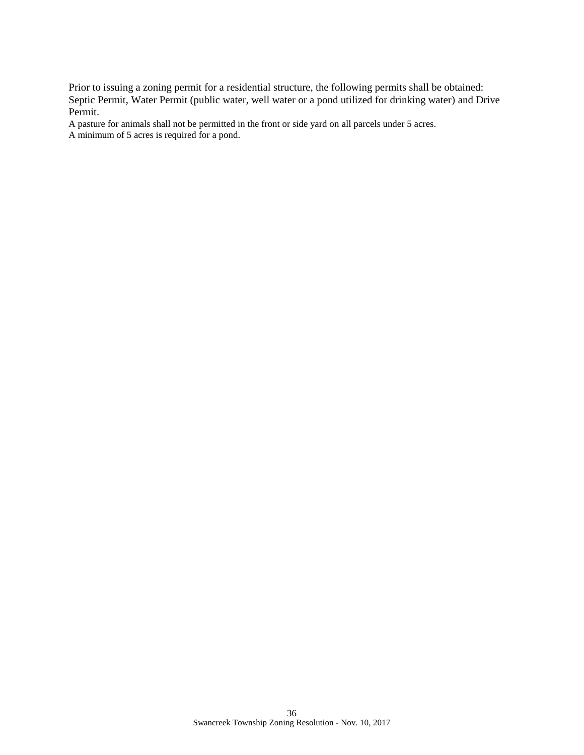Prior to issuing a zoning permit for a residential structure, the following permits shall be obtained: Septic Permit, Water Permit (public water, well water or a pond utilized for drinking water) and Drive Permit.

A pasture for animals shall not be permitted in the front or side yard on all parcels under 5 acres.

A minimum of 5 acres is required for a pond.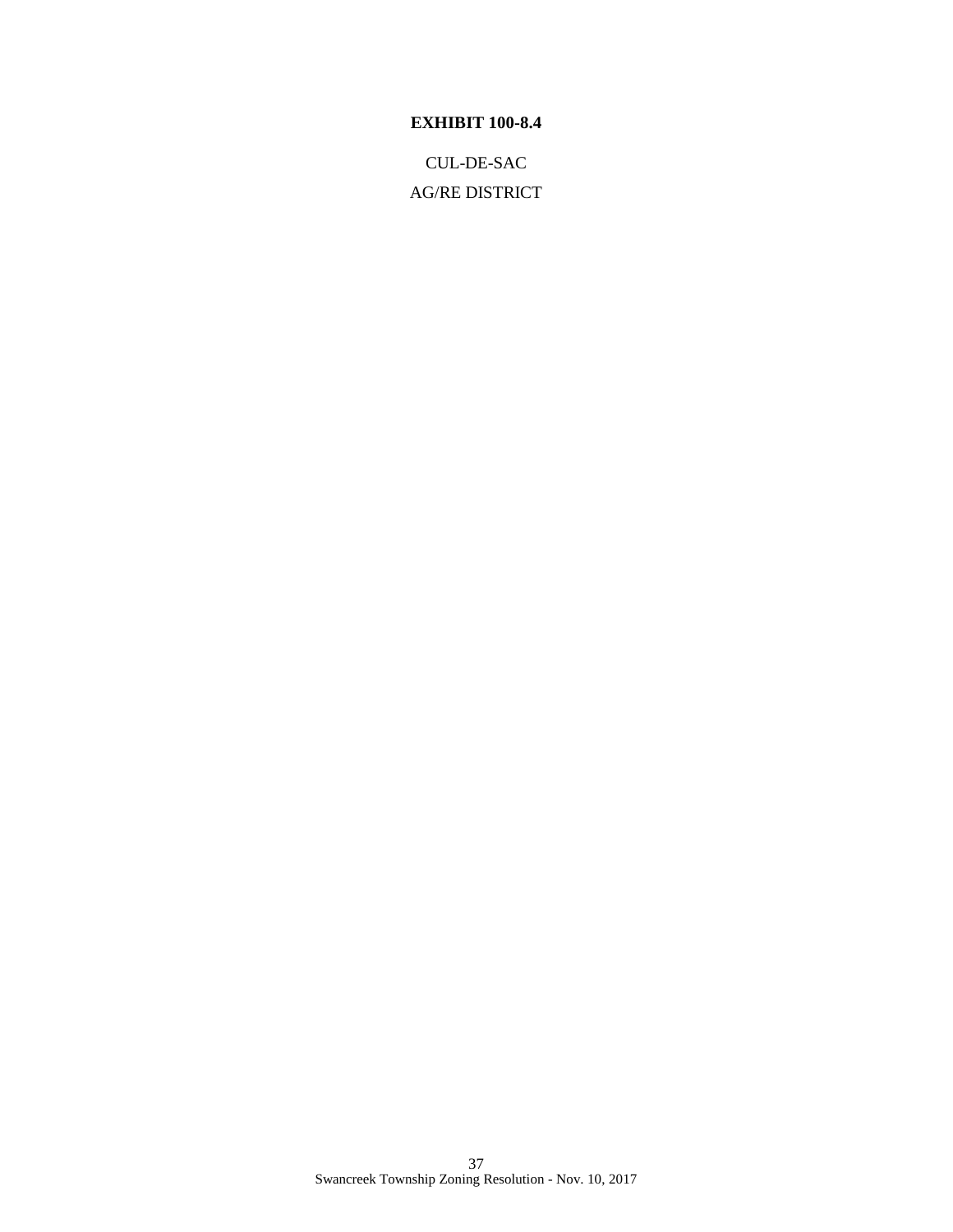**EXHIBIT 100-8.4**

CUL-DE-SAC

AG/RE DISTRICT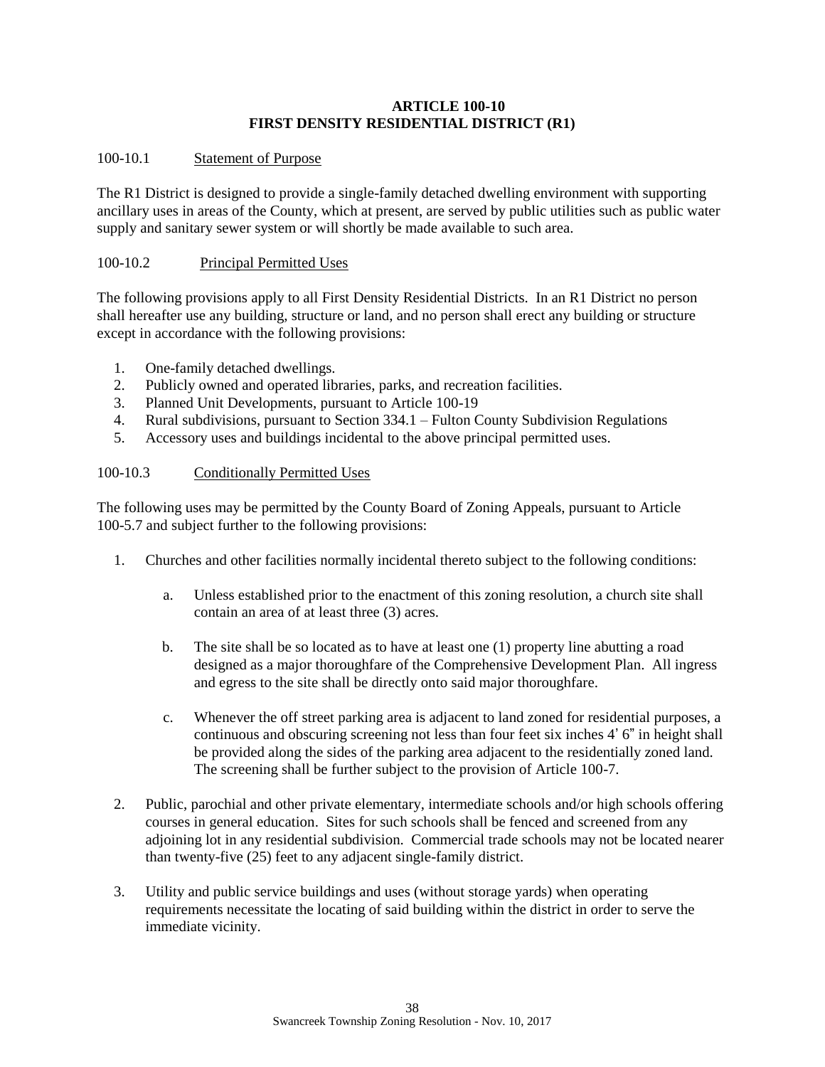# ARTICLE 100-10
# FIRST DENSITY RESIDENTIAL DISTRICT (R1)

100-10.1 Statement of Purpose

The R1 District is designed to provide a single-family detached dwelling environment with supporting ancillary uses in areas of the County, which at present, are served by public utilities such as public water supply and sanitary sewer system or will shortly be made available to such area.

100-10.2 Principal Permitted Uses

The following provisions apply to all First Density Residential Districts. In an R1 District no person shall hereafter use any building, structure or land, and no person shall erect any building or structure except in accordance with the following provisions:

1. One-family detached dwellings.
2. Publicly owned and operated libraries, parks, and recreation facilities.
3. Planned Unit Developments, pursuant to Article 100-19
4. Rural subdivisions, pursuant to Section 334.1 – Fulton County Subdivision Regulations
5. Accessory uses and buildings incidental to the above principal permitted uses.

100-10.3 Conditionally Permitted Uses

The following uses may be permitted by the County Board of Zoning Appeals, pursuant to Article 100-5.7 and subject further to the following provisions:

1. Churches and other facilities normally incidental thereto subject to the following conditions:

   a. Unless established prior to the enactment of this zoning resolution, a church site shall contain an area of at least three (3) acres.

   b. The site shall be so located as to have at least one (1) property line abutting a road designed as a major thoroughfare of the Comprehensive Development Plan. All ingress and egress to the site shall be directly onto said major thoroughfare.

   c. Whenever the off street parking area is adjacent to land zoned for residential purposes, a continuous and obscuring screening not less than four feet six inches 4' 6" in height shall be provided along the sides of the parking area adjacent to the residentially zoned land. The screening shall be further subject to the provision of Article 100-7.

2. Public, parochial and other private elementary, intermediate schools and/or high schools offering courses in general education. Sites for such schools shall be fenced and screened from any adjoining lot in any residential subdivision. Commercial trade schools may not be located nearer than twenty-five (25) feet to any adjacent single-family district.

3. Utility and public service buildings and uses (without storage yards) when operating requirements necessitate the locating of said building within the district in order to serve the immediate vicinity.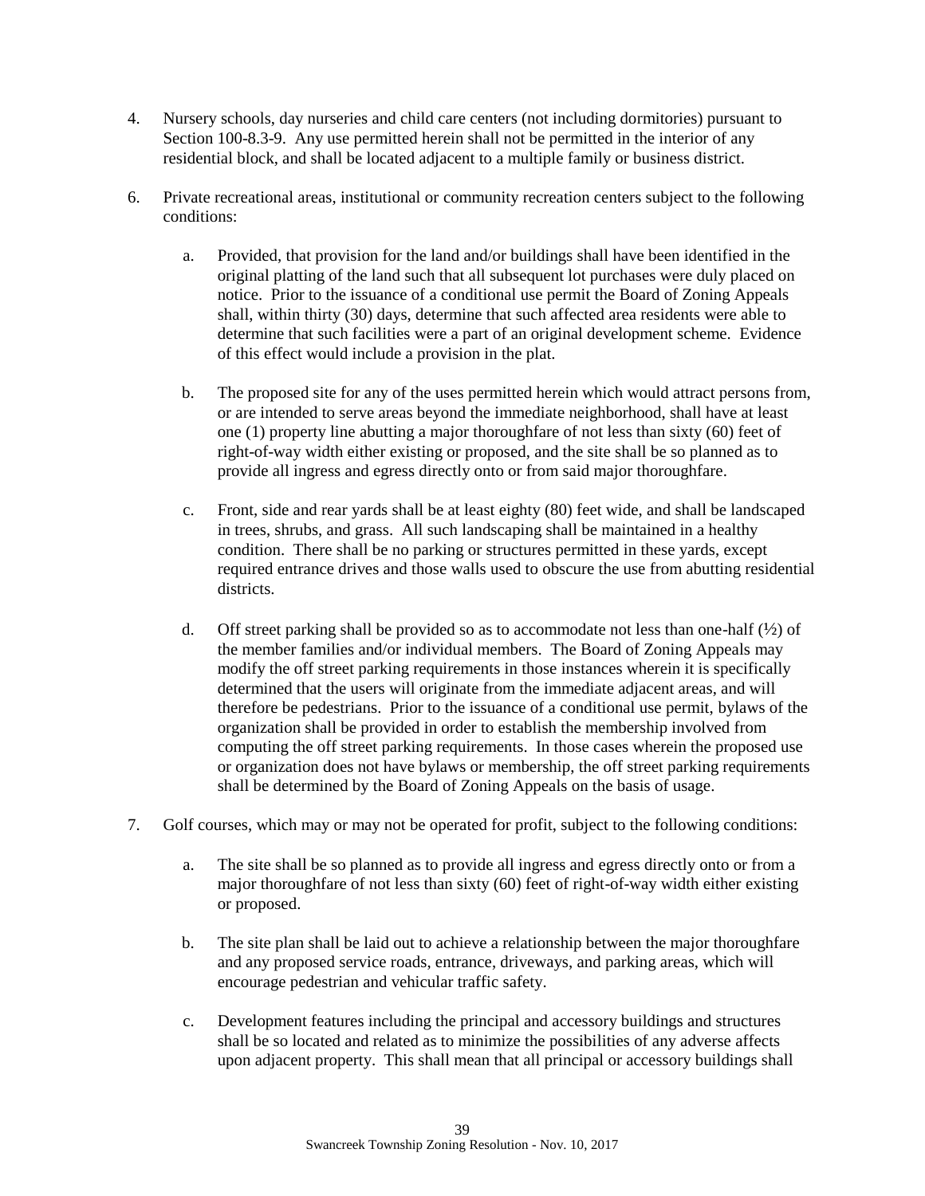4. Nursery schools, day nurseries and child care centers (not including dormitories) pursuant to Section 100-8.3-9. Any use permitted herein shall not be permitted in the interior of any residential block, and shall be located adjacent to a multiple family or business district.

6. Private recreational areas, institutional or community recreation centers subject to the following conditions:

   a. Provided, that provision for the land and/or buildings shall have been identified in the original platting of the land such that all subsequent lot purchases were duly placed on notice. Prior to the issuance of a conditional use permit the Board of Zoning Appeals shall, within thirty (30) days, determine that such affected area residents were able to determine that such facilities were a part of an original development scheme. Evidence of this effect would include a provision in the plat.

   b. The proposed site for any of the uses permitted herein which would attract persons from, or are intended to serve areas beyond the immediate neighborhood, shall have at least one (1) property line abutting a major thoroughfare of not less than sixty (60) feet of right-of-way width either existing or proposed, and the site shall be so planned as to provide all ingress and egress directly onto or from said major thoroughfare.

   c. Front, side and rear yards shall be at least eighty (80) feet wide, and shall be landscaped in trees, shrubs, and grass. All such landscaping shall be maintained in a healthy condition. There shall be no parking or structures permitted in these yards, except required entrance drives and those walls used to obscure the use from abutting residential districts.

   d. Off street parking shall be provided so as to accommodate not less than one-half (½) of the member families and/or individual members. The Board of Zoning Appeals may modify the off street parking requirements in those instances wherein it is specifically determined that the users will originate from the immediate adjacent areas, and will therefore be pedestrians. Prior to the issuance of a conditional use permit, bylaws of the organization shall be provided in order to establish the membership involved from computing the off street parking requirements. In those cases wherein the proposed use or organization does not have bylaws or membership, the off street parking requirements shall be determined by the Board of Zoning Appeals on the basis of usage.

7. Golf courses, which may or may not be operated for profit, subject to the following conditions:

   a. The site shall be so planned as to provide all ingress and egress directly onto or from a major thoroughfare of not less than sixty (60) feet of right-of-way width either existing or proposed.

   b. The site plan shall be laid out to achieve a relationship between the major thoroughfare and any proposed service roads, entrance, driveways, and parking areas, which will encourage pedestrian and vehicular traffic safety.

   c. Development features including the principal and accessory buildings and structures shall be so located and related as to minimize the possibilities of any adverse affects upon adjacent property. This shall mean that all principal or accessory buildings shall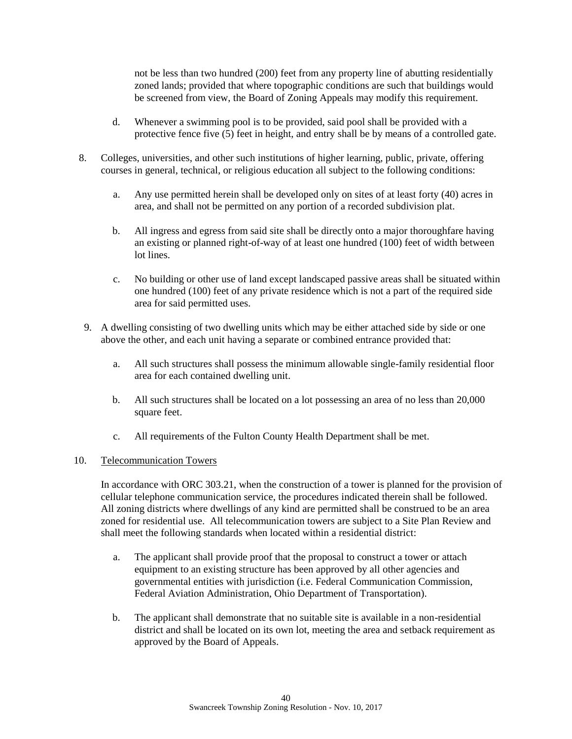not be less than two hundred (200) feet from any property line of abutting residentially zoned lands; provided that where topographic conditions are such that buildings would be screened from view, the Board of Zoning Appeals may modify this requirement.

d. Whenever a swimming pool is to be provided, said pool shall be provided with a protective fence five (5) feet in height, and entry shall be by means of a controlled gate.

8. Colleges, universities, and other such institutions of higher learning, public, private, offering courses in general, technical, or religious education all subject to the following conditions:

   a. Any use permitted herein shall be developed only on sites of at least forty (40) acres in area, and shall not be permitted on any portion of a recorded subdivision plat.

   b. All ingress and egress from said site shall be directly onto a major thoroughfare having an existing or planned right-of-way of at least one hundred (100) feet of width between lot lines.

   c. No building or other use of land except landscaped passive areas shall be situated within one hundred (100) feet of any private residence which is not a part of the required side area for said permitted uses.

9. A dwelling consisting of two dwelling units which may be either attached side by side or one above the other, and each unit having a separate or combined entrance provided that:

   a. All such structures shall possess the minimum allowable single-family residential floor area for each contained dwelling unit.

   b. All such structures shall be located on a lot possessing an area of no less than 20,000 square feet.

   c. All requirements of the Fulton County Health Department shall be met.

10. <u>Telecommunication Towers</u>

    In accordance with ORC 303.21, when the construction of a tower is planned for the provision of cellular telephone communication service, the procedures indicated therein shall be followed. All zoning districts where dwellings of any kind are permitted shall be construed to be an area zoned for residential use. All telecommunication towers are subject to a Site Plan Review and shall meet the following standards when located within a residential district:

    a. The applicant shall provide proof that the proposal to construct a tower or attach equipment to an existing structure has been approved by all other agencies and governmental entities with jurisdiction (i.e. Federal Communication Commission, Federal Aviation Administration, Ohio Department of Transportation).

    b. The applicant shall demonstrate that no suitable site is available in a non-residential district and shall be located on its own lot, meeting the area and setback requirement as approved by the Board of Appeals.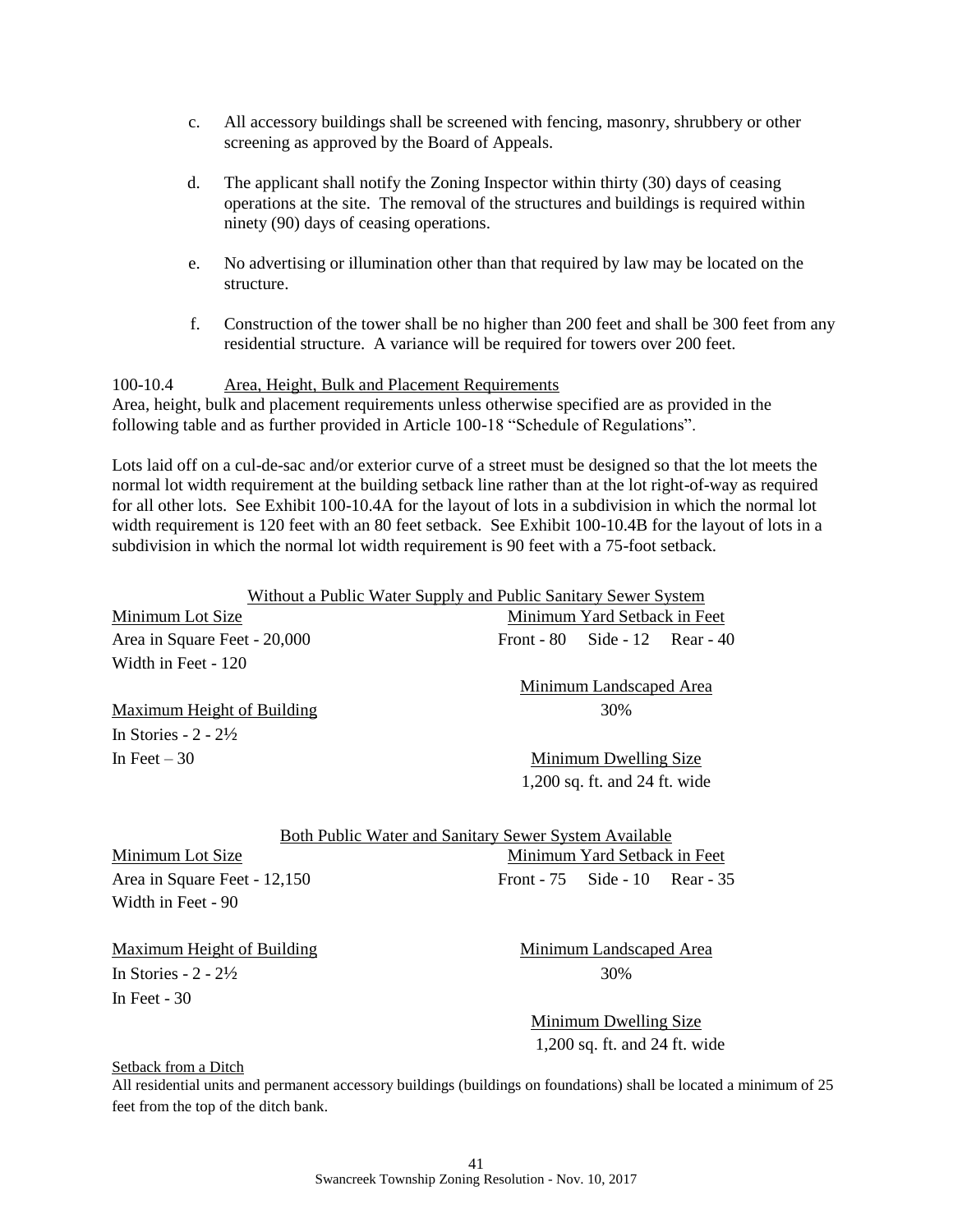c. All accessory buildings shall be screened with fencing, masonry, shrubbery or other screening as approved by the Board of Appeals.

d. The applicant shall notify the Zoning Inspector within thirty (30) days of ceasing operations at the site. The removal of the structures and buildings is required within ninety (90) days of ceasing operations.

e. No advertising or illumination other than that required by law may be located on the structure.

f. Construction of the tower shall be no higher than 200 feet and shall be 300 feet from any residential structure. A variance will be required for towers over 200 feet.

100-10.4 Area, Height, Bulk and Placement Requirements

Area, height, bulk and placement requirements unless otherwise specified are as provided in the following table and as further provided in Article 100-18 "Schedule of Regulations".

Lots laid off on a cul-de-sac and/or exterior curve of a street must be designed so that the lot meets the normal lot width requirement at the building setback line rather than at the lot right-of-way as required for all other lots. See Exhibit 100-10.4A for the layout of lots in a subdivision in which the normal lot width requirement is 120 feet with an 80 feet setback. See Exhibit 100-10.4B for the layout of lots in a subdivision in which the normal lot width requirement is 90 feet with a 75-foot setback.

**Without a Public Water Supply and Public Sanitary Sewer System**

| Minimum Lot Size | Minimum Yard Setback in Feet |
|---|---|
| Area in Square Feet - 20,000 | Front - 80 Side - 12 Rear - 40 |
| Width in Feet - 120 | |
| | **Minimum Landscaped Area** |
| **Maximum Height of Building** | 30% |
| In Stories - 2 - 2½ | |
| In Feet – 30 | **Minimum Dwelling Size** |
| | 1,200 sq. ft. and 24 ft. wide |

**Both Public Water and Sanitary Sewer System Available**

| Minimum Lot Size | Minimum Yard Setback in Feet |
|---|---|
| Area in Square Feet - 12,150 | Front - 75 Side - 10 Rear - 35 |
| Width in Feet - 90 | |
| **Maximum Height of Building** | **Minimum Landscaped Area** |
| In Stories - 2 - 2½ | 30% |
| In Feet - 30 | |
| | **Minimum Dwelling Size** |
| | 1,200 sq. ft. and 24 ft. wide |

Setback from a Ditch

All residential units and permanent accessory buildings (buildings on foundations) shall be located a minimum of 25 feet from the top of the ditch bank.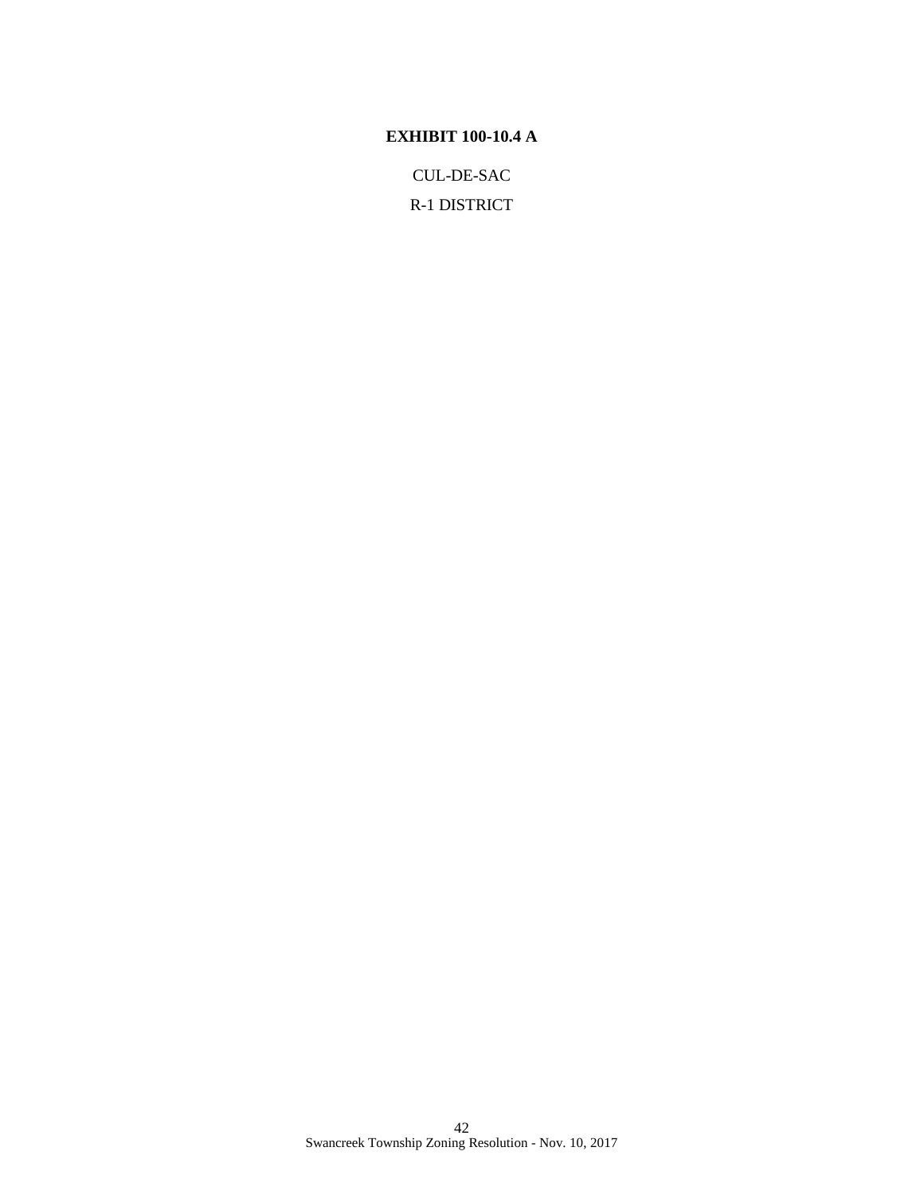**EXHIBIT 100-10.4 A**

CUL-DE-SAC

R-1 DISTRICT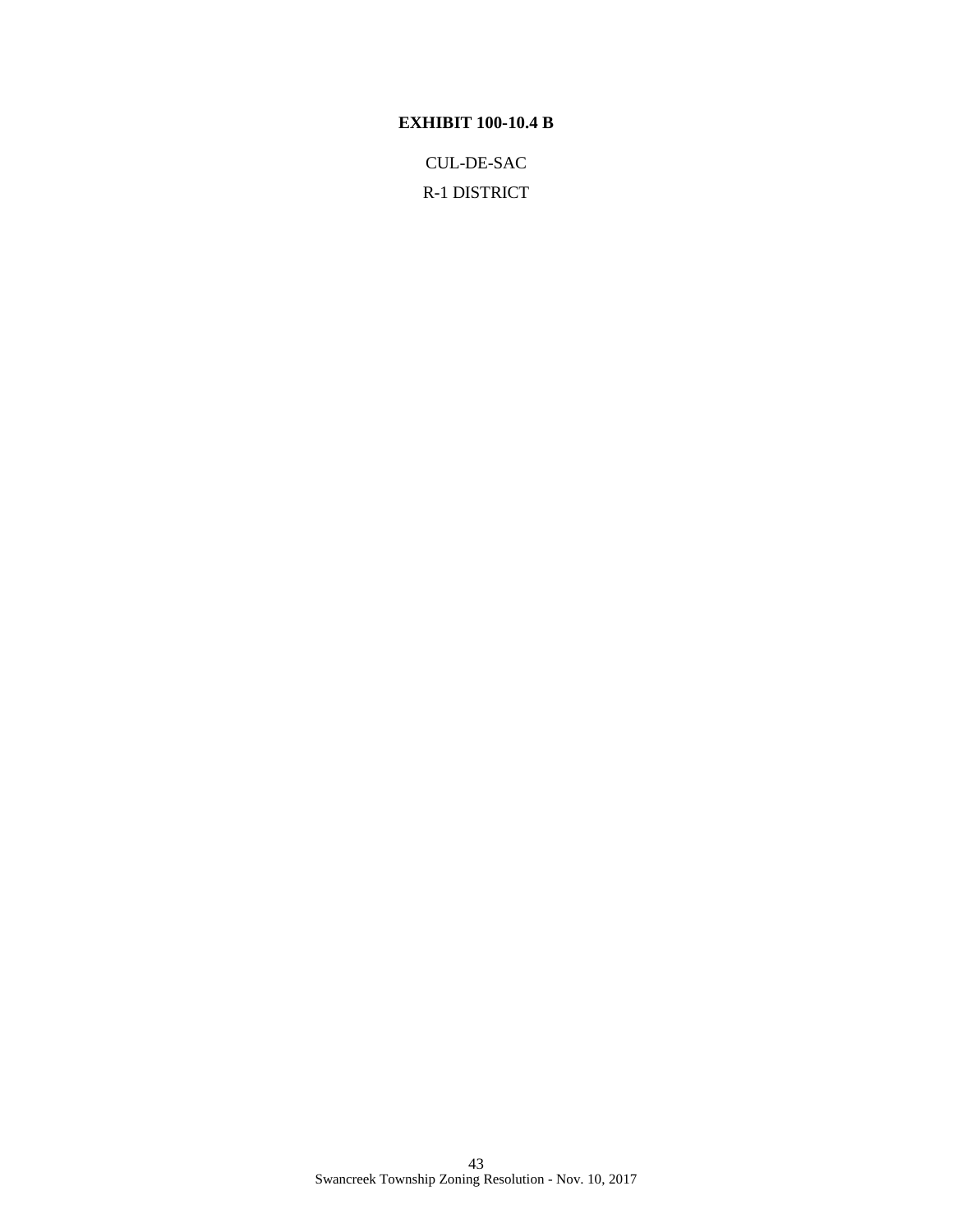**EXHIBIT 100-10.4 B**

CUL-DE-SAC

R-1 DISTRICT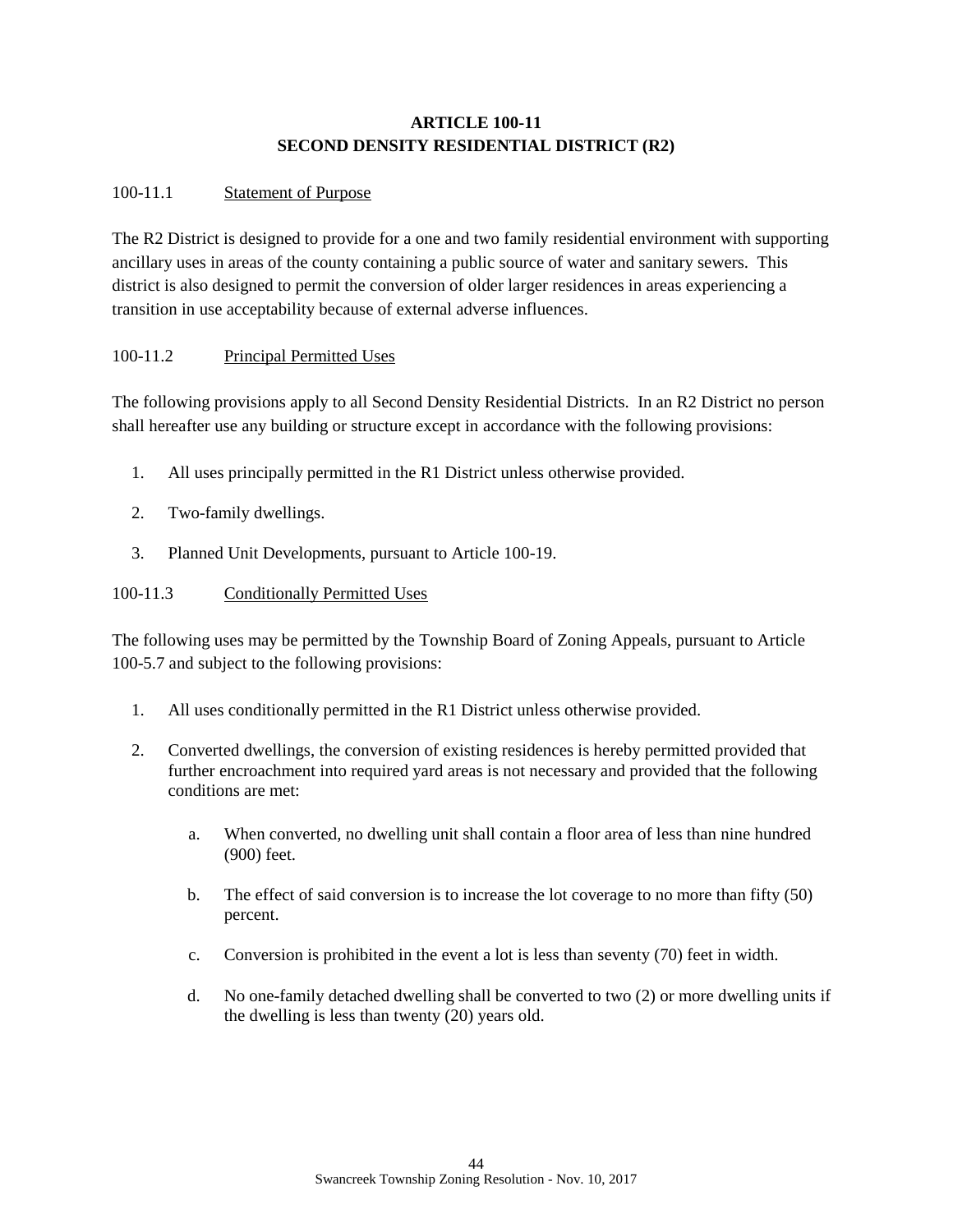# ARTICLE 100-11
# SECOND DENSITY RESIDENTIAL DISTRICT (R2)

100-11.1 Statement of Purpose

The R2 District is designed to provide for a one and two family residential environment with supporting ancillary uses in areas of the county containing a public source of water and sanitary sewers. This district is also designed to permit the conversion of older larger residences in areas experiencing a transition in use acceptability because of external adverse influences.

100-11.2 Principal Permitted Uses

The following provisions apply to all Second Density Residential Districts. In an R2 District no person shall hereafter use any building or structure except in accordance with the following provisions:

1. All uses principally permitted in the R1 District unless otherwise provided.

2. Two-family dwellings.

3. Planned Unit Developments, pursuant to Article 100-19.

100-11.3 Conditionally Permitted Uses

The following uses may be permitted by the Township Board of Zoning Appeals, pursuant to Article 100-5.7 and subject to the following provisions:

1. All uses conditionally permitted in the R1 District unless otherwise provided.

2. Converted dwellings, the conversion of existing residences is hereby permitted provided that further encroachment into required yard areas is not necessary and provided that the following conditions are met:

    a. When converted, no dwelling unit shall contain a floor area of less than nine hundred (900) feet.

    b. The effect of said conversion is to increase the lot coverage to no more than fifty (50) percent.

    c. Conversion is prohibited in the event a lot is less than seventy (70) feet in width.

    d. No one-family detached dwelling shall be converted to two (2) or more dwelling units if the dwelling is less than twenty (20) years old.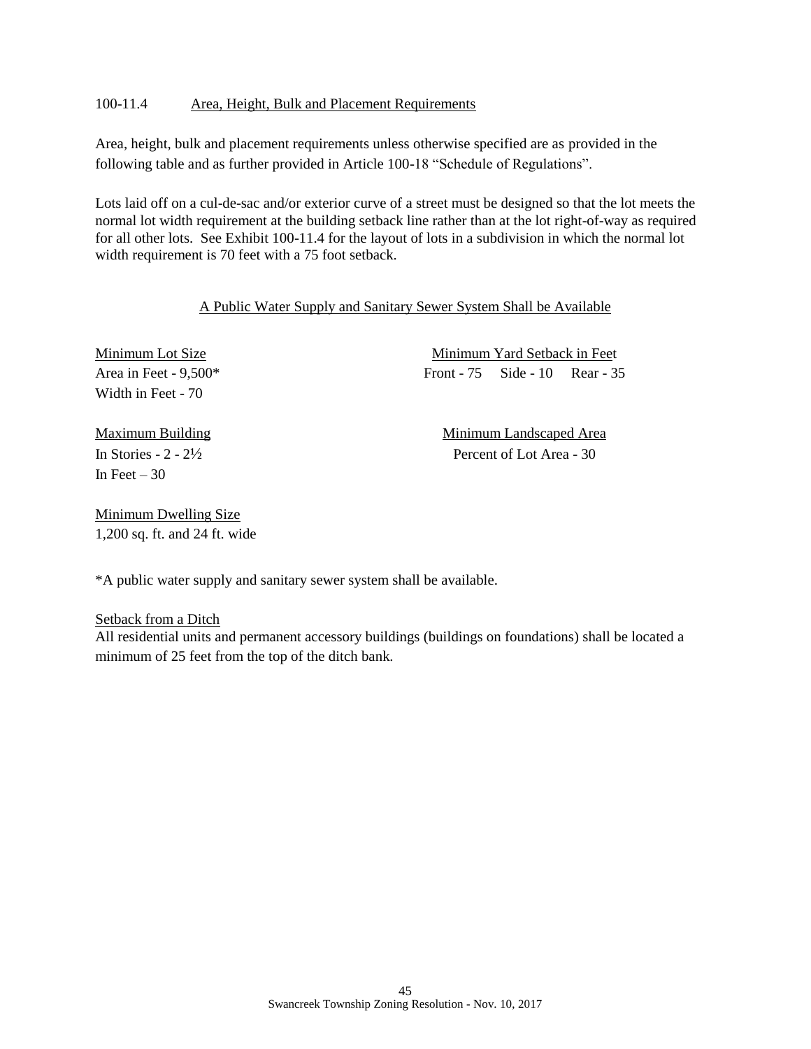### 100-11.4 Area, Height, Bulk and Placement Requirements

Area, height, bulk and placement requirements unless otherwise specified are as provided in the following table and as further provided in Article 100-18 "Schedule of Regulations".

Lots laid off on a cul-de-sac and/or exterior curve of a street must be designed so that the lot meets the normal lot width requirement at the building setback line rather than at the lot right-of-way as required for all other lots. See Exhibit 100-11.4 for the layout of lots in a subdivision in which the normal lot width requirement is 70 feet with a 75 foot setback.

A Public Water Supply and Sanitary Sewer System Shall be Available

Minimum Lot Size
Area in Feet - 9,500*
Width in Feet - 70

Minimum Yard Setback in Feet
Front - 75 Side - 10 Rear - 35

Maximum Building
In Stories - 2 - 2½
In Feet – 30

Minimum Landscaped Area
Percent of Lot Area - 30

Minimum Dwelling Size
1,200 sq. ft. and 24 ft. wide

*A public water supply and sanitary sewer system shall be available.

Setback from a Ditch
All residential units and permanent accessory buildings (buildings on foundations) shall be located a minimum of 25 feet from the top of the ditch bank.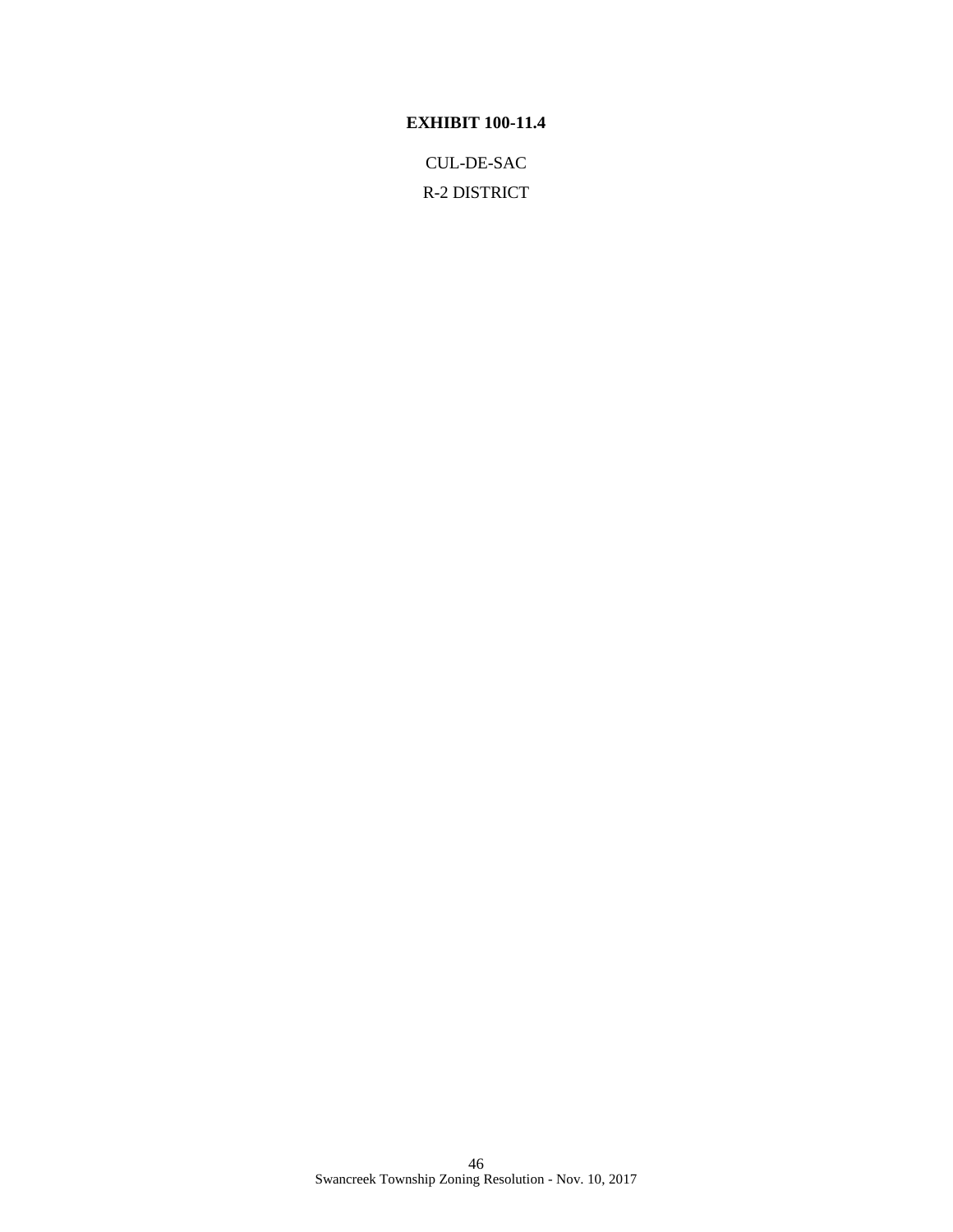**EXHIBIT 100-11.4**

CUL-DE-SAC

R-2 DISTRICT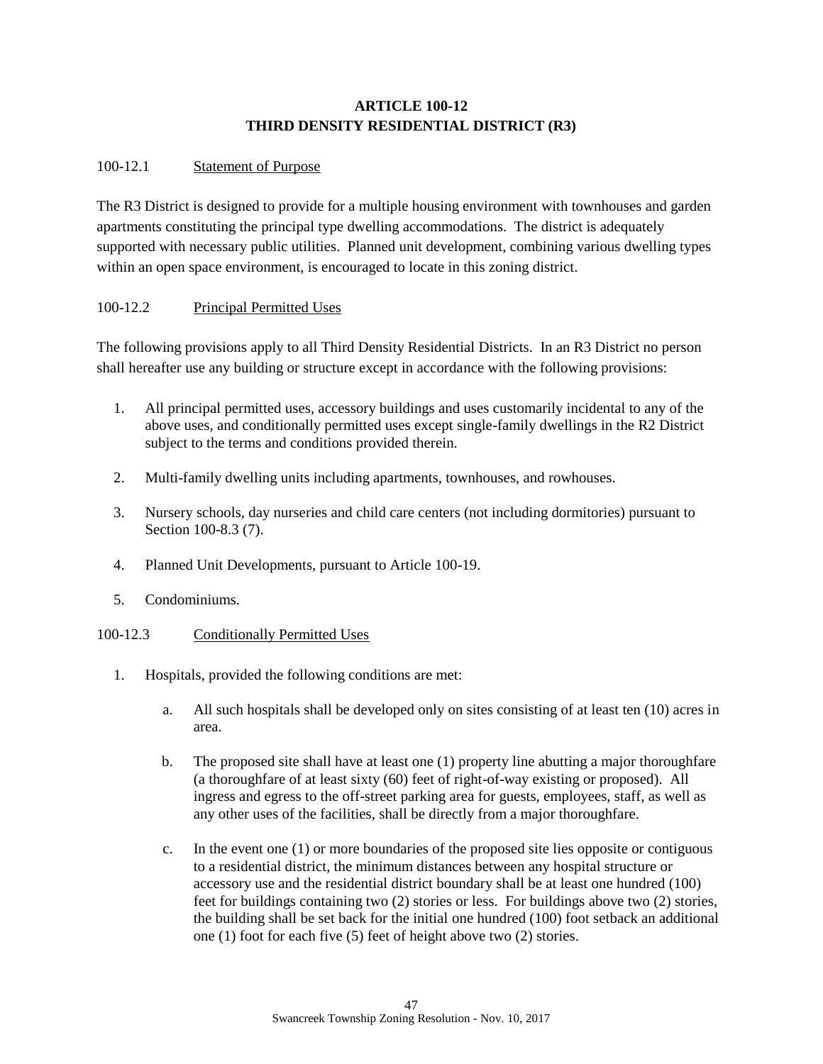# ARTICLE 100-12
# THIRD DENSITY RESIDENTIAL DISTRICT (R3)

100-12.1 Statement of Purpose

The R3 District is designed to provide for a multiple housing environment with townhouses and garden apartments constituting the principal type dwelling accommodations. The district is adequately supported with necessary public utilities. Planned unit development, combining various dwelling types within an open space environment, is encouraged to locate in this zoning district.

100-12.2 Principal Permitted Uses

The following provisions apply to all Third Density Residential Districts. In an R3 District no person shall hereafter use any building or structure except in accordance with the following provisions:

1. All principal permitted uses, accessory buildings and uses customarily incidental to any of the above uses, and conditionally permitted uses except single-family dwellings in the R2 District subject to the terms and conditions provided therein.

2. Multi-family dwelling units including apartments, townhouses, and rowhouses.

3. Nursery schools, day nurseries and child care centers (not including dormitories) pursuant to Section 100-8.3 (7).

4. Planned Unit Developments, pursuant to Article 100-19.

5. Condominiums.

100-12.3 Conditionally Permitted Uses

1. Hospitals, provided the following conditions are met:

   a. All such hospitals shall be developed only on sites consisting of at least ten (10) acres in area.

   b. The proposed site shall have at least one (1) property line abutting a major thoroughfare (a thoroughfare of at least sixty (60) feet of right-of-way existing or proposed). All ingress and egress to the off-street parking area for guests, employees, staff, as well as any other uses of the facilities, shall be directly from a major thoroughfare.

   c. In the event one (1) or more boundaries of the proposed site lies opposite or contiguous to a residential district, the minimum distances between any hospital structure or accessory use and the residential district boundary shall be at least one hundred (100) feet for buildings containing two (2) stories or less. For buildings above two (2) stories, the building shall be set back for the initial one hundred (100) foot setback an additional one (1) foot for each five (5) feet of height above two (2) stories.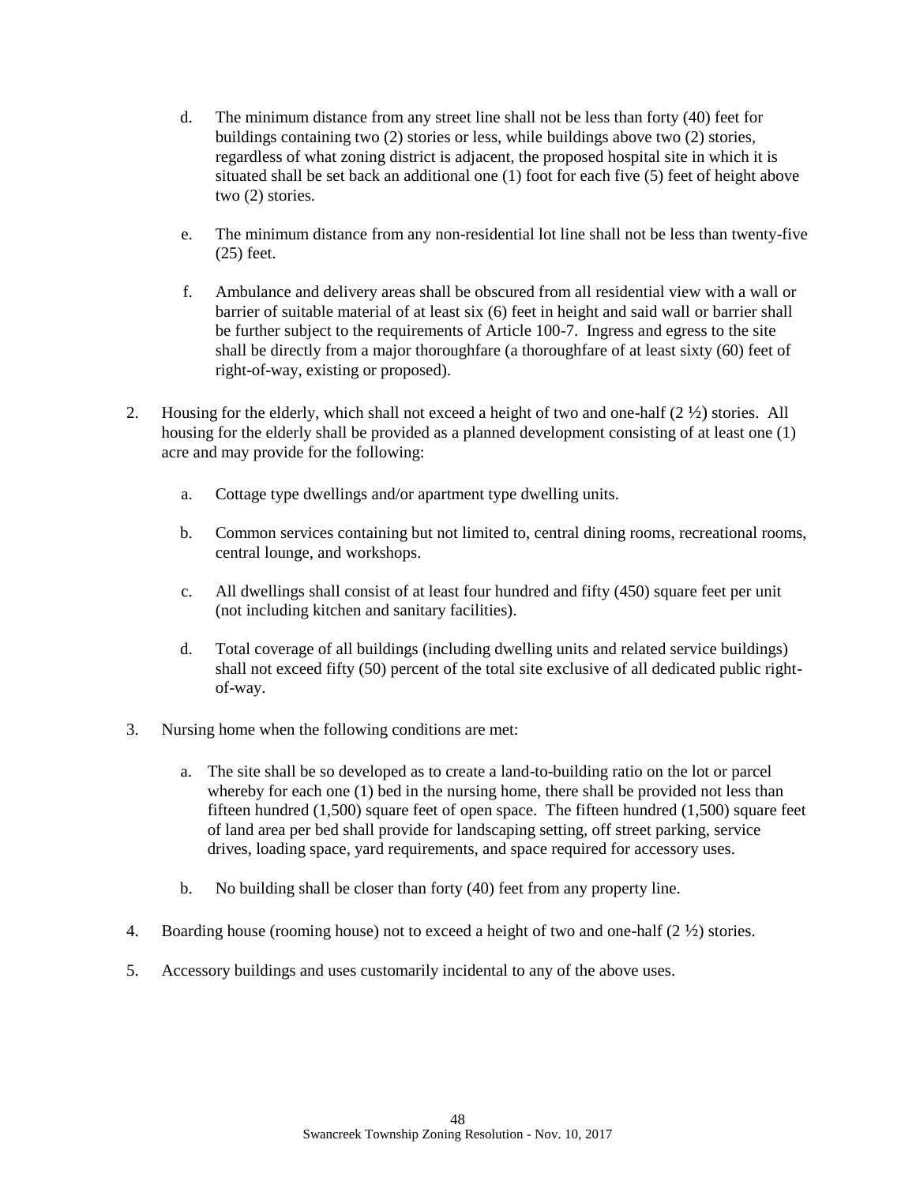d. The minimum distance from any street line shall not be less than forty (40) feet for buildings containing two (2) stories or less, while buildings above two (2) stories, regardless of what zoning district is adjacent, the proposed hospital site in which it is situated shall be set back an additional one (1) foot for each five (5) feet of height above two (2) stories.

e. The minimum distance from any non-residential lot line shall not be less than twenty-five (25) feet.

f. Ambulance and delivery areas shall be obscured from all residential view with a wall or barrier of suitable material of at least six (6) feet in height and said wall or barrier shall be further subject to the requirements of Article 100-7. Ingress and egress to the site shall be directly from a major thoroughfare (a thoroughfare of at least sixty (60) feet of right-of-way, existing or proposed).

2. Housing for the elderly, which shall not exceed a height of two and one-half (2 ½) stories. All housing for the elderly shall be provided as a planned development consisting of at least one (1) acre and may provide for the following:

   a. Cottage type dwellings and/or apartment type dwelling units.

   b. Common services containing but not limited to, central dining rooms, recreational rooms, central lounge, and workshops.

   c. All dwellings shall consist of at least four hundred and fifty (450) square feet per unit (not including kitchen and sanitary facilities).

   d. Total coverage of all buildings (including dwelling units and related service buildings) shall not exceed fifty (50) percent of the total site exclusive of all dedicated public right-of-way.

3. Nursing home when the following conditions are met:

   a. The site shall be so developed as to create a land-to-building ratio on the lot or parcel whereby for each one (1) bed in the nursing home, there shall be provided not less than fifteen hundred (1,500) square feet of open space. The fifteen hundred (1,500) square feet of land area per bed shall provide for landscaping setting, off street parking, service drives, loading space, yard requirements, and space required for accessory uses.

   b. No building shall be closer than forty (40) feet from any property line.

4. Boarding house (rooming house) not to exceed a height of two and one-half (2 ½) stories.

5. Accessory buildings and uses customarily incidental to any of the above uses.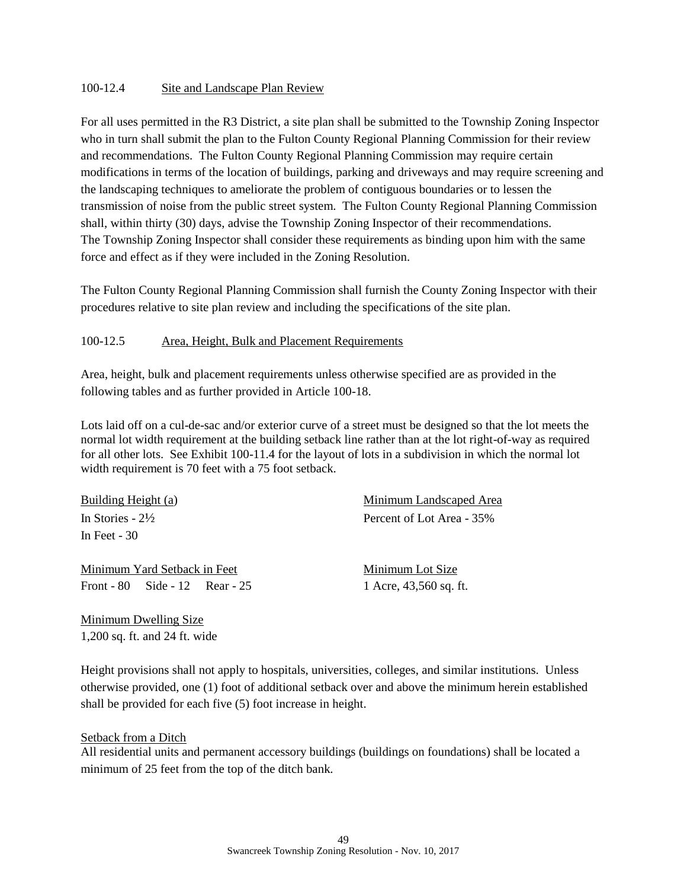### 100-12.4 Site and Landscape Plan Review

For all uses permitted in the R3 District, a site plan shall be submitted to the Township Zoning Inspector who in turn shall submit the plan to the Fulton County Regional Planning Commission for their review and recommendations. The Fulton County Regional Planning Commission may require certain modifications in terms of the location of buildings, parking and driveways and may require screening and the landscaping techniques to ameliorate the problem of contiguous boundaries or to lessen the transmission of noise from the public street system. The Fulton County Regional Planning Commission shall, within thirty (30) days, advise the Township Zoning Inspector of their recommendations. The Township Zoning Inspector shall consider these requirements as binding upon him with the same force and effect as if they were included in the Zoning Resolution.

The Fulton County Regional Planning Commission shall furnish the County Zoning Inspector with their procedures relative to site plan review and including the specifications of the site plan.

### 100-12.5 Area, Height, Bulk and Placement Requirements

Area, height, bulk and placement requirements unless otherwise specified are as provided in the following tables and as further provided in Article 100-18.

Lots laid off on a cul-de-sac and/or exterior curve of a street must be designed so that the lot meets the normal lot width requirement at the building setback line rather than at the lot right-of-way as required for all other lots. See Exhibit 100-11.4 for the layout of lots in a subdivision in which the normal lot width requirement is 70 feet with a 75 foot setback.

Building Height (a)
In Stories - 2½
In Feet - 30

Minimum Landscaped Area
Percent of Lot Area - 35%

Minimum Yard Setback in Feet
Front - 80 Side - 12 Rear - 25

Minimum Lot Size
1 Acre, 43,560 sq. ft.

Minimum Dwelling Size
1,200 sq. ft. and 24 ft. wide

Height provisions shall not apply to hospitals, universities, colleges, and similar institutions. Unless otherwise provided, one (1) foot of additional setback over and above the minimum herein established shall be provided for each five (5) foot increase in height.

Setback from a Ditch
All residential units and permanent accessory buildings (buildings on foundations) shall be located a minimum of 25 feet from the top of the ditch bank.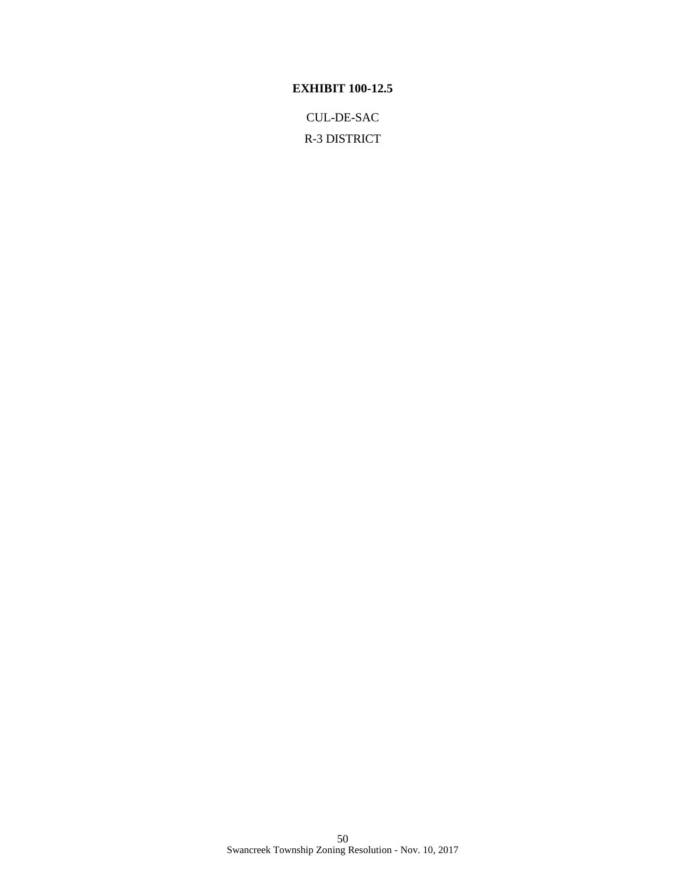**EXHIBIT 100-12.5**

CUL-DE-SAC

R-3 DISTRICT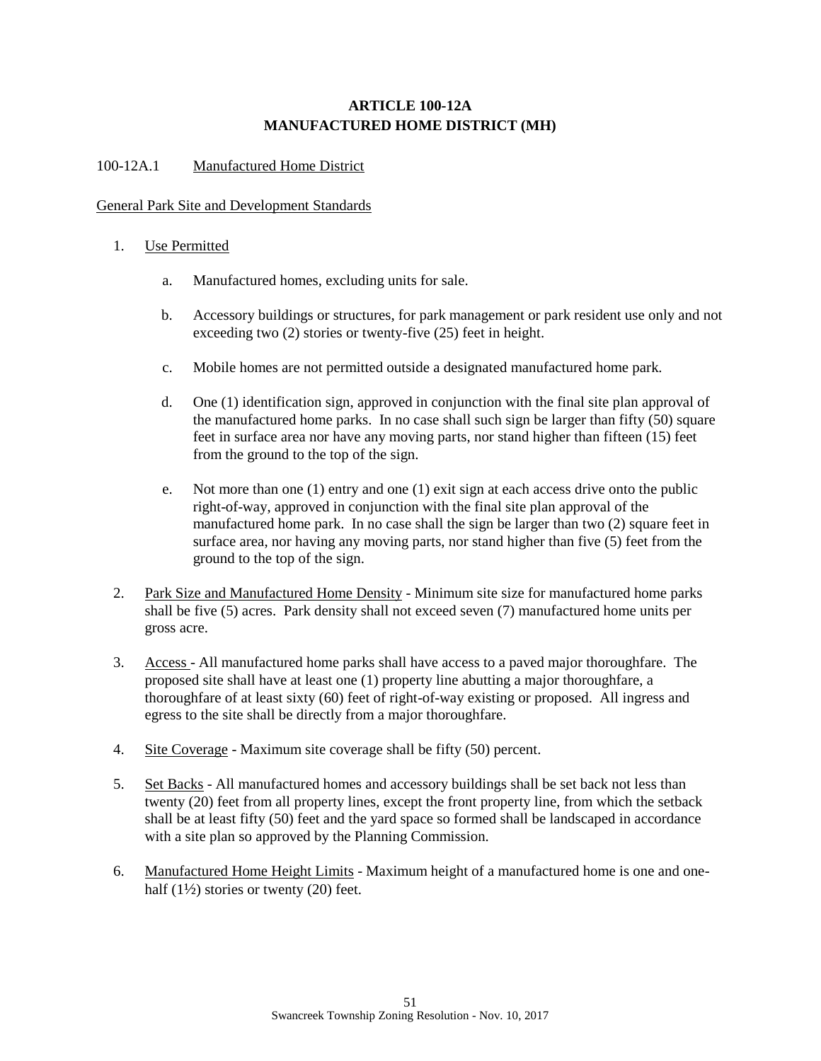# ARTICLE 100-12A
# MANUFACTURED HOME DISTRICT (MH)

100-12A.1 Manufactured Home District

General Park Site and Development Standards

1. Use Permitted

   a. Manufactured homes, excluding units for sale.

   b. Accessory buildings or structures, for park management or park resident use only and not exceeding two (2) stories or twenty-five (25) feet in height.

   c. Mobile homes are not permitted outside a designated manufactured home park.

   d. One (1) identification sign, approved in conjunction with the final site plan approval of the manufactured home parks. In no case shall such sign be larger than fifty (50) square feet in surface area nor have any moving parts, nor stand higher than fifteen (15) feet from the ground to the top of the sign.

   e. Not more than one (1) entry and one (1) exit sign at each access drive onto the public right-of-way, approved in conjunction with the final site plan approval of the manufactured home park. In no case shall the sign be larger than two (2) square feet in surface area, nor having any moving parts, nor stand higher than five (5) feet from the ground to the top of the sign.

2. Park Size and Manufactured Home Density - Minimum site size for manufactured home parks shall be five (5) acres. Park density shall not exceed seven (7) manufactured home units per gross acre.

3. Access - All manufactured home parks shall have access to a paved major thoroughfare. The proposed site shall have at least one (1) property line abutting a major thoroughfare, a thoroughfare of at least sixty (60) feet of right-of-way existing or proposed. All ingress and egress to the site shall be directly from a major thoroughfare.

4. Site Coverage - Maximum site coverage shall be fifty (50) percent.

5. Set Backs - All manufactured homes and accessory buildings shall be set back not less than twenty (20) feet from all property lines, except the front property line, from which the setback shall be at least fifty (50) feet and the yard space so formed shall be landscaped in accordance with a site plan so approved by the Planning Commission.

6. Manufactured Home Height Limits - Maximum height of a manufactured home is one and one-half (1½) stories or twenty (20) feet.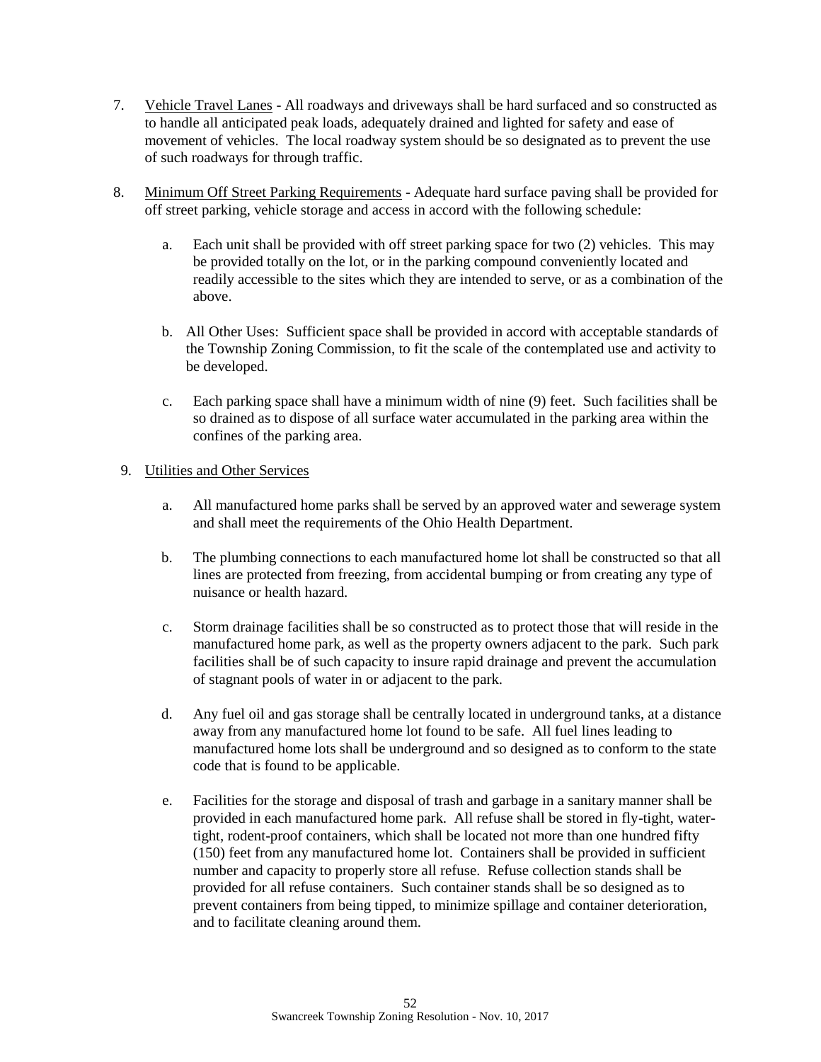7. Vehicle Travel Lanes - All roadways and driveways shall be hard surfaced and so constructed as to handle all anticipated peak loads, adequately drained and lighted for safety and ease of movement of vehicles. The local roadway system should be so designated as to prevent the use of such roadways for through traffic.

8. Minimum Off Street Parking Requirements - Adequate hard surface paving shall be provided for off street parking, vehicle storage and access in accord with the following schedule:

   a. Each unit shall be provided with off street parking space for two (2) vehicles. This may be provided totally on the lot, or in the parking compound conveniently located and readily accessible to the sites which they are intended to serve, or as a combination of the above.

   b. All Other Uses: Sufficient space shall be provided in accord with acceptable standards of the Township Zoning Commission, to fit the scale of the contemplated use and activity to be developed.

   c. Each parking space shall have a minimum width of nine (9) feet. Such facilities shall be so drained as to dispose of all surface water accumulated in the parking area within the confines of the parking area.

9. Utilities and Other Services

   a. All manufactured home parks shall be served by an approved water and sewerage system and shall meet the requirements of the Ohio Health Department.

   b. The plumbing connections to each manufactured home lot shall be constructed so that all lines are protected from freezing, from accidental bumping or from creating any type of nuisance or health hazard.

   c. Storm drainage facilities shall be so constructed as to protect those that will reside in the manufactured home park, as well as the property owners adjacent to the park. Such park facilities shall be of such capacity to insure rapid drainage and prevent the accumulation of stagnant pools of water in or adjacent to the park.

   d. Any fuel oil and gas storage shall be centrally located in underground tanks, at a distance away from any manufactured home lot found to be safe. All fuel lines leading to manufactured home lots shall be underground and so designed as to conform to the state code that is found to be applicable.

   e. Facilities for the storage and disposal of trash and garbage in a sanitary manner shall be provided in each manufactured home park. All refuse shall be stored in fly-tight, water-tight, rodent-proof containers, which shall be located not more than one hundred fifty (150) feet from any manufactured home lot. Containers shall be provided in sufficient number and capacity to properly store all refuse. Refuse collection stands shall be provided for all refuse containers. Such container stands shall be so designed as to prevent containers from being tipped, to minimize spillage and container deterioration, and to facilitate cleaning around them.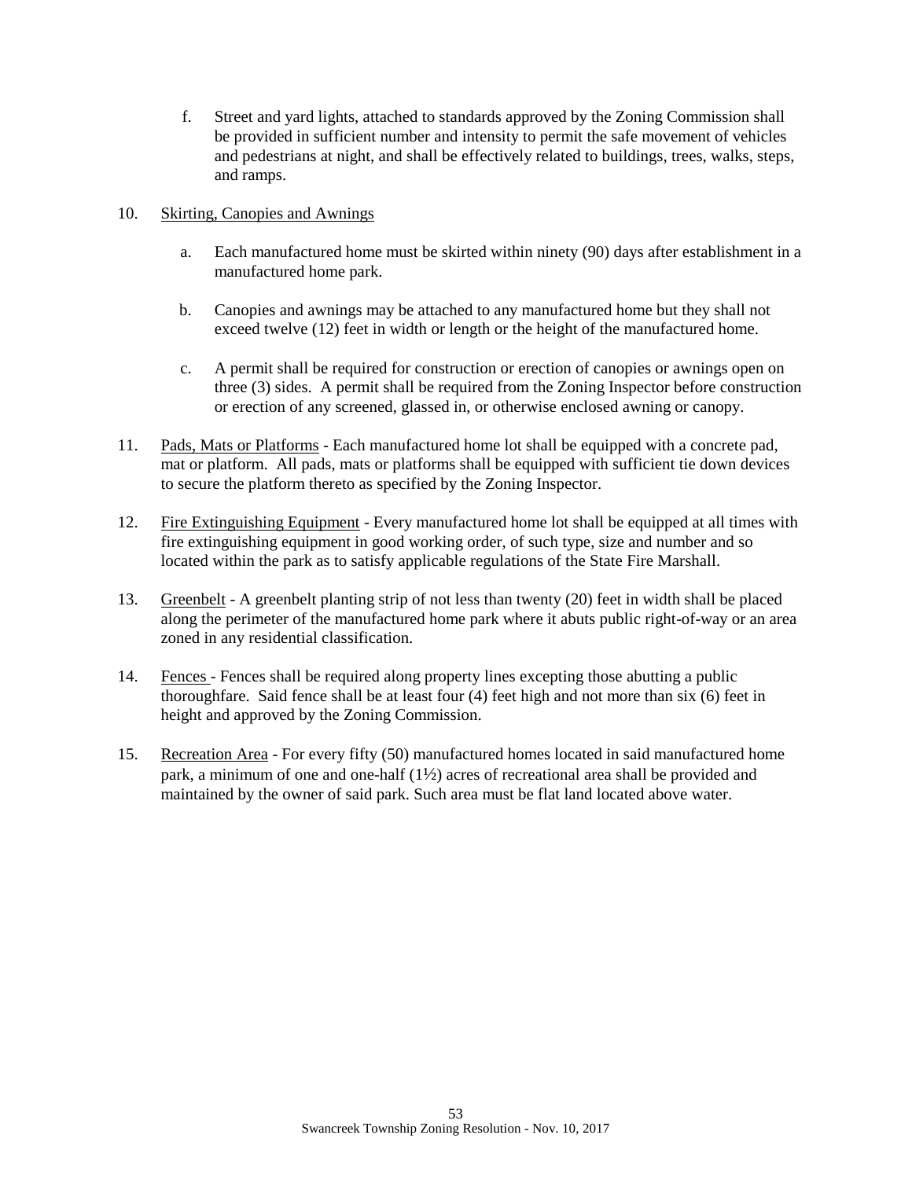f. Street and yard lights, attached to standards approved by the Zoning Commission shall be provided in sufficient number and intensity to permit the safe movement of vehicles and pedestrians at night, and shall be effectively related to buildings, trees, walks, steps, and ramps.

10. Skirting, Canopies and Awnings

   a. Each manufactured home must be skirted within ninety (90) days after establishment in a manufactured home park.

   b. Canopies and awnings may be attached to any manufactured home but they shall not exceed twelve (12) feet in width or length or the height of the manufactured home.

   c. A permit shall be required for construction or erection of canopies or awnings open on three (3) sides. A permit shall be required from the Zoning Inspector before construction or erection of any screened, glassed in, or otherwise enclosed awning or canopy.

11. Pads, Mats or Platforms - Each manufactured home lot shall be equipped with a concrete pad, mat or platform. All pads, mats or platforms shall be equipped with sufficient tie down devices to secure the platform thereto as specified by the Zoning Inspector.

12. Fire Extinguishing Equipment - Every manufactured home lot shall be equipped at all times with fire extinguishing equipment in good working order, of such type, size and number and so located within the park as to satisfy applicable regulations of the State Fire Marshall.

13. Greenbelt - A greenbelt planting strip of not less than twenty (20) feet in width shall be placed along the perimeter of the manufactured home park where it abuts public right-of-way or an area zoned in any residential classification.

14. Fences - Fences shall be required along property lines excepting those abutting a public thoroughfare. Said fence shall be at least four (4) feet high and not more than six (6) feet in height and approved by the Zoning Commission.

15. Recreation Area - For every fifty (50) manufactured homes located in said manufactured home park, a minimum of one and one-half (1½) acres of recreational area shall be provided and maintained by the owner of said park. Such area must be flat land located above water.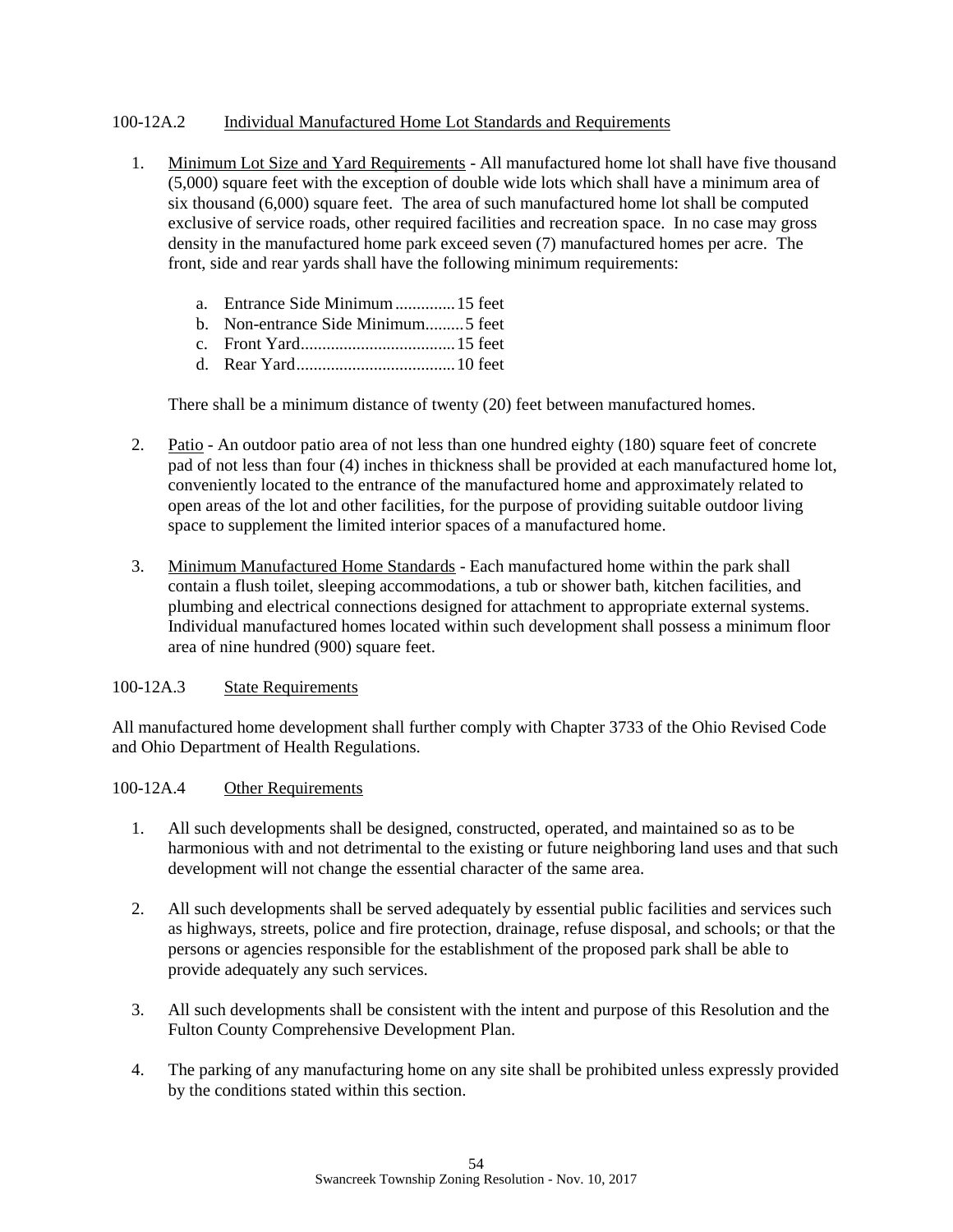100-12A.2 Individual Manufactured Home Lot Standards and Requirements

1. Minimum Lot Size and Yard Requirements - All manufactured home lot shall have five thousand (5,000) square feet with the exception of double wide lots which shall have a minimum area of six thousand (6,000) square feet. The area of such manufactured home lot shall be computed exclusive of service roads, other required facilities and recreation space. In no case may gross density in the manufactured home park exceed seven (7) manufactured homes per acre. The front, side and rear yards shall have the following minimum requirements:

   a. Entrance Side Minimum..............15 feet
   b. Non-entrance Side Minimum.........5 feet
   c. Front Yard....................................15 feet
   d. Rear Yard.....................................10 feet

   There shall be a minimum distance of twenty (20) feet between manufactured homes.

2. Patio - An outdoor patio area of not less than one hundred eighty (180) square feet of concrete pad of not less than four (4) inches in thickness shall be provided at each manufactured home lot, conveniently located to the entrance of the manufactured home and approximately related to open areas of the lot and other facilities, for the purpose of providing suitable outdoor living space to supplement the limited interior spaces of a manufactured home.

3. Minimum Manufactured Home Standards - Each manufactured home within the park shall contain a flush toilet, sleeping accommodations, a tub or shower bath, kitchen facilities, and plumbing and electrical connections designed for attachment to appropriate external systems. Individual manufactured homes located within such development shall possess a minimum floor area of nine hundred (900) square feet.

100-12A.3 State Requirements

All manufactured home development shall further comply with Chapter 3733 of the Ohio Revised Code and Ohio Department of Health Regulations.

100-12A.4 Other Requirements

1. All such developments shall be designed, constructed, operated, and maintained so as to be harmonious with and not detrimental to the existing or future neighboring land uses and that such development will not change the essential character of the same area.

2. All such developments shall be served adequately by essential public facilities and services such as highways, streets, police and fire protection, drainage, refuse disposal, and schools; or that the persons or agencies responsible for the establishment of the proposed park shall be able to provide adequately any such services.

3. All such developments shall be consistent with the intent and purpose of this Resolution and the Fulton County Comprehensive Development Plan.

4. The parking of any manufacturing home on any site shall be prohibited unless expressly provided by the conditions stated within this section.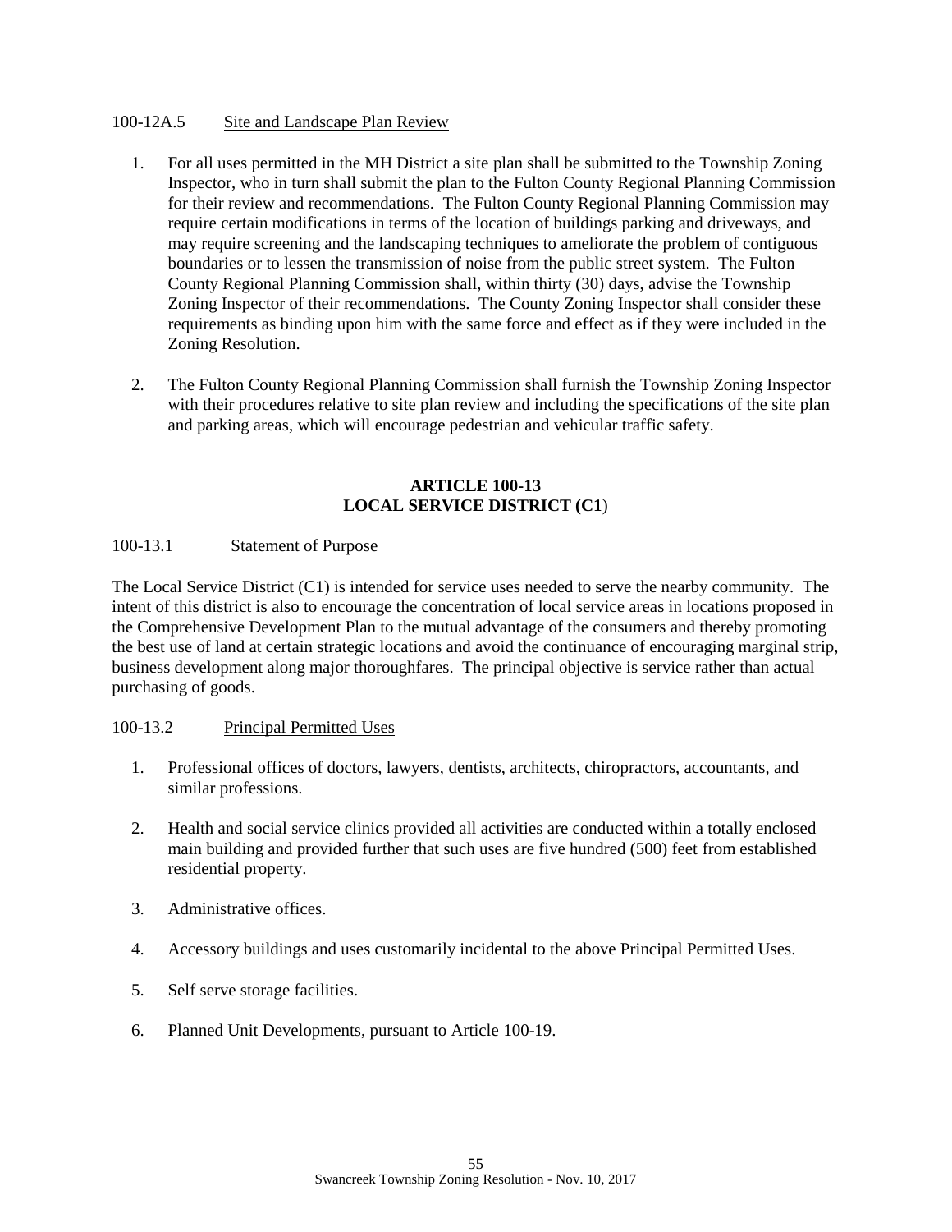100-12A.5 Site and Landscape Plan Review

1. For all uses permitted in the MH District a site plan shall be submitted to the Township Zoning Inspector, who in turn shall submit the plan to the Fulton County Regional Planning Commission for their review and recommendations. The Fulton County Regional Planning Commission may require certain modifications in terms of the location of buildings parking and driveways, and may require screening and the landscaping techniques to ameliorate the problem of contiguous boundaries or to lessen the transmission of noise from the public street system. The Fulton County Regional Planning Commission shall, within thirty (30) days, advise the Township Zoning Inspector of their recommendations. The County Zoning Inspector shall consider these requirements as binding upon him with the same force and effect as if they were included in the Zoning Resolution.

2. The Fulton County Regional Planning Commission shall furnish the Township Zoning Inspector with their procedures relative to site plan review and including the specifications of the site plan and parking areas, which will encourage pedestrian and vehicular traffic safety.

## ARTICLE 100-13
## LOCAL SERVICE DISTRICT (C1)

100-13.1 Statement of Purpose

The Local Service District (C1) is intended for service uses needed to serve the nearby community. The intent of this district is also to encourage the concentration of local service areas in locations proposed in the Comprehensive Development Plan to the mutual advantage of the consumers and thereby promoting the best use of land at certain strategic locations and avoid the continuance of encouraging marginal strip, business development along major thoroughfares. The principal objective is service rather than actual purchasing of goods.

100-13.2 Principal Permitted Uses

1. Professional offices of doctors, lawyers, dentists, architects, chiropractors, accountants, and similar professions.

2. Health and social service clinics provided all activities are conducted within a totally enclosed main building and provided further that such uses are five hundred (500) feet from established residential property.

3. Administrative offices.

4. Accessory buildings and uses customarily incidental to the above Principal Permitted Uses.

5. Self serve storage facilities.

6. Planned Unit Developments, pursuant to Article 100-19.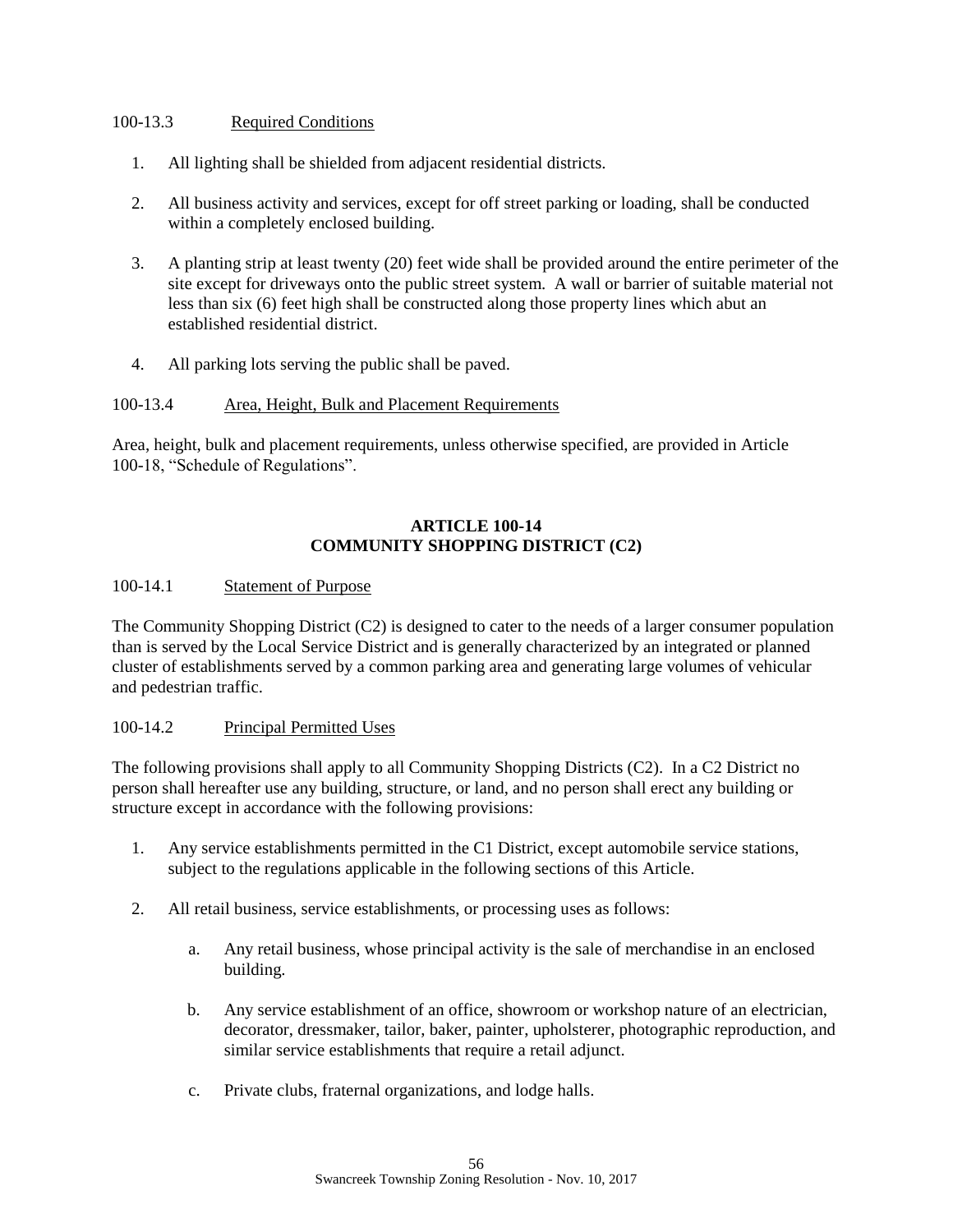100-13.3 Required Conditions

1. All lighting shall be shielded from adjacent residential districts.

2. All business activity and services, except for off street parking or loading, shall be conducted within a completely enclosed building.

3. A planting strip at least twenty (20) feet wide shall be provided around the entire perimeter of the site except for driveways onto the public street system. A wall or barrier of suitable material not less than six (6) feet high shall be constructed along those property lines which abut an established residential district.

4. All parking lots serving the public shall be paved.

100-13.4 Area, Height, Bulk and Placement Requirements

Area, height, bulk and placement requirements, unless otherwise specified, are provided in Article 100-18, "Schedule of Regulations".

## ARTICLE 100-14
## COMMUNITY SHOPPING DISTRICT (C2)

100-14.1 Statement of Purpose

The Community Shopping District (C2) is designed to cater to the needs of a larger consumer population than is served by the Local Service District and is generally characterized by an integrated or planned cluster of establishments served by a common parking area and generating large volumes of vehicular and pedestrian traffic.

100-14.2 Principal Permitted Uses

The following provisions shall apply to all Community Shopping Districts (C2). In a C2 District no person shall hereafter use any building, structure, or land, and no person shall erect any building or structure except in accordance with the following provisions:

1. Any service establishments permitted in the C1 District, except automobile service stations, subject to the regulations applicable in the following sections of this Article.

2. All retail business, service establishments, or processing uses as follows:

   a. Any retail business, whose principal activity is the sale of merchandise in an enclosed building.

   b. Any service establishment of an office, showroom or workshop nature of an electrician, decorator, dressmaker, tailor, baker, painter, upholsterer, photographic reproduction, and similar service establishments that require a retail adjunct.

   c. Private clubs, fraternal organizations, and lodge halls.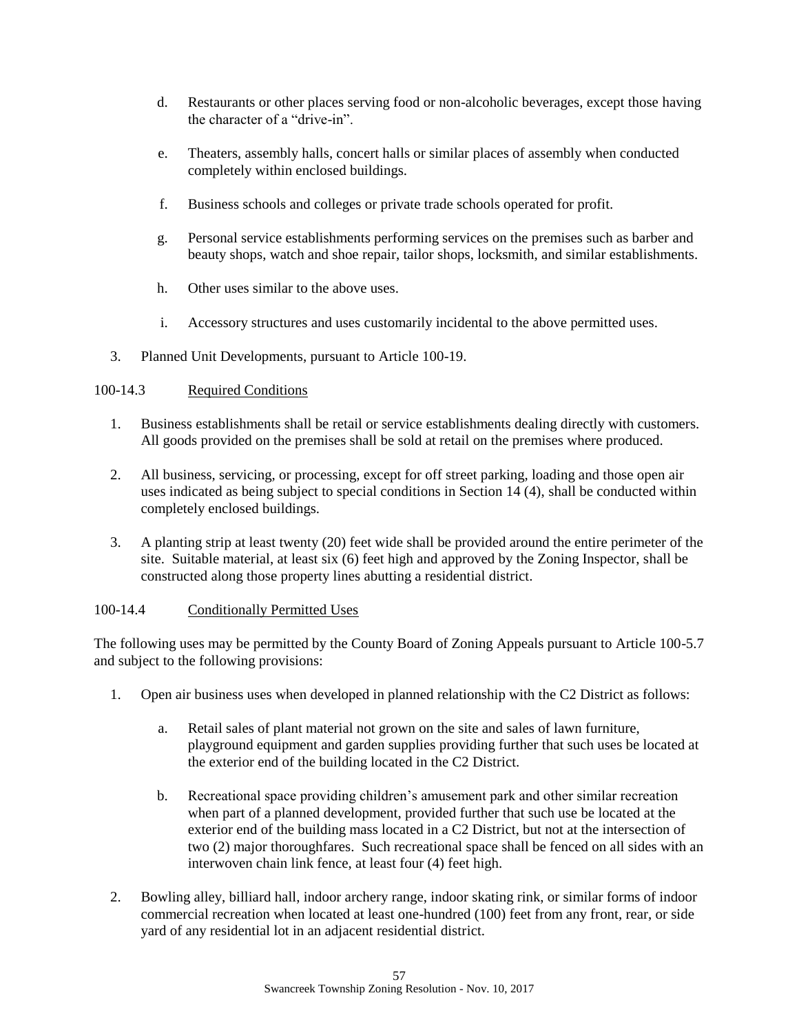d. Restaurants or other places serving food or non-alcoholic beverages, except those having the character of a "drive-in".

e. Theaters, assembly halls, concert halls or similar places of assembly when conducted completely within enclosed buildings.

f. Business schools and colleges or private trade schools operated for profit.

g. Personal service establishments performing services on the premises such as barber and beauty shops, watch and shoe repair, tailor shops, locksmith, and similar establishments.

h. Other uses similar to the above uses.

i. Accessory structures and uses customarily incidental to the above permitted uses.

3. Planned Unit Developments, pursuant to Article 100-19.

100-14.3 Required Conditions

1. Business establishments shall be retail or service establishments dealing directly with customers. All goods provided on the premises shall be sold at retail on the premises where produced.

2. All business, servicing, or processing, except for off street parking, loading and those open air uses indicated as being subject to special conditions in Section 14 (4), shall be conducted within completely enclosed buildings.

3. A planting strip at least twenty (20) feet wide shall be provided around the entire perimeter of the site. Suitable material, at least six (6) feet high and approved by the Zoning Inspector, shall be constructed along those property lines abutting a residential district.

100-14.4 Conditionally Permitted Uses

The following uses may be permitted by the County Board of Zoning Appeals pursuant to Article 100-5.7 and subject to the following provisions:

1. Open air business uses when developed in planned relationship with the C2 District as follows:

   a. Retail sales of plant material not grown on the site and sales of lawn furniture, playground equipment and garden supplies providing further that such uses be located at the exterior end of the building located in the C2 District.

   b. Recreational space providing children's amusement park and other similar recreation when part of a planned development, provided further that such use be located at the exterior end of the building mass located in a C2 District, but not at the intersection of two (2) major thoroughfares. Such recreational space shall be fenced on all sides with an interwoven chain link fence, at least four (4) feet high.

2. Bowling alley, billiard hall, indoor archery range, indoor skating rink, or similar forms of indoor commercial recreation when located at least one-hundred (100) feet from any front, rear, or side yard of any residential lot in an adjacent residential district.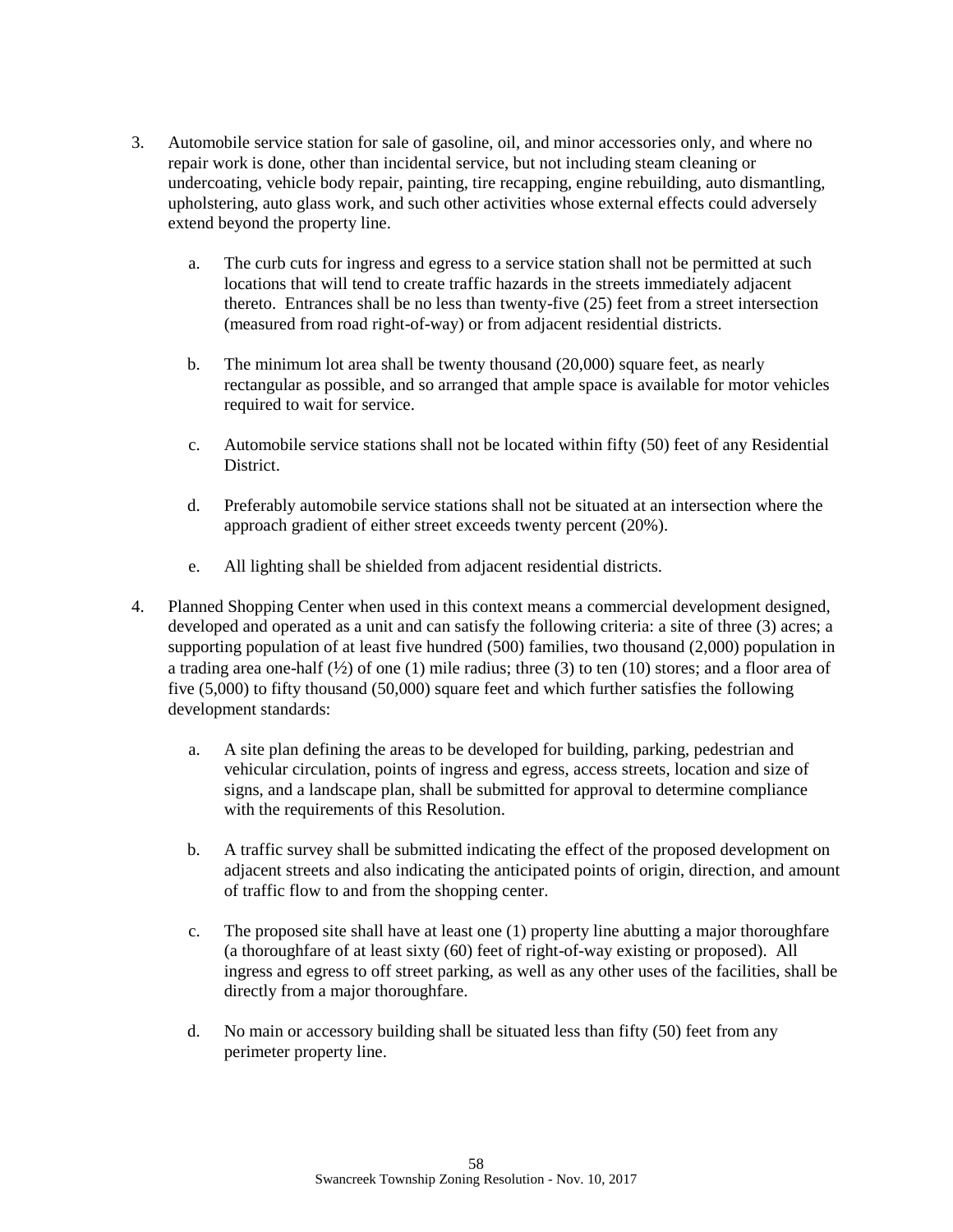3. Automobile service station for sale of gasoline, oil, and minor accessories only, and where no repair work is done, other than incidental service, but not including steam cleaning or undercoating, vehicle body repair, painting, tire recapping, engine rebuilding, auto dismantling, upholstering, auto glass work, and such other activities whose external effects could adversely extend beyond the property line.

   a. The curb cuts for ingress and egress to a service station shall not be permitted at such locations that will tend to create traffic hazards in the streets immediately adjacent thereto. Entrances shall be no less than twenty-five (25) feet from a street intersection (measured from road right-of-way) or from adjacent residential districts.

   b. The minimum lot area shall be twenty thousand (20,000) square feet, as nearly rectangular as possible, and so arranged that ample space is available for motor vehicles required to wait for service.

   c. Automobile service stations shall not be located within fifty (50) feet of any Residential District.

   d. Preferably automobile service stations shall not be situated at an intersection where the approach gradient of either street exceeds twenty percent (20%).

   e. All lighting shall be shielded from adjacent residential districts.

4. Planned Shopping Center when used in this context means a commercial development designed, developed and operated as a unit and can satisfy the following criteria: a site of three (3) acres; a supporting population of at least five hundred (500) families, two thousand (2,000) population in a trading area one-half (½) of one (1) mile radius; three (3) to ten (10) stores; and a floor area of five (5,000) to fifty thousand (50,000) square feet and which further satisfies the following development standards:

   a. A site plan defining the areas to be developed for building, parking, pedestrian and vehicular circulation, points of ingress and egress, access streets, location and size of signs, and a landscape plan, shall be submitted for approval to determine compliance with the requirements of this Resolution.

   b. A traffic survey shall be submitted indicating the effect of the proposed development on adjacent streets and also indicating the anticipated points of origin, direction, and amount of traffic flow to and from the shopping center.

   c. The proposed site shall have at least one (1) property line abutting a major thoroughfare (a thoroughfare of at least sixty (60) feet of right-of-way existing or proposed). All ingress and egress to off street parking, as well as any other uses of the facilities, shall be directly from a major thoroughfare.

   d. No main or accessory building shall be situated less than fifty (50) feet from any perimeter property line.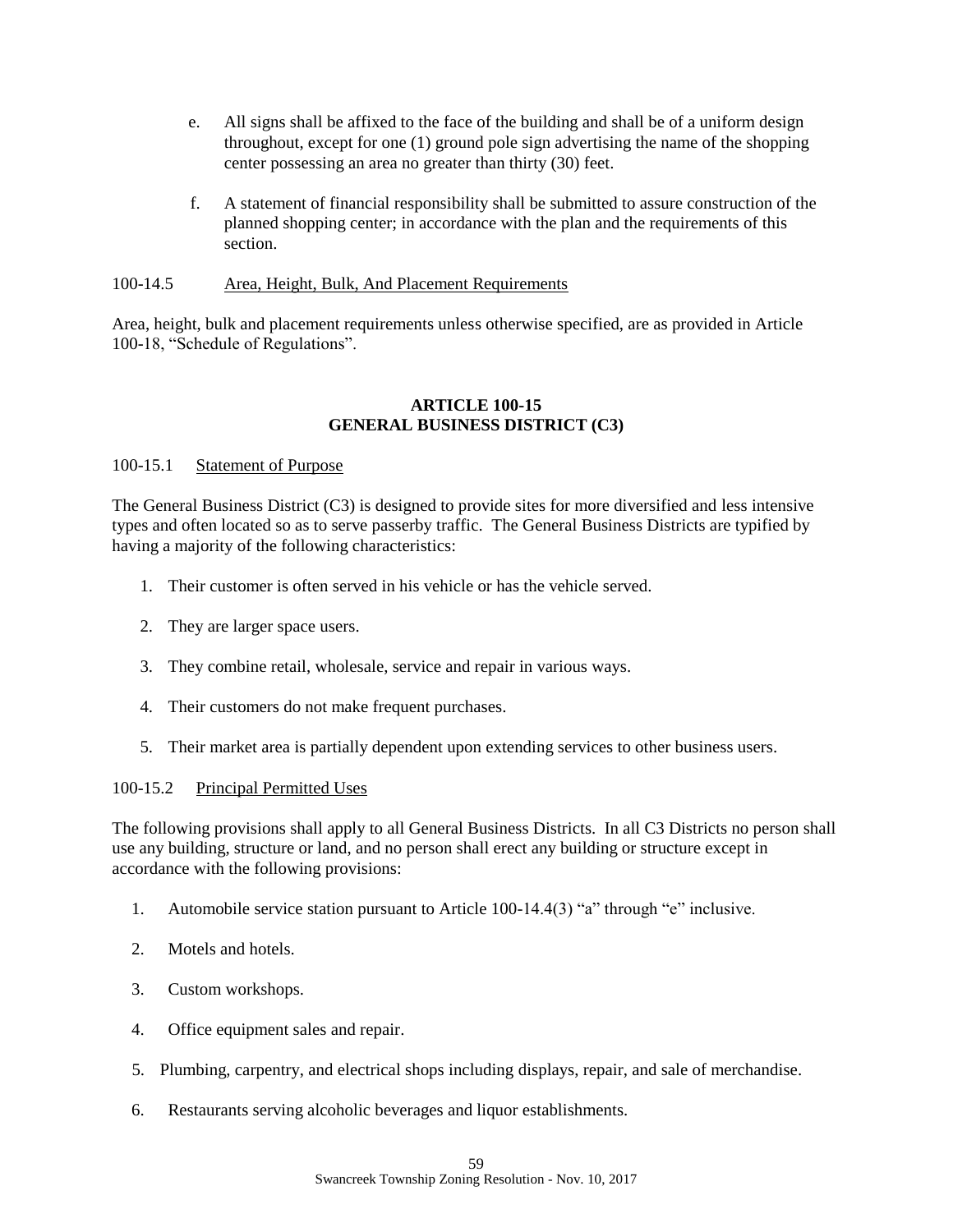e. All signs shall be affixed to the face of the building and shall be of a uniform design throughout, except for one (1) ground pole sign advertising the name of the shopping center possessing an area no greater than thirty (30) feet.

f. A statement of financial responsibility shall be submitted to assure construction of the planned shopping center; in accordance with the plan and the requirements of this section.

100-14.5 Area, Height, Bulk, And Placement Requirements

Area, height, bulk and placement requirements unless otherwise specified, are as provided in Article 100-18, "Schedule of Regulations".

## ARTICLE 100-15
## GENERAL BUSINESS DISTRICT (C3)

100-15.1 Statement of Purpose

The General Business District (C3) is designed to provide sites for more diversified and less intensive types and often located so as to serve passerby traffic. The General Business Districts are typified by having a majority of the following characteristics:

1. Their customer is often served in his vehicle or has the vehicle served.
2. They are larger space users.
3. They combine retail, wholesale, service and repair in various ways.
4. Their customers do not make frequent purchases.
5. Their market area is partially dependent upon extending services to other business users.

100-15.2 Principal Permitted Uses

The following provisions shall apply to all General Business Districts. In all C3 Districts no person shall use any building, structure or land, and no person shall erect any building or structure except in accordance with the following provisions:

1. Automobile service station pursuant to Article 100-14.4(3) "a" through "e" inclusive.
2. Motels and hotels.
3. Custom workshops.
4. Office equipment sales and repair.
5. Plumbing, carpentry, and electrical shops including displays, repair, and sale of merchandise.
6. Restaurants serving alcoholic beverages and liquor establishments.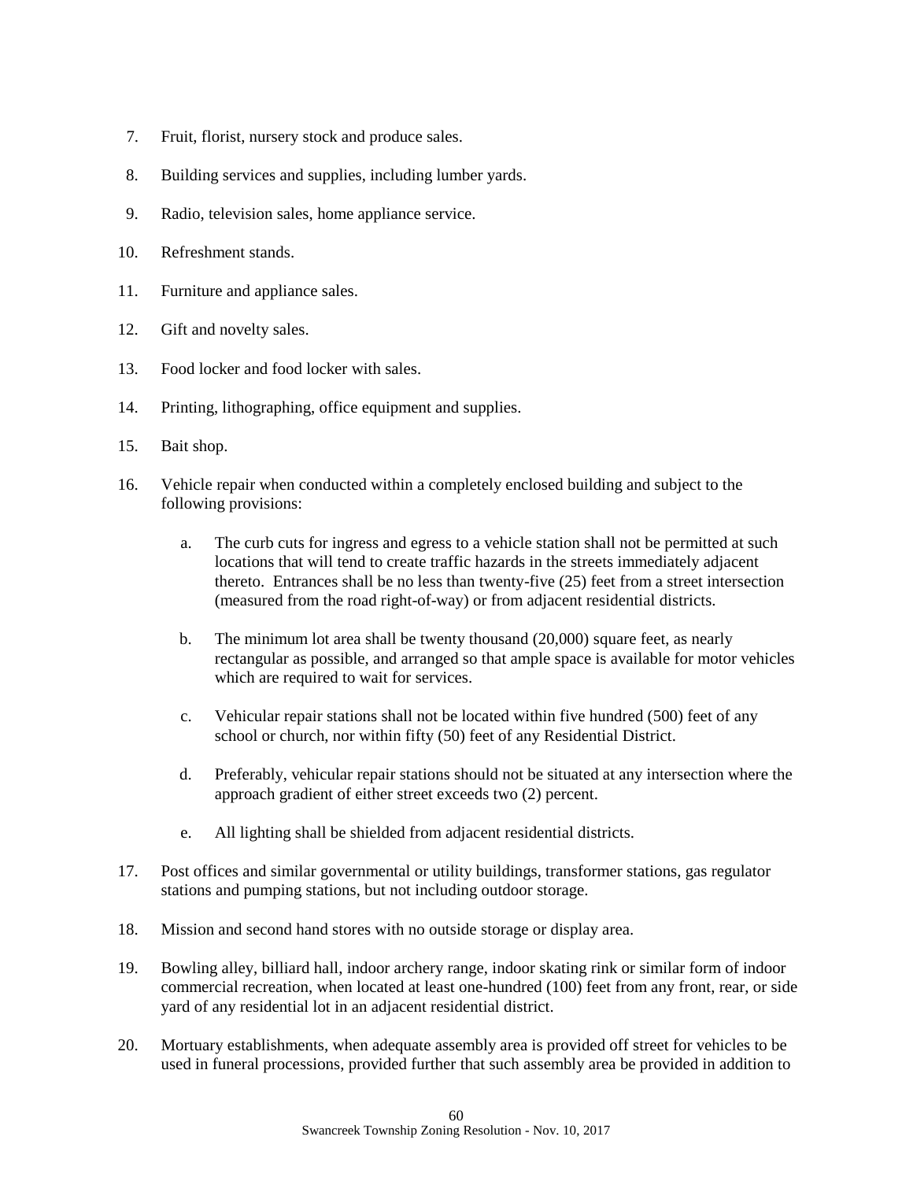7. Fruit, florist, nursery stock and produce sales.

8. Building services and supplies, including lumber yards.

9. Radio, television sales, home appliance service.

10. Refreshment stands.

11. Furniture and appliance sales.

12. Gift and novelty sales.

13. Food locker and food locker with sales.

14. Printing, lithographing, office equipment and supplies.

15. Bait shop.

16. Vehicle repair when conducted within a completely enclosed building and subject to the following provisions:

    a. The curb cuts for ingress and egress to a vehicle station shall not be permitted at such locations that will tend to create traffic hazards in the streets immediately adjacent thereto. Entrances shall be no less than twenty-five (25) feet from a street intersection (measured from the road right-of-way) or from adjacent residential districts.

    b. The minimum lot area shall be twenty thousand (20,000) square feet, as nearly rectangular as possible, and arranged so that ample space is available for motor vehicles which are required to wait for services.

    c. Vehicular repair stations shall not be located within five hundred (500) feet of any school or church, nor within fifty (50) feet of any Residential District.

    d. Preferably, vehicular repair stations should not be situated at any intersection where the approach gradient of either street exceeds two (2) percent.

    e. All lighting shall be shielded from adjacent residential districts.

17. Post offices and similar governmental or utility buildings, transformer stations, gas regulator stations and pumping stations, but not including outdoor storage.

18. Mission and second hand stores with no outside storage or display area.

19. Bowling alley, billiard hall, indoor archery range, indoor skating rink or similar form of indoor commercial recreation, when located at least one-hundred (100) feet from any front, rear, or side yard of any residential lot in an adjacent residential district.

20. Mortuary establishments, when adequate assembly area is provided off street for vehicles to be used in funeral processions, provided further that such assembly area be provided in addition to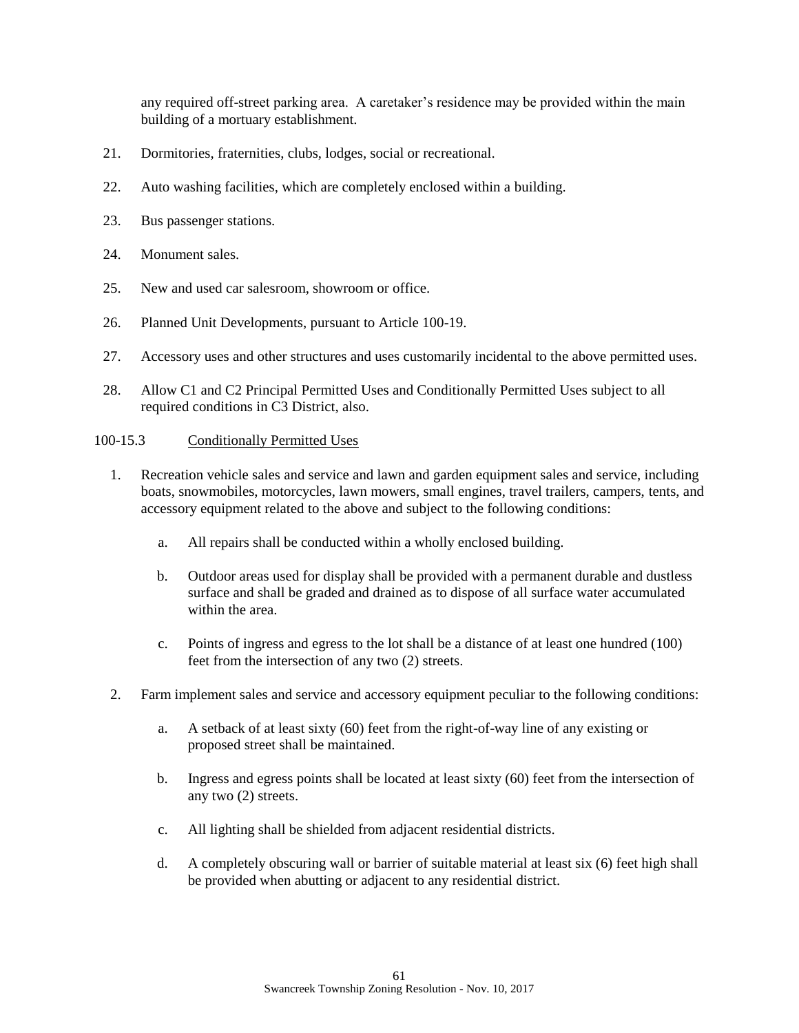any required off-street parking area. A caretaker's residence may be provided within the main building of a mortuary establishment.

21. Dormitories, fraternities, clubs, lodges, social or recreational.
22. Auto washing facilities, which are completely enclosed within a building.
23. Bus passenger stations.
24. Monument sales.
25. New and used car salesroom, showroom or office.
26. Planned Unit Developments, pursuant to Article 100-19.
27. Accessory uses and other structures and uses customarily incidental to the above permitted uses.
28. Allow C1 and C2 Principal Permitted Uses and Conditionally Permitted Uses subject to all required conditions in C3 District, also.

100-15.3 Conditionally Permitted Uses

1. Recreation vehicle sales and service and lawn and garden equipment sales and service, including boats, snowmobiles, motorcycles, lawn mowers, small engines, travel trailers, campers, tents, and accessory equipment related to the above and subject to the following conditions:

    a. All repairs shall be conducted within a wholly enclosed building.

    b. Outdoor areas used for display shall be provided with a permanent durable and dustless surface and shall be graded and drained as to dispose of all surface water accumulated within the area.

    c. Points of ingress and egress to the lot shall be a distance of at least one hundred (100) feet from the intersection of any two (2) streets.

2. Farm implement sales and service and accessory equipment peculiar to the following conditions:

    a. A setback of at least sixty (60) feet from the right-of-way line of any existing or proposed street shall be maintained.

    b. Ingress and egress points shall be located at least sixty (60) feet from the intersection of any two (2) streets.

    c. All lighting shall be shielded from adjacent residential districts.

    d. A completely obscuring wall or barrier of suitable material at least six (6) feet high shall be provided when abutting or adjacent to any residential district.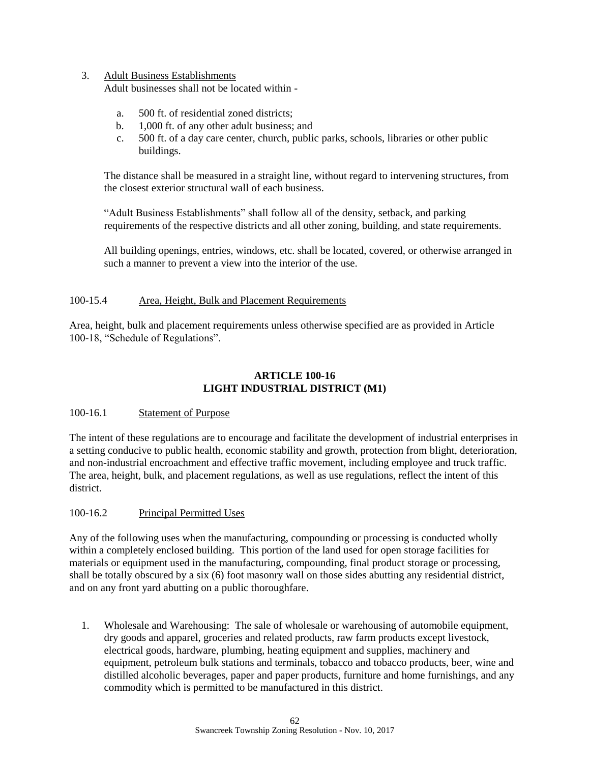3. <u>Adult Business Establishments</u>
   Adult businesses shall not be located within -

   a. 500 ft. of residential zoned districts;
   b. 1,000 ft. of any other adult business; and
   c. 500 ft. of a day care center, church, public parks, schools, libraries or other public buildings.

   The distance shall be measured in a straight line, without regard to intervening structures, from the closest exterior structural wall of each business.

   "Adult Business Establishments" shall follow all of the density, setback, and parking requirements of the respective districts and all other zoning, building, and state requirements.

   All building openings, entries, windows, etc. shall be located, covered, or otherwise arranged in such a manner to prevent a view into the interior of the use.

100-15.4 <u>Area, Height, Bulk and Placement Requirements</u>

Area, height, bulk and placement requirements unless otherwise specified are as provided in Article 100-18, "Schedule of Regulations".

## ARTICLE 100-16
## LIGHT INDUSTRIAL DISTRICT (M1)

100-16.1 <u>Statement of Purpose</u>

The intent of these regulations are to encourage and facilitate the development of industrial enterprises in a setting conducive to public health, economic stability and growth, protection from blight, deterioration, and non-industrial encroachment and effective traffic movement, including employee and truck traffic. The area, height, bulk, and placement regulations, as well as use regulations, reflect the intent of this district.

100-16.2 <u>Principal Permitted Uses</u>

Any of the following uses when the manufacturing, compounding or processing is conducted wholly within a completely enclosed building. This portion of the land used for open storage facilities for materials or equipment used in the manufacturing, compounding, final product storage or processing, shall be totally obscured by a six (6) foot masonry wall on those sides abutting any residential district, and on any front yard abutting on a public thoroughfare.

1. <u>Wholesale and Warehousing</u>: The sale of wholesale or warehousing of automobile equipment, dry goods and apparel, groceries and related products, raw farm products except livestock, electrical goods, hardware, plumbing, heating equipment and supplies, machinery and equipment, petroleum bulk stations and terminals, tobacco and tobacco products, beer, wine and distilled alcoholic beverages, paper and paper products, furniture and home furnishings, and any commodity which is permitted to be manufactured in this district.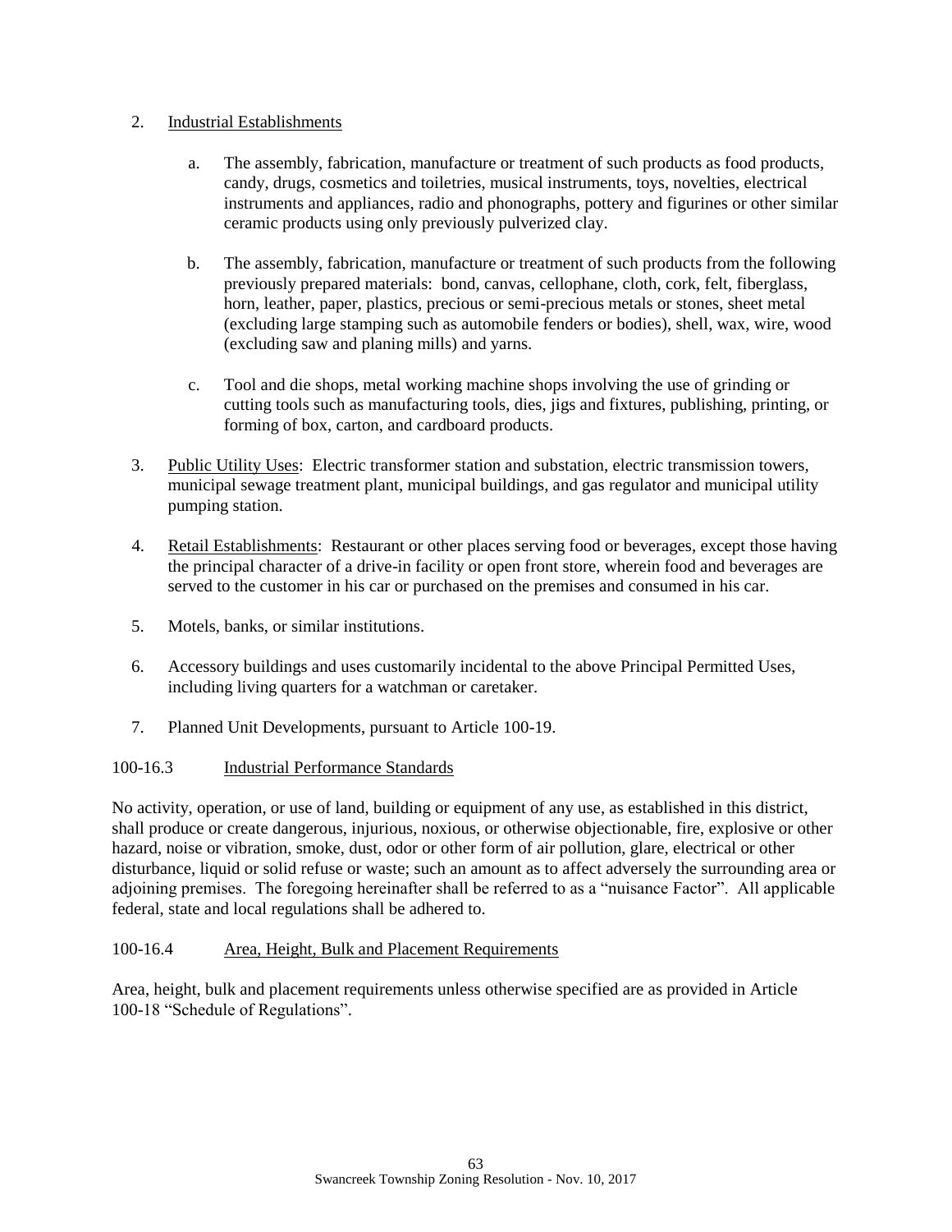2. Industrial Establishments

    a. The assembly, fabrication, manufacture or treatment of such products as food products, candy, drugs, cosmetics and toiletries, musical instruments, toys, novelties, electrical instruments and appliances, radio and phonographs, pottery and figurines or other similar ceramic products using only previously pulverized clay.

    b. The assembly, fabrication, manufacture or treatment of such products from the following previously prepared materials: bond, canvas, cellophane, cloth, cork, felt, fiberglass, horn, leather, paper, plastics, precious or semi-precious metals or stones, sheet metal (excluding large stamping such as automobile fenders or bodies), shell, wax, wire, wood (excluding saw and planing mills) and yarns.

    c. Tool and die shops, metal working machine shops involving the use of grinding or cutting tools such as manufacturing tools, dies, jigs and fixtures, publishing, printing, or forming of box, carton, and cardboard products.

3. Public Utility Uses: Electric transformer station and substation, electric transmission towers, municipal sewage treatment plant, municipal buildings, and gas regulator and municipal utility pumping station.

4. Retail Establishments: Restaurant or other places serving food or beverages, except those having the principal character of a drive-in facility or open front store, wherein food and beverages are served to the customer in his car or purchased on the premises and consumed in his car.

5. Motels, banks, or similar institutions.

6. Accessory buildings and uses customarily incidental to the above Principal Permitted Uses, including living quarters for a watchman or caretaker.

7. Planned Unit Developments, pursuant to Article 100-19.

### 100-16.3 Industrial Performance Standards

No activity, operation, or use of land, building or equipment of any use, as established in this district, shall produce or create dangerous, injurious, noxious, or otherwise objectionable, fire, explosive or other hazard, noise or vibration, smoke, dust, odor or other form of air pollution, glare, electrical or other disturbance, liquid or solid refuse or waste; such an amount as to affect adversely the surrounding area or adjoining premises. The foregoing hereinafter shall be referred to as a "nuisance Factor". All applicable federal, state and local regulations shall be adhered to.

### 100-16.4 Area, Height, Bulk and Placement Requirements

Area, height, bulk and placement requirements unless otherwise specified are as provided in Article 100-18 "Schedule of Regulations".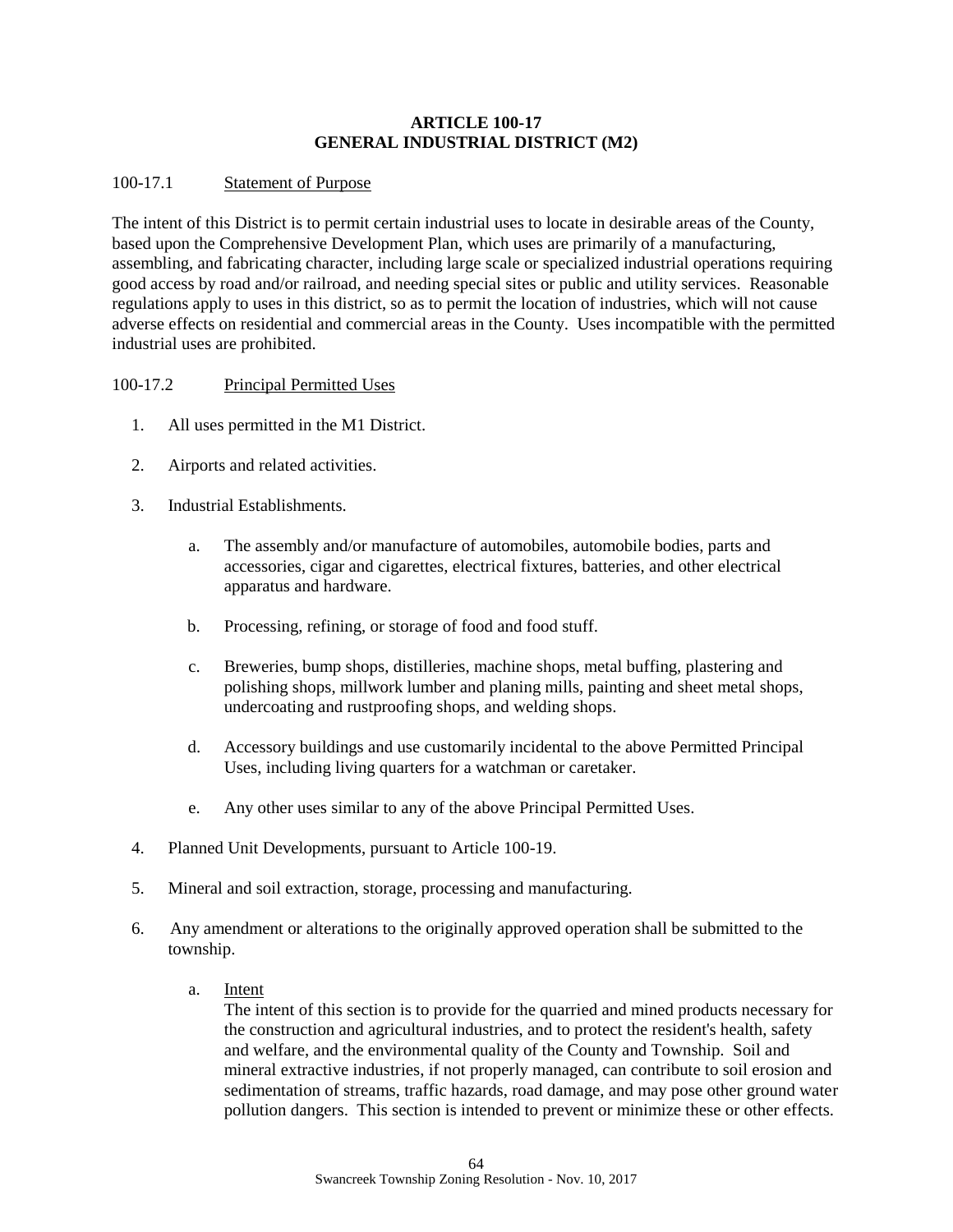# ARTICLE 100-17
# GENERAL INDUSTRIAL DISTRICT (M2)

100-17.1 Statement of Purpose

The intent of this District is to permit certain industrial uses to locate in desirable areas of the County, based upon the Comprehensive Development Plan, which uses are primarily of a manufacturing, assembling, and fabricating character, including large scale or specialized industrial operations requiring good access by road and/or railroad, and needing special sites or public and utility services. Reasonable regulations apply to uses in this district, so as to permit the location of industries, which will not cause adverse effects on residential and commercial areas in the County. Uses incompatible with the permitted industrial uses are prohibited.

100-17.2 Principal Permitted Uses

1. All uses permitted in the M1 District.

2. Airports and related activities.

3. Industrial Establishments.

   a. The assembly and/or manufacture of automobiles, automobile bodies, parts and accessories, cigar and cigarettes, electrical fixtures, batteries, and other electrical apparatus and hardware.

   b. Processing, refining, or storage of food and food stuff.

   c. Breweries, bump shops, distilleries, machine shops, metal buffing, plastering and polishing shops, millwork lumber and planing mills, painting and sheet metal shops, undercoating and rustproofing shops, and welding shops.

   d. Accessory buildings and use customarily incidental to the above Permitted Principal Uses, including living quarters for a watchman or caretaker.

   e. Any other uses similar to any of the above Principal Permitted Uses.

4. Planned Unit Developments, pursuant to Article 100-19.

5. Mineral and soil extraction, storage, processing and manufacturing.

6. Any amendment or alterations to the originally approved operation shall be submitted to the township.

   a. Intent
      The intent of this section is to provide for the quarried and mined products necessary for the construction and agricultural industries, and to protect the resident's health, safety and welfare, and the environmental quality of the County and Township. Soil and mineral extractive industries, if not properly managed, can contribute to soil erosion and sedimentation of streams, traffic hazards, road damage, and may pose other ground water pollution dangers. This section is intended to prevent or minimize these or other effects.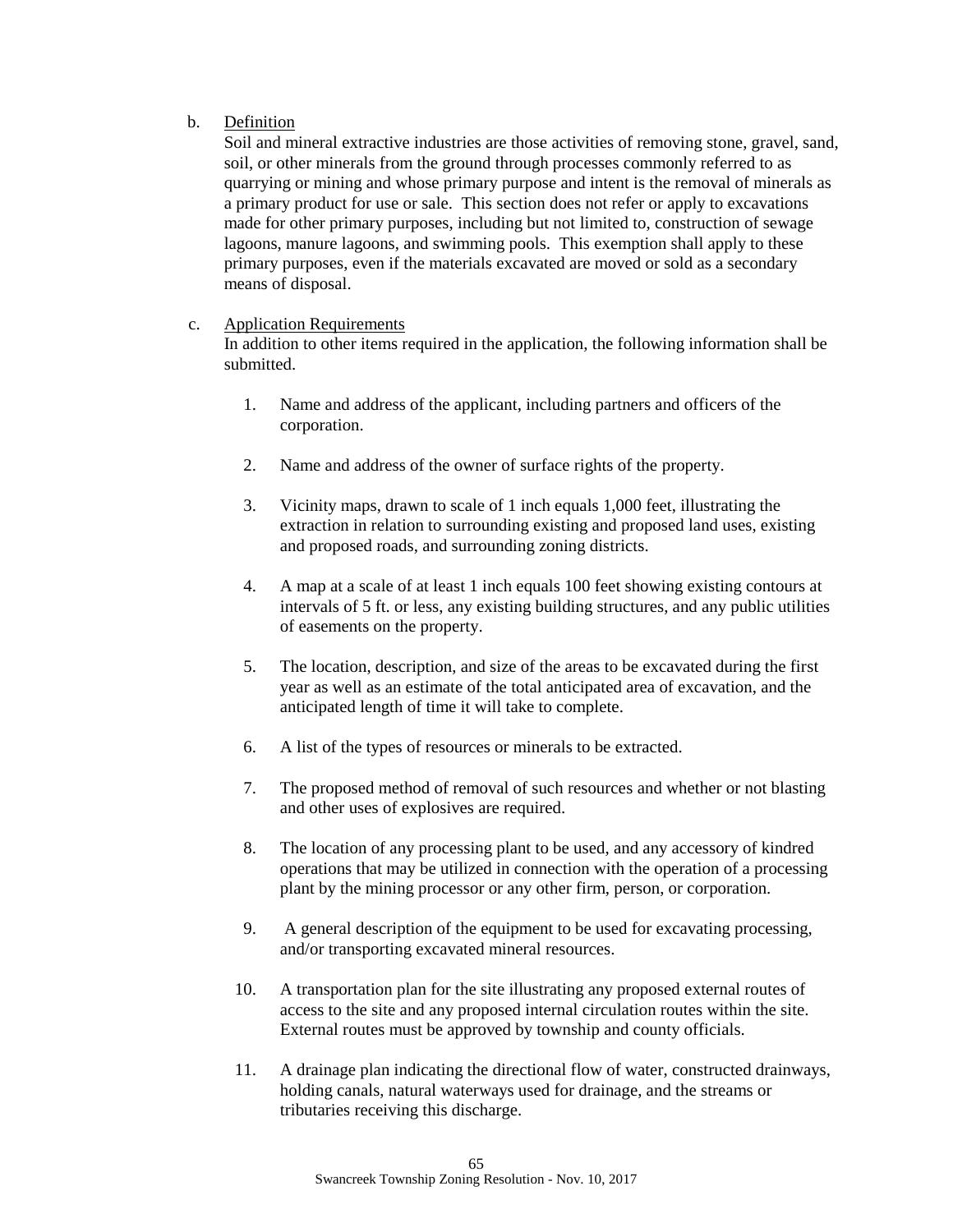b. <u>Definition</u>

Soil and mineral extractive industries are those activities of removing stone, gravel, sand, soil, or other minerals from the ground through processes commonly referred to as quarrying or mining and whose primary purpose and intent is the removal of minerals as a primary product for use or sale. This section does not refer or apply to excavations made for other primary purposes, including but not limited to, construction of sewage lagoons, manure lagoons, and swimming pools. This exemption shall apply to these primary purposes, even if the materials excavated are moved or sold as a secondary means of disposal.

c. <u>Application Requirements</u>

In addition to other items required in the application, the following information shall be submitted.

1. Name and address of the applicant, including partners and officers of the corporation.

2. Name and address of the owner of surface rights of the property.

3. Vicinity maps, drawn to scale of 1 inch equals 1,000 feet, illustrating the extraction in relation to surrounding existing and proposed land uses, existing and proposed roads, and surrounding zoning districts.

4. A map at a scale of at least 1 inch equals 100 feet showing existing contours at intervals of 5 ft. or less, any existing building structures, and any public utilities of easements on the property.

5. The location, description, and size of the areas to be excavated during the first year as well as an estimate of the total anticipated area of excavation, and the anticipated length of time it will take to complete.

6. A list of the types of resources or minerals to be extracted.

7. The proposed method of removal of such resources and whether or not blasting and other uses of explosives are required.

8. The location of any processing plant to be used, and any accessory of kindred operations that may be utilized in connection with the operation of a processing plant by the mining processor or any other firm, person, or corporation.

9. A general description of the equipment to be used for excavating processing, and/or transporting excavated mineral resources.

10. A transportation plan for the site illustrating any proposed external routes of access to the site and any proposed internal circulation routes within the site. External routes must be approved by township and county officials.

11. A drainage plan indicating the directional flow of water, constructed drainways, holding canals, natural waterways used for drainage, and the streams or tributaries receiving this discharge.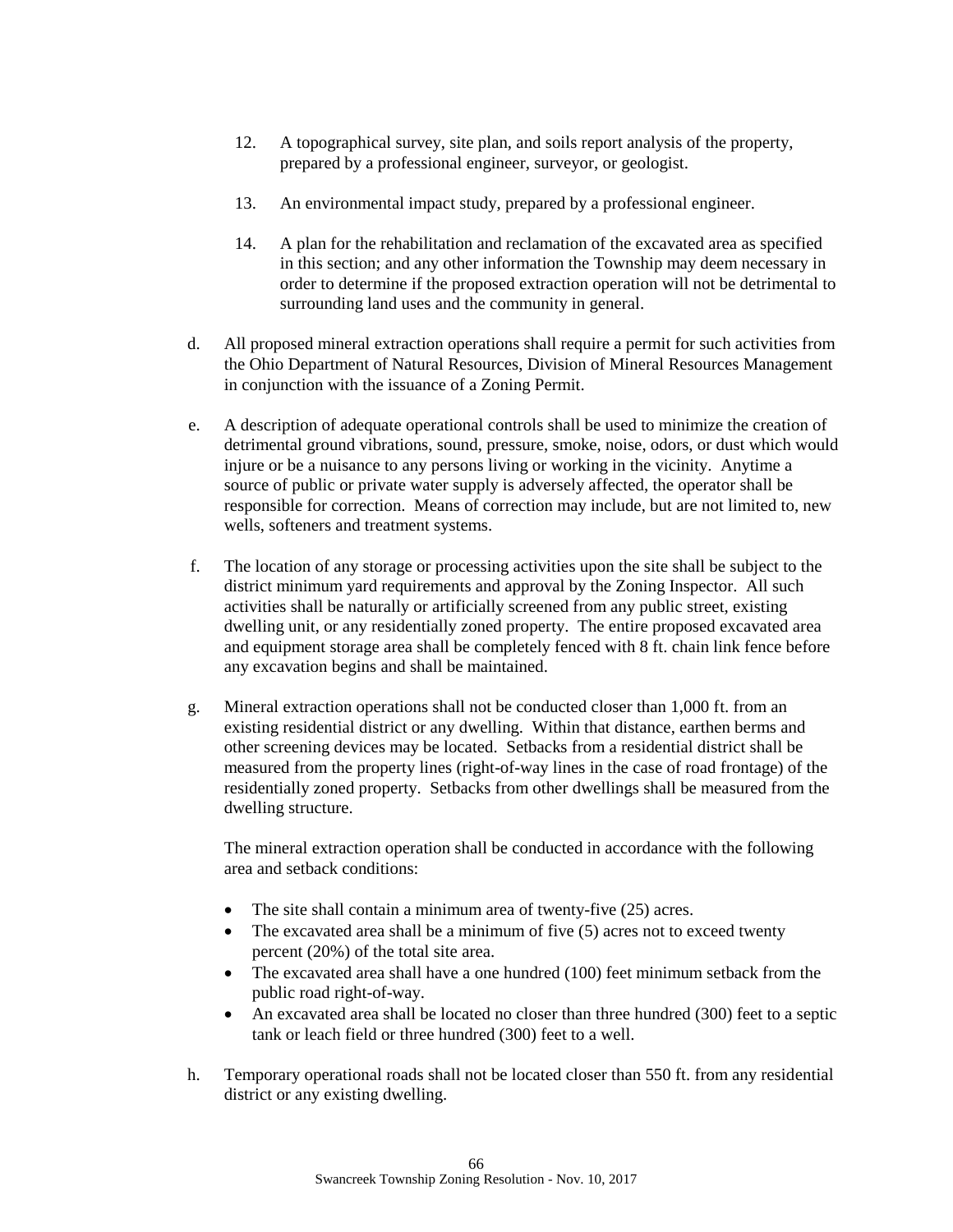12. A topographical survey, site plan, and soils report analysis of the property, prepared by a professional engineer, surveyor, or geologist.

13. An environmental impact study, prepared by a professional engineer.

14. A plan for the rehabilitation and reclamation of the excavated area as specified in this section; and any other information the Township may deem necessary in order to determine if the proposed extraction operation will not be detrimental to surrounding land uses and the community in general.

d. All proposed mineral extraction operations shall require a permit for such activities from the Ohio Department of Natural Resources, Division of Mineral Resources Management in conjunction with the issuance of a Zoning Permit.

e. A description of adequate operational controls shall be used to minimize the creation of detrimental ground vibrations, sound, pressure, smoke, noise, odors, or dust which would injure or be a nuisance to any persons living or working in the vicinity. Anytime a source of public or private water supply is adversely affected, the operator shall be responsible for correction. Means of correction may include, but are not limited to, new wells, softeners and treatment systems.

f. The location of any storage or processing activities upon the site shall be subject to the district minimum yard requirements and approval by the Zoning Inspector. All such activities shall be naturally or artificially screened from any public street, existing dwelling unit, or any residentially zoned property. The entire proposed excavated area and equipment storage area shall be completely fenced with 8 ft. chain link fence before any excavation begins and shall be maintained.

g. Mineral extraction operations shall not be conducted closer than 1,000 ft. from an existing residential district or any dwelling. Within that distance, earthen berms and other screening devices may be located. Setbacks from a residential district shall be measured from the property lines (right-of-way lines in the case of road frontage) of the residentially zoned property. Setbacks from other dwellings shall be measured from the dwelling structure.

   The mineral extraction operation shall be conducted in accordance with the following area and setback conditions:

   - The site shall contain a minimum area of twenty-five (25) acres.
   - The excavated area shall be a minimum of five (5) acres not to exceed twenty percent (20%) of the total site area.
   - The excavated area shall have a one hundred (100) feet minimum setback from the public road right-of-way.
   - An excavated area shall be located no closer than three hundred (300) feet to a septic tank or leach field or three hundred (300) feet to a well.

h. Temporary operational roads shall not be located closer than 550 ft. from any residential district or any existing dwelling.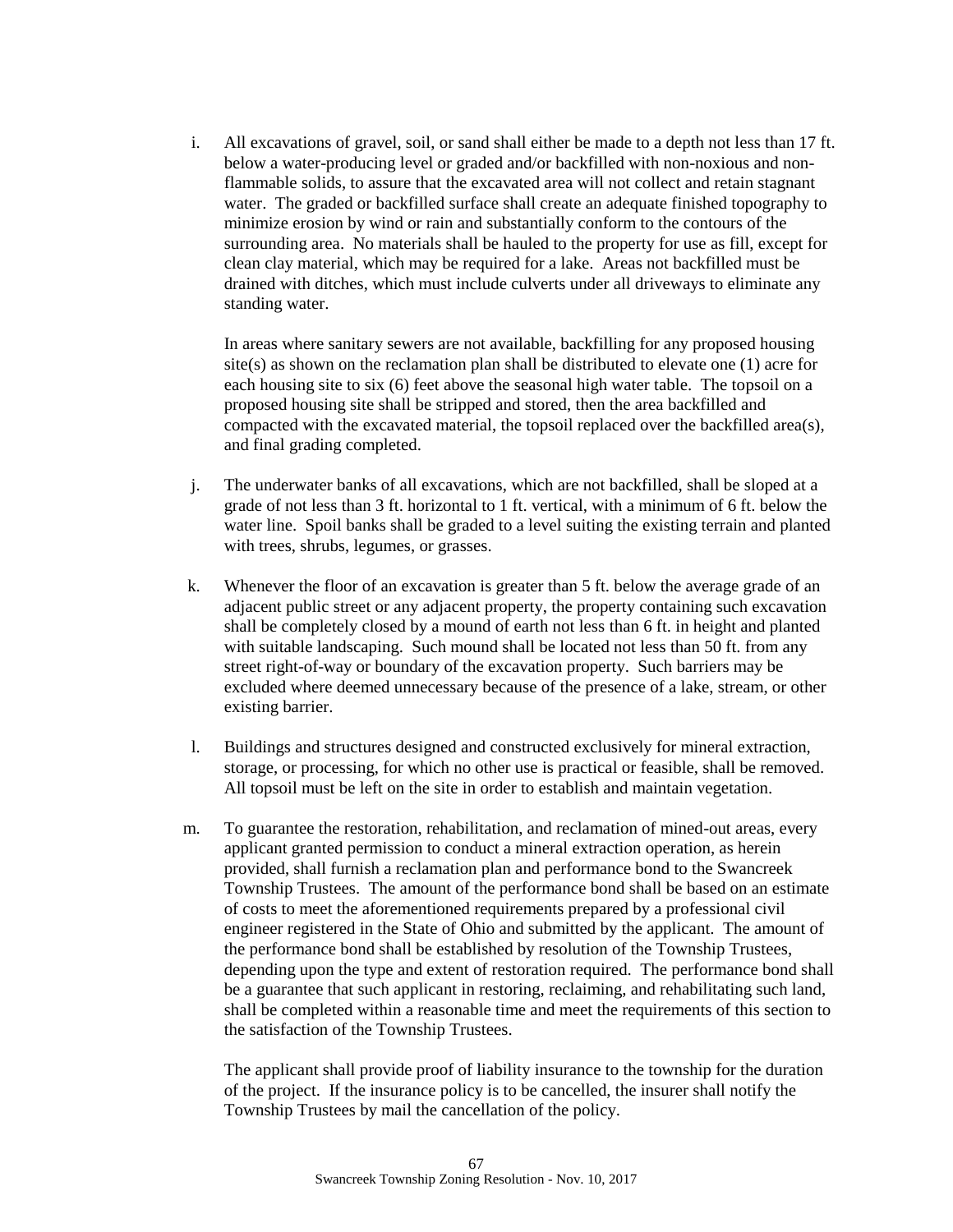i. All excavations of gravel, soil, or sand shall either be made to a depth not less than 17 ft. below a water-producing level or graded and/or backfilled with non-noxious and non-flammable solids, to assure that the excavated area will not collect and retain stagnant water. The graded or backfilled surface shall create an adequate finished topography to minimize erosion by wind or rain and substantially conform to the contours of the surrounding area. No materials shall be hauled to the property for use as fill, except for clean clay material, which may be required for a lake. Areas not backfilled must be drained with ditches, which must include culverts under all driveways to eliminate any standing water.

   In areas where sanitary sewers are not available, backfilling for any proposed housing site(s) as shown on the reclamation plan shall be distributed to elevate one (1) acre for each housing site to six (6) feet above the seasonal high water table. The topsoil on a proposed housing site shall be stripped and stored, then the area backfilled and compacted with the excavated material, the topsoil replaced over the backfilled area(s), and final grading completed.

j. The underwater banks of all excavations, which are not backfilled, shall be sloped at a grade of not less than 3 ft. horizontal to 1 ft. vertical, with a minimum of 6 ft. below the water line. Spoil banks shall be graded to a level suiting the existing terrain and planted with trees, shrubs, legumes, or grasses.

k. Whenever the floor of an excavation is greater than 5 ft. below the average grade of an adjacent public street or any adjacent property, the property containing such excavation shall be completely closed by a mound of earth not less than 6 ft. in height and planted with suitable landscaping. Such mound shall be located not less than 50 ft. from any street right-of-way or boundary of the excavation property. Such barriers may be excluded where deemed unnecessary because of the presence of a lake, stream, or other existing barrier.

l. Buildings and structures designed and constructed exclusively for mineral extraction, storage, or processing, for which no other use is practical or feasible, shall be removed. All topsoil must be left on the site in order to establish and maintain vegetation.

m. To guarantee the restoration, rehabilitation, and reclamation of mined-out areas, every applicant granted permission to conduct a mineral extraction operation, as herein provided, shall furnish a reclamation plan and performance bond to the Swancreek Township Trustees. The amount of the performance bond shall be based on an estimate of costs to meet the aforementioned requirements prepared by a professional civil engineer registered in the State of Ohio and submitted by the applicant. The amount of the performance bond shall be established by resolution of the Township Trustees, depending upon the type and extent of restoration required. The performance bond shall be a guarantee that such applicant in restoring, reclaiming, and rehabilitating such land, shall be completed within a reasonable time and meet the requirements of this section to the satisfaction of the Township Trustees.

   The applicant shall provide proof of liability insurance to the township for the duration of the project. If the insurance policy is to be cancelled, the insurer shall notify the Township Trustees by mail the cancellation of the policy.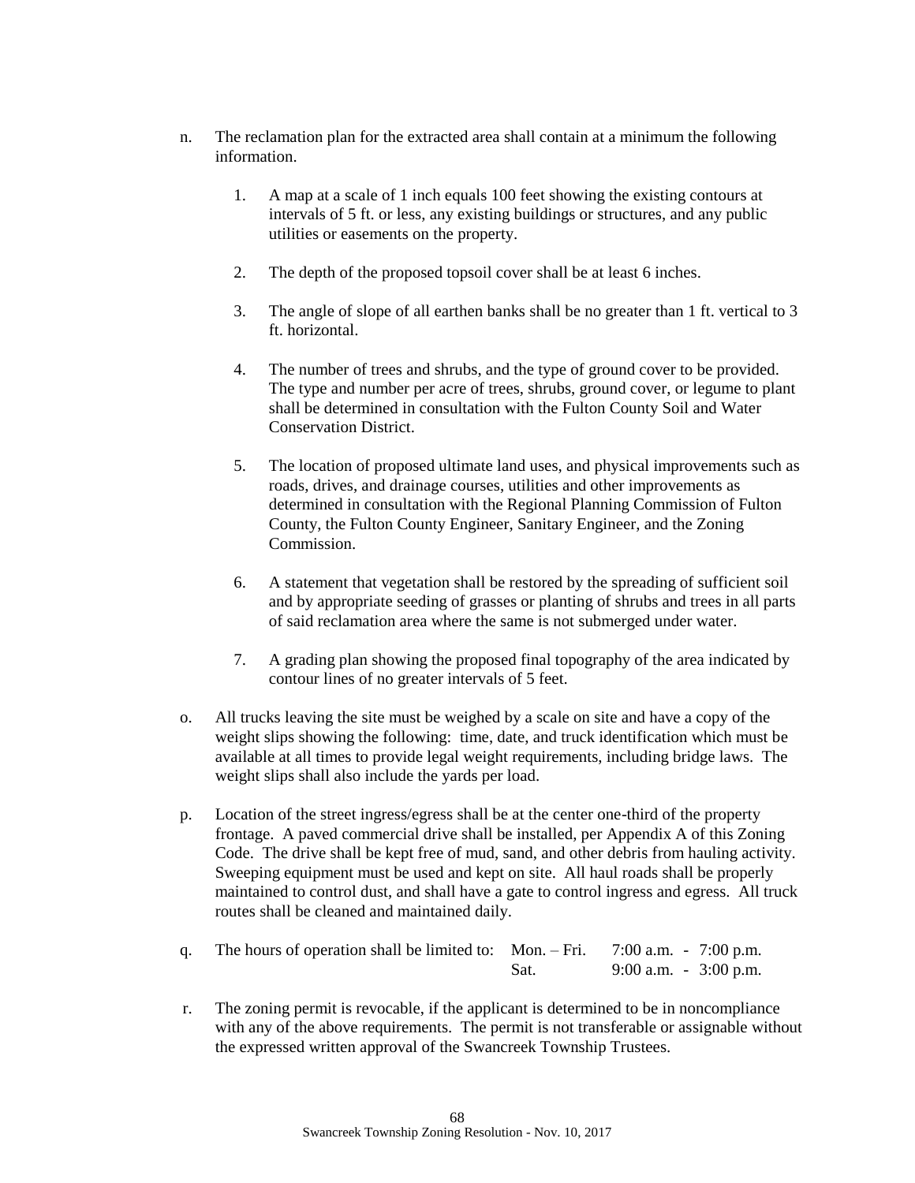n. The reclamation plan for the extracted area shall contain at a minimum the following information.

   1. A map at a scale of 1 inch equals 100 feet showing the existing contours at intervals of 5 ft. or less, any existing buildings or structures, and any public utilities or easements on the property.

   2. The depth of the proposed topsoil cover shall be at least 6 inches.

   3. The angle of slope of all earthen banks shall be no greater than 1 ft. vertical to 3 ft. horizontal.

   4. The number of trees and shrubs, and the type of ground cover to be provided. The type and number per acre of trees, shrubs, ground cover, or legume to plant shall be determined in consultation with the Fulton County Soil and Water Conservation District.

   5. The location of proposed ultimate land uses, and physical improvements such as roads, drives, and drainage courses, utilities and other improvements as determined in consultation with the Regional Planning Commission of Fulton County, the Fulton County Engineer, Sanitary Engineer, and the Zoning Commission.

   6. A statement that vegetation shall be restored by the spreading of sufficient soil and by appropriate seeding of grasses or planting of shrubs and trees in all parts of said reclamation area where the same is not submerged under water.

   7. A grading plan showing the proposed final topography of the area indicated by contour lines of no greater intervals of 5 feet.

o. All trucks leaving the site must be weighed by a scale on site and have a copy of the weight slips showing the following: time, date, and truck identification which must be available at all times to provide legal weight requirements, including bridge laws. The weight slips shall also include the yards per load.

p. Location of the street ingress/egress shall be at the center one-third of the property frontage. A paved commercial drive shall be installed, per Appendix A of this Zoning Code. The drive shall be kept free of mud, sand, and other debris from hauling activity. Sweeping equipment must be used and kept on site. All haul roads shall be properly maintained to control dust, and shall have a gate to control ingress and egress. All truck routes shall be cleaned and maintained daily.

q. The hours of operation shall be limited to: Mon. – Fri. 7:00 a.m. - 7:00 p.m.
   Sat. 9:00 a.m. - 3:00 p.m.

r. The zoning permit is revocable, if the applicant is determined to be in noncompliance with any of the above requirements. The permit is not transferable or assignable without the expressed written approval of the Swancreek Township Trustees.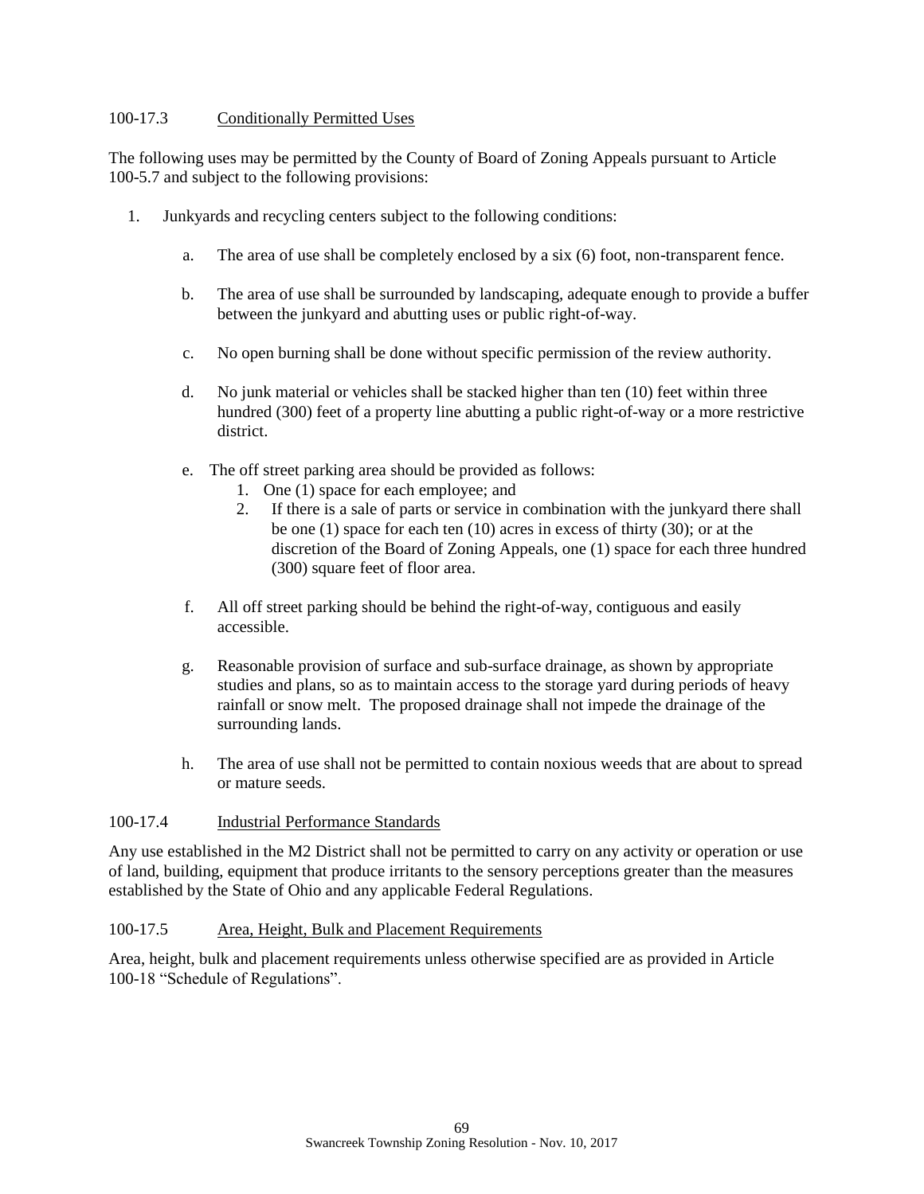### 100-17.3 Conditionally Permitted Uses

The following uses may be permitted by the County of Board of Zoning Appeals pursuant to Article 100-5.7 and subject to the following provisions:

1. Junkyards and recycling centers subject to the following conditions:

   a. The area of use shall be completely enclosed by a six (6) foot, non-transparent fence.

   b. The area of use shall be surrounded by landscaping, adequate enough to provide a buffer between the junkyard and abutting uses or public right-of-way.

   c. No open burning shall be done without specific permission of the review authority.

   d. No junk material or vehicles shall be stacked higher than ten (10) feet within three hundred (300) feet of a property line abutting a public right-of-way or a more restrictive district.

   e. The off street parking area should be provided as follows:
      1. One (1) space for each employee; and
      2. If there is a sale of parts or service in combination with the junkyard there shall be one (1) space for each ten (10) acres in excess of thirty (30); or at the discretion of the Board of Zoning Appeals, one (1) space for each three hundred (300) square feet of floor area.

   f. All off street parking should be behind the right-of-way, contiguous and easily accessible.

   g. Reasonable provision of surface and sub-surface drainage, as shown by appropriate studies and plans, so as to maintain access to the storage yard during periods of heavy rainfall or snow melt. The proposed drainage shall not impede the drainage of the surrounding lands.

   h. The area of use shall not be permitted to contain noxious weeds that are about to spread or mature seeds.

### 100-17.4 Industrial Performance Standards

Any use established in the M2 District shall not be permitted to carry on any activity or operation or use of land, building, equipment that produce irritants to the sensory perceptions greater than the measures established by the State of Ohio and any applicable Federal Regulations.

### 100-17.5 Area, Height, Bulk and Placement Requirements

Area, height, bulk and placement requirements unless otherwise specified are as provided in Article 100-18 "Schedule of Regulations".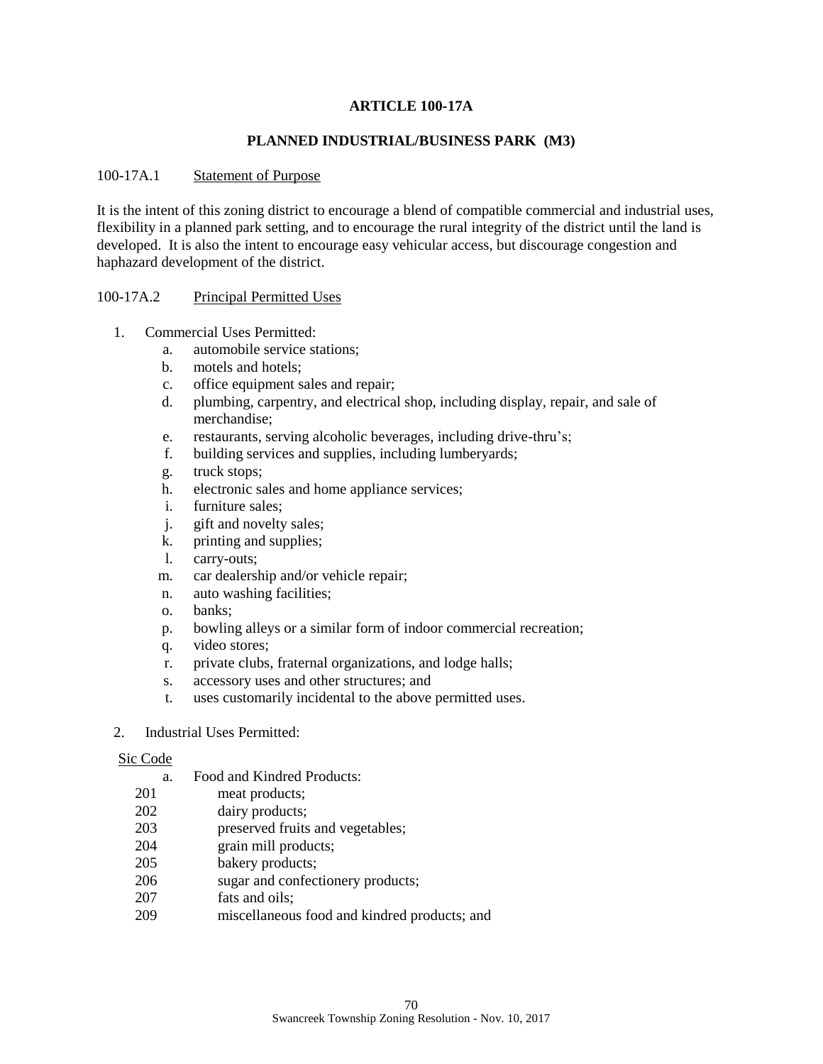# ARTICLE 100-17A

## PLANNED INDUSTRIAL/BUSINESS PARK (M3)

100-17A.1 Statement of Purpose

It is the intent of this zoning district to encourage a blend of compatible commercial and industrial uses, flexibility in a planned park setting, and to encourage the rural integrity of the district until the land is developed. It is also the intent to encourage easy vehicular access, but discourage congestion and haphazard development of the district.

100-17A.2 Principal Permitted Uses

1. Commercial Uses Permitted:
   a. automobile service stations;
   b. motels and hotels;
   c. office equipment sales and repair;
   d. plumbing, carpentry, and electrical shop, including display, repair, and sale of merchandise;
   e. restaurants, serving alcoholic beverages, including drive-thru's;
   f. building services and supplies, including lumberyards;
   g. truck stops;
   h. electronic sales and home appliance services;
   i. furniture sales;
   j. gift and novelty sales;
   k. printing and supplies;
   l. carry-outs;
   m. car dealership and/or vehicle repair;
   n. auto washing facilities;
   o. banks;
   p. bowling alleys or a similar form of indoor commercial recreation;
   q. video stores;
   r. private clubs, fraternal organizations, and lodge halls;
   s. accessory uses and other structures; and
   t. uses customarily incidental to the above permitted uses.

2. Industrial Uses Permitted:

Sic Code

a. Food and Kindred Products:

201 meat products;
202 dairy products;
203 preserved fruits and vegetables;
204 grain mill products;
205 bakery products;
206 sugar and confectionery products;
207 fats and oils;
209 miscellaneous food and kindred products; and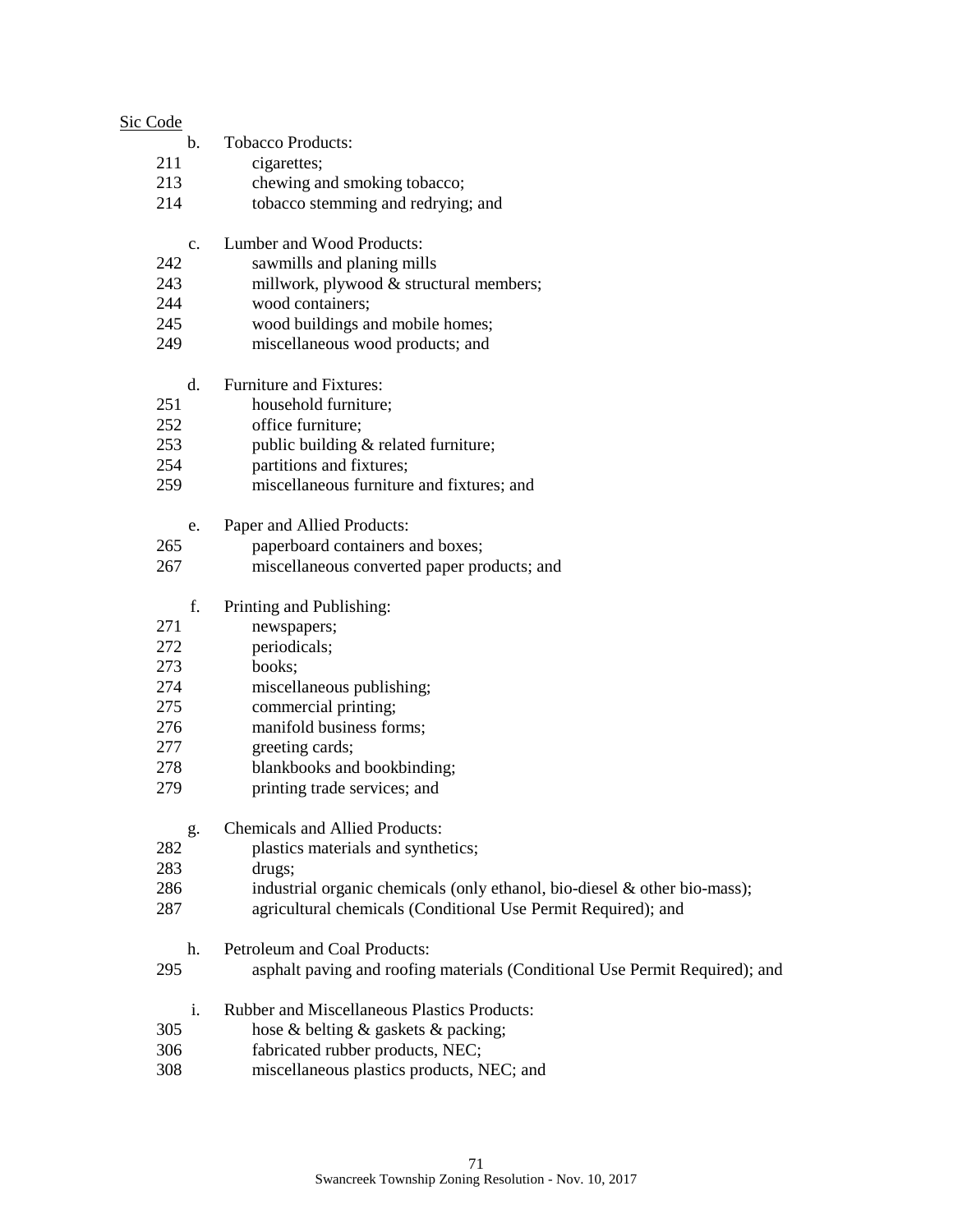Sic Code

b. Tobacco Products:

211 cigarettes;
213 chewing and smoking tobacco;
214 tobacco stemming and redrying; and

c. Lumber and Wood Products:

242 sawmills and planing mills
243 millwork, plywood & structural members;
244 wood containers;
245 wood buildings and mobile homes;
249 miscellaneous wood products; and

d. Furniture and Fixtures:

251 household furniture;
252 office furniture;
253 public building & related furniture;
254 partitions and fixtures;
259 miscellaneous furniture and fixtures; and

e. Paper and Allied Products:

265 paperboard containers and boxes;
267 miscellaneous converted paper products; and

f. Printing and Publishing:

271 newspapers;
272 periodicals;
273 books;
274 miscellaneous publishing;
275 commercial printing;
276 manifold business forms;
277 greeting cards;
278 blankbooks and bookbinding;
279 printing trade services; and

g. Chemicals and Allied Products:

282 plastics materials and synthetics;
283 drugs;
286 industrial organic chemicals (only ethanol, bio-diesel & other bio-mass);
287 agricultural chemicals (Conditional Use Permit Required); and

h. Petroleum and Coal Products:

295 asphalt paving and roofing materials (Conditional Use Permit Required); and

i. Rubber and Miscellaneous Plastics Products:

305 hose & belting & gaskets & packing;
306 fabricated rubber products, NEC;
308 miscellaneous plastics products, NEC; and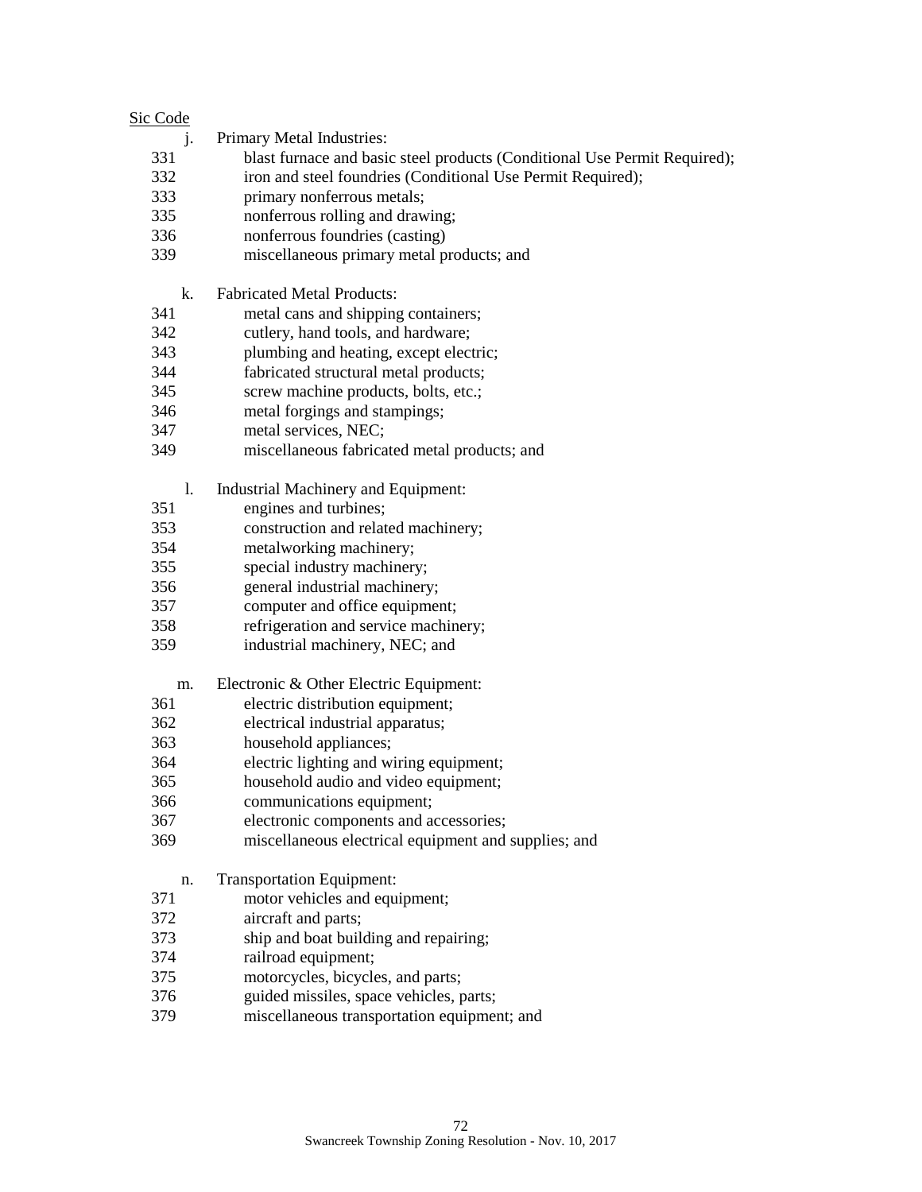<u>Sic Code</u>

j. Primary Metal Industries:

| | |
|---|---|
| 331 | blast furnace and basic steel products (Conditional Use Permit Required); |
| 332 | iron and steel foundries (Conditional Use Permit Required); |
| 333 | primary nonferrous metals; |
| 335 | nonferrous rolling and drawing; |
| 336 | nonferrous foundries (casting) |
| 339 | miscellaneous primary metal products; and |

k. Fabricated Metal Products:

| | |
|---|---|
| 341 | metal cans and shipping containers; |
| 342 | cutlery, hand tools, and hardware; |
| 343 | plumbing and heating, except electric; |
| 344 | fabricated structural metal products; |
| 345 | screw machine products, bolts, etc.; |
| 346 | metal forgings and stampings; |
| 347 | metal services, NEC; |
| 349 | miscellaneous fabricated metal products; and |

l. Industrial Machinery and Equipment:

| | |
|---|---|
| 351 | engines and turbines; |
| 353 | construction and related machinery; |
| 354 | metalworking machinery; |
| 355 | special industry machinery; |
| 356 | general industrial machinery; |
| 357 | computer and office equipment; |
| 358 | refrigeration and service machinery; |
| 359 | industrial machinery, NEC; and |

m. Electronic & Other Electric Equipment:

| | |
|---|---|
| 361 | electric distribution equipment; |
| 362 | electrical industrial apparatus; |
| 363 | household appliances; |
| 364 | electric lighting and wiring equipment; |
| 365 | household audio and video equipment; |
| 366 | communications equipment; |
| 367 | electronic components and accessories; |
| 369 | miscellaneous electrical equipment and supplies; and |

n. Transportation Equipment:

| | |
|---|---|
| 371 | motor vehicles and equipment; |
| 372 | aircraft and parts; |
| 373 | ship and boat building and repairing; |
| 374 | railroad equipment; |
| 375 | motorcycles, bicycles, and parts; |
| 376 | guided missiles, space vehicles, parts; |
| 379 | miscellaneous transportation equipment; and |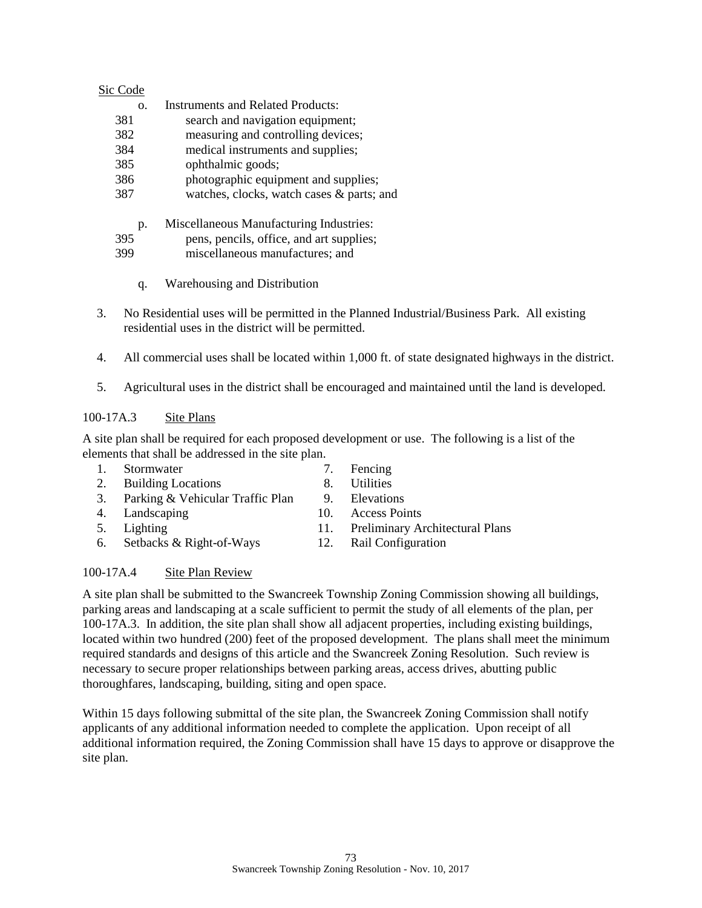Sic Code

o. Instruments and Related Products:

381 search and navigation equipment;
382 measuring and controlling devices;
384 medical instruments and supplies;
385 ophthalmic goods;
386 photographic equipment and supplies;
387 watches, clocks, watch cases & parts; and

p. Miscellaneous Manufacturing Industries:

395 pens, pencils, office, and art supplies;
399 miscellaneous manufactures; and

q. Warehousing and Distribution

3. No Residential uses will be permitted in the Planned Industrial/Business Park. All existing residential uses in the district will be permitted.

4. All commercial uses shall be located within 1,000 ft. of state designated highways in the district.

5. Agricultural uses in the district shall be encouraged and maintained until the land is developed.

100-17A.3 Site Plans

A site plan shall be required for each proposed development or use. The following is a list of the elements that shall be addressed in the site plan.

1. Stormwater
2. Building Locations
3. Parking & Vehicular Traffic Plan
4. Landscaping
5. Lighting
6. Setbacks & Right-of-Ways
7. Fencing
8. Utilities
9. Elevations
10. Access Points
11. Preliminary Architectural Plans
12. Rail Configuration

100-17A.4 Site Plan Review

A site plan shall be submitted to the Swancreek Township Zoning Commission showing all buildings, parking areas and landscaping at a scale sufficient to permit the study of all elements of the plan, per 100-17A.3. In addition, the site plan shall show all adjacent properties, including existing buildings, located within two hundred (200) feet of the proposed development. The plans shall meet the minimum required standards and designs of this article and the Swancreek Zoning Resolution. Such review is necessary to secure proper relationships between parking areas, access drives, abutting public thoroughfares, landscaping, building, siting and open space.

Within 15 days following submittal of the site plan, the Swancreek Zoning Commission shall notify applicants of any additional information needed to complete the application. Upon receipt of all additional information required, the Zoning Commission shall have 15 days to approve or disapprove the site plan.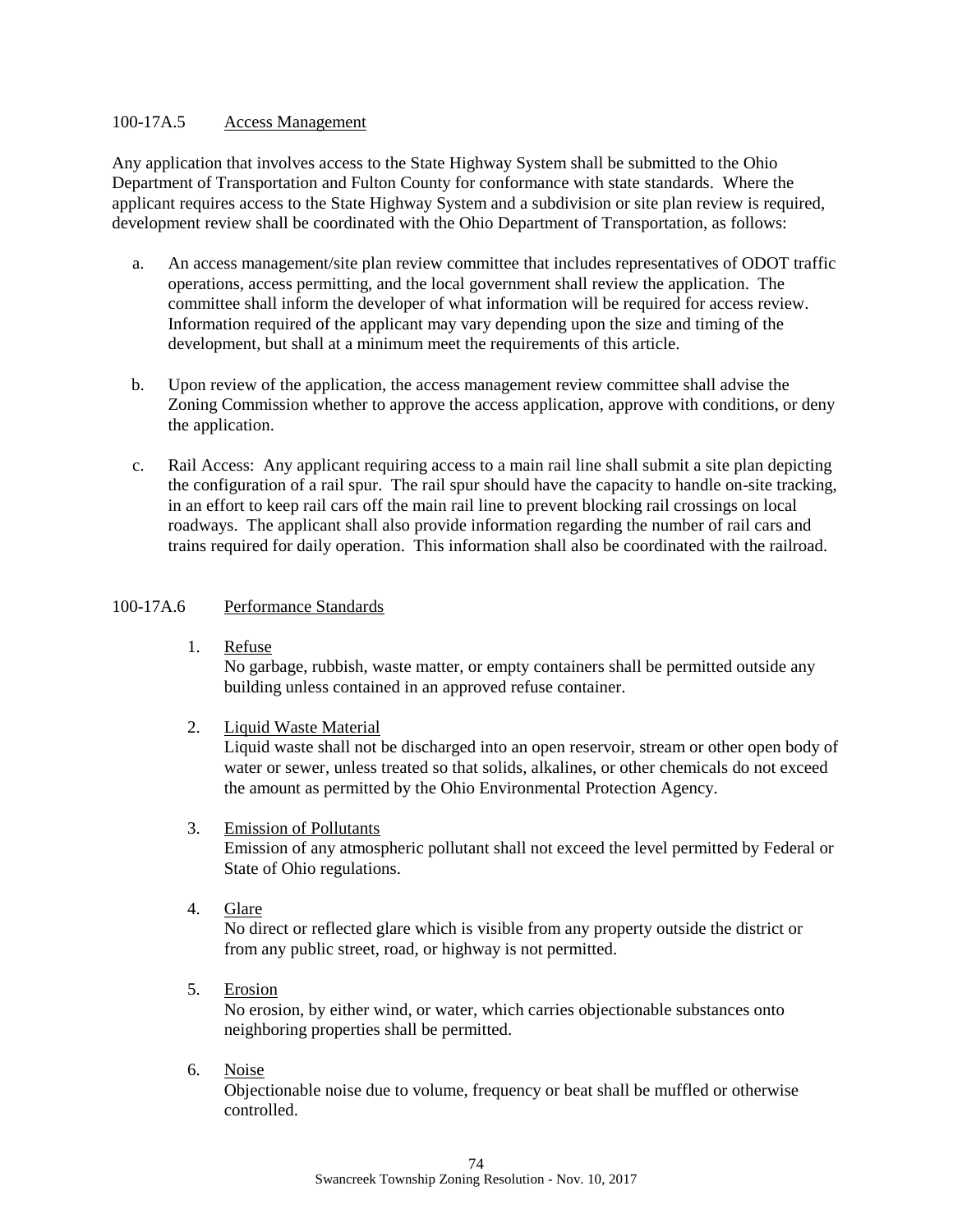### 100-17A.5 Access Management

Any application that involves access to the State Highway System shall be submitted to the Ohio Department of Transportation and Fulton County for conformance with state standards. Where the applicant requires access to the State Highway System and a subdivision or site plan review is required, development review shall be coordinated with the Ohio Department of Transportation, as follows:

a. An access management/site plan review committee that includes representatives of ODOT traffic operations, access permitting, and the local government shall review the application. The committee shall inform the developer of what information will be required for access review. Information required of the applicant may vary depending upon the size and timing of the development, but shall at a minimum meet the requirements of this article.

b. Upon review of the application, the access management review committee shall advise the Zoning Commission whether to approve the access application, approve with conditions, or deny the application.

c. Rail Access: Any applicant requiring access to a main rail line shall submit a site plan depicting the configuration of a rail spur. The rail spur should have the capacity to handle on-site tracking, in an effort to keep rail cars off the main rail line to prevent blocking rail crossings on local roadways. The applicant shall also provide information regarding the number of rail cars and trains required for daily operation. This information shall also be coordinated with the railroad.

### 100-17A.6 Performance Standards

1. Refuse
   No garbage, rubbish, waste matter, or empty containers shall be permitted outside any building unless contained in an approved refuse container.

2. Liquid Waste Material
   Liquid waste shall not be discharged into an open reservoir, stream or other open body of water or sewer, unless treated so that solids, alkalines, or other chemicals do not exceed the amount as permitted by the Ohio Environmental Protection Agency.

3. Emission of Pollutants
   Emission of any atmospheric pollutant shall not exceed the level permitted by Federal or State of Ohio regulations.

4. Glare
   No direct or reflected glare which is visible from any property outside the district or from any public street, road, or highway is not permitted.

5. Erosion
   No erosion, by either wind, or water, which carries objectionable substances onto neighboring properties shall be permitted.

6. Noise
   Objectionable noise due to volume, frequency or beat shall be muffled or otherwise controlled.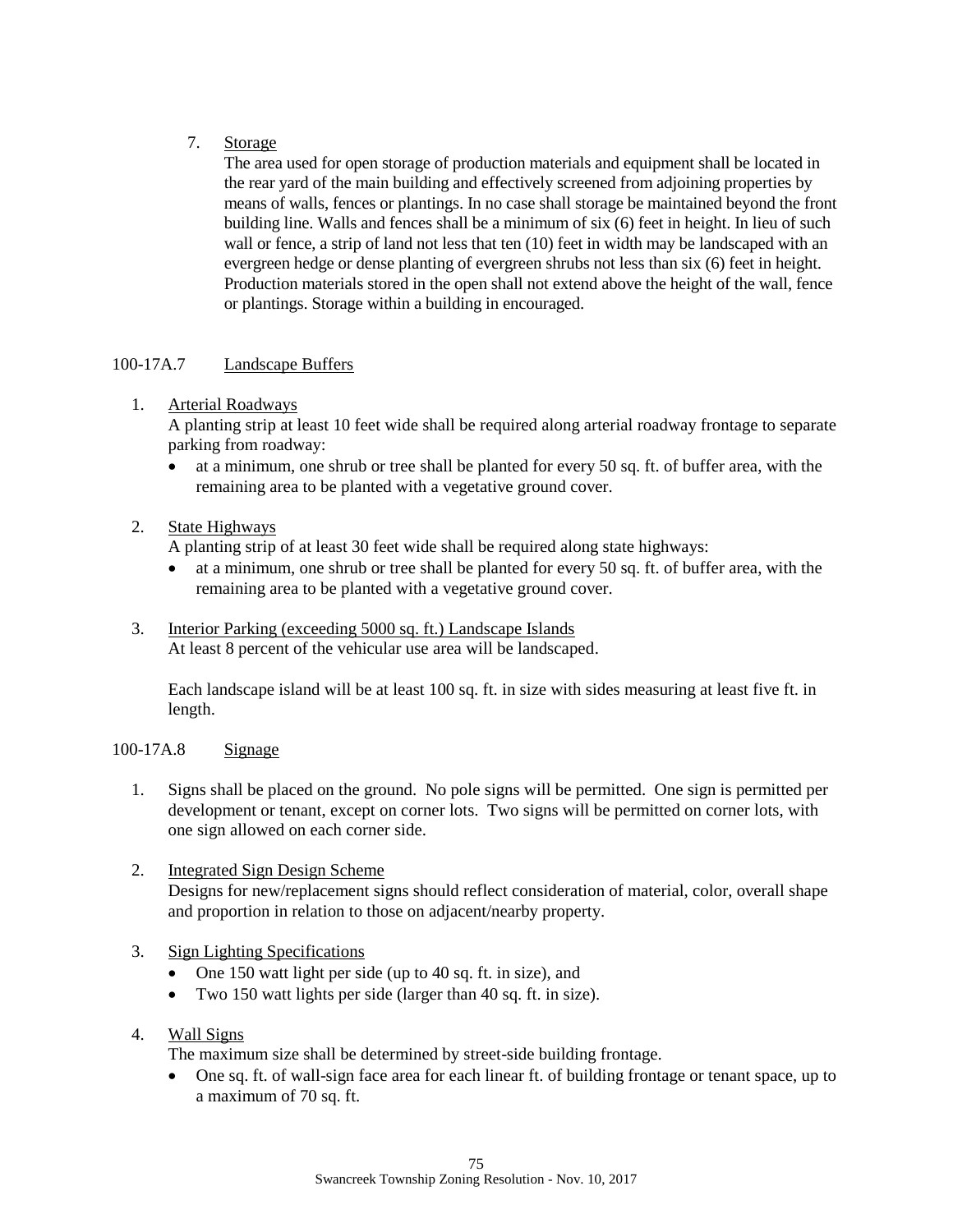7. Storage

   The area used for open storage of production materials and equipment shall be located in the rear yard of the main building and effectively screened from adjoining properties by means of walls, fences or plantings. In no case shall storage be maintained beyond the front building line. Walls and fences shall be a minimum of six (6) feet in height. In lieu of such wall or fence, a strip of land not less that ten (10) feet in width may be landscaped with an evergreen hedge or dense planting of evergreen shrubs not less than six (6) feet in height. Production materials stored in the open shall not extend above the height of the wall, fence or plantings. Storage within a building in encouraged.

## 100-17A.7 Landscape Buffers

1. Arterial Roadways

   A planting strip at least 10 feet wide shall be required along arterial roadway frontage to separate parking from roadway:

   - at a minimum, one shrub or tree shall be planted for every 50 sq. ft. of buffer area, with the remaining area to be planted with a vegetative ground cover.

2. State Highways

   A planting strip of at least 30 feet wide shall be required along state highways:

   - at a minimum, one shrub or tree shall be planted for every 50 sq. ft. of buffer area, with the remaining area to be planted with a vegetative ground cover.

3. Interior Parking (exceeding 5000 sq. ft.) Landscape Islands

   At least 8 percent of the vehicular use area will be landscaped.

   Each landscape island will be at least 100 sq. ft. in size with sides measuring at least five ft. in length.

## 100-17A.8 Signage

1. Signs shall be placed on the ground. No pole signs will be permitted. One sign is permitted per development or tenant, except on corner lots. Two signs will be permitted on corner lots, with one sign allowed on each corner side.

2. Integrated Sign Design Scheme

   Designs for new/replacement signs should reflect consideration of material, color, overall shape and proportion in relation to those on adjacent/nearby property.

3. Sign Lighting Specifications

   - One 150 watt light per side (up to 40 sq. ft. in size), and
   - Two 150 watt lights per side (larger than 40 sq. ft. in size).

4. Wall Signs

   The maximum size shall be determined by street-side building frontage.

   - One sq. ft. of wall-sign face area for each linear ft. of building frontage or tenant space, up to a maximum of 70 sq. ft.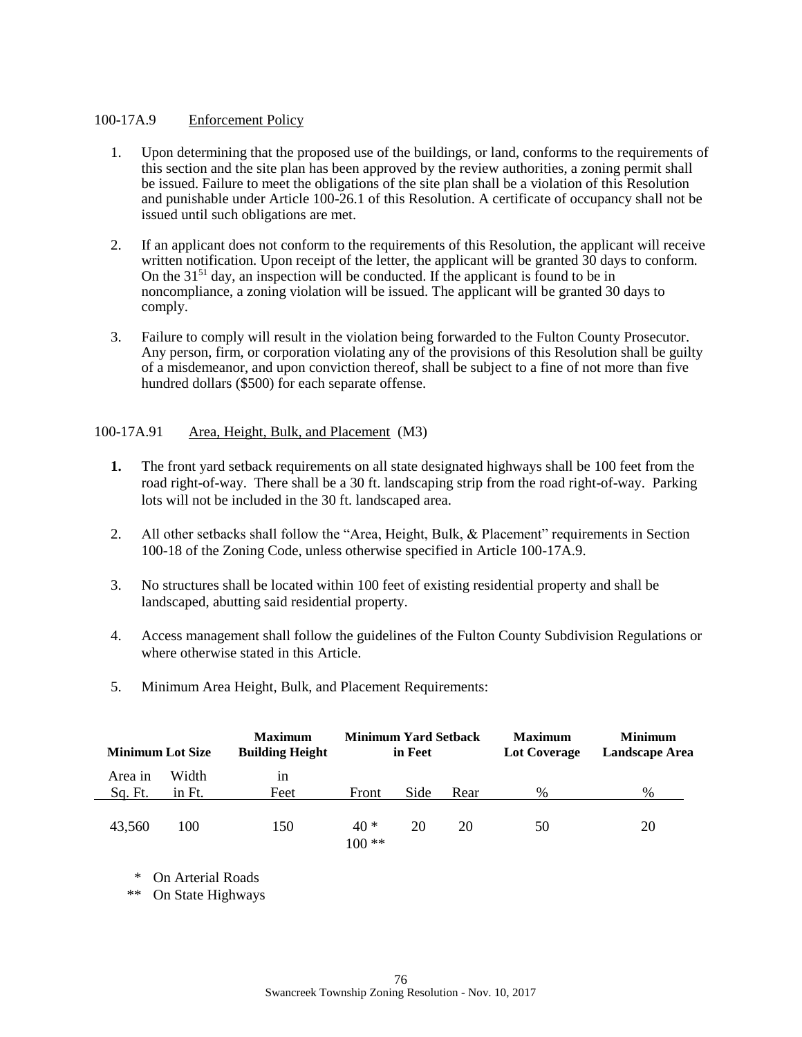100-17A.9 Enforcement Policy

1. Upon determining that the proposed use of the buildings, or land, conforms to the requirements of this section and the site plan has been approved by the review authorities, a zoning permit shall be issued. Failure to meet the obligations of the site plan shall be a violation of this Resolution and punishable under Article 100-26.1 of this Resolution. A certificate of occupancy shall not be issued until such obligations are met.

2. If an applicant does not conform to the requirements of this Resolution, the applicant will receive written notification. Upon receipt of the letter, the applicant will be granted 30 days to conform. On the 31[51] day, an inspection will be conducted. If the applicant is found to be in noncompliance, a zoning violation will be issued. The applicant will be granted 30 days to comply.

3. Failure to comply will result in the violation being forwarded to the Fulton County Prosecutor. Any person, firm, or corporation violating any of the provisions of this Resolution shall be guilty of a misdemeanor, and upon conviction thereof, shall be subject to a fine of not more than five hundred dollars ($500) for each separate offense.

100-17A.91 Area, Height, Bulk, and Placement (M3)

1. The front yard setback requirements on all state designated highways shall be 100 feet from the road right-of-way. There shall be a 30 ft. landscaping strip from the road right-of-way. Parking lots will not be included in the 30 ft. landscaped area.

2. All other setbacks shall follow the "Area, Height, Bulk, & Placement" requirements in Section 100-18 of the Zoning Code, unless otherwise specified in Article 100-17A.9.

3. No structures shall be located within 100 feet of existing residential property and shall be landscaped, abutting said residential property.

4. Access management shall follow the guidelines of the Fulton County Subdivision Regulations or where otherwise stated in this Article.

5. Minimum Area Height, Bulk, and Placement Requirements:

| **Minimum Lot Size** | | **Maximum Building Height** | **Minimum Yard Setback in Feet** | | | **Maximum Lot Coverage** | **Minimum Landscape Area** |
|---|---|---|---|---|---|---|---|
| Area in Sq. Ft. | Width in Ft. | in Feet | Front | Side | Rear | % | % |
| 43,560 | 100 | 150 | 40 *<br>100 ** | 20 | 20 | 50 | 20 |

\* On Arterial Roads

\** On State Highways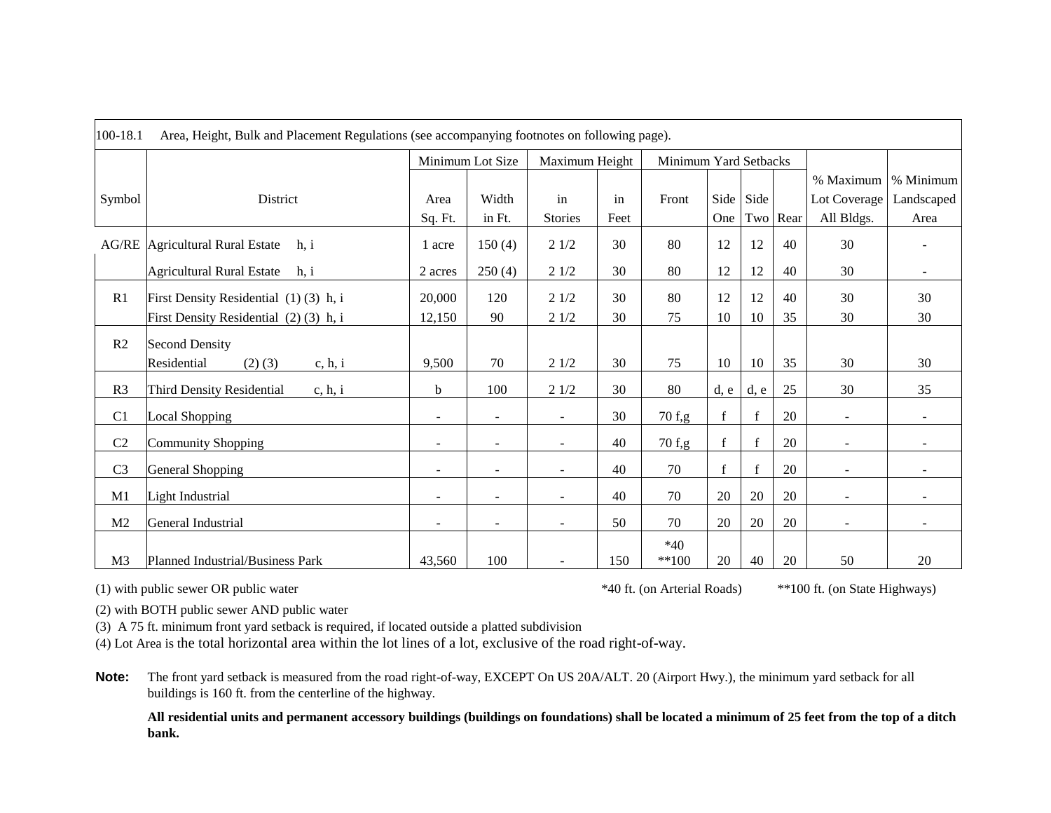100-18.1 Area, Height, Bulk and Placement Regulations (see accompanying footnotes on following page).

| Symbol | District | Minimum Lot Size | | Maximum Height | | Minimum Yard Setbacks | | | | % Maximum Lot Coverage All Bldgs. | % Minimum Landscaped Area |
|---|---|---|---|---|---|---|---|---|---|---|---|
| | | Area Sq. Ft. | Width in Ft. | in Stories | in Feet | Front | Side One | Side Two | Rear | | |
| AG/RE | Agricultural Rural Estate h, i | 1 acre | 150 (4) | 2 1/2 | 30 | 80 | 12 | 12 | 40 | 30 | - |
| | Agricultural Rural Estate h, i | 2 acres | 250 (4) | 2 1/2 | 30 | 80 | 12 | 12 | 40 | 30 | - |
| R1 | First Density Residential (1) (3) h, i | 20,000 | 120 | 2 1/2 | 30 | 80 | 12 | 12 | 40 | 30 | 30 |
| | First Density Residential (2) (3) h, i | 12,150 | 90 | 2 1/2 | 30 | 75 | 10 | 10 | 35 | 30 | 30 |
| R2 | Second Density Residential (2) (3) c, h, i | 9,500 | 70 | 2 1/2 | 30 | 75 | 10 | 10 | 35 | 30 | 30 |
| R3 | Third Density Residential c, h, i | b | 100 | 2 1/2 | 30 | 80 | d, e | d, e | 25 | 30 | 35 |
| C1 | Local Shopping | - | - | - | 30 | 70 f,g | f | f | 20 | - | - |
| C2 | Community Shopping | - | - | - | 40 | 70 f,g | f | f | 20 | - | - |
| C3 | General Shopping | - | - | - | 40 | 70 | f | f | 20 | - | - |
| M1 | Light Industrial | - | - | - | 40 | 70 | 20 | 20 | 20 | - | - |
| M2 | General Industrial | - | - | - | 50 | 70 | 20 | 20 | 20 | - | - |
| M3 | Planned Industrial/Business Park | 43,560 | 100 | - | 150 | *40 **100 | 20 | 40 | 20 | 50 | 20 |

(1) with public sewer OR public water *40 ft. (on Arterial Roads) **100 ft. (on State Highways)

(2) with BOTH public sewer AND public water

(3) A 75 ft. minimum front yard setback is required, if located outside a platted subdivision

(4) Lot Area is the total horizontal area within the lot lines of a lot, exclusive of the road right-of-way.

**Note:** The front yard setback is measured from the road right-of-way, EXCEPT On US 20A/ALT. 20 (Airport Hwy.), the minimum yard setback for all buildings is 160 ft. from the centerline of the highway.

**All residential units and permanent accessory buildings (buildings on foundations) shall be located a minimum of 25 feet from the top of a ditch bank.**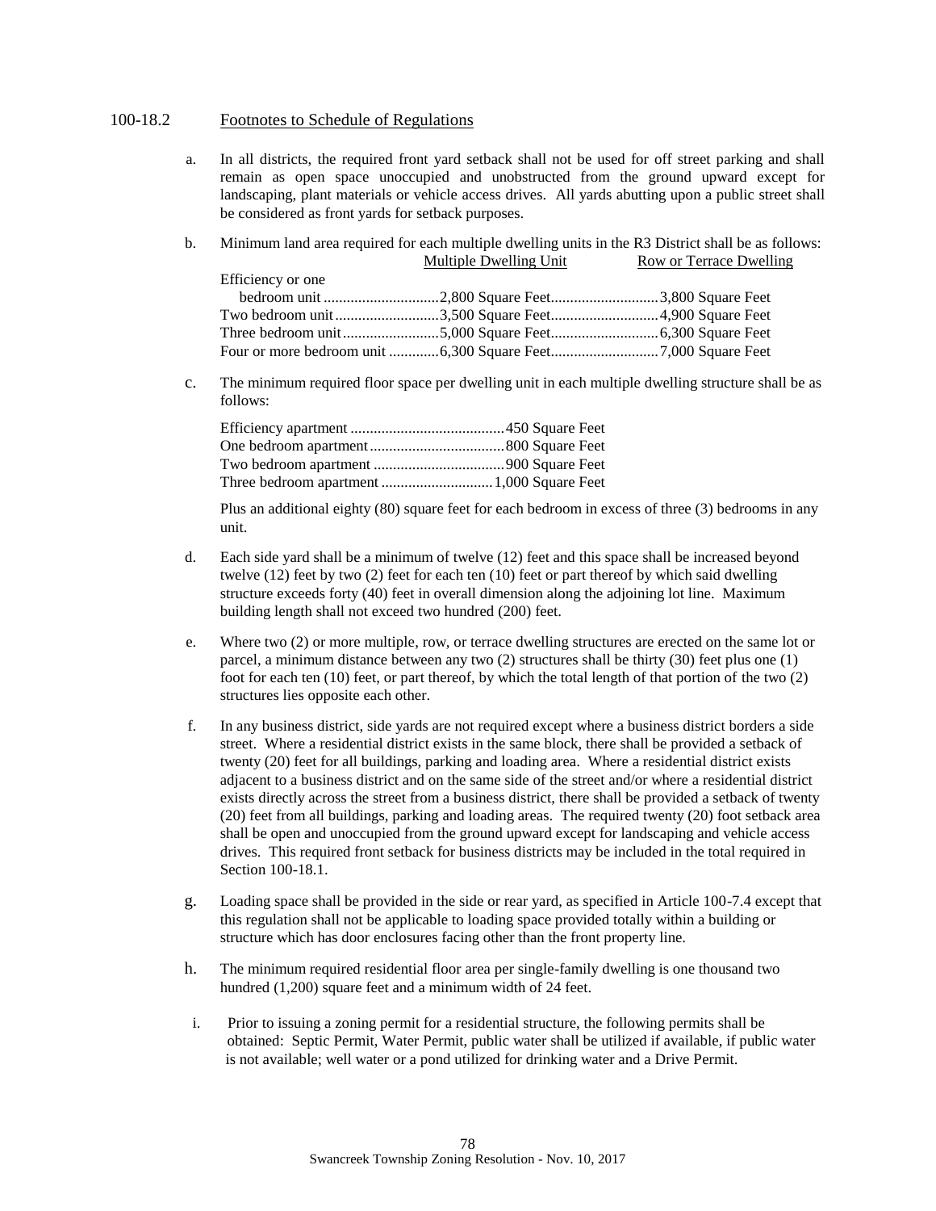## 100-18.2 Footnotes to Schedule of Regulations

a. In all districts, the required front yard setback shall not be used for off street parking and shall remain as open space unoccupied and unobstructed from the ground upward except for landscaping, plant materials or vehicle access drives. All yards abutting upon a public street shall be considered as front yards for setback purposes.

b. Minimum land area required for each multiple dwelling units in the R3 District shall be as follows:

| | Multiple Dwelling Unit | Row or Terrace Dwelling |
|---|---|---|
| Efficiency or one bedroom unit | 2,800 Square Feet | 3,800 Square Feet |
| Two bedroom unit | 3,500 Square Feet | 4,900 Square Feet |
| Three bedroom unit | 5,000 Square Feet | 6,300 Square Feet |
| Four or more bedroom unit | 6,300 Square Feet | 7,000 Square Feet |

c. The minimum required floor space per dwelling unit in each multiple dwelling structure shall be as follows:

| | |
|---|---|
| Efficiency apartment | 450 Square Feet |
| One bedroom apartment | 800 Square Feet |
| Two bedroom apartment | 900 Square Feet |
| Three bedroom apartment | 1,000 Square Feet |

Plus an additional eighty (80) square feet for each bedroom in excess of three (3) bedrooms in any unit.

d. Each side yard shall be a minimum of twelve (12) feet and this space shall be increased beyond twelve (12) feet by two (2) feet for each ten (10) feet or part thereof by which said dwelling structure exceeds forty (40) feet in overall dimension along the adjoining lot line. Maximum building length shall not exceed two hundred (200) feet.

e. Where two (2) or more multiple, row, or terrace dwelling structures are erected on the same lot or parcel, a minimum distance between any two (2) structures shall be thirty (30) feet plus one (1) foot for each ten (10) feet, or part thereof, by which the total length of that portion of the two (2) structures lies opposite each other.

f. In any business district, side yards are not required except where a business district borders a side street. Where a residential district exists in the same block, there shall be provided a setback of twenty (20) feet for all buildings, parking and loading area. Where a residential district exists adjacent to a business district and on the same side of the street and/or where a residential district exists directly across the street from a business district, there shall be provided a setback of twenty (20) feet from all buildings, parking and loading areas. The required twenty (20) foot setback area shall be open and unoccupied from the ground upward except for landscaping and vehicle access drives. This required front setback for business districts may be included in the total required in Section 100-18.1.

g. Loading space shall be provided in the side or rear yard, as specified in Article 100-7.4 except that this regulation shall not be applicable to loading space provided totally within a building or structure which has door enclosures facing other than the front property line.

h. The minimum required residential floor area per single-family dwelling is one thousand two hundred (1,200) square feet and a minimum width of 24 feet.

i. Prior to issuing a zoning permit for a residential structure, the following permits shall be obtained: Septic Permit, Water Permit, public water shall be utilized if available, if public water is not available; well water or a pond utilized for drinking water and a Drive Permit.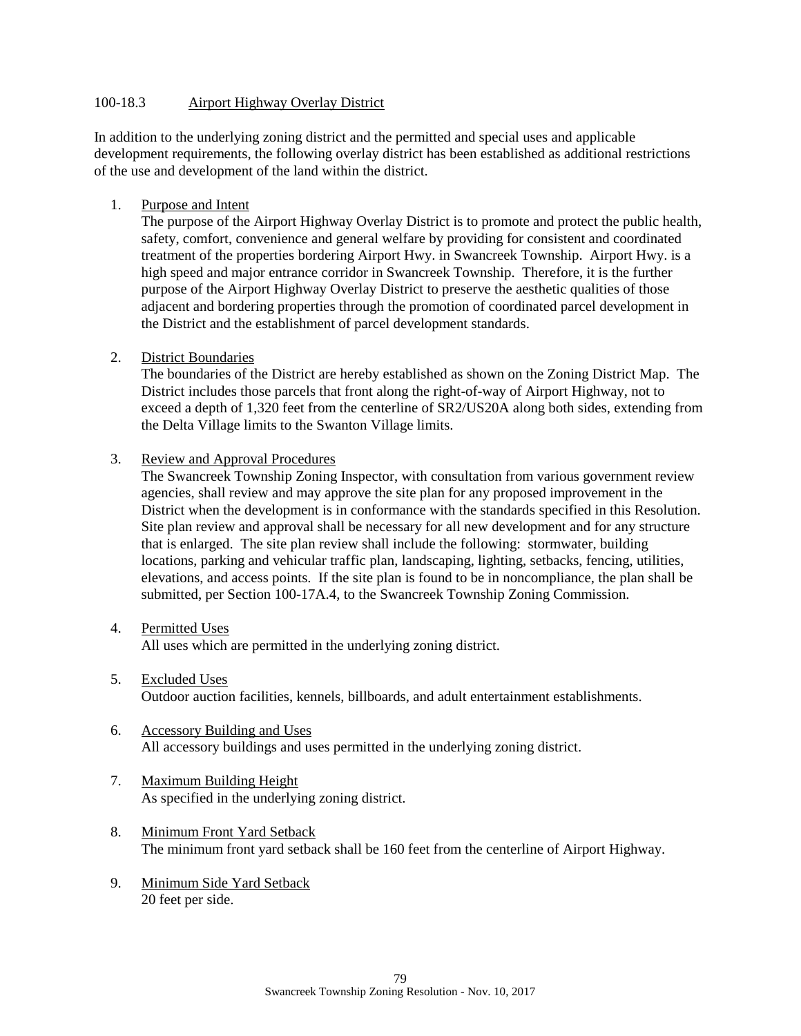## 100-18.3 Airport Highway Overlay District

In addition to the underlying zoning district and the permitted and special uses and applicable development requirements, the following overlay district has been established as additional restrictions of the use and development of the land within the district.

1. Purpose and Intent

   The purpose of the Airport Highway Overlay District is to promote and protect the public health, safety, comfort, convenience and general welfare by providing for consistent and coordinated treatment of the properties bordering Airport Hwy. in Swancreek Township. Airport Hwy. is a high speed and major entrance corridor in Swancreek Township. Therefore, it is the further purpose of the Airport Highway Overlay District to preserve the aesthetic qualities of those adjacent and bordering properties through the promotion of coordinated parcel development in the District and the establishment of parcel development standards.

2. District Boundaries

   The boundaries of the District are hereby established as shown on the Zoning District Map. The District includes those parcels that front along the right-of-way of Airport Highway, not to exceed a depth of 1,320 feet from the centerline of SR2/US20A along both sides, extending from the Delta Village limits to the Swanton Village limits.

3. Review and Approval Procedures

   The Swancreek Township Zoning Inspector, with consultation from various government review agencies, shall review and may approve the site plan for any proposed improvement in the District when the development is in conformance with the standards specified in this Resolution. Site plan review and approval shall be necessary for all new development and for any structure that is enlarged. The site plan review shall include the following: stormwater, building locations, parking and vehicular traffic plan, landscaping, lighting, setbacks, fencing, utilities, elevations, and access points. If the site plan is found to be in noncompliance, the plan shall be submitted, per Section 100-17A.4, to the Swancreek Township Zoning Commission.

4. Permitted Uses

   All uses which are permitted in the underlying zoning district.

5. Excluded Uses

   Outdoor auction facilities, kennels, billboards, and adult entertainment establishments.

6. Accessory Building and Uses

   All accessory buildings and uses permitted in the underlying zoning district.

7. Maximum Building Height

   As specified in the underlying zoning district.

8. Minimum Front Yard Setback

   The minimum front yard setback shall be 160 feet from the centerline of Airport Highway.

9. Minimum Side Yard Setback

   20 feet per side.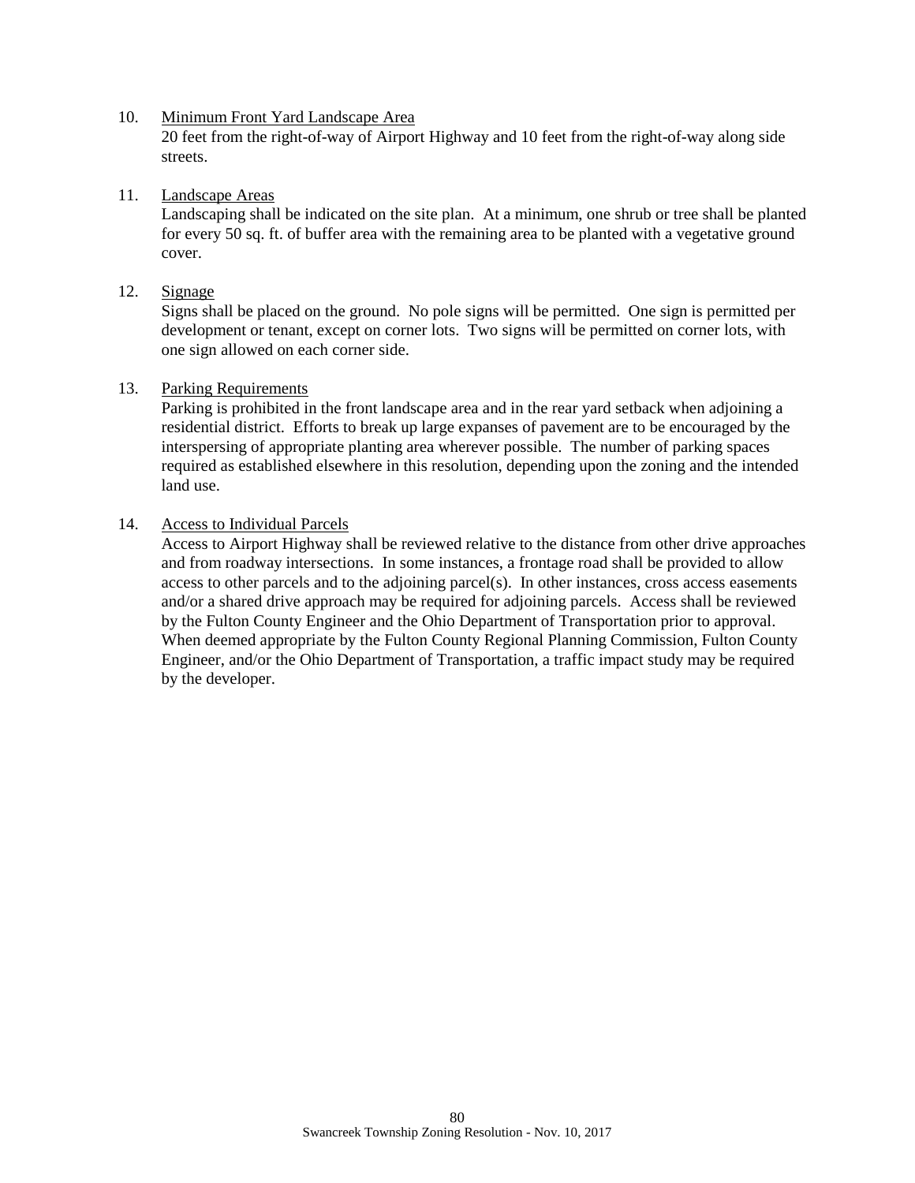10. <u>Minimum Front Yard Landscape Area</u>
    20 feet from the right-of-way of Airport Highway and 10 feet from the right-of-way along side streets.

11. <u>Landscape Areas</u>
    Landscaping shall be indicated on the site plan. At a minimum, one shrub or tree shall be planted for every 50 sq. ft. of buffer area with the remaining area to be planted with a vegetative ground cover.

12. <u>Signage</u>
    Signs shall be placed on the ground. No pole signs will be permitted. One sign is permitted per development or tenant, except on corner lots. Two signs will be permitted on corner lots, with one sign allowed on each corner side.

13. <u>Parking Requirements</u>
    Parking is prohibited in the front landscape area and in the rear yard setback when adjoining a residential district. Efforts to break up large expanses of pavement are to be encouraged by the interspersing of appropriate planting area wherever possible. The number of parking spaces required as established elsewhere in this resolution, depending upon the zoning and the intended land use.

14. <u>Access to Individual Parcels</u>
    Access to Airport Highway shall be reviewed relative to the distance from other drive approaches and from roadway intersections. In some instances, a frontage road shall be provided to allow access to other parcels and to the adjoining parcel(s). In other instances, cross access easements and/or a shared drive approach may be required for adjoining parcels. Access shall be reviewed by the Fulton County Engineer and the Ohio Department of Transportation prior to approval. When deemed appropriate by the Fulton County Regional Planning Commission, Fulton County Engineer, and/or the Ohio Department of Transportation, a traffic impact study may be required by the developer.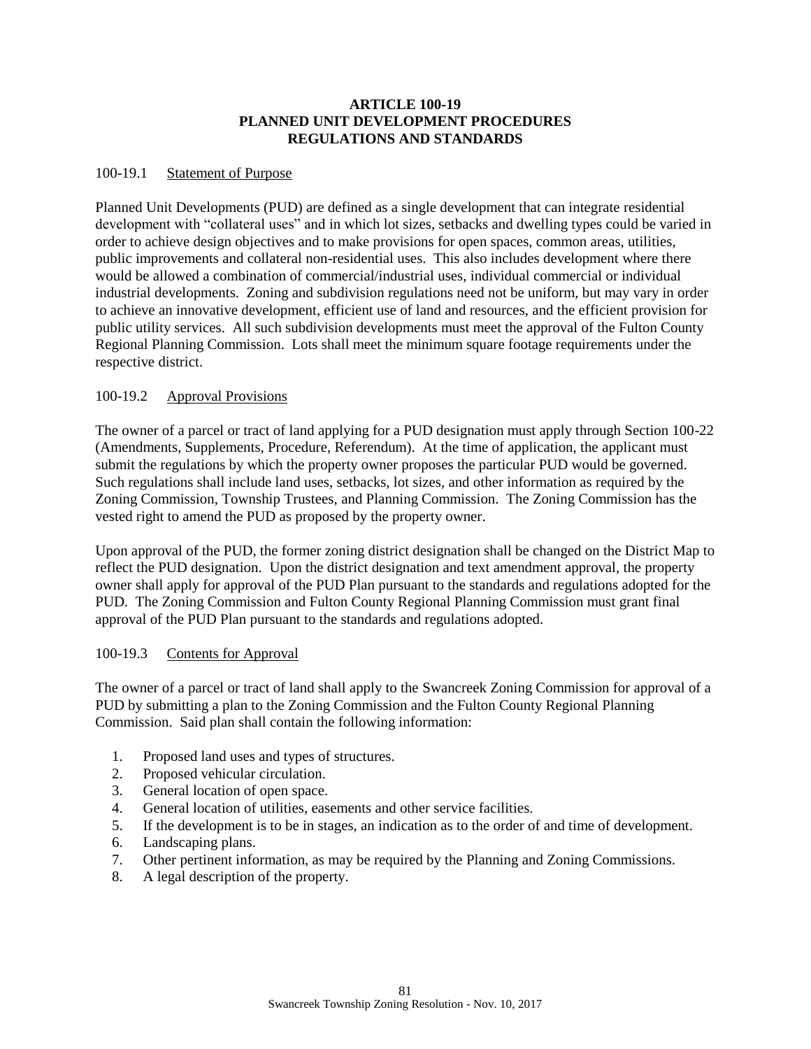# ARTICLE 100-19
# PLANNED UNIT DEVELOPMENT PROCEDURES
# REGULATIONS AND STANDARDS

## 100-19.1 Statement of Purpose

Planned Unit Developments (PUD) are defined as a single development that can integrate residential development with "collateral uses" and in which lot sizes, setbacks and dwelling types could be varied in order to achieve design objectives and to make provisions for open spaces, common areas, utilities, public improvements and collateral non-residential uses. This also includes development where there would be allowed a combination of commercial/industrial uses, individual commercial or individual industrial developments. Zoning and subdivision regulations need not be uniform, but may vary in order to achieve an innovative development, efficient use of land and resources, and the efficient provision for public utility services. All such subdivision developments must meet the approval of the Fulton County Regional Planning Commission. Lots shall meet the minimum square footage requirements under the respective district.

## 100-19.2 Approval Provisions

The owner of a parcel or tract of land applying for a PUD designation must apply through Section 100-22 (Amendments, Supplements, Procedure, Referendum). At the time of application, the applicant must submit the regulations by which the property owner proposes the particular PUD would be governed. Such regulations shall include land uses, setbacks, lot sizes, and other information as required by the Zoning Commission, Township Trustees, and Planning Commission. The Zoning Commission has the vested right to amend the PUD as proposed by the property owner.

Upon approval of the PUD, the former zoning district designation shall be changed on the District Map to reflect the PUD designation. Upon the district designation and text amendment approval, the property owner shall apply for approval of the PUD Plan pursuant to the standards and regulations adopted for the PUD. The Zoning Commission and Fulton County Regional Planning Commission must grant final approval of the PUD Plan pursuant to the standards and regulations adopted.

## 100-19.3 Contents for Approval

The owner of a parcel or tract of land shall apply to the Swancreek Zoning Commission for approval of a PUD by submitting a plan to the Zoning Commission and the Fulton County Regional Planning Commission. Said plan shall contain the following information:

1. Proposed land uses and types of structures.
2. Proposed vehicular circulation.
3. General location of open space.
4. General location of utilities, easements and other service facilities.
5. If the development is to be in stages, an indication as to the order of and time of development.
6. Landscaping plans.
7. Other pertinent information, as may be required by the Planning and Zoning Commissions.
8. A legal description of the property.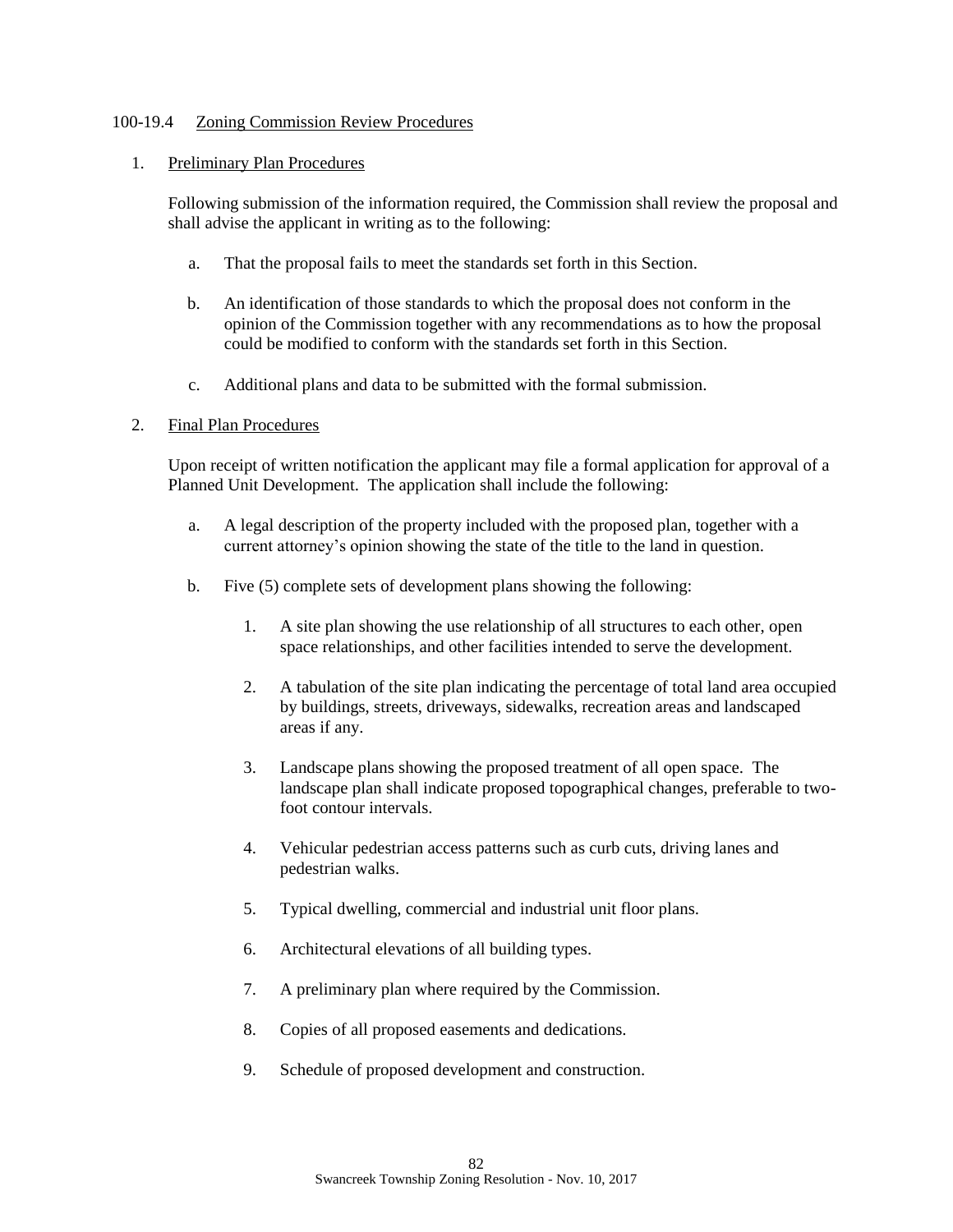100-19.4 Zoning Commission Review Procedures

1. Preliminary Plan Procedures

   Following submission of the information required, the Commission shall review the proposal and shall advise the applicant in writing as to the following:

   a. That the proposal fails to meet the standards set forth in this Section.

   b. An identification of those standards to which the proposal does not conform in the opinion of the Commission together with any recommendations as to how the proposal could be modified to conform with the standards set forth in this Section.

   c. Additional plans and data to be submitted with the formal submission.

2. Final Plan Procedures

   Upon receipt of written notification the applicant may file a formal application for approval of a Planned Unit Development. The application shall include the following:

   a. A legal description of the property included with the proposed plan, together with a current attorney's opinion showing the state of the title to the land in question.

   b. Five (5) complete sets of development plans showing the following:

      1. A site plan showing the use relationship of all structures to each other, open space relationships, and other facilities intended to serve the development.

      2. A tabulation of the site plan indicating the percentage of total land area occupied by buildings, streets, driveways, sidewalks, recreation areas and landscaped areas if any.

      3. Landscape plans showing the proposed treatment of all open space. The landscape plan shall indicate proposed topographical changes, preferable to two-foot contour intervals.

      4. Vehicular pedestrian access patterns such as curb cuts, driving lanes and pedestrian walks.

      5. Typical dwelling, commercial and industrial unit floor plans.

      6. Architectural elevations of all building types.

      7. A preliminary plan where required by the Commission.

      8. Copies of all proposed easements and dedications.

      9. Schedule of proposed development and construction.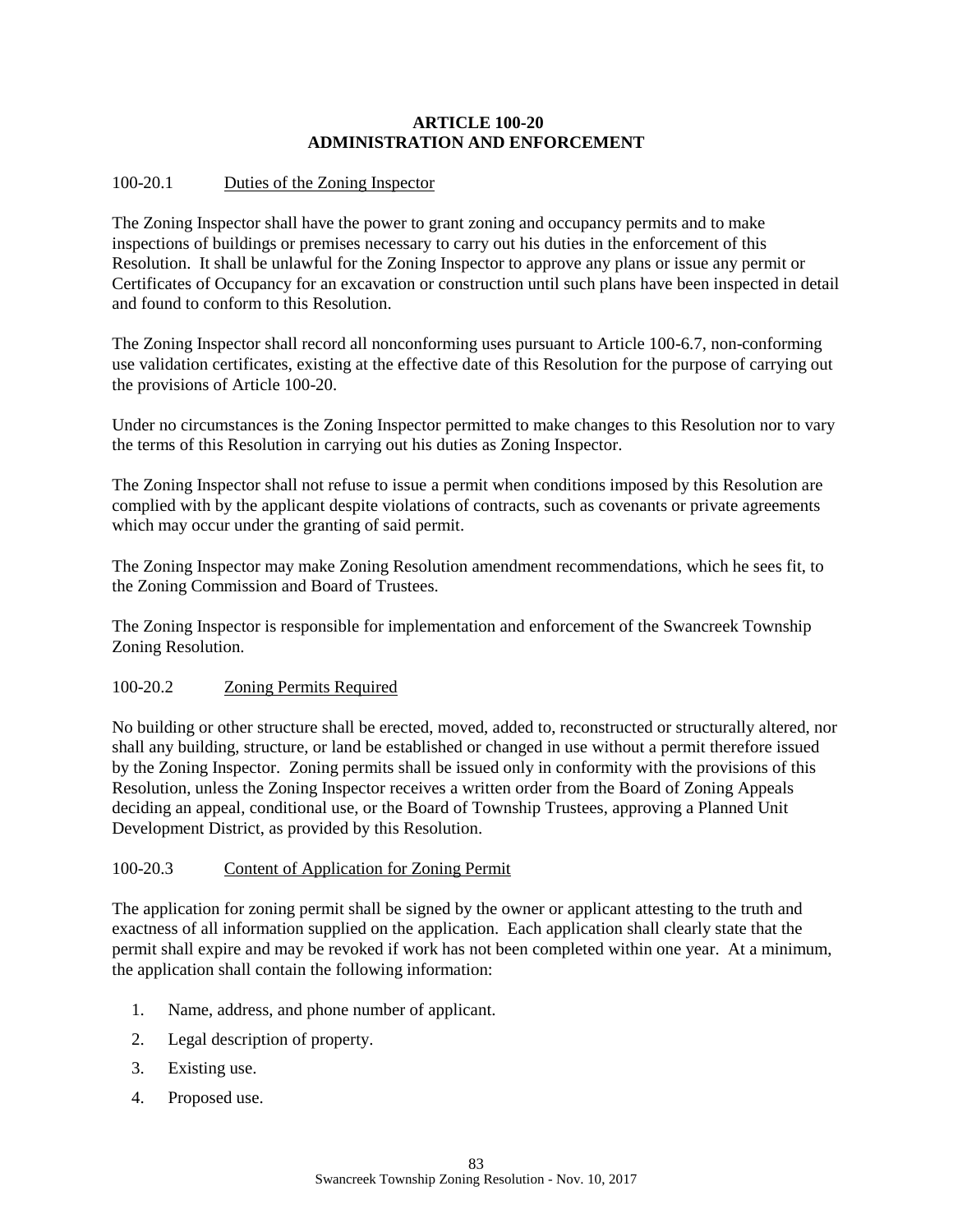# ARTICLE 100-20
# ADMINISTRATION AND ENFORCEMENT

## 100-20.1 Duties of the Zoning Inspector

The Zoning Inspector shall have the power to grant zoning and occupancy permits and to make inspections of buildings or premises necessary to carry out his duties in the enforcement of this Resolution. It shall be unlawful for the Zoning Inspector to approve any plans or issue any permit or Certificates of Occupancy for an excavation or construction until such plans have been inspected in detail and found to conform to this Resolution.

The Zoning Inspector shall record all nonconforming uses pursuant to Article 100-6.7, non-conforming use validation certificates, existing at the effective date of this Resolution for the purpose of carrying out the provisions of Article 100-20.

Under no circumstances is the Zoning Inspector permitted to make changes to this Resolution nor to vary the terms of this Resolution in carrying out his duties as Zoning Inspector.

The Zoning Inspector shall not refuse to issue a permit when conditions imposed by this Resolution are complied with by the applicant despite violations of contracts, such as covenants or private agreements which may occur under the granting of said permit.

The Zoning Inspector may make Zoning Resolution amendment recommendations, which he sees fit, to the Zoning Commission and Board of Trustees.

The Zoning Inspector is responsible for implementation and enforcement of the Swancreek Township Zoning Resolution.

## 100-20.2 Zoning Permits Required

No building or other structure shall be erected, moved, added to, reconstructed or structurally altered, nor shall any building, structure, or land be established or changed in use without a permit therefore issued by the Zoning Inspector. Zoning permits shall be issued only in conformity with the provisions of this Resolution, unless the Zoning Inspector receives a written order from the Board of Zoning Appeals deciding an appeal, conditional use, or the Board of Township Trustees, approving a Planned Unit Development District, as provided by this Resolution.

## 100-20.3 Content of Application for Zoning Permit

The application for zoning permit shall be signed by the owner or applicant attesting to the truth and exactness of all information supplied on the application. Each application shall clearly state that the permit shall expire and may be revoked if work has not been completed within one year. At a minimum, the application shall contain the following information:

1. Name, address, and phone number of applicant.
2. Legal description of property.
3. Existing use.
4. Proposed use.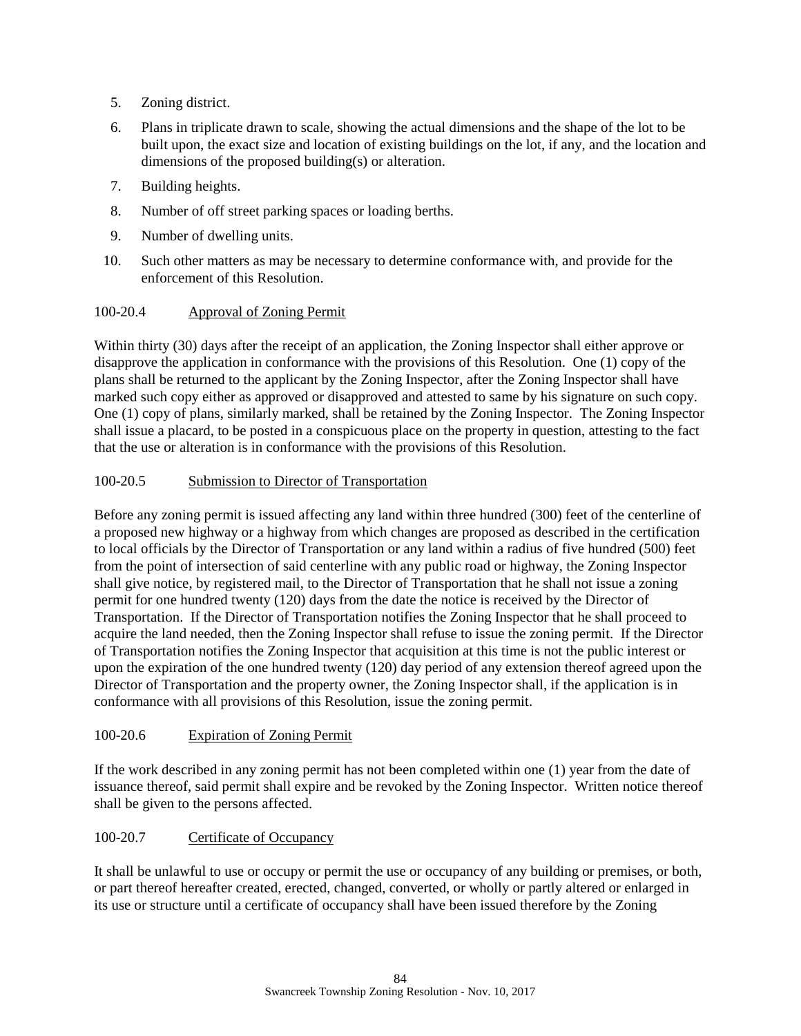5. Zoning district.
6. Plans in triplicate drawn to scale, showing the actual dimensions and the shape of the lot to be built upon, the exact size and location of existing buildings on the lot, if any, and the location and dimensions of the proposed building(s) or alteration.
7. Building heights.
8. Number of off street parking spaces or loading berths.
9. Number of dwelling units.
10. Such other matters as may be necessary to determine conformance with, and provide for the enforcement of this Resolution.

100-20.4 Approval of Zoning Permit

Within thirty (30) days after the receipt of an application, the Zoning Inspector shall either approve or disapprove the application in conformance with the provisions of this Resolution. One (1) copy of the plans shall be returned to the applicant by the Zoning Inspector, after the Zoning Inspector shall have marked such copy either as approved or disapproved and attested to same by his signature on such copy. One (1) copy of plans, similarly marked, shall be retained by the Zoning Inspector. The Zoning Inspector shall issue a placard, to be posted in a conspicuous place on the property in question, attesting to the fact that the use or alteration is in conformance with the provisions of this Resolution.

100-20.5 Submission to Director of Transportation

Before any zoning permit is issued affecting any land within three hundred (300) feet of the centerline of a proposed new highway or a highway from which changes are proposed as described in the certification to local officials by the Director of Transportation or any land within a radius of five hundred (500) feet from the point of intersection of said centerline with any public road or highway, the Zoning Inspector shall give notice, by registered mail, to the Director of Transportation that he shall not issue a zoning permit for one hundred twenty (120) days from the date the notice is received by the Director of Transportation. If the Director of Transportation notifies the Zoning Inspector that he shall proceed to acquire the land needed, then the Zoning Inspector shall refuse to issue the zoning permit. If the Director of Transportation notifies the Zoning Inspector that acquisition at this time is not the public interest or upon the expiration of the one hundred twenty (120) day period of any extension thereof agreed upon the Director of Transportation and the property owner, the Zoning Inspector shall, if the application is in conformance with all provisions of this Resolution, issue the zoning permit.

100-20.6 Expiration of Zoning Permit

If the work described in any zoning permit has not been completed within one (1) year from the date of issuance thereof, said permit shall expire and be revoked by the Zoning Inspector. Written notice thereof shall be given to the persons affected.

100-20.7 Certificate of Occupancy

It shall be unlawful to use or occupy or permit the use or occupancy of any building or premises, or both, or part thereof hereafter created, erected, changed, converted, or wholly or partly altered or enlarged in its use or structure until a certificate of occupancy shall have been issued therefore by the Zoning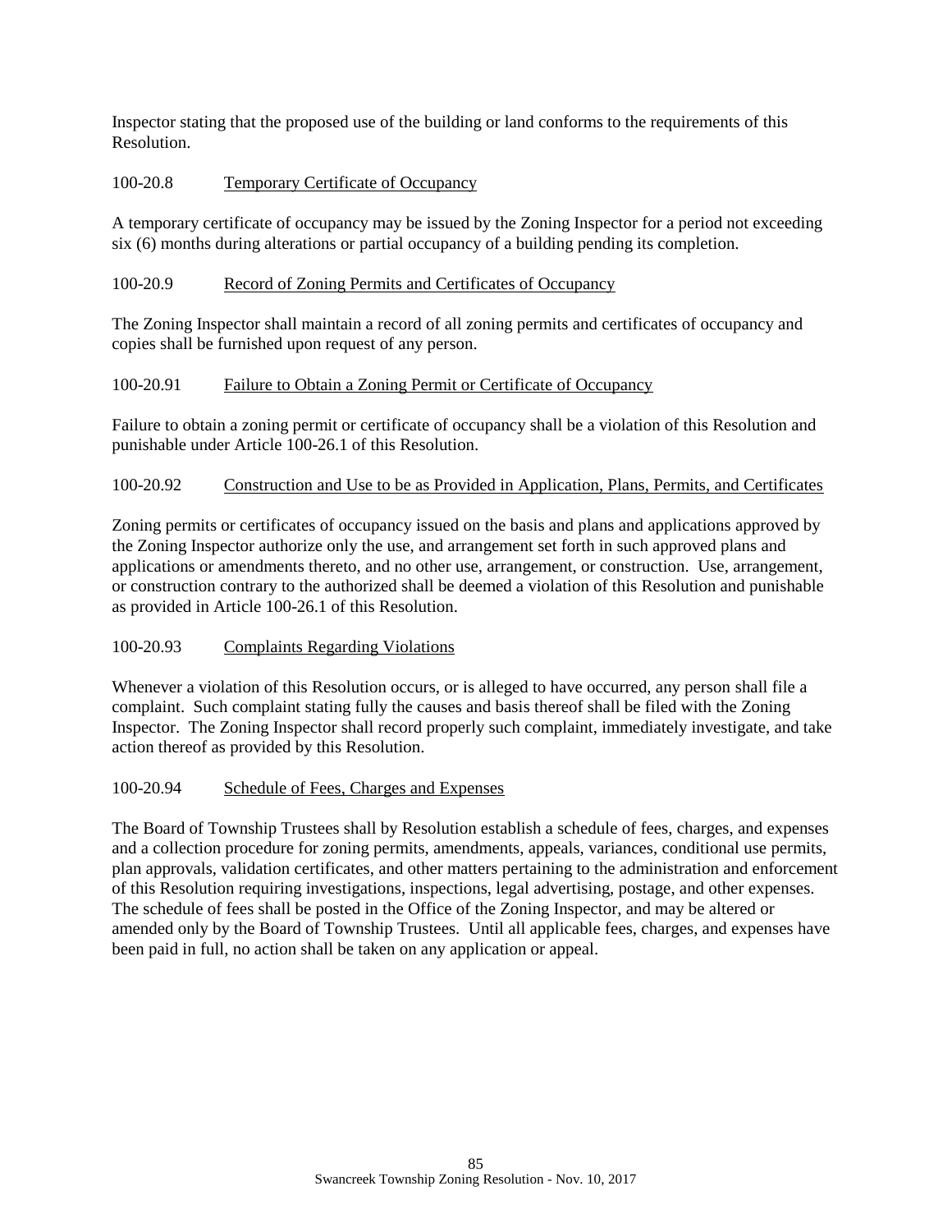Inspector stating that the proposed use of the building or land conforms to the requirements of this Resolution.

### 100-20.8 Temporary Certificate of Occupancy

A temporary certificate of occupancy may be issued by the Zoning Inspector for a period not exceeding six (6) months during alterations or partial occupancy of a building pending its completion.

### 100-20.9 Record of Zoning Permits and Certificates of Occupancy

The Zoning Inspector shall maintain a record of all zoning permits and certificates of occupancy and copies shall be furnished upon request of any person.

### 100-20.91 Failure to Obtain a Zoning Permit or Certificate of Occupancy

Failure to obtain a zoning permit or certificate of occupancy shall be a violation of this Resolution and punishable under Article 100-26.1 of this Resolution.

### 100-20.92 Construction and Use to be as Provided in Application, Plans, Permits, and Certificates

Zoning permits or certificates of occupancy issued on the basis and plans and applications approved by the Zoning Inspector authorize only the use, and arrangement set forth in such approved plans and applications or amendments thereto, and no other use, arrangement, or construction. Use, arrangement, or construction contrary to the authorized shall be deemed a violation of this Resolution and punishable as provided in Article 100-26.1 of this Resolution.

### 100-20.93 Complaints Regarding Violations

Whenever a violation of this Resolution occurs, or is alleged to have occurred, any person shall file a complaint. Such complaint stating fully the causes and basis thereof shall be filed with the Zoning Inspector. The Zoning Inspector shall record properly such complaint, immediately investigate, and take action thereof as provided by this Resolution.

### 100-20.94 Schedule of Fees, Charges and Expenses

The Board of Township Trustees shall by Resolution establish a schedule of fees, charges, and expenses and a collection procedure for zoning permits, amendments, appeals, variances, conditional use permits, plan approvals, validation certificates, and other matters pertaining to the administration and enforcement of this Resolution requiring investigations, inspections, legal advertising, postage, and other expenses. The schedule of fees shall be posted in the Office of the Zoning Inspector, and may be altered or amended only by the Board of Township Trustees. Until all applicable fees, charges, and expenses have been paid in full, no action shall be taken on any application or appeal.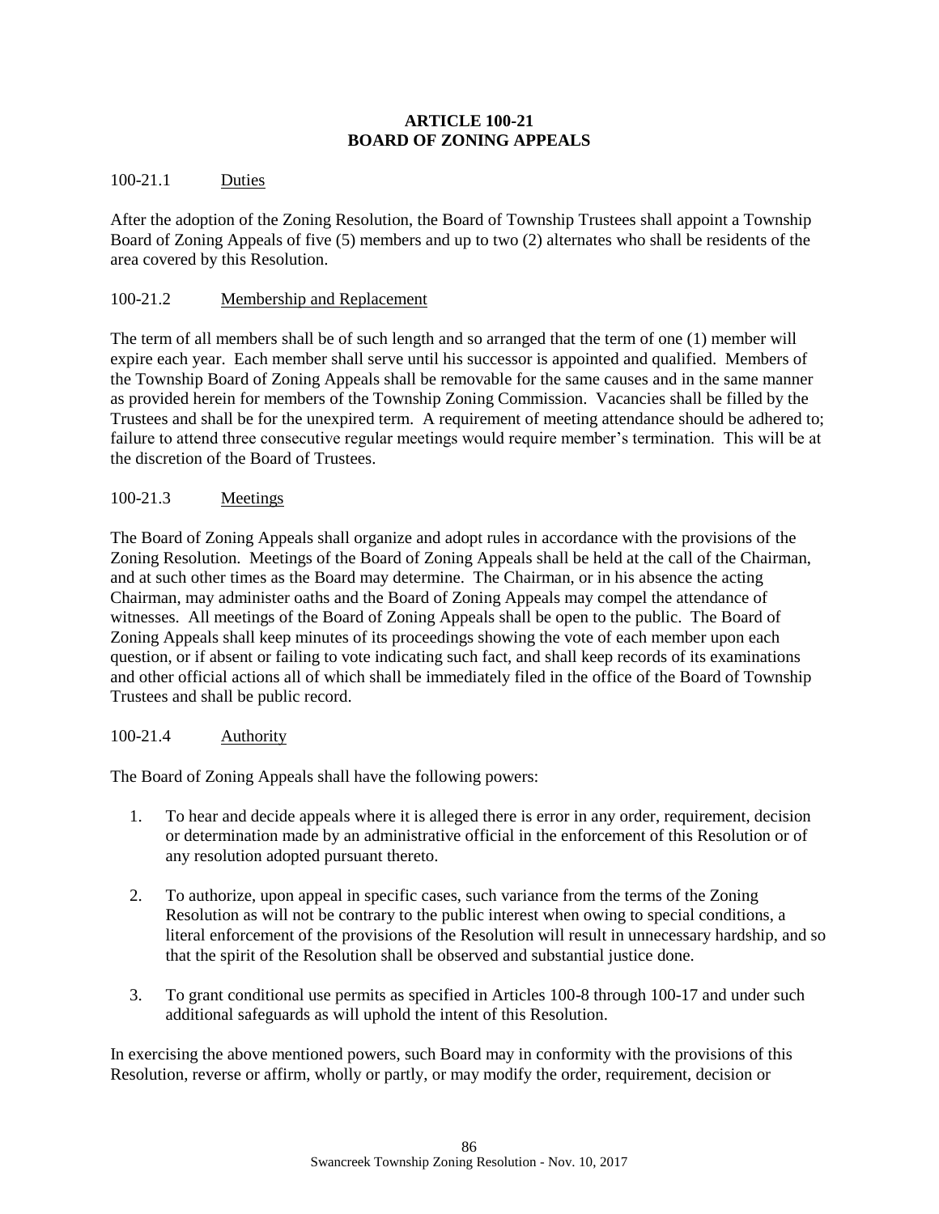# ARTICLE 100-21
# BOARD OF ZONING APPEALS

100-21.1 Duties

After the adoption of the Zoning Resolution, the Board of Township Trustees shall appoint a Township Board of Zoning Appeals of five (5) members and up to two (2) alternates who shall be residents of the area covered by this Resolution.

100-21.2 Membership and Replacement

The term of all members shall be of such length and so arranged that the term of one (1) member will expire each year. Each member shall serve until his successor is appointed and qualified. Members of the Township Board of Zoning Appeals shall be removable for the same causes and in the same manner as provided herein for members of the Township Zoning Commission. Vacancies shall be filled by the Trustees and shall be for the unexpired term. A requirement of meeting attendance should be adhered to; failure to attend three consecutive regular meetings would require member's termination. This will be at the discretion of the Board of Trustees.

100-21.3 Meetings

The Board of Zoning Appeals shall organize and adopt rules in accordance with the provisions of the Zoning Resolution. Meetings of the Board of Zoning Appeals shall be held at the call of the Chairman, and at such other times as the Board may determine. The Chairman, or in his absence the acting Chairman, may administer oaths and the Board of Zoning Appeals may compel the attendance of witnesses. All meetings of the Board of Zoning Appeals shall be open to the public. The Board of Zoning Appeals shall keep minutes of its proceedings showing the vote of each member upon each question, or if absent or failing to vote indicating such fact, and shall keep records of its examinations and other official actions all of which shall be immediately filed in the office of the Board of Township Trustees and shall be public record.

100-21.4 Authority

The Board of Zoning Appeals shall have the following powers:

1. To hear and decide appeals where it is alleged there is error in any order, requirement, decision or determination made by an administrative official in the enforcement of this Resolution or of any resolution adopted pursuant thereto.

2. To authorize, upon appeal in specific cases, such variance from the terms of the Zoning Resolution as will not be contrary to the public interest when owing to special conditions, a literal enforcement of the provisions of the Resolution will result in unnecessary hardship, and so that the spirit of the Resolution shall be observed and substantial justice done.

3. To grant conditional use permits as specified in Articles 100-8 through 100-17 and under such additional safeguards as will uphold the intent of this Resolution.

In exercising the above mentioned powers, such Board may in conformity with the provisions of this Resolution, reverse or affirm, wholly or partly, or may modify the order, requirement, decision or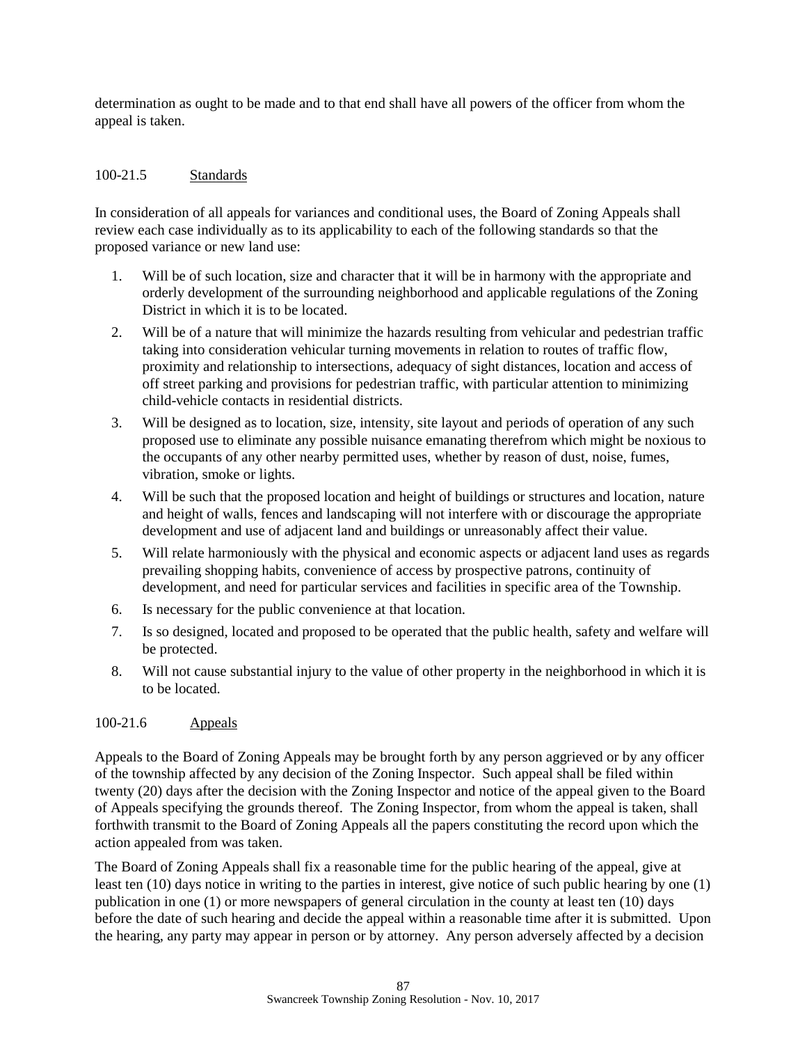determination as ought to be made and to that end shall have all powers of the officer from whom the appeal is taken.

### 100-21.5 Standards

In consideration of all appeals for variances and conditional uses, the Board of Zoning Appeals shall review each case individually as to its applicability to each of the following standards so that the proposed variance or new land use:

1. Will be of such location, size and character that it will be in harmony with the appropriate and orderly development of the surrounding neighborhood and applicable regulations of the Zoning District in which it is to be located.
2. Will be of a nature that will minimize the hazards resulting from vehicular and pedestrian traffic taking into consideration vehicular turning movements in relation to routes of traffic flow, proximity and relationship to intersections, adequacy of sight distances, location and access of off street parking and provisions for pedestrian traffic, with particular attention to minimizing child-vehicle contacts in residential districts.
3. Will be designed as to location, size, intensity, site layout and periods of operation of any such proposed use to eliminate any possible nuisance emanating therefrom which might be noxious to the occupants of any other nearby permitted uses, whether by reason of dust, noise, fumes, vibration, smoke or lights.
4. Will be such that the proposed location and height of buildings or structures and location, nature and height of walls, fences and landscaping will not interfere with or discourage the appropriate development and use of adjacent land and buildings or unreasonably affect their value.
5. Will relate harmoniously with the physical and economic aspects or adjacent land uses as regards prevailing shopping habits, convenience of access by prospective patrons, continuity of development, and need for particular services and facilities in specific area of the Township.
6. Is necessary for the public convenience at that location.
7. Is so designed, located and proposed to be operated that the public health, safety and welfare will be protected.
8. Will not cause substantial injury to the value of other property in the neighborhood in which it is to be located.

### 100-21.6 Appeals

Appeals to the Board of Zoning Appeals may be brought forth by any person aggrieved or by any officer of the township affected by any decision of the Zoning Inspector. Such appeal shall be filed within twenty (20) days after the decision with the Zoning Inspector and notice of the appeal given to the Board of Appeals specifying the grounds thereof. The Zoning Inspector, from whom the appeal is taken, shall forthwith transmit to the Board of Zoning Appeals all the papers constituting the record upon which the action appealed from was taken.

The Board of Zoning Appeals shall fix a reasonable time for the public hearing of the appeal, give at least ten (10) days notice in writing to the parties in interest, give notice of such public hearing by one (1) publication in one (1) or more newspapers of general circulation in the county at least ten (10) days before the date of such hearing and decide the appeal within a reasonable time after it is submitted. Upon the hearing, any party may appear in person or by attorney. Any person adversely affected by a decision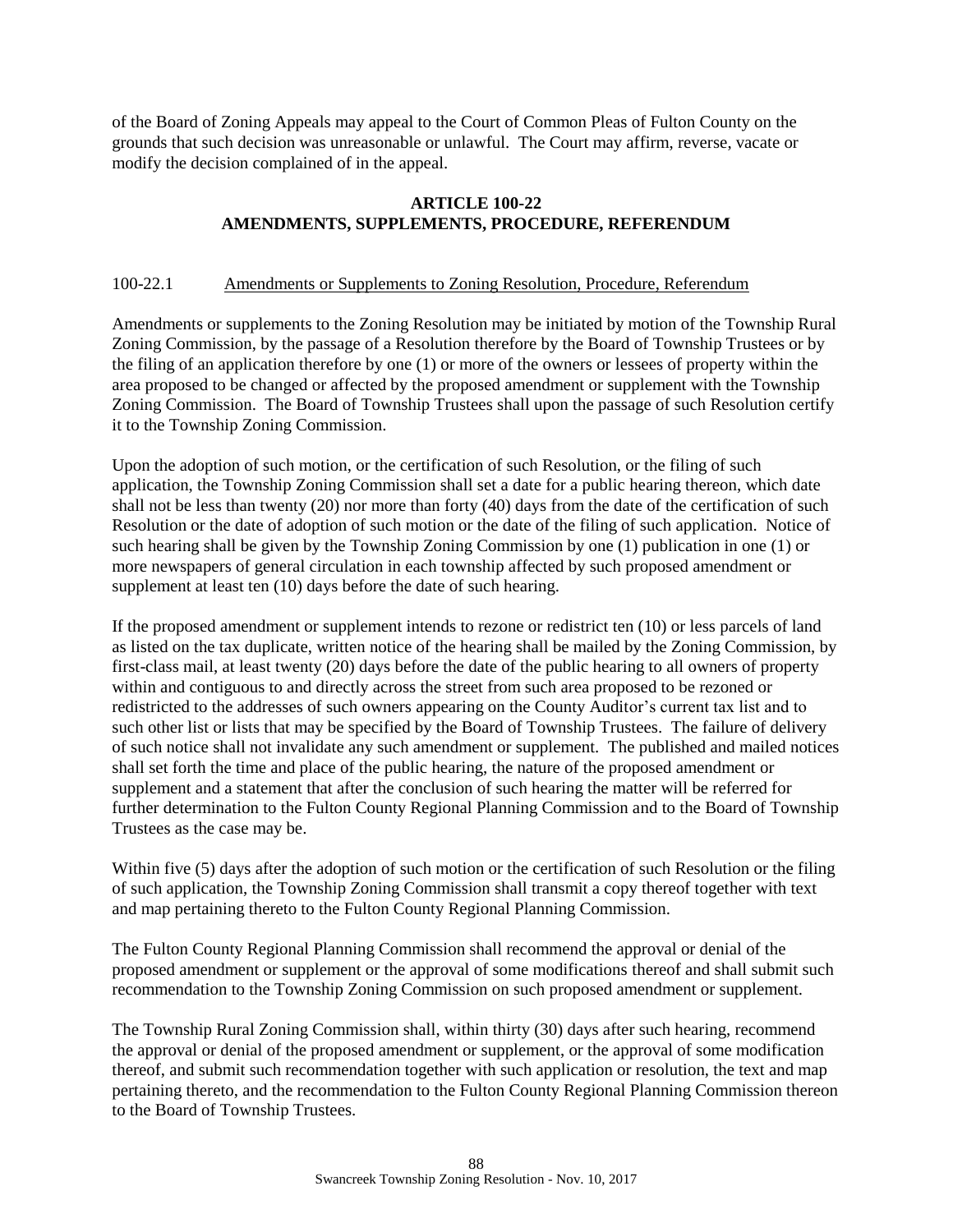of the Board of Zoning Appeals may appeal to the Court of Common Pleas of Fulton County on the grounds that such decision was unreasonable or unlawful. The Court may affirm, reverse, vacate or modify the decision complained of in the appeal.

## ARTICLE 100-22
## AMENDMENTS, SUPPLEMENTS, PROCEDURE, REFERENDUM

100-22.1 Amendments or Supplements to Zoning Resolution, Procedure, Referendum

Amendments or supplements to the Zoning Resolution may be initiated by motion of the Township Rural Zoning Commission, by the passage of a Resolution therefore by the Board of Township Trustees or by the filing of an application therefore by one (1) or more of the owners or lessees of property within the area proposed to be changed or affected by the proposed amendment or supplement with the Township Zoning Commission. The Board of Township Trustees shall upon the passage of such Resolution certify it to the Township Zoning Commission.

Upon the adoption of such motion, or the certification of such Resolution, or the filing of such application, the Township Zoning Commission shall set a date for a public hearing thereon, which date shall not be less than twenty (20) nor more than forty (40) days from the date of the certification of such Resolution or the date of adoption of such motion or the date of the filing of such application. Notice of such hearing shall be given by the Township Zoning Commission by one (1) publication in one (1) or more newspapers of general circulation in each township affected by such proposed amendment or supplement at least ten (10) days before the date of such hearing.

If the proposed amendment or supplement intends to rezone or redistrict ten (10) or less parcels of land as listed on the tax duplicate, written notice of the hearing shall be mailed by the Zoning Commission, by first-class mail, at least twenty (20) days before the date of the public hearing to all owners of property within and contiguous to and directly across the street from such area proposed to be rezoned or redistricted to the addresses of such owners appearing on the County Auditor's current tax list and to such other list or lists that may be specified by the Board of Township Trustees. The failure of delivery of such notice shall not invalidate any such amendment or supplement. The published and mailed notices shall set forth the time and place of the public hearing, the nature of the proposed amendment or supplement and a statement that after the conclusion of such hearing the matter will be referred for further determination to the Fulton County Regional Planning Commission and to the Board of Township Trustees as the case may be.

Within five (5) days after the adoption of such motion or the certification of such Resolution or the filing of such application, the Township Zoning Commission shall transmit a copy thereof together with text and map pertaining thereto to the Fulton County Regional Planning Commission.

The Fulton County Regional Planning Commission shall recommend the approval or denial of the proposed amendment or supplement or the approval of some modifications thereof and shall submit such recommendation to the Township Zoning Commission on such proposed amendment or supplement.

The Township Rural Zoning Commission shall, within thirty (30) days after such hearing, recommend the approval or denial of the proposed amendment or supplement, or the approval of some modification thereof, and submit such recommendation together with such application or resolution, the text and map pertaining thereto, and the recommendation to the Fulton County Regional Planning Commission thereon to the Board of Township Trustees.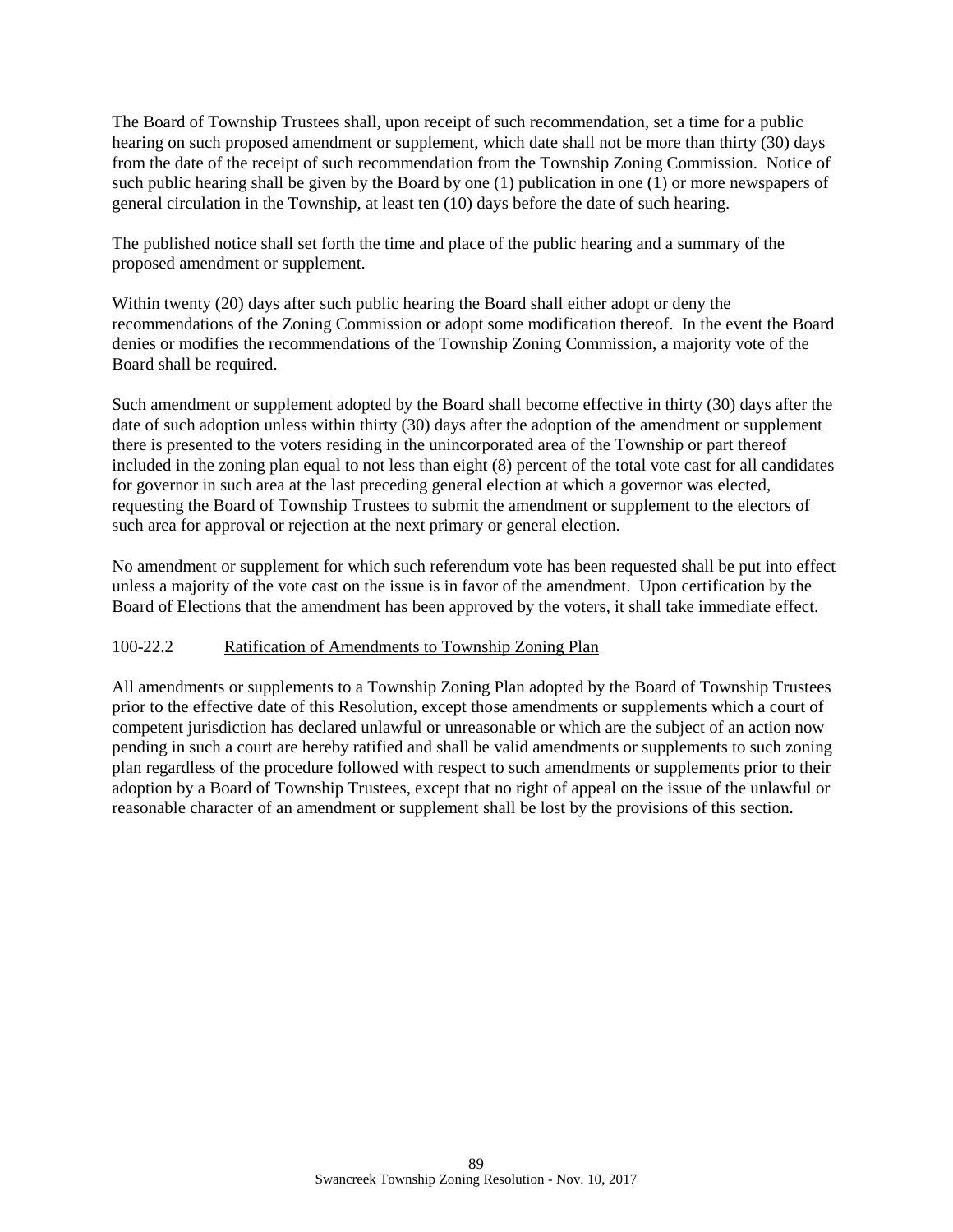The Board of Township Trustees shall, upon receipt of such recommendation, set a time for a public hearing on such proposed amendment or supplement, which date shall not be more than thirty (30) days from the date of the receipt of such recommendation from the Township Zoning Commission. Notice of such public hearing shall be given by the Board by one (1) publication in one (1) or more newspapers of general circulation in the Township, at least ten (10) days before the date of such hearing.

The published notice shall set forth the time and place of the public hearing and a summary of the proposed amendment or supplement.

Within twenty (20) days after such public hearing the Board shall either adopt or deny the recommendations of the Zoning Commission or adopt some modification thereof. In the event the Board denies or modifies the recommendations of the Township Zoning Commission, a majority vote of the Board shall be required.

Such amendment or supplement adopted by the Board shall become effective in thirty (30) days after the date of such adoption unless within thirty (30) days after the adoption of the amendment or supplement there is presented to the voters residing in the unincorporated area of the Township or part thereof included in the zoning plan equal to not less than eight (8) percent of the total vote cast for all candidates for governor in such area at the last preceding general election at which a governor was elected, requesting the Board of Township Trustees to submit the amendment or supplement to the electors of such area for approval or rejection at the next primary or general election.

No amendment or supplement for which such referendum vote has been requested shall be put into effect unless a majority of the vote cast on the issue is in favor of the amendment. Upon certification by the Board of Elections that the amendment has been approved by the voters, it shall take immediate effect.

100-22.2 Ratification of Amendments to Township Zoning Plan

All amendments or supplements to a Township Zoning Plan adopted by the Board of Township Trustees prior to the effective date of this Resolution, except those amendments or supplements which a court of competent jurisdiction has declared unlawful or unreasonable or which are the subject of an action now pending in such a court are hereby ratified and shall be valid amendments or supplements to such zoning plan regardless of the procedure followed with respect to such amendments or supplements prior to their adoption by a Board of Township Trustees, except that no right of appeal on the issue of the unlawful or reasonable character of an amendment or supplement shall be lost by the provisions of this section.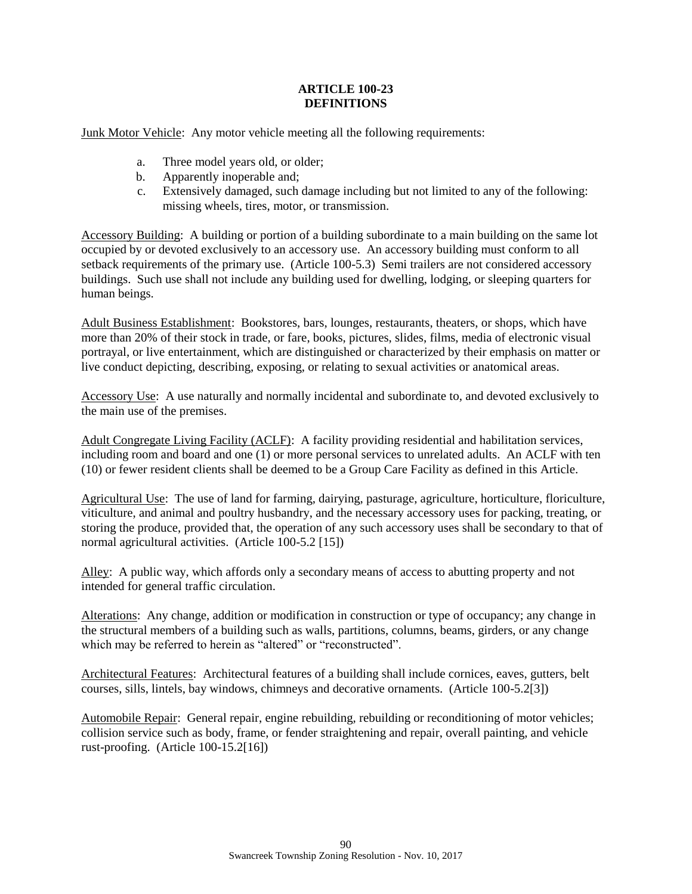# ARTICLE 100-23
# DEFINITIONS

<u>Junk Motor Vehicle</u>: Any motor vehicle meeting all the following requirements:

a. Three model years old, or older;
b. Apparently inoperable and;
c. Extensively damaged, such damage including but not limited to any of the following: missing wheels, tires, motor, or transmission.

<u>Accessory Building</u>: A building or portion of a building subordinate to a main building on the same lot occupied by or devoted exclusively to an accessory use. An accessory building must conform to all setback requirements of the primary use. (Article 100-5.3) Semi trailers are not considered accessory buildings. Such use shall not include any building used for dwelling, lodging, or sleeping quarters for human beings.

<u>Adult Business Establishment</u>: Bookstores, bars, lounges, restaurants, theaters, or shops, which have more than 20% of their stock in trade, or fare, books, pictures, slides, films, media of electronic visual portrayal, or live entertainment, which are distinguished or characterized by their emphasis on matter or live conduct depicting, describing, exposing, or relating to sexual activities or anatomical areas.

<u>Accessory Use</u>: A use naturally and normally incidental and subordinate to, and devoted exclusively to the main use of the premises.

<u>Adult Congregate Living Facility (ACLF)</u>: A facility providing residential and habilitation services, including room and board and one (1) or more personal services to unrelated adults. An ACLF with ten (10) or fewer resident clients shall be deemed to be a Group Care Facility as defined in this Article.

<u>Agricultural Use</u>: The use of land for farming, dairying, pasturage, agriculture, horticulture, floriculture, viticulture, and animal and poultry husbandry, and the necessary accessory uses for packing, treating, or storing the produce, provided that, the operation of any such accessory uses shall be secondary to that of normal agricultural activities. (Article 100-5.2 [15])

<u>Alley</u>: A public way, which affords only a secondary means of access to abutting property and not intended for general traffic circulation.

<u>Alterations</u>: Any change, addition or modification in construction or type of occupancy; any change in the structural members of a building such as walls, partitions, columns, beams, girders, or any change which may be referred to herein as "altered" or "reconstructed".

<u>Architectural Features</u>: Architectural features of a building shall include cornices, eaves, gutters, belt courses, sills, lintels, bay windows, chimneys and decorative ornaments. (Article 100-5.2[3])

<u>Automobile Repair</u>: General repair, engine rebuilding, rebuilding or reconditioning of motor vehicles; collision service such as body, frame, or fender straightening and repair, overall painting, and vehicle rust-proofing. (Article 100-15.2[16])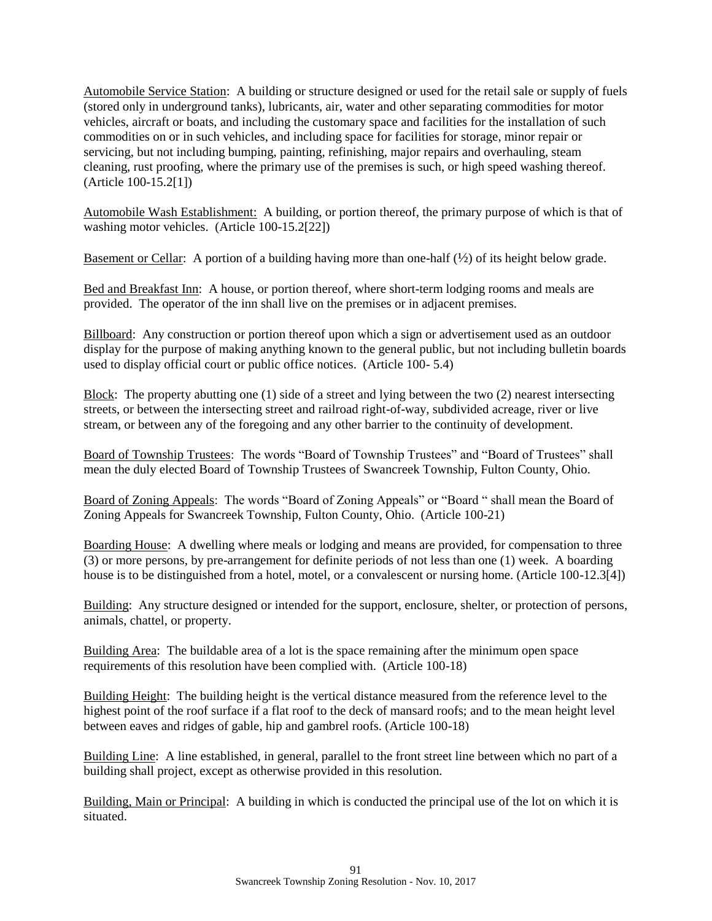Automobile Service Station: A building or structure designed or used for the retail sale or supply of fuels (stored only in underground tanks), lubricants, air, water and other separating commodities for motor vehicles, aircraft or boats, and including the customary space and facilities for the installation of such commodities on or in such vehicles, and including space for facilities for storage, minor repair or servicing, but not including bumping, painting, refinishing, major repairs and overhauling, steam cleaning, rust proofing, where the primary use of the premises is such, or high speed washing thereof. (Article 100-15.2[1])

Automobile Wash Establishment: A building, or portion thereof, the primary purpose of which is that of washing motor vehicles. (Article 100-15.2[22])

Basement or Cellar: A portion of a building having more than one-half (½) of its height below grade.

Bed and Breakfast Inn: A house, or portion thereof, where short-term lodging rooms and meals are provided. The operator of the inn shall live on the premises or in adjacent premises.

Billboard: Any construction or portion thereof upon which a sign or advertisement used as an outdoor display for the purpose of making anything known to the general public, but not including bulletin boards used to display official court or public office notices. (Article 100- 5.4)

Block: The property abutting one (1) side of a street and lying between the two (2) nearest intersecting streets, or between the intersecting street and railroad right-of-way, subdivided acreage, river or live stream, or between any of the foregoing and any other barrier to the continuity of development.

Board of Township Trustees: The words "Board of Township Trustees" and "Board of Trustees" shall mean the duly elected Board of Township Trustees of Swancreek Township, Fulton County, Ohio.

Board of Zoning Appeals: The words "Board of Zoning Appeals" or "Board " shall mean the Board of Zoning Appeals for Swancreek Township, Fulton County, Ohio. (Article 100-21)

Boarding House: A dwelling where meals or lodging and means are provided, for compensation to three (3) or more persons, by pre-arrangement for definite periods of not less than one (1) week. A boarding house is to be distinguished from a hotel, motel, or a convalescent or nursing home. (Article 100-12.3[4])

Building: Any structure designed or intended for the support, enclosure, shelter, or protection of persons, animals, chattel, or property.

Building Area: The buildable area of a lot is the space remaining after the minimum open space requirements of this resolution have been complied with. (Article 100-18)

Building Height: The building height is the vertical distance measured from the reference level to the highest point of the roof surface if a flat roof to the deck of mansard roofs; and to the mean height level between eaves and ridges of gable, hip and gambrel roofs. (Article 100-18)

Building Line: A line established, in general, parallel to the front street line between which no part of a building shall project, except as otherwise provided in this resolution.

Building, Main or Principal: A building in which is conducted the principal use of the lot on which it is situated.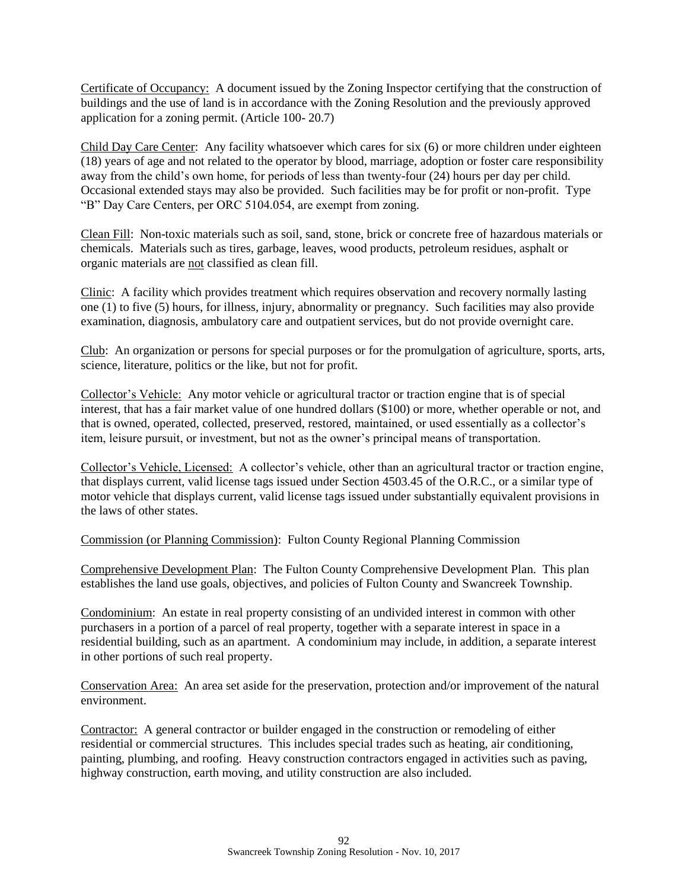Certificate of Occupancy: A document issued by the Zoning Inspector certifying that the construction of buildings and the use of land is in accordance with the Zoning Resolution and the previously approved application for a zoning permit. (Article 100- 20.7)

Child Day Care Center: Any facility whatsoever which cares for six (6) or more children under eighteen (18) years of age and not related to the operator by blood, marriage, adoption or foster care responsibility away from the child's own home, for periods of less than twenty-four (24) hours per day per child. Occasional extended stays may also be provided. Such facilities may be for profit or non-profit. Type "B" Day Care Centers, per ORC 5104.054, are exempt from zoning.

Clean Fill: Non-toxic materials such as soil, sand, stone, brick or concrete free of hazardous materials or chemicals. Materials such as tires, garbage, leaves, wood products, petroleum residues, asphalt or organic materials are not classified as clean fill.

Clinic: A facility which provides treatment which requires observation and recovery normally lasting one (1) to five (5) hours, for illness, injury, abnormality or pregnancy. Such facilities may also provide examination, diagnosis, ambulatory care and outpatient services, but do not provide overnight care.

Club: An organization or persons for special purposes or for the promulgation of agriculture, sports, arts, science, literature, politics or the like, but not for profit.

Collector's Vehicle: Any motor vehicle or agricultural tractor or traction engine that is of special interest, that has a fair market value of one hundred dollars ($100) or more, whether operable or not, and that is owned, operated, collected, preserved, restored, maintained, or used essentially as a collector's item, leisure pursuit, or investment, but not as the owner's principal means of transportation.

Collector's Vehicle, Licensed: A collector's vehicle, other than an agricultural tractor or traction engine, that displays current, valid license tags issued under Section 4503.45 of the O.R.C., or a similar type of motor vehicle that displays current, valid license tags issued under substantially equivalent provisions in the laws of other states.

Commission (or Planning Commission): Fulton County Regional Planning Commission

Comprehensive Development Plan: The Fulton County Comprehensive Development Plan. This plan establishes the land use goals, objectives, and policies of Fulton County and Swancreek Township.

Condominium: An estate in real property consisting of an undivided interest in common with other purchasers in a portion of a parcel of real property, together with a separate interest in space in a residential building, such as an apartment. A condominium may include, in addition, a separate interest in other portions of such real property.

Conservation Area: An area set aside for the preservation, protection and/or improvement of the natural environment.

Contractor: A general contractor or builder engaged in the construction or remodeling of either residential or commercial structures. This includes special trades such as heating, air conditioning, painting, plumbing, and roofing. Heavy construction contractors engaged in activities such as paving, highway construction, earth moving, and utility construction are also included.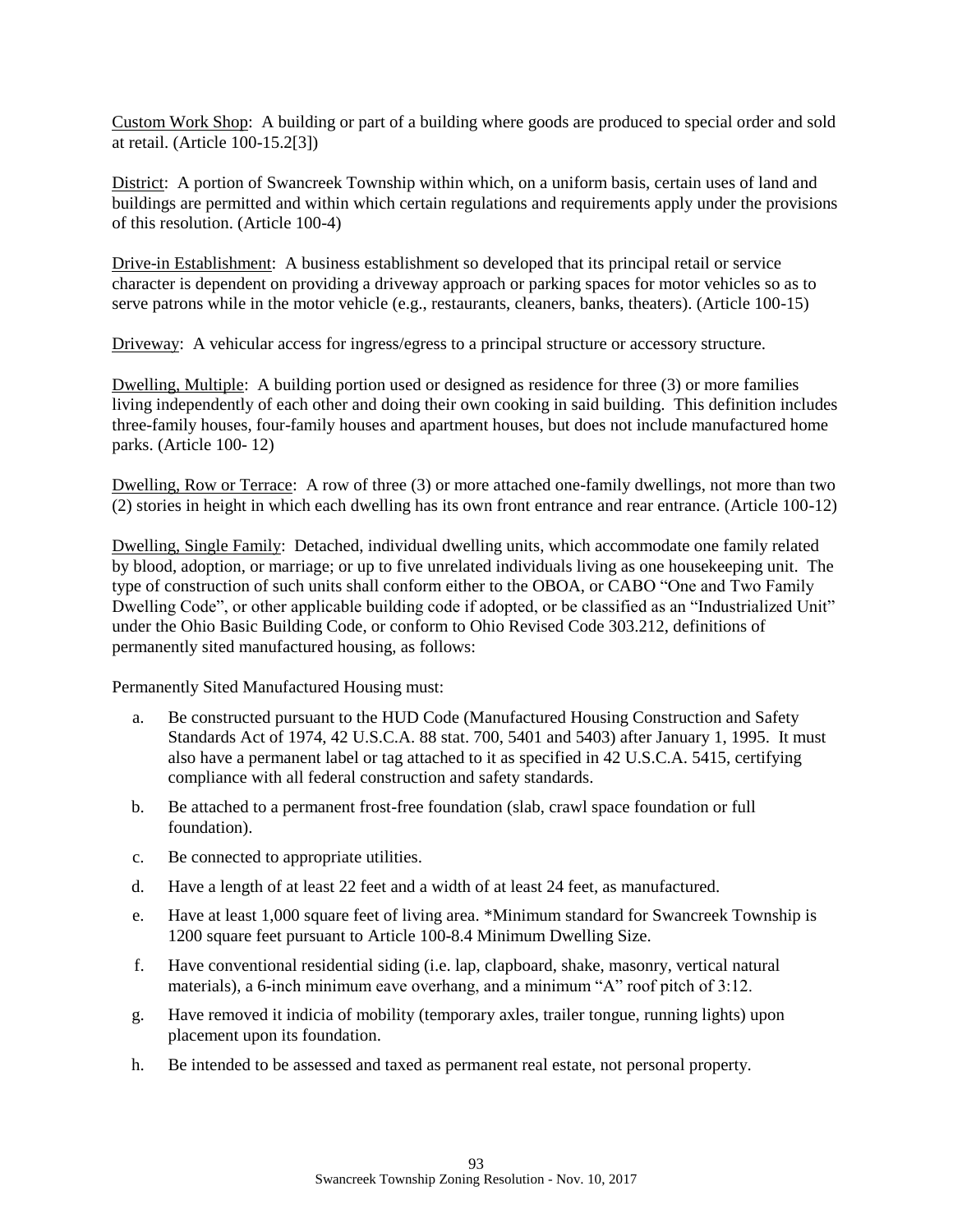Custom Work Shop: A building or part of a building where goods are produced to special order and sold at retail. (Article 100-15.2[3])

District: A portion of Swancreek Township within which, on a uniform basis, certain uses of land and buildings are permitted and within which certain regulations and requirements apply under the provisions of this resolution. (Article 100-4)

Drive-in Establishment: A business establishment so developed that its principal retail or service character is dependent on providing a driveway approach or parking spaces for motor vehicles so as to serve patrons while in the motor vehicle (e.g., restaurants, cleaners, banks, theaters). (Article 100-15)

Driveway: A vehicular access for ingress/egress to a principal structure or accessory structure.

Dwelling, Multiple: A building portion used or designed as residence for three (3) or more families living independently of each other and doing their own cooking in said building. This definition includes three-family houses, four-family houses and apartment houses, but does not include manufactured home parks. (Article 100- 12)

Dwelling, Row or Terrace: A row of three (3) or more attached one-family dwellings, not more than two (2) stories in height in which each dwelling has its own front entrance and rear entrance. (Article 100-12)

Dwelling, Single Family: Detached, individual dwelling units, which accommodate one family related by blood, adoption, or marriage; or up to five unrelated individuals living as one housekeeping unit. The type of construction of such units shall conform either to the OBOA, or CABO "One and Two Family Dwelling Code", or other applicable building code if adopted, or be classified as an "Industrialized Unit" under the Ohio Basic Building Code, or conform to Ohio Revised Code 303.212, definitions of permanently sited manufactured housing, as follows:

Permanently Sited Manufactured Housing must:

a. Be constructed pursuant to the HUD Code (Manufactured Housing Construction and Safety Standards Act of 1974, 42 U.S.C.A. 88 stat. 700, 5401 and 5403) after January 1, 1995. It must also have a permanent label or tag attached to it as specified in 42 U.S.C.A. 5415, certifying compliance with all federal construction and safety standards.

b. Be attached to a permanent frost-free foundation (slab, crawl space foundation or full foundation).

c. Be connected to appropriate utilities.

d. Have a length of at least 22 feet and a width of at least 24 feet, as manufactured.

e. Have at least 1,000 square feet of living area. *Minimum standard for Swancreek Township is 1200 square feet pursuant to Article 100-8.4 Minimum Dwelling Size.

f. Have conventional residential siding (i.e. lap, clapboard, shake, masonry, vertical natural materials), a 6-inch minimum eave overhang, and a minimum "A" roof pitch of 3:12.

g. Have removed it indicia of mobility (temporary axles, trailer tongue, running lights) upon placement upon its foundation.

h. Be intended to be assessed and taxed as permanent real estate, not personal property.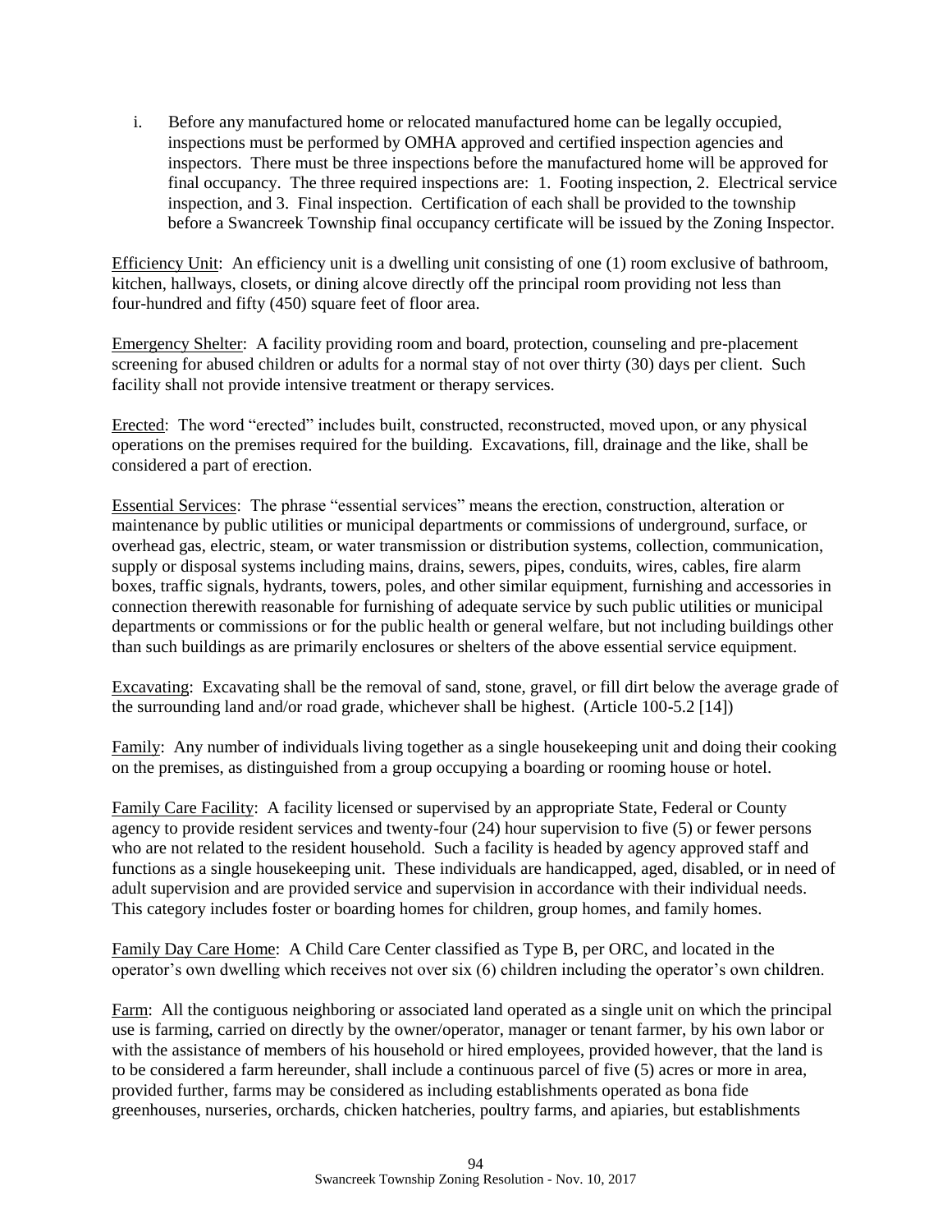i. Before any manufactured home or relocated manufactured home can be legally occupied, inspections must be performed by OMHA approved and certified inspection agencies and inspectors. There must be three inspections before the manufactured home will be approved for final occupancy. The three required inspections are: 1. Footing inspection, 2. Electrical service inspection, and 3. Final inspection. Certification of each shall be provided to the township before a Swancreek Township final occupancy certificate will be issued by the Zoning Inspector.

Efficiency Unit: An efficiency unit is a dwelling unit consisting of one (1) room exclusive of bathroom, kitchen, hallways, closets, or dining alcove directly off the principal room providing not less than four-hundred and fifty (450) square feet of floor area.

Emergency Shelter: A facility providing room and board, protection, counseling and pre-placement screening for abused children or adults for a normal stay of not over thirty (30) days per client. Such facility shall not provide intensive treatment or therapy services.

Erected: The word "erected" includes built, constructed, reconstructed, moved upon, or any physical operations on the premises required for the building. Excavations, fill, drainage and the like, shall be considered a part of erection.

Essential Services: The phrase "essential services" means the erection, construction, alteration or maintenance by public utilities or municipal departments or commissions of underground, surface, or overhead gas, electric, steam, or water transmission or distribution systems, collection, communication, supply or disposal systems including mains, drains, sewers, pipes, conduits, wires, cables, fire alarm boxes, traffic signals, hydrants, towers, poles, and other similar equipment, furnishing and accessories in connection therewith reasonable for furnishing of adequate service by such public utilities or municipal departments or commissions or for the public health or general welfare, but not including buildings other than such buildings as are primarily enclosures or shelters of the above essential service equipment.

Excavating: Excavating shall be the removal of sand, stone, gravel, or fill dirt below the average grade of the surrounding land and/or road grade, whichever shall be highest. (Article 100-5.2 [14])

Family: Any number of individuals living together as a single housekeeping unit and doing their cooking on the premises, as distinguished from a group occupying a boarding or rooming house or hotel.

Family Care Facility: A facility licensed or supervised by an appropriate State, Federal or County agency to provide resident services and twenty-four (24) hour supervision to five (5) or fewer persons who are not related to the resident household. Such a facility is headed by agency approved staff and functions as a single housekeeping unit. These individuals are handicapped, aged, disabled, or in need of adult supervision and are provided service and supervision in accordance with their individual needs. This category includes foster or boarding homes for children, group homes, and family homes.

Family Day Care Home: A Child Care Center classified as Type B, per ORC, and located in the operator's own dwelling which receives not over six (6) children including the operator's own children.

Farm: All the contiguous neighboring or associated land operated as a single unit on which the principal use is farming, carried on directly by the owner/operator, manager or tenant farmer, by his own labor or with the assistance of members of his household or hired employees, provided however, that the land is to be considered a farm hereunder, shall include a continuous parcel of five (5) acres or more in area, provided further, farms may be considered as including establishments operated as bona fide greenhouses, nurseries, orchards, chicken hatcheries, poultry farms, and apiaries, but establishments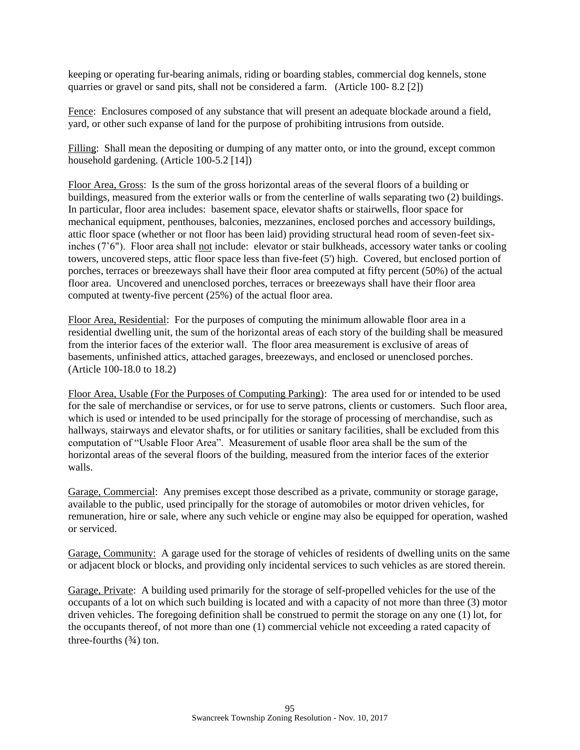keeping or operating fur-bearing animals, riding or boarding stables, commercial dog kennels, stone quarries or gravel or sand pits, shall not be considered a farm. (Article 100- 8.2 [2])

Fence: Enclosures composed of any substance that will present an adequate blockade around a field, yard, or other such expanse of land for the purpose of prohibiting intrusions from outside.

Filling: Shall mean the depositing or dumping of any matter onto, or into the ground, except common household gardening. (Article 100-5.2 [14])

Floor Area, Gross: Is the sum of the gross horizontal areas of the several floors of a building or buildings, measured from the exterior walls or from the centerline of walls separating two (2) buildings. In particular, floor area includes: basement space, elevator shafts or stairwells, floor space for mechanical equipment, penthouses, balconies, mezzanines, enclosed porches and accessory buildings, attic floor space (whether or not floor has been laid) providing structural head room of seven-feet six-inches (7'6"). Floor area shall not include: elevator or stair bulkheads, accessory water tanks or cooling towers, uncovered steps, attic floor space less than five-feet (5') high. Covered, but enclosed portion of porches, terraces or breezeways shall have their floor area computed at fifty percent (50%) of the actual floor area. Uncovered and unenclosed porches, terraces or breezeways shall have their floor area computed at twenty-five percent (25%) of the actual floor area.

Floor Area, Residential: For the purposes of computing the minimum allowable floor area in a residential dwelling unit, the sum of the horizontal areas of each story of the building shall be measured from the interior faces of the exterior wall. The floor area measurement is exclusive of areas of basements, unfinished attics, attached garages, breezeways, and enclosed or unenclosed porches. (Article 100-18.0 to 18.2)

Floor Area, Usable (For the Purposes of Computing Parking): The area used for or intended to be used for the sale of merchandise or services, or for use to serve patrons, clients or customers. Such floor area, which is used or intended to be used principally for the storage of processing of merchandise, such as hallways, stairways and elevator shafts, or for utilities or sanitary facilities, shall be excluded from this computation of "Usable Floor Area". Measurement of usable floor area shall be the sum of the horizontal areas of the several floors of the building, measured from the interior faces of the exterior walls.

Garage, Commercial: Any premises except those described as a private, community or storage garage, available to the public, used principally for the storage of automobiles or motor driven vehicles, for remuneration, hire or sale, where any such vehicle or engine may also be equipped for operation, washed or serviced.

Garage, Community: A garage used for the storage of vehicles of residents of dwelling units on the same or adjacent block or blocks, and providing only incidental services to such vehicles as are stored therein.

Garage, Private: A building used primarily for the storage of self-propelled vehicles for the use of the occupants of a lot on which such building is located and with a capacity of not more than three (3) motor driven vehicles. The foregoing definition shall be construed to permit the storage on any one (1) lot, for the occupants thereof, of not more than one (1) commercial vehicle not exceeding a rated capacity of three-fourths (¾) ton.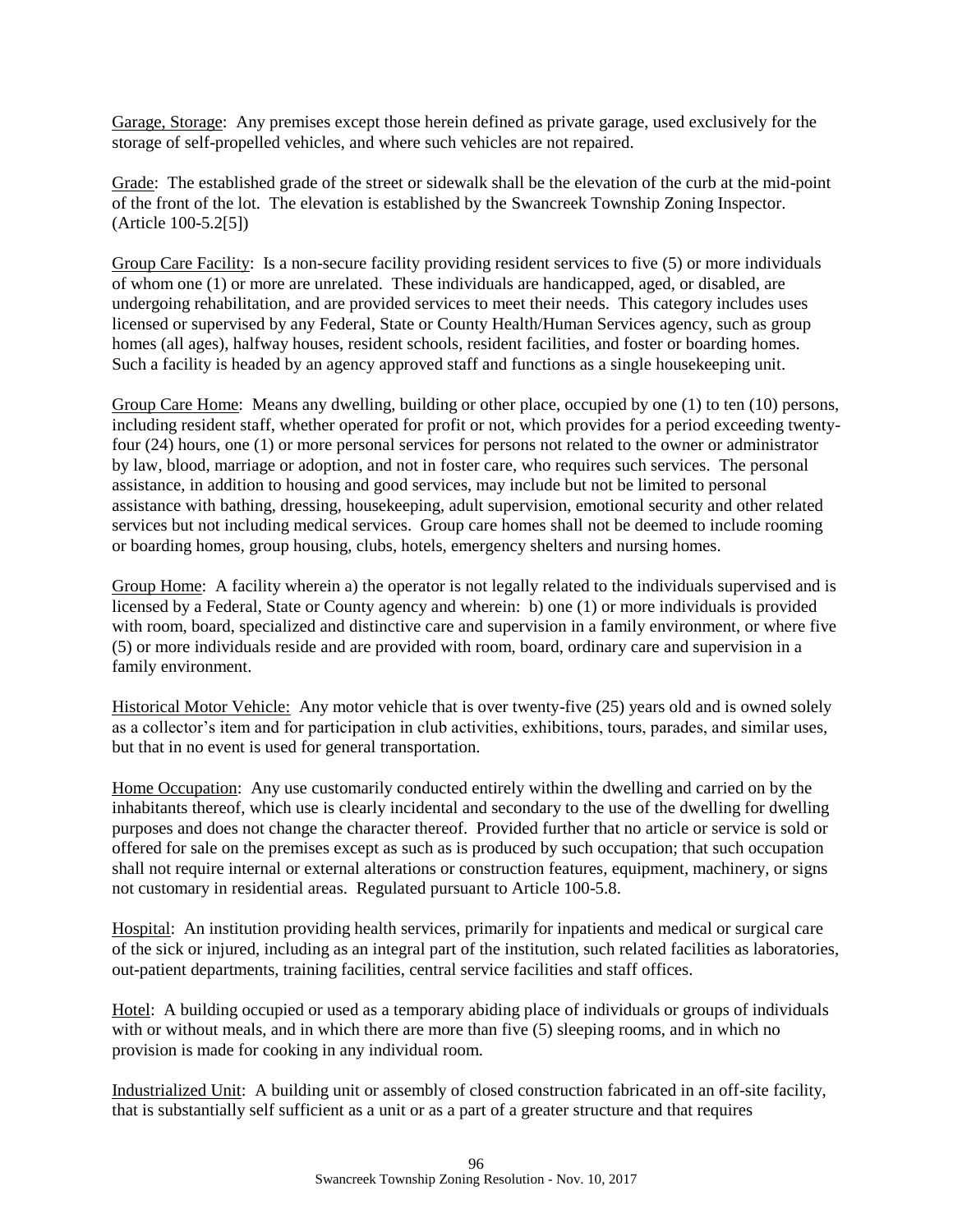Garage, Storage: Any premises except those herein defined as private garage, used exclusively for the storage of self-propelled vehicles, and where such vehicles are not repaired.

Grade: The established grade of the street or sidewalk shall be the elevation of the curb at the mid-point of the front of the lot. The elevation is established by the Swancreek Township Zoning Inspector. (Article 100-5.2[5])

Group Care Facility: Is a non-secure facility providing resident services to five (5) or more individuals of whom one (1) or more are unrelated. These individuals are handicapped, aged, or disabled, are undergoing rehabilitation, and are provided services to meet their needs. This category includes uses licensed or supervised by any Federal, State or County Health/Human Services agency, such as group homes (all ages), halfway houses, resident schools, resident facilities, and foster or boarding homes. Such a facility is headed by an agency approved staff and functions as a single housekeeping unit.

Group Care Home: Means any dwelling, building or other place, occupied by one (1) to ten (10) persons, including resident staff, whether operated for profit or not, which provides for a period exceeding twenty-four (24) hours, one (1) or more personal services for persons not related to the owner or administrator by law, blood, marriage or adoption, and not in foster care, who requires such services. The personal assistance, in addition to housing and good services, may include but not be limited to personal assistance with bathing, dressing, housekeeping, adult supervision, emotional security and other related services but not including medical services. Group care homes shall not be deemed to include rooming or boarding homes, group housing, clubs, hotels, emergency shelters and nursing homes.

Group Home: A facility wherein a) the operator is not legally related to the individuals supervised and is licensed by a Federal, State or County agency and wherein: b) one (1) or more individuals is provided with room, board, specialized and distinctive care and supervision in a family environment, or where five (5) or more individuals reside and are provided with room, board, ordinary care and supervision in a family environment.

Historical Motor Vehicle: Any motor vehicle that is over twenty-five (25) years old and is owned solely as a collector's item and for participation in club activities, exhibitions, tours, parades, and similar uses, but that in no event is used for general transportation.

Home Occupation: Any use customarily conducted entirely within the dwelling and carried on by the inhabitants thereof, which use is clearly incidental and secondary to the use of the dwelling for dwelling purposes and does not change the character thereof. Provided further that no article or service is sold or offered for sale on the premises except as such as is produced by such occupation; that such occupation shall not require internal or external alterations or construction features, equipment, machinery, or signs not customary in residential areas. Regulated pursuant to Article 100-5.8.

Hospital: An institution providing health services, primarily for inpatients and medical or surgical care of the sick or injured, including as an integral part of the institution, such related facilities as laboratories, out-patient departments, training facilities, central service facilities and staff offices.

Hotel: A building occupied or used as a temporary abiding place of individuals or groups of individuals with or without meals, and in which there are more than five (5) sleeping rooms, and in which no provision is made for cooking in any individual room.

Industrialized Unit: A building unit or assembly of closed construction fabricated in an off-site facility, that is substantially self sufficient as a unit or as a part of a greater structure and that requires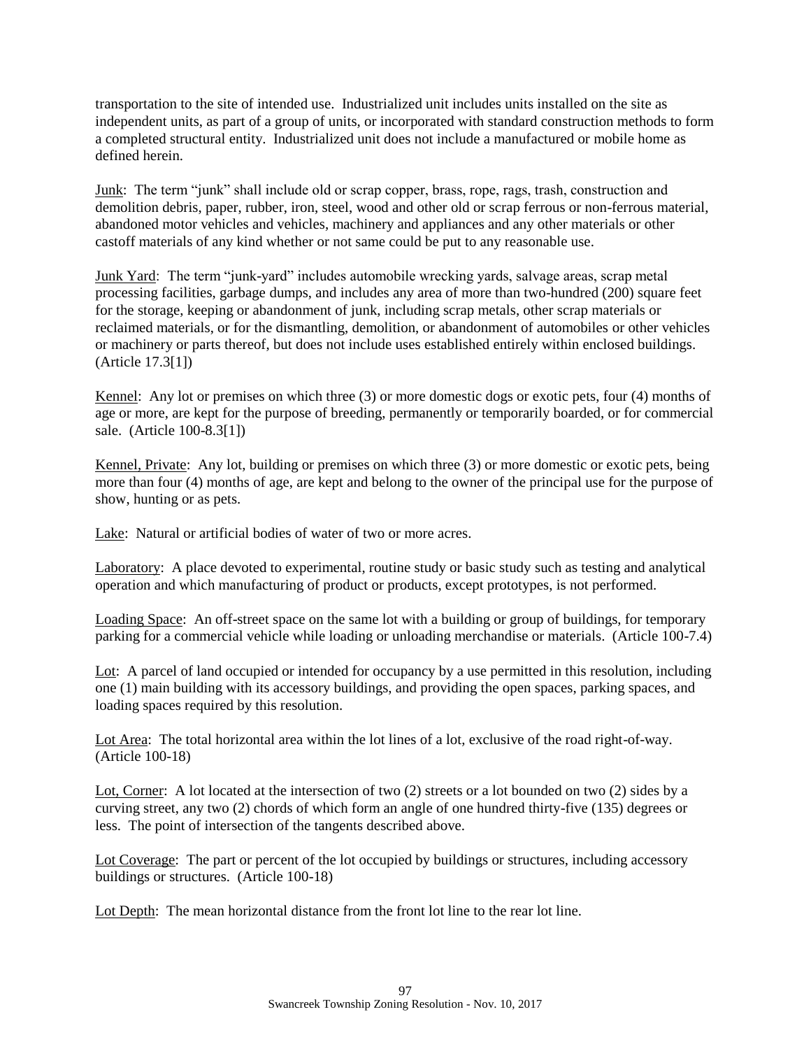transportation to the site of intended use. Industrialized unit includes units installed on the site as independent units, as part of a group of units, or incorporated with standard construction methods to form a completed structural entity. Industrialized unit does not include a manufactured or mobile home as defined herein.

Junk: The term "junk" shall include old or scrap copper, brass, rope, rags, trash, construction and demolition debris, paper, rubber, iron, steel, wood and other old or scrap ferrous or non-ferrous material, abandoned motor vehicles and vehicles, machinery and appliances and any other materials or other castoff materials of any kind whether or not same could be put to any reasonable use.

Junk Yard: The term "junk-yard" includes automobile wrecking yards, salvage areas, scrap metal processing facilities, garbage dumps, and includes any area of more than two-hundred (200) square feet for the storage, keeping or abandonment of junk, including scrap metals, other scrap materials or reclaimed materials, or for the dismantling, demolition, or abandonment of automobiles or other vehicles or machinery or parts thereof, but does not include uses established entirely within enclosed buildings. (Article 17.3[1])

Kennel: Any lot or premises on which three (3) or more domestic dogs or exotic pets, four (4) months of age or more, are kept for the purpose of breeding, permanently or temporarily boarded, or for commercial sale. (Article 100-8.3[1])

Kennel, Private: Any lot, building or premises on which three (3) or more domestic or exotic pets, being more than four (4) months of age, are kept and belong to the owner of the principal use for the purpose of show, hunting or as pets.

Lake: Natural or artificial bodies of water of two or more acres.

Laboratory: A place devoted to experimental, routine study or basic study such as testing and analytical operation and which manufacturing of product or products, except prototypes, is not performed.

Loading Space: An off-street space on the same lot with a building or group of buildings, for temporary parking for a commercial vehicle while loading or unloading merchandise or materials. (Article 100-7.4)

Lot: A parcel of land occupied or intended for occupancy by a use permitted in this resolution, including one (1) main building with its accessory buildings, and providing the open spaces, parking spaces, and loading spaces required by this resolution.

Lot Area: The total horizontal area within the lot lines of a lot, exclusive of the road right-of-way. (Article 100-18)

Lot, Corner: A lot located at the intersection of two (2) streets or a lot bounded on two (2) sides by a curving street, any two (2) chords of which form an angle of one hundred thirty-five (135) degrees or less. The point of intersection of the tangents described above.

Lot Coverage: The part or percent of the lot occupied by buildings or structures, including accessory buildings or structures. (Article 100-18)

Lot Depth: The mean horizontal distance from the front lot line to the rear lot line.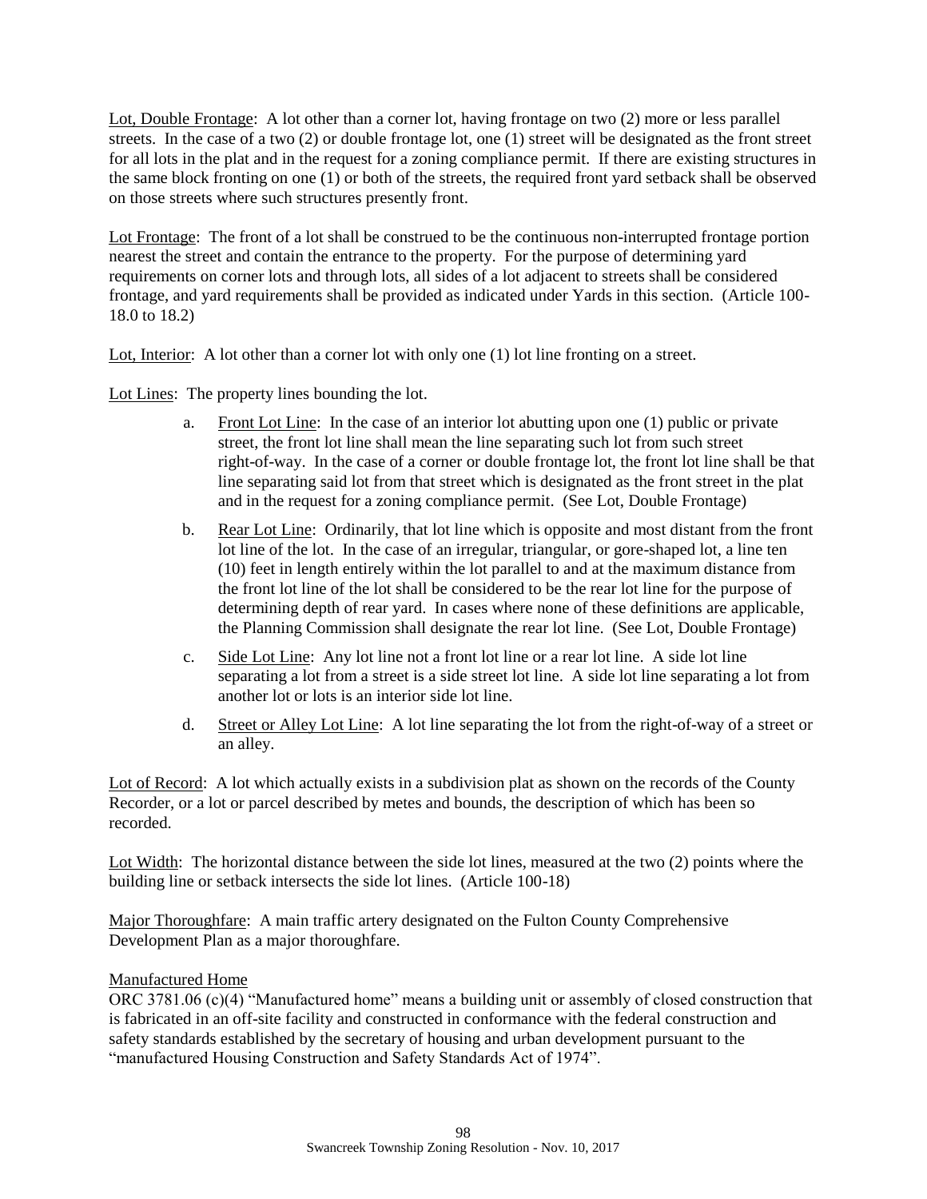Lot, Double Frontage: A lot other than a corner lot, having frontage on two (2) more or less parallel streets. In the case of a two (2) or double frontage lot, one (1) street will be designated as the front street for all lots in the plat and in the request for a zoning compliance permit. If there are existing structures in the same block fronting on one (1) or both of the streets, the required front yard setback shall be observed on those streets where such structures presently front.

Lot Frontage: The front of a lot shall be construed to be the continuous non-interrupted frontage portion nearest the street and contain the entrance to the property. For the purpose of determining yard requirements on corner lots and through lots, all sides of a lot adjacent to streets shall be considered frontage, and yard requirements shall be provided as indicated under Yards in this section. (Article 100-18.0 to 18.2)

Lot, Interior: A lot other than a corner lot with only one (1) lot line fronting on a street.

Lot Lines: The property lines bounding the lot.

a. Front Lot Line: In the case of an interior lot abutting upon one (1) public or private street, the front lot line shall mean the line separating such lot from such street right-of-way. In the case of a corner or double frontage lot, the front lot line shall be that line separating said lot from that street which is designated as the front street in the plat and in the request for a zoning compliance permit. (See Lot, Double Frontage)

b. Rear Lot Line: Ordinarily, that lot line which is opposite and most distant from the front lot line of the lot. In the case of an irregular, triangular, or gore-shaped lot, a line ten (10) feet in length entirely within the lot parallel to and at the maximum distance from the front lot line of the lot shall be considered to be the rear lot line for the purpose of determining depth of rear yard. In cases where none of these definitions are applicable, the Planning Commission shall designate the rear lot line. (See Lot, Double Frontage)

c. Side Lot Line: Any lot line not a front lot line or a rear lot line. A side lot line separating a lot from a street is a side street lot line. A side lot line separating a lot from another lot or lots is an interior side lot line.

d. Street or Alley Lot Line: A lot line separating the lot from the right-of-way of a street or an alley.

Lot of Record: A lot which actually exists in a subdivision plat as shown on the records of the County Recorder, or a lot or parcel described by metes and bounds, the description of which has been so recorded.

Lot Width: The horizontal distance between the side lot lines, measured at the two (2) points where the building line or setback intersects the side lot lines. (Article 100-18)

Major Thoroughfare: A main traffic artery designated on the Fulton County Comprehensive Development Plan as a major thoroughfare.

Manufactured Home

ORC 3781.06 (c)(4) "Manufactured home" means a building unit or assembly of closed construction that is fabricated in an off-site facility and constructed in conformance with the federal construction and safety standards established by the secretary of housing and urban development pursuant to the "manufactured Housing Construction and Safety Standards Act of 1974".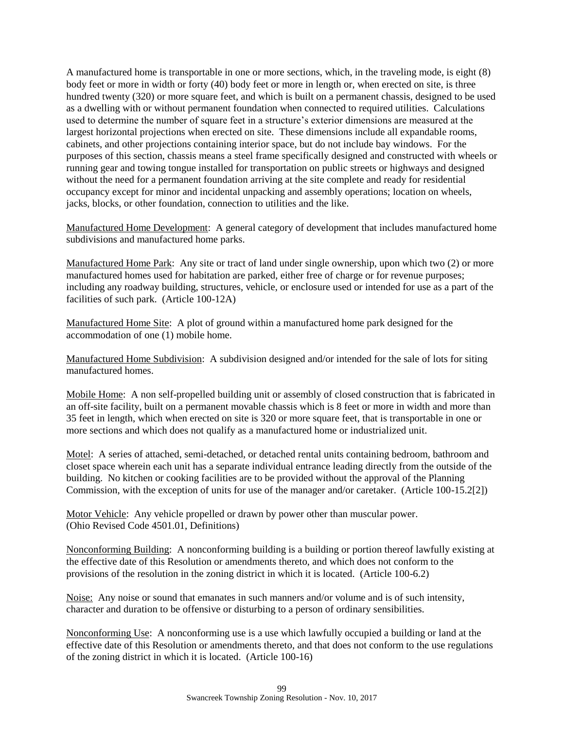A manufactured home is transportable in one or more sections, which, in the traveling mode, is eight (8) body feet or more in width or forty (40) body feet or more in length or, when erected on site, is three hundred twenty (320) or more square feet, and which is built on a permanent chassis, designed to be used as a dwelling with or without permanent foundation when connected to required utilities. Calculations used to determine the number of square feet in a structure's exterior dimensions are measured at the largest horizontal projections when erected on site. These dimensions include all expandable rooms, cabinets, and other projections containing interior space, but do not include bay windows. For the purposes of this section, chassis means a steel frame specifically designed and constructed with wheels or running gear and towing tongue installed for transportation on public streets or highways and designed without the need for a permanent foundation arriving at the site complete and ready for residential occupancy except for minor and incidental unpacking and assembly operations; location on wheels, jacks, blocks, or other foundation, connection to utilities and the like.

Manufactured Home Development: A general category of development that includes manufactured home subdivisions and manufactured home parks.

Manufactured Home Park: Any site or tract of land under single ownership, upon which two (2) or more manufactured homes used for habitation are parked, either free of charge or for revenue purposes; including any roadway building, structures, vehicle, or enclosure used or intended for use as a part of the facilities of such park. (Article 100-12A)

Manufactured Home Site: A plot of ground within a manufactured home park designed for the accommodation of one (1) mobile home.

Manufactured Home Subdivision: A subdivision designed and/or intended for the sale of lots for siting manufactured homes.

Mobile Home: A non self-propelled building unit or assembly of closed construction that is fabricated in an off-site facility, built on a permanent movable chassis which is 8 feet or more in width and more than 35 feet in length, which when erected on site is 320 or more square feet, that is transportable in one or more sections and which does not qualify as a manufactured home or industrialized unit.

Motel: A series of attached, semi-detached, or detached rental units containing bedroom, bathroom and closet space wherein each unit has a separate individual entrance leading directly from the outside of the building. No kitchen or cooking facilities are to be provided without the approval of the Planning Commission, with the exception of units for use of the manager and/or caretaker. (Article 100-15.2[2])

Motor Vehicle: Any vehicle propelled or drawn by power other than muscular power. (Ohio Revised Code 4501.01, Definitions)

Nonconforming Building: A nonconforming building is a building or portion thereof lawfully existing at the effective date of this Resolution or amendments thereto, and which does not conform to the provisions of the resolution in the zoning district in which it is located. (Article 100-6.2)

Noise: Any noise or sound that emanates in such manners and/or volume and is of such intensity, character and duration to be offensive or disturbing to a person of ordinary sensibilities.

Nonconforming Use: A nonconforming use is a use which lawfully occupied a building or land at the effective date of this Resolution or amendments thereto, and that does not conform to the use regulations of the zoning district in which it is located. (Article 100-16)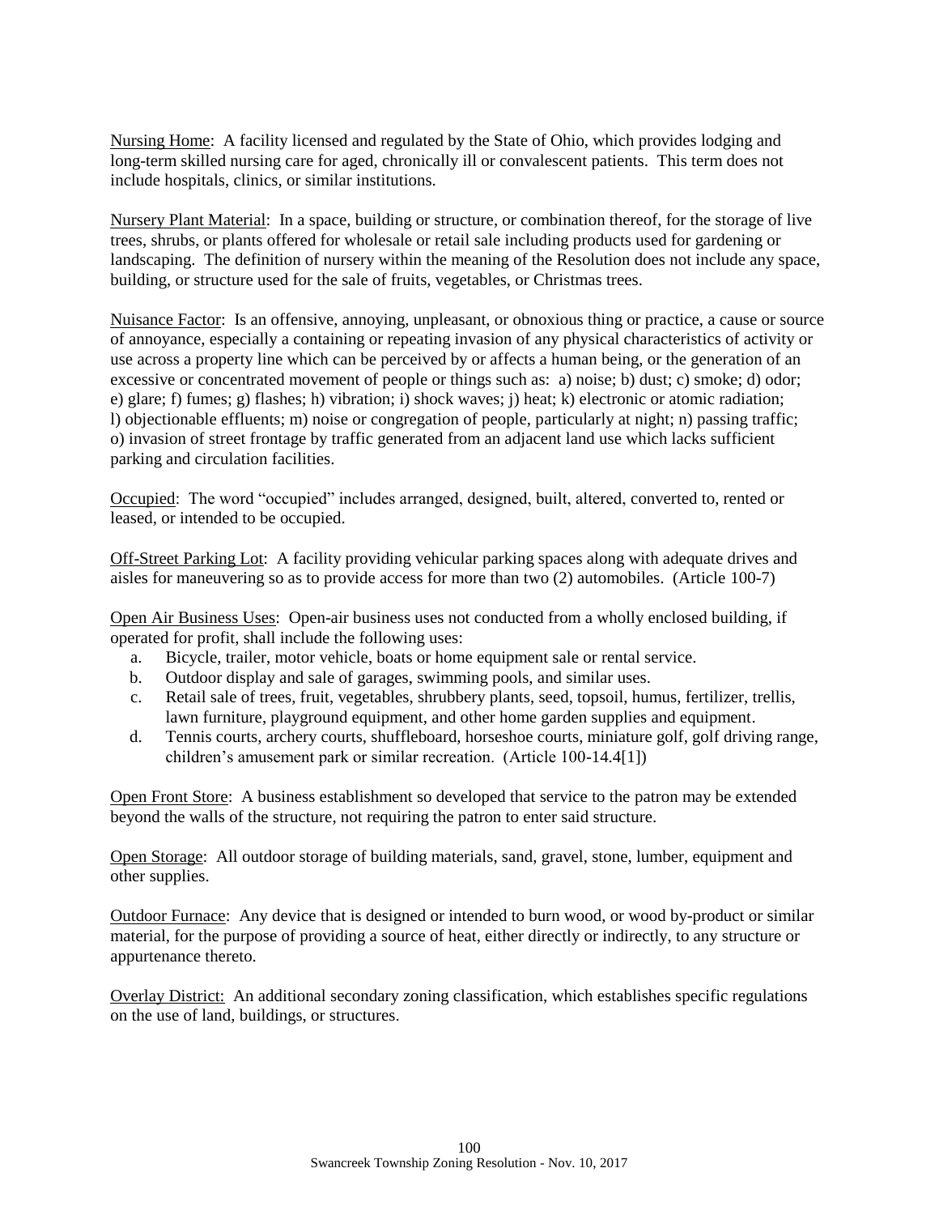Nursing Home: A facility licensed and regulated by the State of Ohio, which provides lodging and long-term skilled nursing care for aged, chronically ill or convalescent patients. This term does not include hospitals, clinics, or similar institutions.

Nursery Plant Material: In a space, building or structure, or combination thereof, for the storage of live trees, shrubs, or plants offered for wholesale or retail sale including products used for gardening or landscaping. The definition of nursery within the meaning of the Resolution does not include any space, building, or structure used for the sale of fruits, vegetables, or Christmas trees.

Nuisance Factor: Is an offensive, annoying, unpleasant, or obnoxious thing or practice, a cause or source of annoyance, especially a containing or repeating invasion of any physical characteristics of activity or use across a property line which can be perceived by or affects a human being, or the generation of an excessive or concentrated movement of people or things such as: a) noise; b) dust; c) smoke; d) odor; e) glare; f) fumes; g) flashes; h) vibration; i) shock waves; j) heat; k) electronic or atomic radiation; l) objectionable effluents; m) noise or congregation of people, particularly at night; n) passing traffic; o) invasion of street frontage by traffic generated from an adjacent land use which lacks sufficient parking and circulation facilities.

Occupied: The word "occupied" includes arranged, designed, built, altered, converted to, rented or leased, or intended to be occupied.

Off-Street Parking Lot: A facility providing vehicular parking spaces along with adequate drives and aisles for maneuvering so as to provide access for more than two (2) automobiles. (Article 100-7)

Open Air Business Uses: Open-air business uses not conducted from a wholly enclosed building, if operated for profit, shall include the following uses:

a. Bicycle, trailer, motor vehicle, boats or home equipment sale or rental service.
b. Outdoor display and sale of garages, swimming pools, and similar uses.
c. Retail sale of trees, fruit, vegetables, shrubbery plants, seed, topsoil, humus, fertilizer, trellis, lawn furniture, playground equipment, and other home garden supplies and equipment.
d. Tennis courts, archery courts, shuffleboard, horseshoe courts, miniature golf, golf driving range, children's amusement park or similar recreation. (Article 100-14.4[1])

Open Front Store: A business establishment so developed that service to the patron may be extended beyond the walls of the structure, not requiring the patron to enter said structure.

Open Storage: All outdoor storage of building materials, sand, gravel, stone, lumber, equipment and other supplies.

Outdoor Furnace: Any device that is designed or intended to burn wood, or wood by-product or similar material, for the purpose of providing a source of heat, either directly or indirectly, to any structure or appurtenance thereto.

Overlay District: An additional secondary zoning classification, which establishes specific regulations on the use of land, buildings, or structures.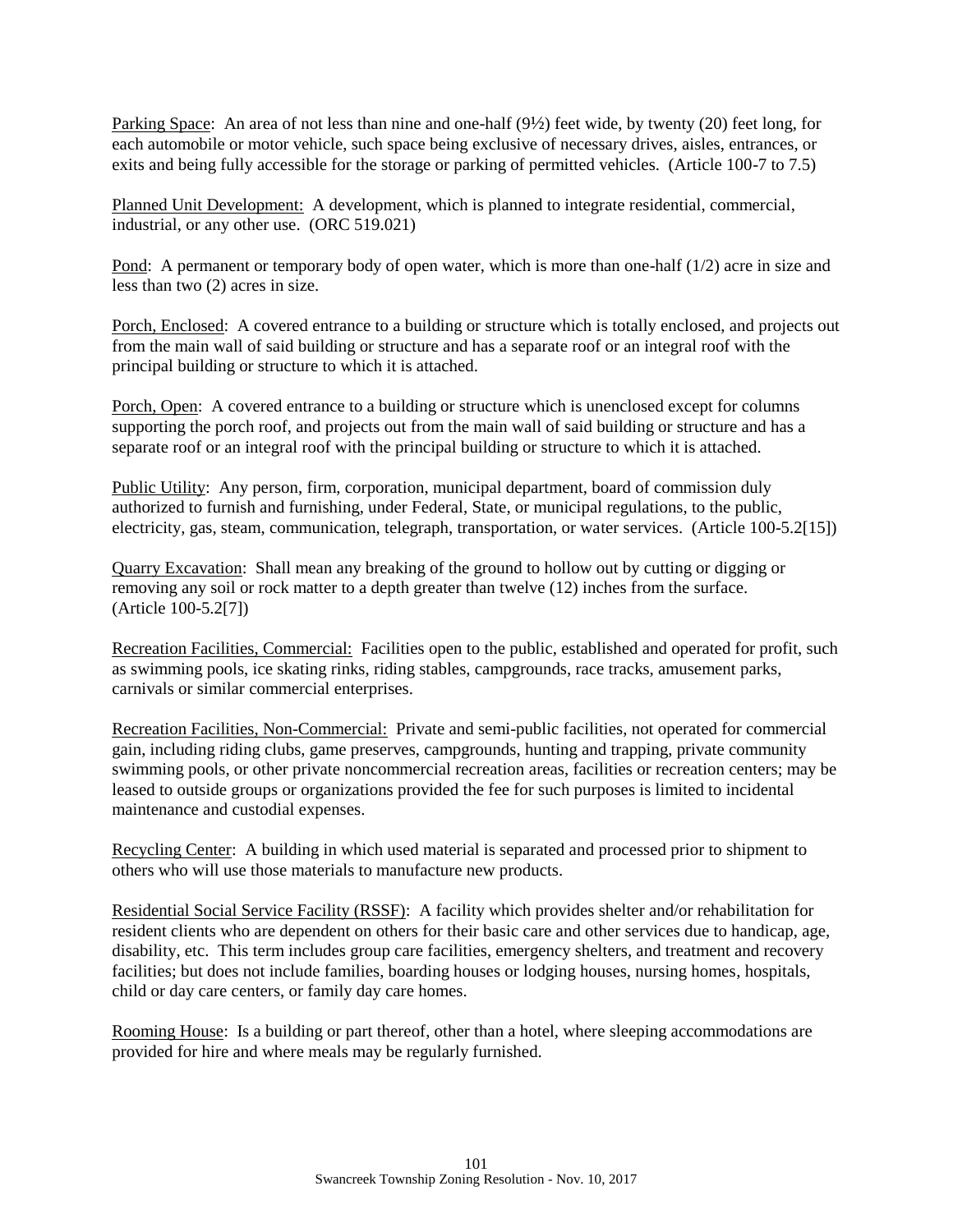Parking Space: An area of not less than nine and one-half (9½) feet wide, by twenty (20) feet long, for each automobile or motor vehicle, such space being exclusive of necessary drives, aisles, entrances, or exits and being fully accessible for the storage or parking of permitted vehicles. (Article 100-7 to 7.5)

Planned Unit Development: A development, which is planned to integrate residential, commercial, industrial, or any other use. (ORC 519.021)

Pond: A permanent or temporary body of open water, which is more than one-half (1/2) acre in size and less than two (2) acres in size.

Porch, Enclosed: A covered entrance to a building or structure which is totally enclosed, and projects out from the main wall of said building or structure and has a separate roof or an integral roof with the principal building or structure to which it is attached.

Porch, Open: A covered entrance to a building or structure which is unenclosed except for columns supporting the porch roof, and projects out from the main wall of said building or structure and has a separate roof or an integral roof with the principal building or structure to which it is attached.

Public Utility: Any person, firm, corporation, municipal department, board of commission duly authorized to furnish and furnishing, under Federal, State, or municipal regulations, to the public, electricity, gas, steam, communication, telegraph, transportation, or water services. (Article 100-5.2[15])

Quarry Excavation: Shall mean any breaking of the ground to hollow out by cutting or digging or removing any soil or rock matter to a depth greater than twelve (12) inches from the surface. (Article 100-5.2[7])

Recreation Facilities, Commercial: Facilities open to the public, established and operated for profit, such as swimming pools, ice skating rinks, riding stables, campgrounds, race tracks, amusement parks, carnivals or similar commercial enterprises.

Recreation Facilities, Non-Commercial: Private and semi-public facilities, not operated for commercial gain, including riding clubs, game preserves, campgrounds, hunting and trapping, private community swimming pools, or other private noncommercial recreation areas, facilities or recreation centers; may be leased to outside groups or organizations provided the fee for such purposes is limited to incidental maintenance and custodial expenses.

Recycling Center: A building in which used material is separated and processed prior to shipment to others who will use those materials to manufacture new products.

Residential Social Service Facility (RSSF): A facility which provides shelter and/or rehabilitation for resident clients who are dependent on others for their basic care and other services due to handicap, age, disability, etc. This term includes group care facilities, emergency shelters, and treatment and recovery facilities; but does not include families, boarding houses or lodging houses, nursing homes, hospitals, child or day care centers, or family day care homes.

Rooming House: Is a building or part thereof, other than a hotel, where sleeping accommodations are provided for hire and where meals may be regularly furnished.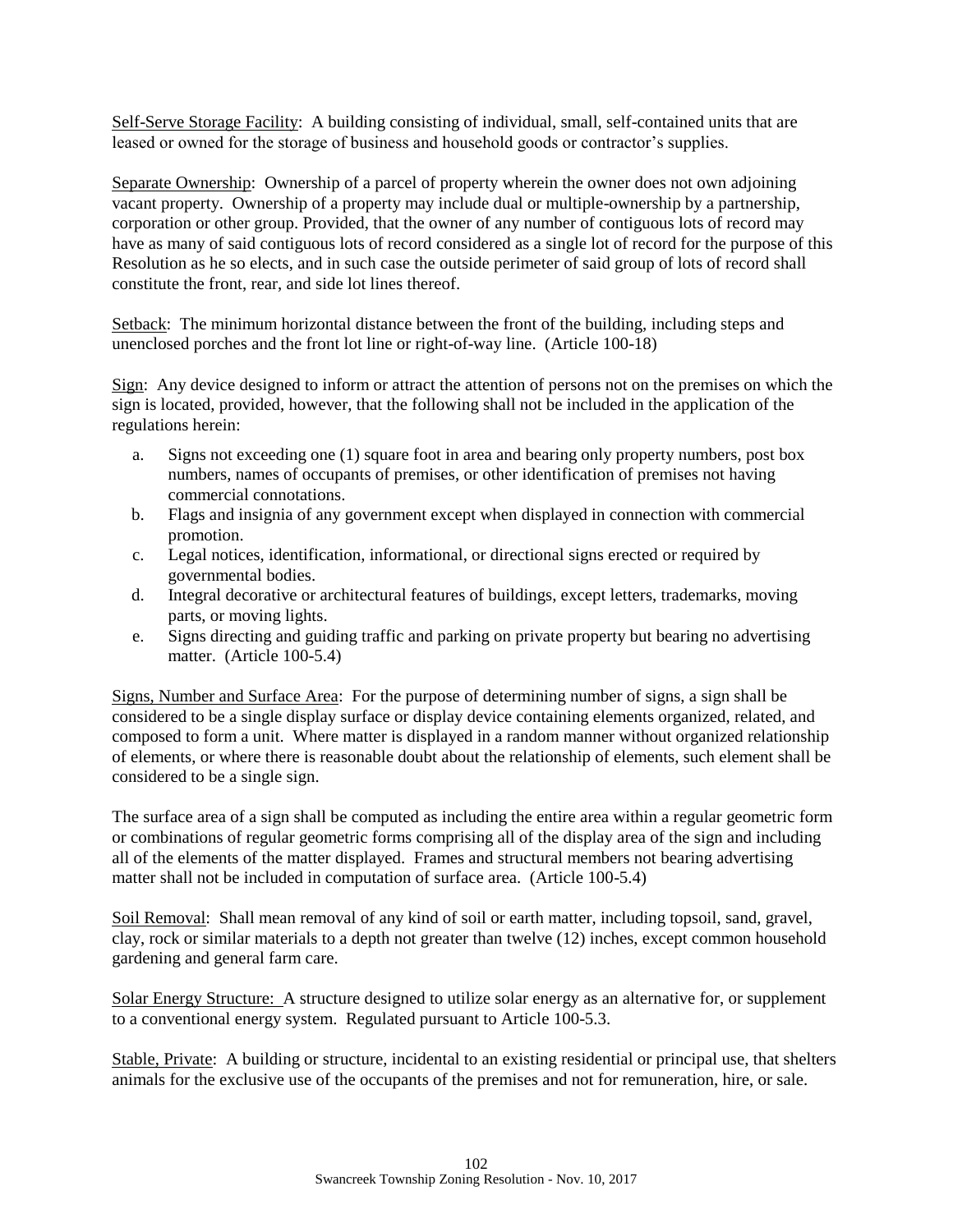<u>Self-Serve Storage Facility</u>: A building consisting of individual, small, self-contained units that are leased or owned for the storage of business and household goods or contractor's supplies.

<u>Separate Ownership</u>: Ownership of a parcel of property wherein the owner does not own adjoining vacant property. Ownership of a property may include dual or multiple-ownership by a partnership, corporation or other group. Provided, that the owner of any number of contiguous lots of record may have as many of said contiguous lots of record considered as a single lot of record for the purpose of this Resolution as he so elects, and in such case the outside perimeter of said group of lots of record shall constitute the front, rear, and side lot lines thereof.

<u>Setback</u>: The minimum horizontal distance between the front of the building, including steps and unenclosed porches and the front lot line or right-of-way line. (Article 100-18)

<u>Sign</u>: Any device designed to inform or attract the attention of persons not on the premises on which the sign is located, provided, however, that the following shall not be included in the application of the regulations herein:

a. Signs not exceeding one (1) square foot in area and bearing only property numbers, post box numbers, names of occupants of premises, or other identification of premises not having commercial connotations.
b. Flags and insignia of any government except when displayed in connection with commercial promotion.
c. Legal notices, identification, informational, or directional signs erected or required by governmental bodies.
d. Integral decorative or architectural features of buildings, except letters, trademarks, moving parts, or moving lights.
e. Signs directing and guiding traffic and parking on private property but bearing no advertising matter. (Article 100-5.4)

<u>Signs, Number and Surface Area</u>: For the purpose of determining number of signs, a sign shall be considered to be a single display surface or display device containing elements organized, related, and composed to form a unit. Where matter is displayed in a random manner without organized relationship of elements, or where there is reasonable doubt about the relationship of elements, such element shall be considered to be a single sign.

The surface area of a sign shall be computed as including the entire area within a regular geometric form or combinations of regular geometric forms comprising all of the display area of the sign and including all of the elements of the matter displayed. Frames and structural members not bearing advertising matter shall not be included in computation of surface area. (Article 100-5.4)

<u>Soil Removal</u>: Shall mean removal of any kind of soil or earth matter, including topsoil, sand, gravel, clay, rock or similar materials to a depth not greater than twelve (12) inches, except common household gardening and general farm care.

<u>Solar Energy Structure:</u> A structure designed to utilize solar energy as an alternative for, or supplement to a conventional energy system. Regulated pursuant to Article 100-5.3.

<u>Stable, Private</u>: A building or structure, incidental to an existing residential or principal use, that shelters animals for the exclusive use of the occupants of the premises and not for remuneration, hire, or sale.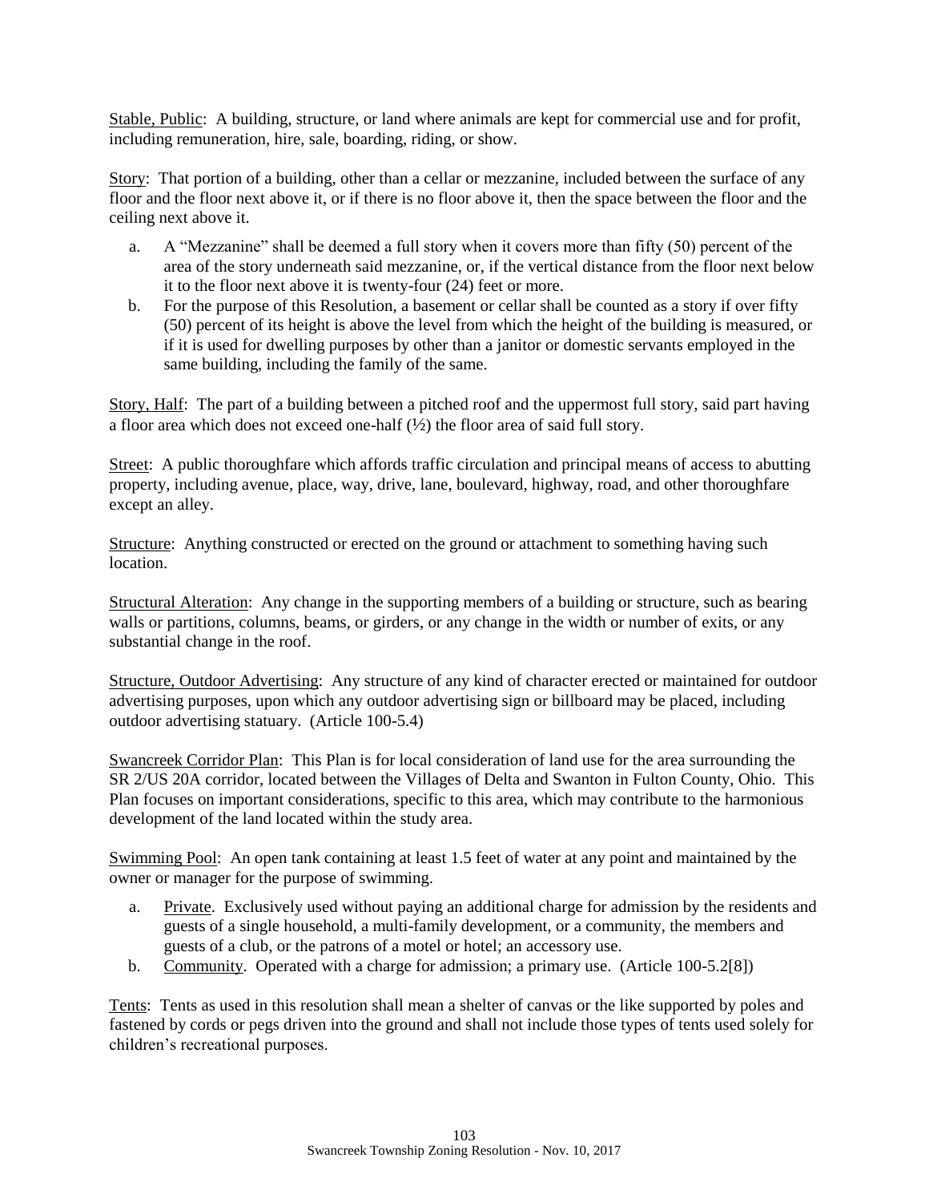Stable, Public: A building, structure, or land where animals are kept for commercial use and for profit, including remuneration, hire, sale, boarding, riding, or show.

Story: That portion of a building, other than a cellar or mezzanine, included between the surface of any floor and the floor next above it, or if there is no floor above it, then the space between the floor and the ceiling next above it.

a. A "Mezzanine" shall be deemed a full story when it covers more than fifty (50) percent of the area of the story underneath said mezzanine, or, if the vertical distance from the floor next below it to the floor next above it is twenty-four (24) feet or more.
b. For the purpose of this Resolution, a basement or cellar shall be counted as a story if over fifty (50) percent of its height is above the level from which the height of the building is measured, or if it is used for dwelling purposes by other than a janitor or domestic servants employed in the same building, including the family of the same.

Story, Half: The part of a building between a pitched roof and the uppermost full story, said part having a floor area which does not exceed one-half (½) the floor area of said full story.

Street: A public thoroughfare which affords traffic circulation and principal means of access to abutting property, including avenue, place, way, drive, lane, boulevard, highway, road, and other thoroughfare except an alley.

Structure: Anything constructed or erected on the ground or attachment to something having such location.

Structural Alteration: Any change in the supporting members of a building or structure, such as bearing walls or partitions, columns, beams, or girders, or any change in the width or number of exits, or any substantial change in the roof.

Structure, Outdoor Advertising: Any structure of any kind of character erected or maintained for outdoor advertising purposes, upon which any outdoor advertising sign or billboard may be placed, including outdoor advertising statuary. (Article 100-5.4)

Swancreek Corridor Plan: This Plan is for local consideration of land use for the area surrounding the SR 2/US 20A corridor, located between the Villages of Delta and Swanton in Fulton County, Ohio. This Plan focuses on important considerations, specific to this area, which may contribute to the harmonious development of the land located within the study area.

Swimming Pool: An open tank containing at least 1.5 feet of water at any point and maintained by the owner or manager for the purpose of swimming.

a. Private. Exclusively used without paying an additional charge for admission by the residents and guests of a single household, a multi-family development, or a community, the members and guests of a club, or the patrons of a motel or hotel; an accessory use.
b. Community. Operated with a charge for admission; a primary use. (Article 100-5.2[8])

Tents: Tents as used in this resolution shall mean a shelter of canvas or the like supported by poles and fastened by cords or pegs driven into the ground and shall not include those types of tents used solely for children's recreational purposes.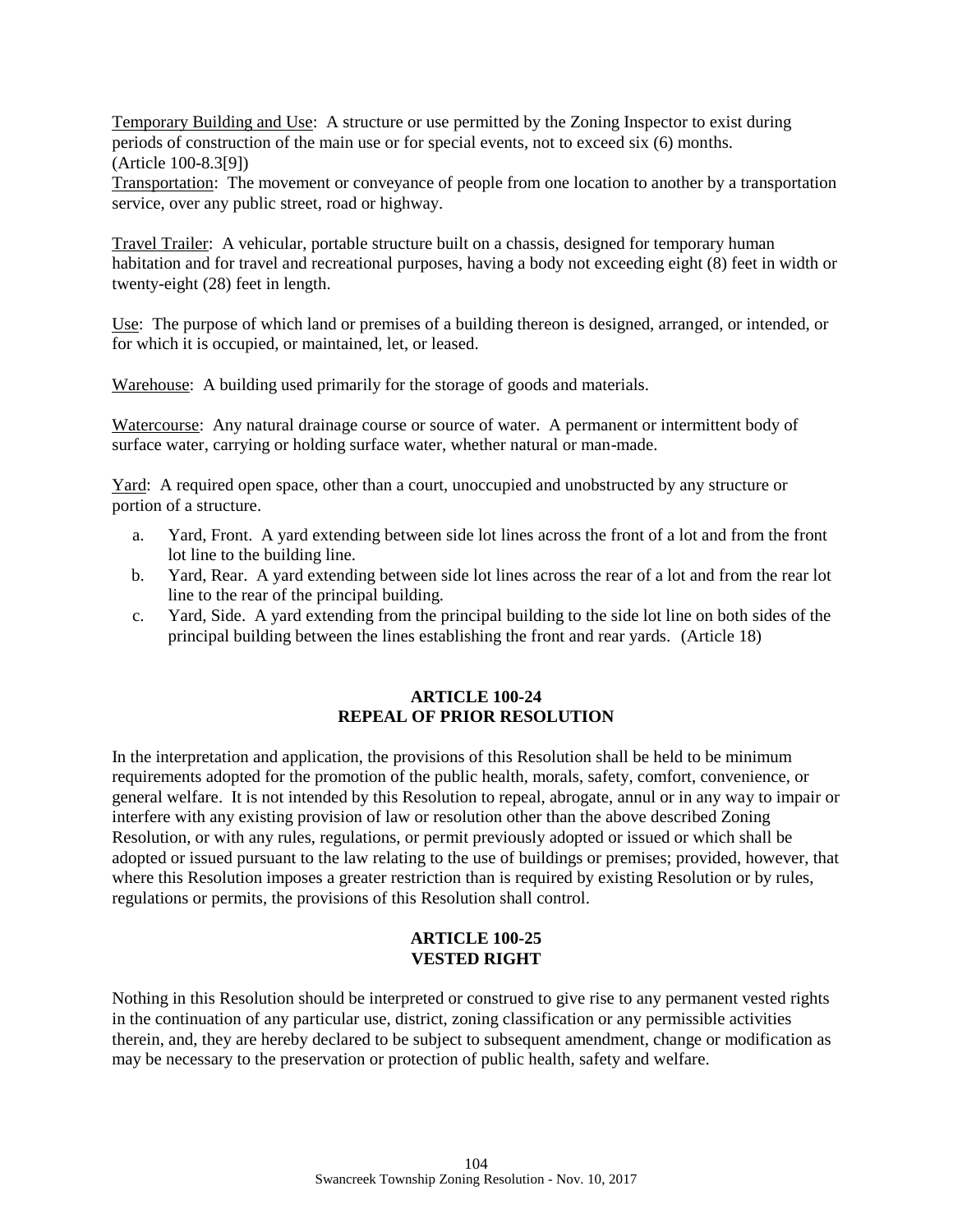Temporary Building and Use: A structure or use permitted by the Zoning Inspector to exist during periods of construction of the main use or for special events, not to exceed six (6) months. (Article 100-8.3[9])

Transportation: The movement or conveyance of people from one location to another by a transportation service, over any public street, road or highway.

Travel Trailer: A vehicular, portable structure built on a chassis, designed for temporary human habitation and for travel and recreational purposes, having a body not exceeding eight (8) feet in width or twenty-eight (28) feet in length.

Use: The purpose of which land or premises of a building thereon is designed, arranged, or intended, or for which it is occupied, or maintained, let, or leased.

Warehouse: A building used primarily for the storage of goods and materials.

Watercourse: Any natural drainage course or source of water. A permanent or intermittent body of surface water, carrying or holding surface water, whether natural or man-made.

Yard: A required open space, other than a court, unoccupied and unobstructed by any structure or portion of a structure.

a. Yard, Front. A yard extending between side lot lines across the front of a lot and from the front lot line to the building line.
b. Yard, Rear. A yard extending between side lot lines across the rear of a lot and from the rear lot line to the rear of the principal building.
c. Yard, Side. A yard extending from the principal building to the side lot line on both sides of the principal building between the lines establishing the front and rear yards. (Article 18)

## ARTICLE 100-24
## REPEAL OF PRIOR RESOLUTION

In the interpretation and application, the provisions of this Resolution shall be held to be minimum requirements adopted for the promotion of the public health, morals, safety, comfort, convenience, or general welfare. It is not intended by this Resolution to repeal, abrogate, annul or in any way to impair or interfere with any existing provision of law or resolution other than the above described Zoning Resolution, or with any rules, regulations, or permit previously adopted or issued or which shall be adopted or issued pursuant to the law relating to the use of buildings or premises; provided, however, that where this Resolution imposes a greater restriction than is required by existing Resolution or by rules, regulations or permits, the provisions of this Resolution shall control.

## ARTICLE 100-25
## VESTED RIGHT

Nothing in this Resolution should be interpreted or construed to give rise to any permanent vested rights in the continuation of any particular use, district, zoning classification or any permissible activities therein, and, they are hereby declared to be subject to subsequent amendment, change or modification as may be necessary to the preservation or protection of public health, safety and welfare.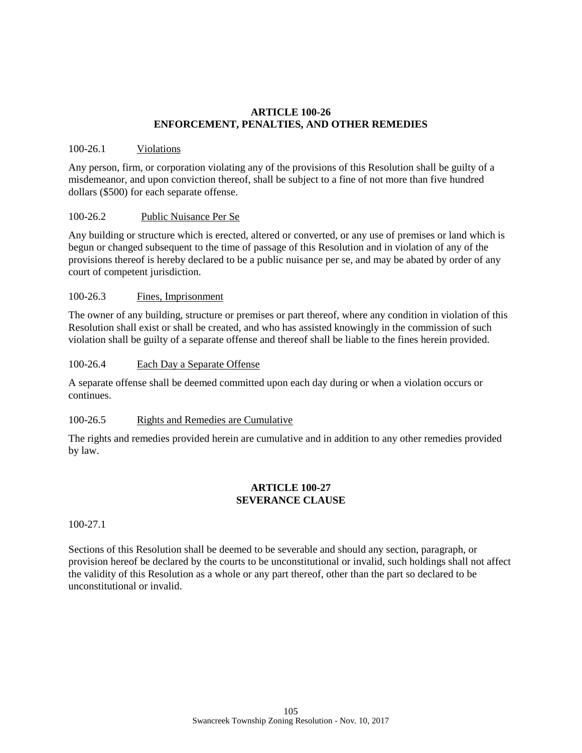## ARTICLE 100-26
## ENFORCEMENT, PENALTIES, AND OTHER REMEDIES

100-26.1 Violations

Any person, firm, or corporation violating any of the provisions of this Resolution shall be guilty of a misdemeanor, and upon conviction thereof, shall be subject to a fine of not more than five hundred dollars ($500) for each separate offense.

100-26.2 Public Nuisance Per Se

Any building or structure which is erected, altered or converted, or any use of premises or land which is begun or changed subsequent to the time of passage of this Resolution and in violation of any of the provisions thereof is hereby declared to be a public nuisance per se, and may be abated by order of any court of competent jurisdiction.

100-26.3 Fines, Imprisonment

The owner of any building, structure or premises or part thereof, where any condition in violation of this Resolution shall exist or shall be created, and who has assisted knowingly in the commission of such violation shall be guilty of a separate offense and thereof shall be liable to the fines herein provided.

100-26.4 Each Day a Separate Offense

A separate offense shall be deemed committed upon each day during or when a violation occurs or continues.

100-26.5 Rights and Remedies are Cumulative

The rights and remedies provided herein are cumulative and in addition to any other remedies provided by law.

## ARTICLE 100-27
## SEVERANCE CLAUSE

100-27.1

Sections of this Resolution shall be deemed to be severable and should any section, paragraph, or provision hereof be declared by the courts to be unconstitutional or invalid, such holdings shall not affect the validity of this Resolution as a whole or any part thereof, other than the part so declared to be unconstitutional or invalid.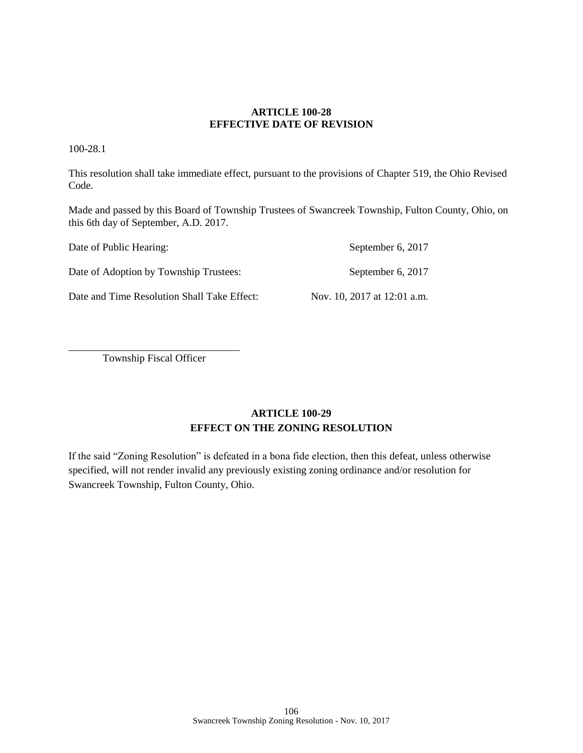## ARTICLE 100-28
## EFFECTIVE DATE OF REVISION

100-28.1

This resolution shall take immediate effect, pursuant to the provisions of Chapter 519, the Ohio Revised Code.

Made and passed by this Board of Township Trustees of Swancreek Township, Fulton County, Ohio, on this 6th day of September, A.D. 2017.

| | |
|---|---|
| Date of Public Hearing: | September 6, 2017 |
| Date of Adoption by Township Trustees: | September 6, 2017 |
| Date and Time Resolution Shall Take Effect: | Nov. 10, 2017 at 12:01 a.m. |

\_\_\_\_\_\_\_\_\_\_\_\_\_\_\_\_\_\_\_\_\_\_\_\_\_\_\_\_\_\_\_\_

Township Fiscal Officer

## ARTICLE 100-29
## EFFECT ON THE ZONING RESOLUTION

If the said "Zoning Resolution" is defeated in a bona fide election, then this defeat, unless otherwise specified, will not render invalid any previously existing zoning ordinance and/or resolution for Swancreek Township, Fulton County, Ohio.